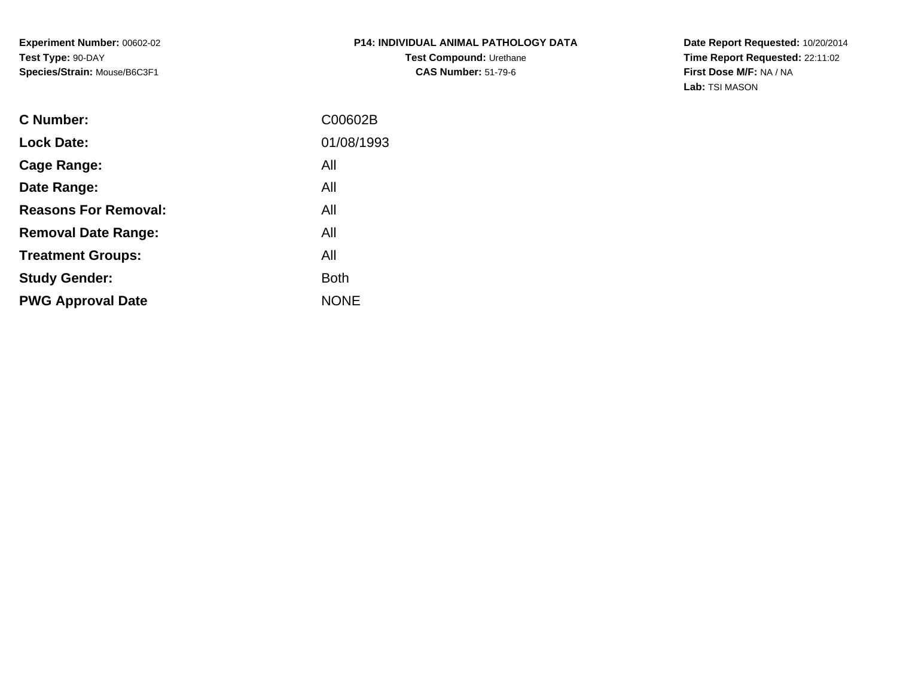**Experiment Number:** 00602-02
**Test Type:** 90-DAY
**Species/Strain:** Mouse/B6C3F1

**P14: INDIVIDUAL ANIMAL PATHOLOGY DATA**
**Test Compound:** Urethane
**CAS Number:** 51-79-6

**Date Report Requested:** 10/20/2014
**Time Report Requested:** 22:11:02
**First Dose M/F:** NA / NA
**Lab:** TSI MASON

| | |
|---|---|
| **C Number:** | C00602B |
| **Lock Date:** | 01/08/1993 |
| **Cage Range:** | All |
| **Date Range:** | All |
| **Reasons For Removal:** | All |
| **Removal Date Range:** | All |
| **Treatment Groups:** | All |
| **Study Gender:** | Both |
| **PWG Approval Date** | NONE |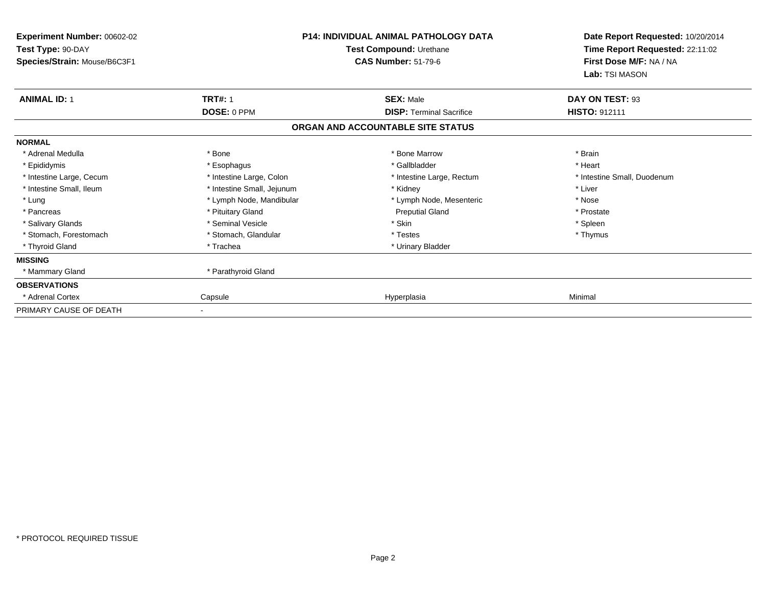**Experiment Number:** 00602-02
**Test Type:** 90-DAY
**Species/Strain:** Mouse/B6C3F1

**P14: INDIVIDUAL ANIMAL PATHOLOGY DATA**
**Test Compound:** Urethane
**CAS Number:** 51-79-6

**Date Report Requested:** 10/20/2014
**Time Report Requested:** 22:11:02
**First Dose M/F:** NA / NA
**Lab:** TSI MASON

| **ANIMAL ID:** 1 | **TRT#:** 1 | **SEX:** Male | **DAY ON TEST:** 93 |
|---|---|---|---|
| | **DOSE:** 0 PPM | **DISP:** Terminal Sacrifice | **HISTO:** 912111 |

**ORGAN AND ACCOUNTABLE SITE STATUS**

| | | | |
|---|---|---|---|
| **NORMAL** | | | |
| * Adrenal Medulla | * Bone | * Bone Marrow | * Brain |
| * Epididymis | * Esophagus | * Gallbladder | * Heart |
| * Intestine Large, Cecum | * Intestine Large, Colon | * Intestine Large, Rectum | * Intestine Small, Duodenum |
| * Intestine Small, Ileum | * Intestine Small, Jejunum | * Kidney | * Liver |
| * Lung | * Lymph Node, Mandibular | * Lymph Node, Mesenteric | * Nose |
| * Pancreas | * Pituitary Gland | Preputial Gland | * Prostate |
| * Salivary Glands | * Seminal Vesicle | * Skin | * Spleen |
| * Stomach, Forestomach | * Stomach, Glandular | * Testes | * Thymus |
| * Thyroid Gland | * Trachea | * Urinary Bladder | |
| **MISSING** | | | |
| * Mammary Gland | * Parathyroid Gland | | |
| **OBSERVATIONS** | | | |
| * Adrenal Cortex | Capsule | Hyperplasia | Minimal |
| PRIMARY CAUSE OF DEATH | - | | |

* PROTOCOL REQUIRED TISSUE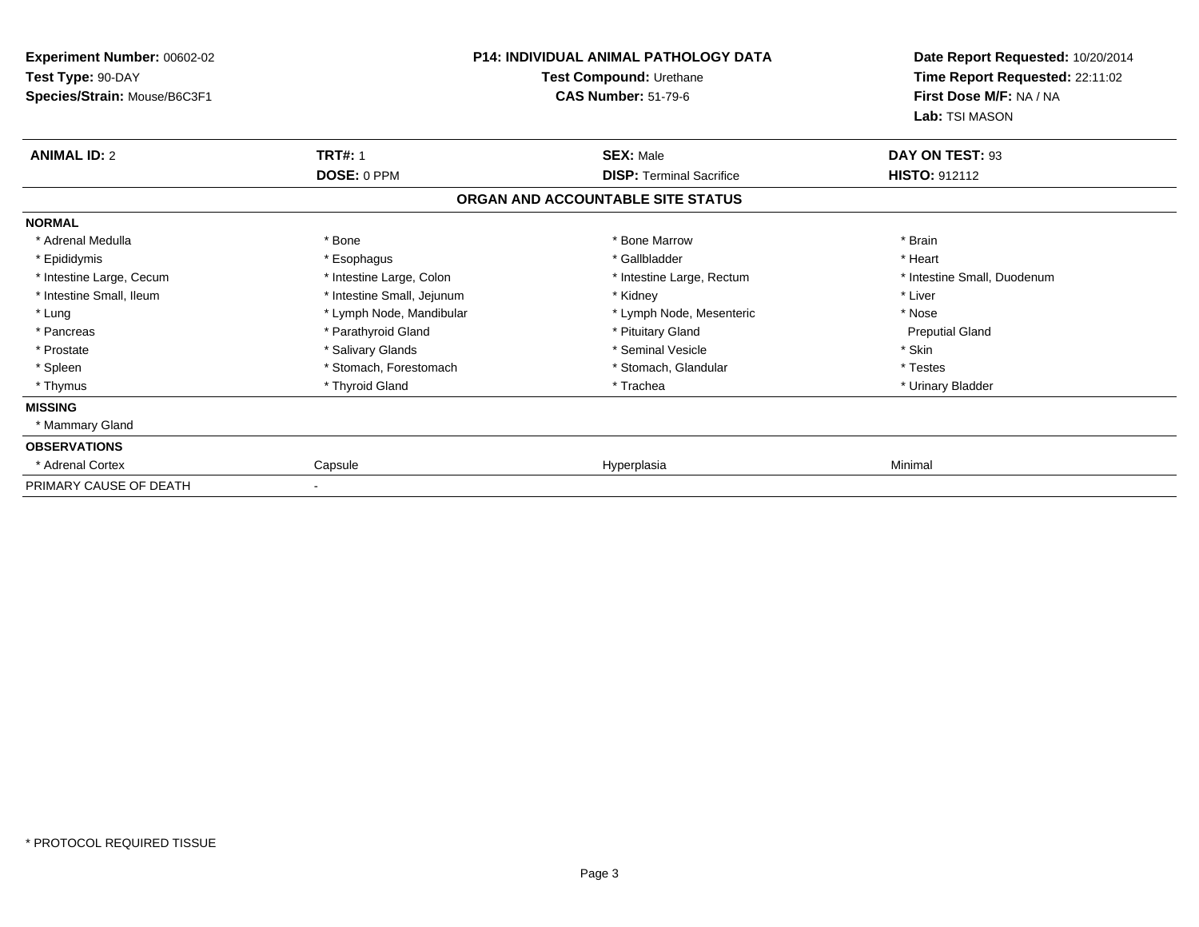**Experiment Number:** 00602-02
**Test Type:** 90-DAY
**Species/Strain:** Mouse/B6C3F1

**P14: INDIVIDUAL ANIMAL PATHOLOGY DATA**
**Test Compound:** Urethane
**CAS Number:** 51-79-6

**Date Report Requested:** 10/20/2014
**Time Report Requested:** 22:11:02
**First Dose M/F:** NA / NA
**Lab:** TSI MASON

| **ANIMAL ID:** 2 | **TRT#:** 1 | **SEX:** Male | **DAY ON TEST:** 93 |
|---|---|---|---|
| | **DOSE:** 0 PPM | **DISP:** Terminal Sacrifice | **HISTO:** 912112 |

**ORGAN AND ACCOUNTABLE SITE STATUS**

| | | | |
|---|---|---|---|
| **NORMAL** | | | |
| * Adrenal Medulla | * Bone | * Bone Marrow | * Brain |
| * Epididymis | * Esophagus | * Gallbladder | * Heart |
| * Intestine Large, Cecum | * Intestine Large, Colon | * Intestine Large, Rectum | * Intestine Small, Duodenum |
| * Intestine Small, Ileum | * Intestine Small, Jejunum | * Kidney | * Liver |
| * Lung | * Lymph Node, Mandibular | * Lymph Node, Mesenteric | * Nose |
| * Pancreas | * Parathyroid Gland | * Pituitary Gland | Preputial Gland |
| * Prostate | * Salivary Glands | * Seminal Vesicle | * Skin |
| * Spleen | * Stomach, Forestomach | * Stomach, Glandular | * Testes |
| * Thymus | * Thyroid Gland | * Trachea | * Urinary Bladder |
| **MISSING** | | | |
| * Mammary Gland | | | |
| **OBSERVATIONS** | | | |
| * Adrenal Cortex | Capsule | Hyperplasia | Minimal |
| PRIMARY CAUSE OF DEATH | - | | |

\* PROTOCOL REQUIRED TISSUE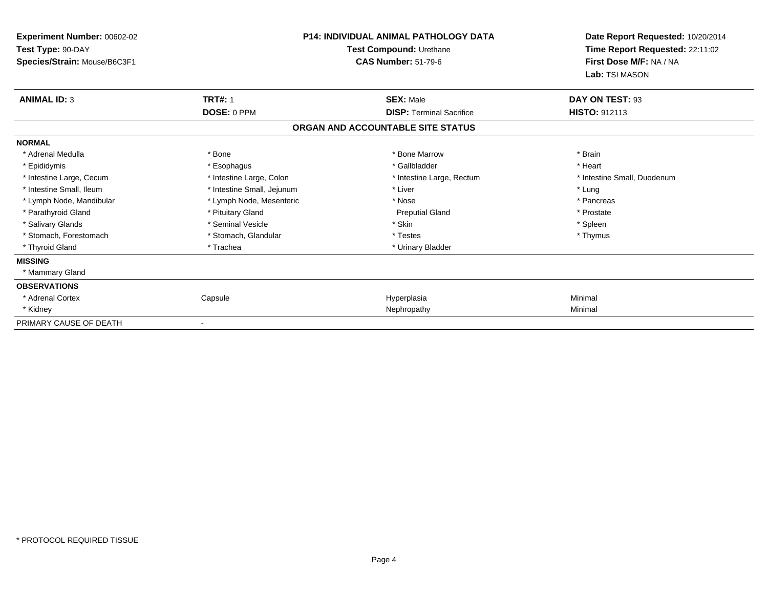**Experiment Number:** 00602-02
**Test Type:** 90-DAY
**Species/Strain:** Mouse/B6C3F1

**P14: INDIVIDUAL ANIMAL PATHOLOGY DATA**
**Test Compound:** Urethane
**CAS Number:** 51-79-6

**Date Report Requested:** 10/20/2014
**Time Report Requested:** 22:11:02
**First Dose M/F:** NA / NA
**Lab:** TSI MASON

| **ANIMAL ID:** 3 | **TRT#:** 1 | **SEX:** Male | **DAY ON TEST:** 93 |
|---|---|---|---|
| | **DOSE:** 0 PPM | **DISP:** Terminal Sacrifice | **HISTO:** 912113 |

**ORGAN AND ACCOUNTABLE SITE STATUS**

**NORMAL**

| | | | |
|---|---|---|---|
| * Adrenal Medulla | * Bone | * Bone Marrow | * Brain |
| * Epididymis | * Esophagus | * Gallbladder | * Heart |
| * Intestine Large, Cecum | * Intestine Large, Colon | * Intestine Large, Rectum | * Intestine Small, Duodenum |
| * Intestine Small, Ileum | * Intestine Small, Jejunum | * Liver | * Lung |
| * Lymph Node, Mandibular | * Lymph Node, Mesenteric | * Nose | * Pancreas |
| * Parathyroid Gland | * Pituitary Gland | Preputial Gland | * Prostate |
| * Salivary Glands | * Seminal Vesicle | * Skin | * Spleen |
| * Stomach, Forestomach | * Stomach, Glandular | * Testes | * Thymus |
| * Thyroid Gland | * Trachea | * Urinary Bladder | |

**MISSING**

* Mammary Gland

**OBSERVATIONS**

| | | | |
|---|---|---|---|
| * Adrenal Cortex | Capsule | Hyperplasia | Minimal |
| * Kidney | | Nephropathy | Minimal |

PRIMARY CAUSE OF DEATH -

* PROTOCOL REQUIRED TISSUE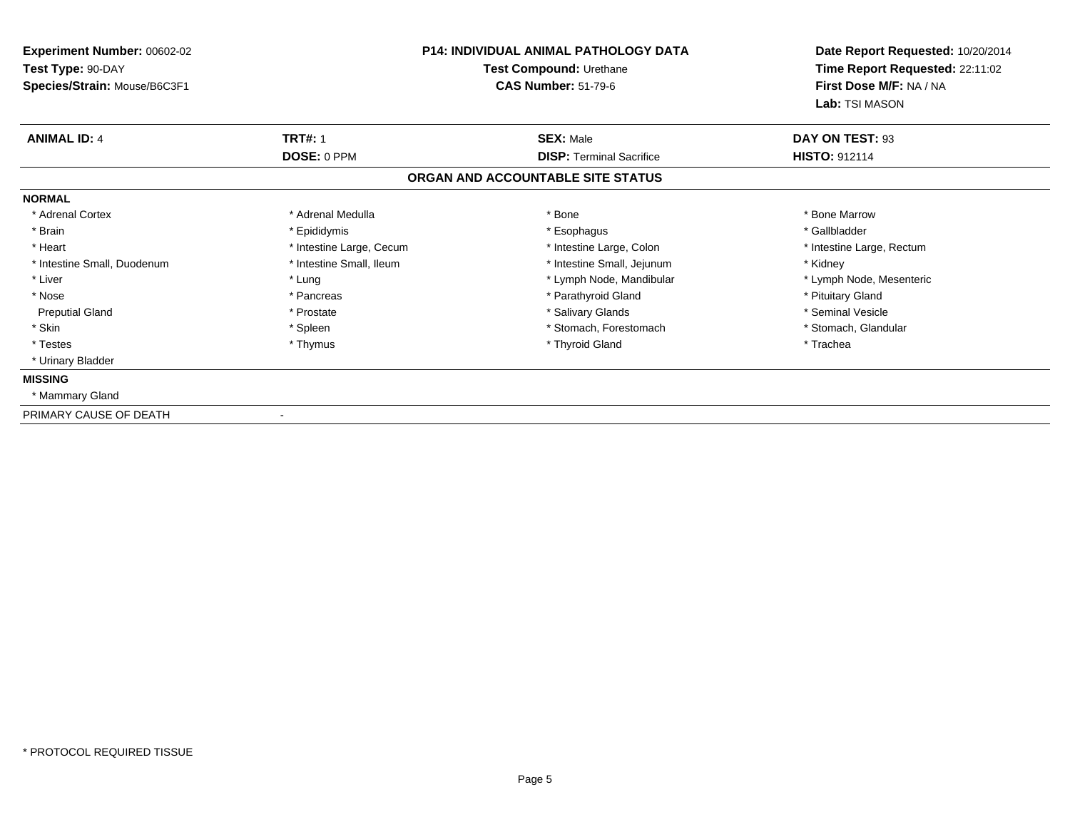**Experiment Number:** 00602-02
**Test Type:** 90-DAY
**Species/Strain:** Mouse/B6C3F1

**P14: INDIVIDUAL ANIMAL PATHOLOGY DATA**
**Test Compound:** Urethane
**CAS Number:** 51-79-6

**Date Report Requested:** 10/20/2014
**Time Report Requested:** 22:11:02
**First Dose M/F:** NA / NA
**Lab:** TSI MASON

| **ANIMAL ID:** 4 | **TRT#:** 1 | **SEX:** Male | **DAY ON TEST:** 93 |
|---|---|---|---|
| | **DOSE:** 0 PPM | **DISP:** Terminal Sacrifice | **HISTO:** 912114 |

**ORGAN AND ACCOUNTABLE SITE STATUS**

**NORMAL**

| | | | |
|---|---|---|---|
| * Adrenal Cortex | * Adrenal Medulla | * Bone | * Bone Marrow |
| * Brain | * Epididymis | * Esophagus | * Gallbladder |
| * Heart | * Intestine Large, Cecum | * Intestine Large, Colon | * Intestine Large, Rectum |
| * Intestine Small, Duodenum | * Intestine Small, Ileum | * Intestine Small, Jejunum | * Kidney |
| * Liver | * Lung | * Lymph Node, Mandibular | * Lymph Node, Mesenteric |
| * Nose | * Pancreas | * Parathyroid Gland | * Pituitary Gland |
| Preputial Gland | * Prostate | * Salivary Glands | * Seminal Vesicle |
| * Skin | * Spleen | * Stomach, Forestomach | * Stomach, Glandular |
| * Testes | * Thymus | * Thyroid Gland | * Trachea |
| * Urinary Bladder | | | |

**MISSING**

* Mammary Gland

PRIMARY CAUSE OF DEATH -

* PROTOCOL REQUIRED TISSUE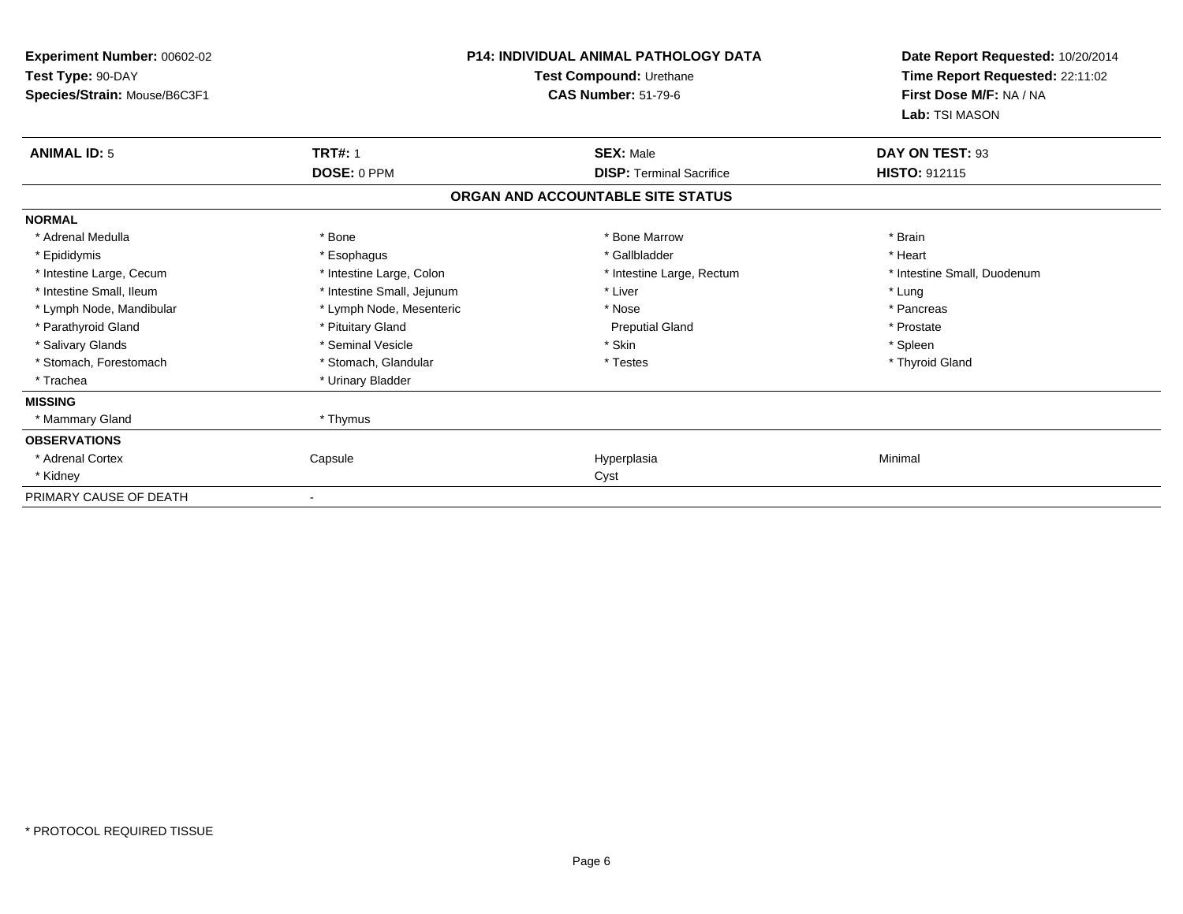**Experiment Number:** 00602-02
**Test Type:** 90-DAY
**Species/Strain:** Mouse/B6C3F1

**P14: INDIVIDUAL ANIMAL PATHOLOGY DATA**
**Test Compound:** Urethane
**CAS Number:** 51-79-6

**Date Report Requested:** 10/20/2014
**Time Report Requested:** 22:11:02
**First Dose M/F:** NA / NA
**Lab:** TSI MASON

| **ANIMAL ID:** 5 | **TRT#:** 1 | **SEX:** Male | **DAY ON TEST:** 93 |
|---|---|---|---|
| | **DOSE:** 0 PPM | **DISP:** Terminal Sacrifice | **HISTO:** 912115 |

**ORGAN AND ACCOUNTABLE SITE STATUS**

| | | | |
|---|---|---|---|
| **NORMAL** | | | |
| * Adrenal Medulla | * Bone | * Bone Marrow | * Brain |
| * Epididymis | * Esophagus | * Gallbladder | * Heart |
| * Intestine Large, Cecum | * Intestine Large, Colon | * Intestine Large, Rectum | * Intestine Small, Duodenum |
| * Intestine Small, Ileum | * Intestine Small, Jejunum | * Liver | * Lung |
| * Lymph Node, Mandibular | * Lymph Node, Mesenteric | * Nose | * Pancreas |
| * Parathyroid Gland | * Pituitary Gland | Preputial Gland | * Prostate |
| * Salivary Glands | * Seminal Vesicle | * Skin | * Spleen |
| * Stomach, Forestomach | * Stomach, Glandular | * Testes | * Thyroid Gland |
| * Trachea | * Urinary Bladder | | |
| **MISSING** | | | |
| * Mammary Gland | * Thymus | | |
| **OBSERVATIONS** | | | |
| * Adrenal Cortex | Capsule | Hyperplasia | Minimal |
| * Kidney | | Cyst | |
| PRIMARY CAUSE OF DEATH | - | | |

\* PROTOCOL REQUIRED TISSUE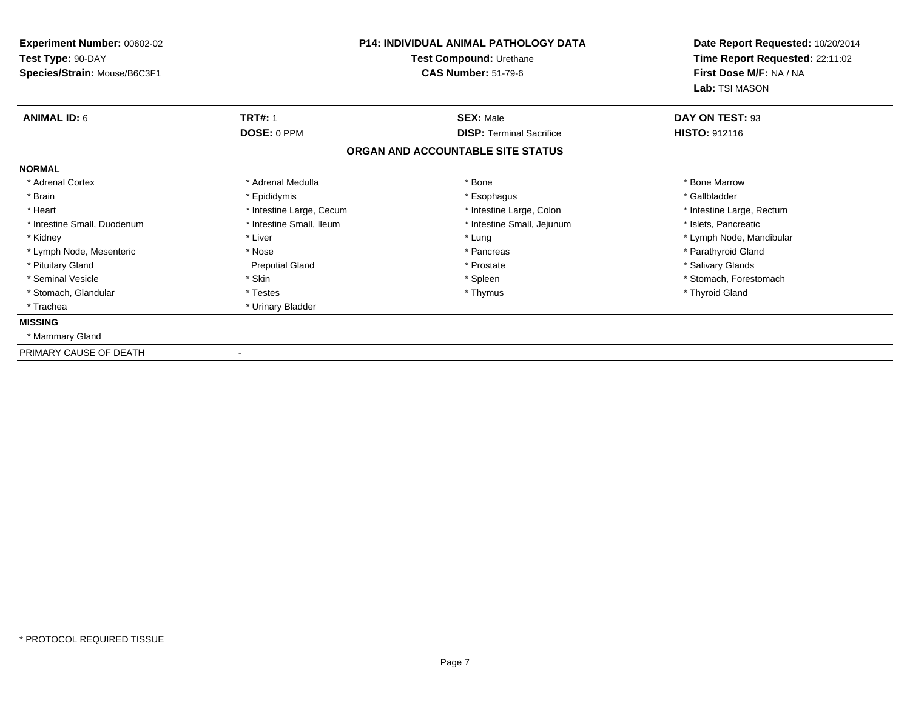**Experiment Number:** 00602-02
**Test Type:** 90-DAY
**Species/Strain:** Mouse/B6C3F1

**P14: INDIVIDUAL ANIMAL PATHOLOGY DATA**
**Test Compound:** Urethane
**CAS Number:** 51-79-6

**Date Report Requested:** 10/20/2014
**Time Report Requested:** 22:11:02
**First Dose M/F:** NA / NA
**Lab:** TSI MASON

| **ANIMAL ID:** 6 | **TRT#:** 1 | **SEX:** Male | **DAY ON TEST:** 93 |
|---|---|---|---|
| | **DOSE:** 0 PPM | **DISP:** Terminal Sacrifice | **HISTO:** 912116 |

## ORGAN AND ACCOUNTABLE SITE STATUS

**NORMAL**

| | | | |
|---|---|---|---|
| * Adrenal Cortex | * Adrenal Medulla | * Bone | * Bone Marrow |
| * Brain | * Epididymis | * Esophagus | * Gallbladder |
| * Heart | * Intestine Large, Cecum | * Intestine Large, Colon | * Intestine Large, Rectum |
| * Intestine Small, Duodenum | * Intestine Small, Ileum | * Intestine Small, Jejunum | * Islets, Pancreatic |
| * Kidney | * Liver | * Lung | * Lymph Node, Mandibular |
| * Lymph Node, Mesenteric | * Nose | * Pancreas | * Parathyroid Gland |
| * Pituitary Gland | Preputial Gland | * Prostate | * Salivary Glands |
| * Seminal Vesicle | * Skin | * Spleen | * Stomach, Forestomach |
| * Stomach, Glandular | * Testes | * Thymus | * Thyroid Gland |
| * Trachea | * Urinary Bladder | | |

**MISSING**

* Mammary Gland

PRIMARY CAUSE OF DEATH -

* PROTOCOL REQUIRED TISSUE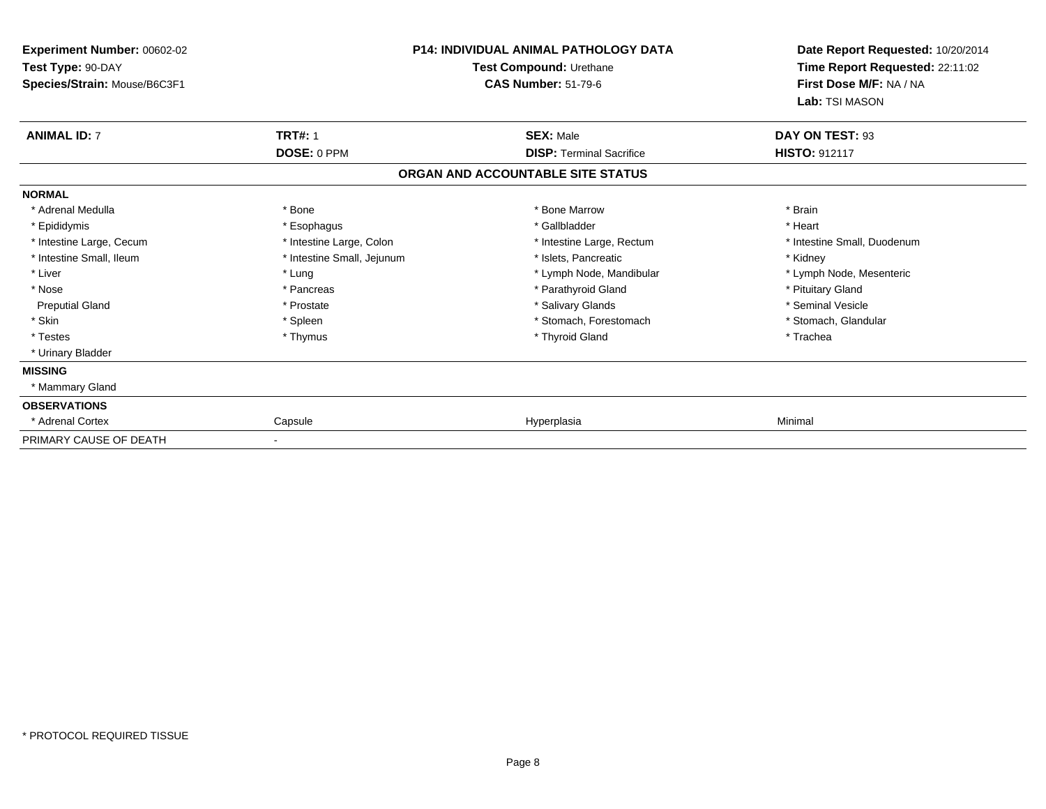**Experiment Number:** 00602-02
**Test Type:** 90-DAY
**Species/Strain:** Mouse/B6C3F1

**P14: INDIVIDUAL ANIMAL PATHOLOGY DATA**
**Test Compound:** Urethane
**CAS Number:** 51-79-6

**Date Report Requested:** 10/20/2014
**Time Report Requested:** 22:11:02
**First Dose M/F:** NA / NA
**Lab:** TSI MASON

| **ANIMAL ID:** 7 | **TRT#:** 1 | **SEX:** Male | **DAY ON TEST:** 93 |
|---|---|---|---|
| | **DOSE:** 0 PPM | **DISP:** Terminal Sacrifice | **HISTO:** 912117 |

**ORGAN AND ACCOUNTABLE SITE STATUS**

| | | | |
|---|---|---|---|
| **NORMAL** | | | |
| * Adrenal Medulla | * Bone | * Bone Marrow | * Brain |
| * Epididymis | * Esophagus | * Gallbladder | * Heart |
| * Intestine Large, Cecum | * Intestine Large, Colon | * Intestine Large, Rectum | * Intestine Small, Duodenum |
| * Intestine Small, Ileum | * Intestine Small, Jejunum | * Islets, Pancreatic | * Kidney |
| * Liver | * Lung | * Lymph Node, Mandibular | * Lymph Node, Mesenteric |
| * Nose | * Pancreas | * Parathyroid Gland | * Pituitary Gland |
| Preputial Gland | * Prostate | * Salivary Glands | * Seminal Vesicle |
| * Skin | * Spleen | * Stomach, Forestomach | * Stomach, Glandular |
| * Testes | * Thymus | * Thyroid Gland | * Trachea |
| * Urinary Bladder | | | |
| **MISSING** | | | |
| * Mammary Gland | | | |
| **OBSERVATIONS** | | | |
| * Adrenal Cortex | Capsule | Hyperplasia | Minimal |
| PRIMARY CAUSE OF DEATH | - | | |

* PROTOCOL REQUIRED TISSUE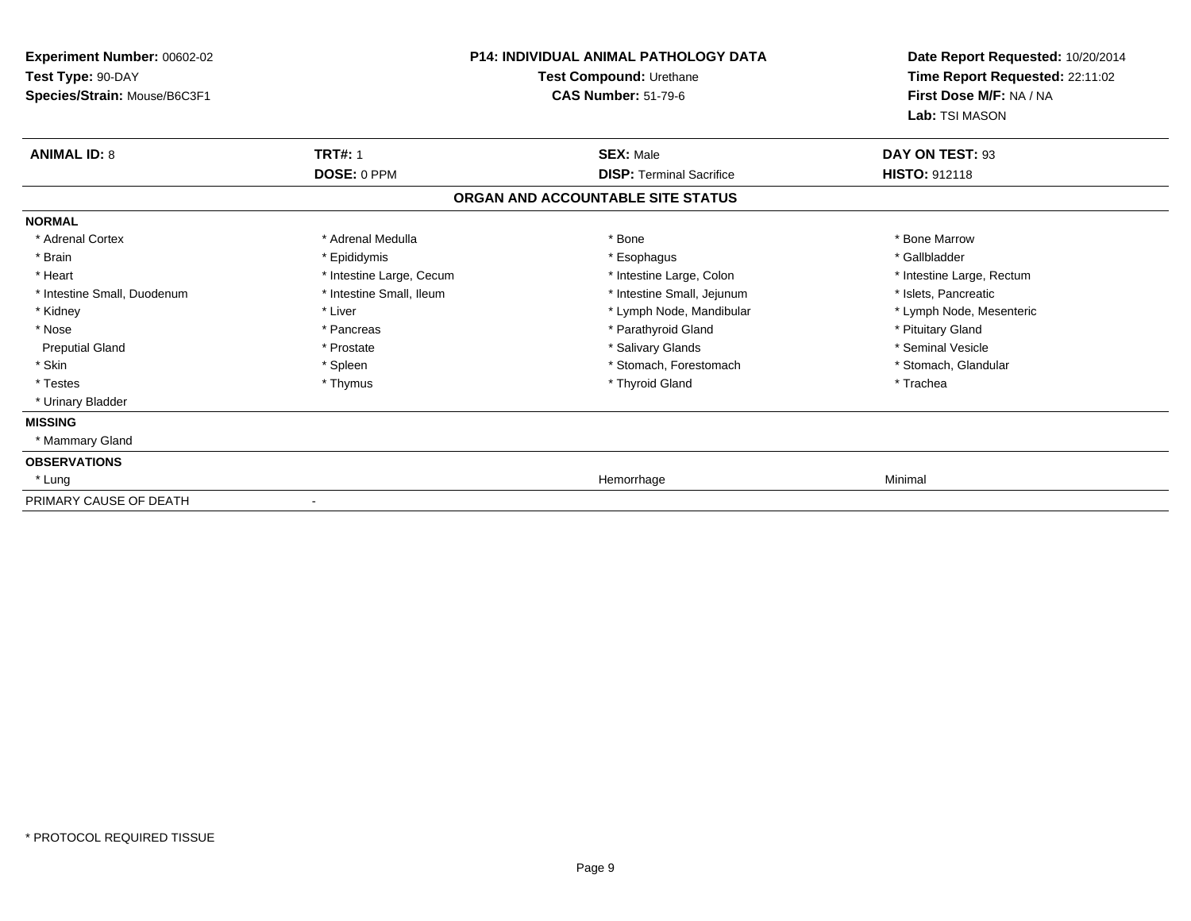**Experiment Number:** 00602-02
**Test Type:** 90-DAY
**Species/Strain:** Mouse/B6C3F1

**P14: INDIVIDUAL ANIMAL PATHOLOGY DATA**
**Test Compound:** Urethane
**CAS Number:** 51-79-6

**Date Report Requested:** 10/20/2014
**Time Report Requested:** 22:11:02
**First Dose M/F:** NA / NA
**Lab:** TSI MASON

| **ANIMAL ID:** 8 | **TRT#:** 1 | **SEX:** Male | **DAY ON TEST:** 93 |
|---|---|---|---|
| | **DOSE:** 0 PPM | **DISP:** Terminal Sacrifice | **HISTO:** 912118 |

## ORGAN AND ACCOUNTABLE SITE STATUS

**NORMAL**

| | | | |
|---|---|---|---|
| * Adrenal Cortex | * Adrenal Medulla | * Bone | * Bone Marrow |
| * Brain | * Epididymis | * Esophagus | * Gallbladder |
| * Heart | * Intestine Large, Cecum | * Intestine Large, Colon | * Intestine Large, Rectum |
| * Intestine Small, Duodenum | * Intestine Small, Ileum | * Intestine Small, Jejunum | * Islets, Pancreatic |
| * Kidney | * Liver | * Lymph Node, Mandibular | * Lymph Node, Mesenteric |
| * Nose | * Pancreas | * Parathyroid Gland | * Pituitary Gland |
| Preputial Gland | * Prostate | * Salivary Glands | * Seminal Vesicle |
| * Skin | * Spleen | * Stomach, Forestomach | * Stomach, Glandular |
| * Testes | * Thymus | * Thyroid Gland | * Trachea |
| * Urinary Bladder | | | |

**MISSING**

* Mammary Gland

**OBSERVATIONS**

| | | | |
|---|---|---|---|
| * Lung | | Hemorrhage | Minimal |

PRIMARY CAUSE OF DEATH -

\* PROTOCOL REQUIRED TISSUE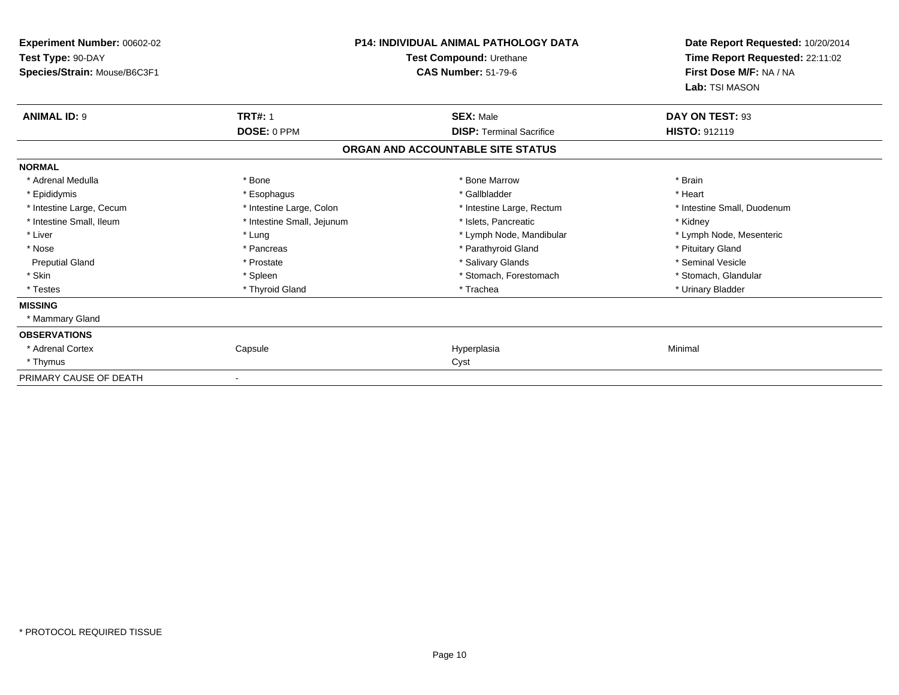**Experiment Number:** 00602-02
**Test Type:** 90-DAY
**Species/Strain:** Mouse/B6C3F1

**P14: INDIVIDUAL ANIMAL PATHOLOGY DATA**
**Test Compound:** Urethane
**CAS Number:** 51-79-6

**Date Report Requested:** 10/20/2014
**Time Report Requested:** 22:11:02
**First Dose M/F:** NA / NA
**Lab:** TSI MASON

| **ANIMAL ID:** 9 | **TRT#:** 1 | **SEX:** Male | **DAY ON TEST:** 93 |
|---|---|---|---|
| | **DOSE:** 0 PPM | **DISP:** Terminal Sacrifice | **HISTO:** 912119 |

**ORGAN AND ACCOUNTABLE SITE STATUS**

| | | | |
|---|---|---|---|
| **NORMAL** | | | |
| * Adrenal Medulla | * Bone | * Bone Marrow | * Brain |
| * Epididymis | * Esophagus | * Gallbladder | * Heart |
| * Intestine Large, Cecum | * Intestine Large, Colon | * Intestine Large, Rectum | * Intestine Small, Duodenum |
| * Intestine Small, Ileum | * Intestine Small, Jejunum | * Islets, Pancreatic | * Kidney |
| * Liver | * Lung | * Lymph Node, Mandibular | * Lymph Node, Mesenteric |
| * Nose | * Pancreas | * Parathyroid Gland | * Pituitary Gland |
| Preputial Gland | * Prostate | * Salivary Glands | * Seminal Vesicle |
| * Skin | * Spleen | * Stomach, Forestomach | * Stomach, Glandular |
| * Testes | * Thyroid Gland | * Trachea | * Urinary Bladder |
| **MISSING** | | | |
| * Mammary Gland | | | |
| **OBSERVATIONS** | | | |
| * Adrenal Cortex | Capsule | Hyperplasia | Minimal |
| * Thymus | | Cyst | |
| PRIMARY CAUSE OF DEATH | - | | |

* PROTOCOL REQUIRED TISSUE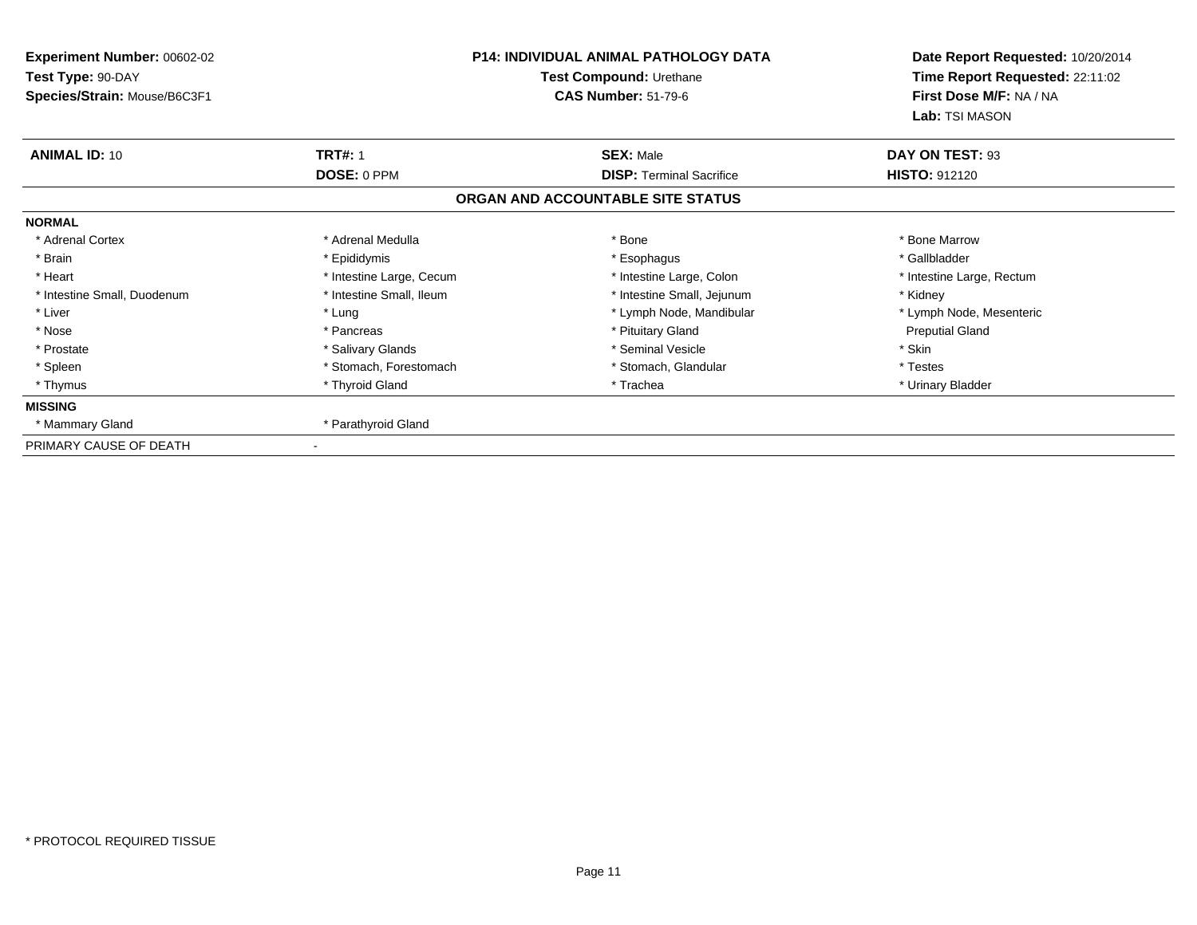**Experiment Number:** 00602-02
**Test Type:** 90-DAY
**Species/Strain:** Mouse/B6C3F1

**P14: INDIVIDUAL ANIMAL PATHOLOGY DATA**
**Test Compound:** Urethane
**CAS Number:** 51-79-6

**Date Report Requested:** 10/20/2014
**Time Report Requested:** 22:11:02
**First Dose M/F:** NA / NA
**Lab:** TSI MASON

| **ANIMAL ID:** 10 | **TRT#:** 1 | **SEX:** Male | **DAY ON TEST:** 93 |
|---|---|---|---|
| | **DOSE:** 0 PPM | **DISP:** Terminal Sacrifice | **HISTO:** 912120 |

## ORGAN AND ACCOUNTABLE SITE STATUS

**NORMAL**

| | | | |
|---|---|---|---|
| * Adrenal Cortex | * Adrenal Medulla | * Bone | * Bone Marrow |
| * Brain | * Epididymis | * Esophagus | * Gallbladder |
| * Heart | * Intestine Large, Cecum | * Intestine Large, Colon | * Intestine Large, Rectum |
| * Intestine Small, Duodenum | * Intestine Small, Ileum | * Intestine Small, Jejunum | * Kidney |
| * Liver | * Lung | * Lymph Node, Mandibular | * Lymph Node, Mesenteric |
| * Nose | * Pancreas | * Pituitary Gland | Preputial Gland |
| * Prostate | * Salivary Glands | * Seminal Vesicle | * Skin |
| * Spleen | * Stomach, Forestomach | * Stomach, Glandular | * Testes |
| * Thymus | * Thyroid Gland | * Trachea | * Urinary Bladder |

**MISSING**

| | |
|---|---|
| * Mammary Gland | * Parathyroid Gland |

PRIMARY CAUSE OF DEATH -

* PROTOCOL REQUIRED TISSUE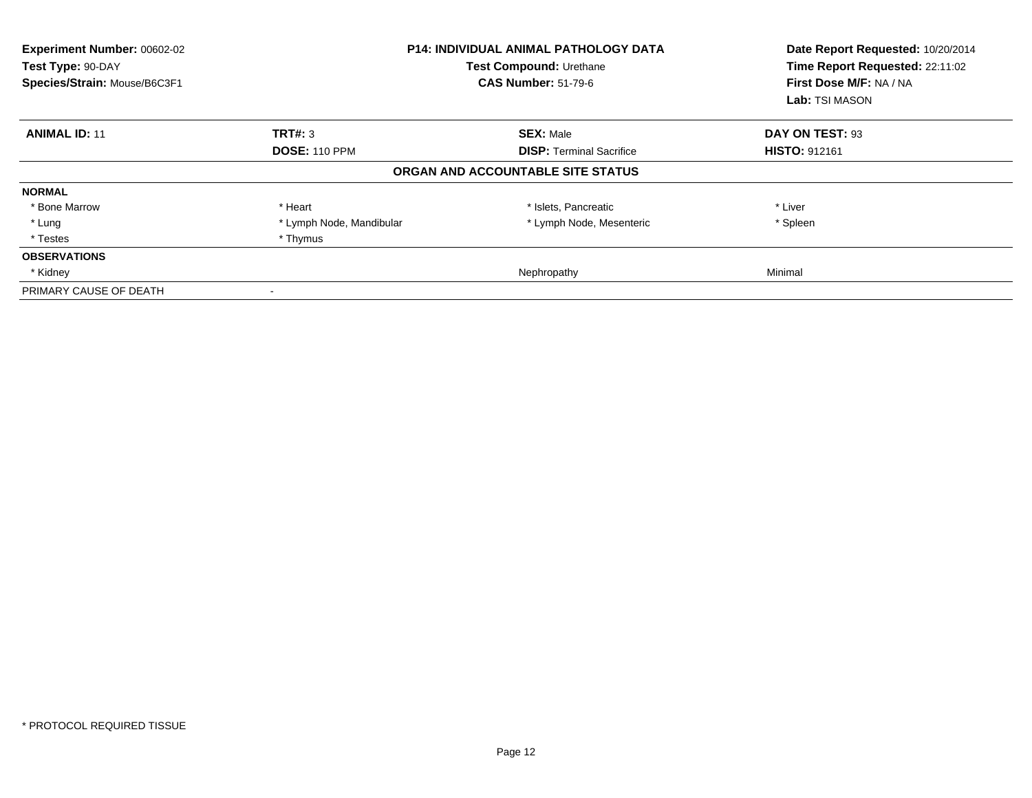**Experiment Number:** 00602-02
**Test Type:** 90-DAY
**Species/Strain:** Mouse/B6C3F1

**P14: INDIVIDUAL ANIMAL PATHOLOGY DATA**
**Test Compound:** Urethane
**CAS Number:** 51-79-6

**Date Report Requested:** 10/20/2014
**Time Report Requested:** 22:11:02
**First Dose M/F:** NA / NA
**Lab:** TSI MASON

| **ANIMAL ID:** 11 | **TRT#:** 3 | **SEX:** Male | **DAY ON TEST:** 93 |
|---|---|---|---|
| | **DOSE:** 110 PPM | **DISP:** Terminal Sacrifice | **HISTO:** 912161 |

**ORGAN AND ACCOUNTABLE SITE STATUS**

| | | | |
|---|---|---|---|
| **NORMAL** | | | |
| * Bone Marrow | * Heart | * Islets, Pancreatic | * Liver |
| * Lung | * Lymph Node, Mandibular | * Lymph Node, Mesenteric | * Spleen |
| * Testes | * Thymus | | |
| **OBSERVATIONS** | | | |
| * Kidney | | Nephropathy | Minimal |
| PRIMARY CAUSE OF DEATH | - | | |

* PROTOCOL REQUIRED TISSUE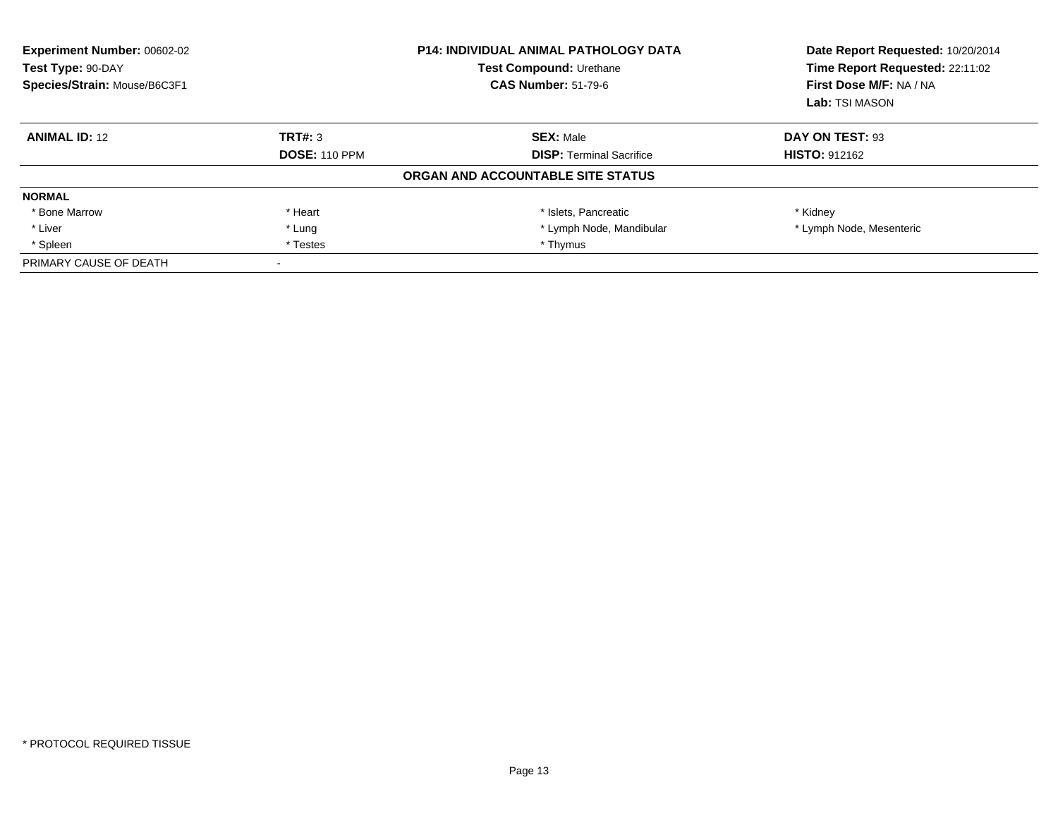**Experiment Number:** 00602-02
**Test Type:** 90-DAY
**Species/Strain:** Mouse/B6C3F1

**P14: INDIVIDUAL ANIMAL PATHOLOGY DATA**
**Test Compound:** Urethane
**CAS Number:** 51-79-6

**Date Report Requested:** 10/20/2014
**Time Report Requested:** 22:11:02
**First Dose M/F:** NA / NA
**Lab:** TSI MASON

| **ANIMAL ID:** 12 | **TRT#:** 3 | **SEX:** Male | **DAY ON TEST:** 93 |
|---|---|---|---|
| | **DOSE:** 110 PPM | **DISP:** Terminal Sacrifice | **HISTO:** 912162 |

**ORGAN AND ACCOUNTABLE SITE STATUS**

| **NORMAL** | | | |
|---|---|---|---|
| * Bone Marrow | * Heart | * Islets, Pancreatic | * Kidney |
| * Liver | * Lung | * Lymph Node, Mandibular | * Lymph Node, Mesenteric |
| * Spleen | * Testes | * Thymus | |
| PRIMARY CAUSE OF DEATH | - | | |

* PROTOCOL REQUIRED TISSUE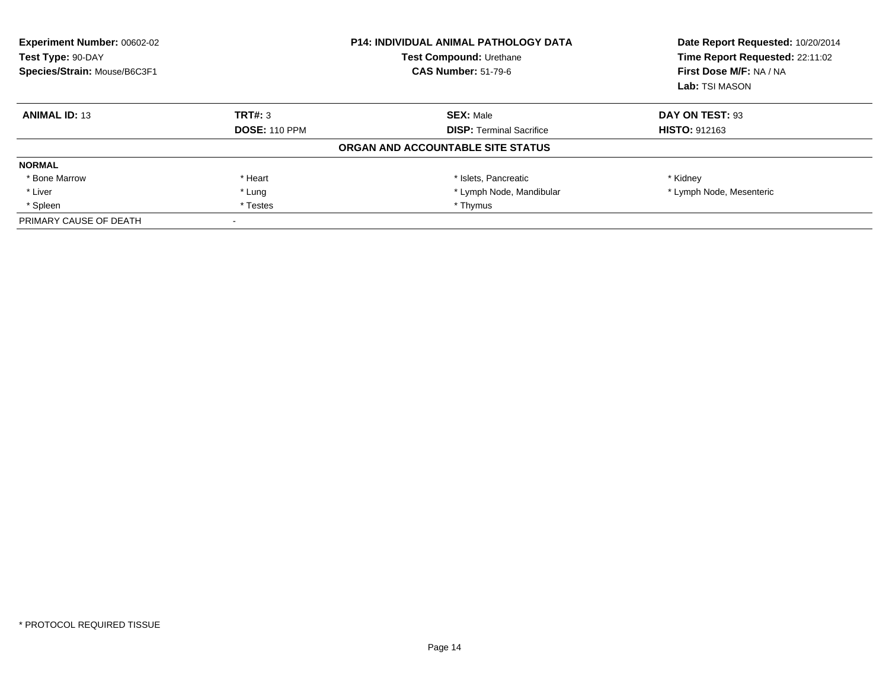**Experiment Number:** 00602-02
**Test Type:** 90-DAY
**Species/Strain:** Mouse/B6C3F1

**P14: INDIVIDUAL ANIMAL PATHOLOGY DATA**
**Test Compound:** Urethane
**CAS Number:** 51-79-6

**Date Report Requested:** 10/20/2014
**Time Report Requested:** 22:11:02
**First Dose M/F:** NA / NA
**Lab:** TSI MASON

| **ANIMAL ID:** 13 | **TRT#:** 3 | **SEX:** Male | **DAY ON TEST:** 93 |
|---|---|---|---|
| | **DOSE:** 110 PPM | **DISP:** Terminal Sacrifice | **HISTO:** 912163 |

**ORGAN AND ACCOUNTABLE SITE STATUS**

| **NORMAL** | | | |
|---|---|---|---|
| * Bone Marrow | * Heart | * Islets, Pancreatic | * Kidney |
| * Liver | * Lung | * Lymph Node, Mandibular | * Lymph Node, Mesenteric |
| * Spleen | * Testes | * Thymus | |
| PRIMARY CAUSE OF DEATH | - | | |

\* PROTOCOL REQUIRED TISSUE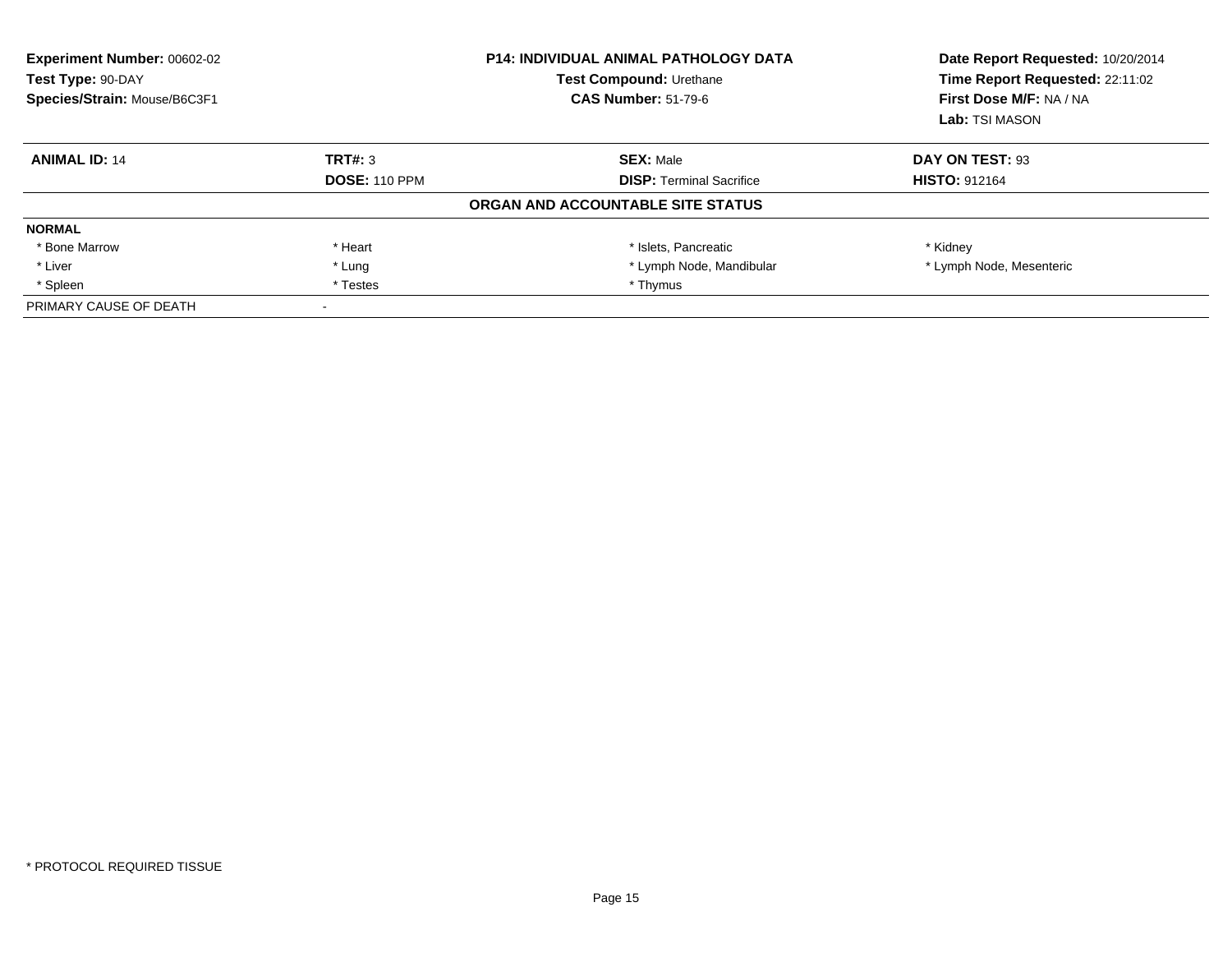**Experiment Number:** 00602-02
**Test Type:** 90-DAY
**Species/Strain:** Mouse/B6C3F1

**P14: INDIVIDUAL ANIMAL PATHOLOGY DATA**
**Test Compound:** Urethane
**CAS Number:** 51-79-6

**Date Report Requested:** 10/20/2014
**Time Report Requested:** 22:11:02
**First Dose M/F:** NA / NA
**Lab:** TSI MASON

| **ANIMAL ID:** 14 | **TRT#:** 3 | **SEX:** Male | **DAY ON TEST:** 93 |
|---|---|---|---|
| | **DOSE:** 110 PPM | **DISP:** Terminal Sacrifice | **HISTO:** 912164 |

**ORGAN AND ACCOUNTABLE SITE STATUS**

| **NORMAL** | | | |
|---|---|---|---|
| * Bone Marrow | * Heart | * Islets, Pancreatic | * Kidney |
| * Liver | * Lung | * Lymph Node, Mandibular | * Lymph Node, Mesenteric |
| * Spleen | * Testes | * Thymus | |
| PRIMARY CAUSE OF DEATH | - | | |

* PROTOCOL REQUIRED TISSUE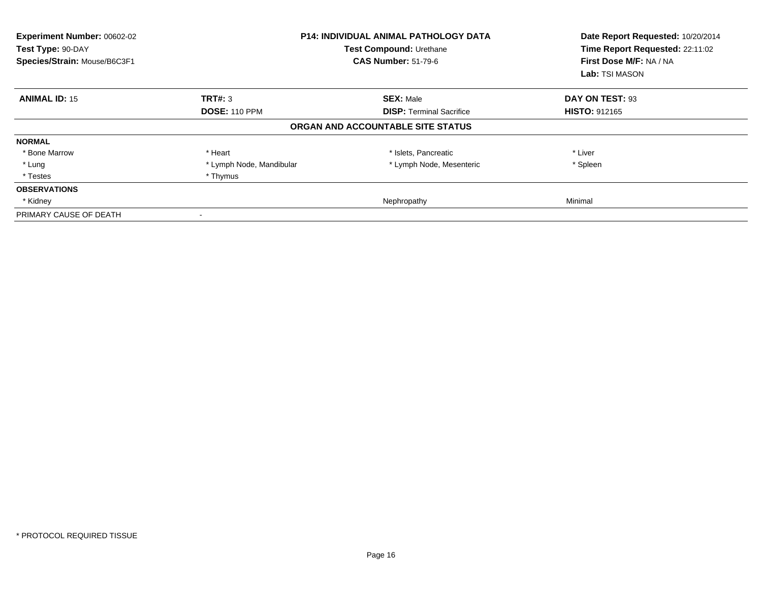**Experiment Number:** 00602-02
**Test Type:** 90-DAY
**Species/Strain:** Mouse/B6C3F1

**P14: INDIVIDUAL ANIMAL PATHOLOGY DATA**
**Test Compound:** Urethane
**CAS Number:** 51-79-6

**Date Report Requested:** 10/20/2014
**Time Report Requested:** 22:11:02
**First Dose M/F:** NA / NA
**Lab:** TSI MASON

| **ANIMAL ID:** 15 | **TRT#:** 3 | **SEX:** Male | **DAY ON TEST:** 93 |
|---|---|---|---|
| | **DOSE:** 110 PPM | **DISP:** Terminal Sacrifice | **HISTO:** 912165 |

**ORGAN AND ACCOUNTABLE SITE STATUS**

| | | | |
|---|---|---|---|
| **NORMAL** | | | |
| * Bone Marrow | * Heart | * Islets, Pancreatic | * Liver |
| * Lung | * Lymph Node, Mandibular | * Lymph Node, Mesenteric | * Spleen |
| * Testes | * Thymus | | |
| **OBSERVATIONS** | | | |
| * Kidney | | Nephropathy | Minimal |
| PRIMARY CAUSE OF DEATH | - | | |

* PROTOCOL REQUIRED TISSUE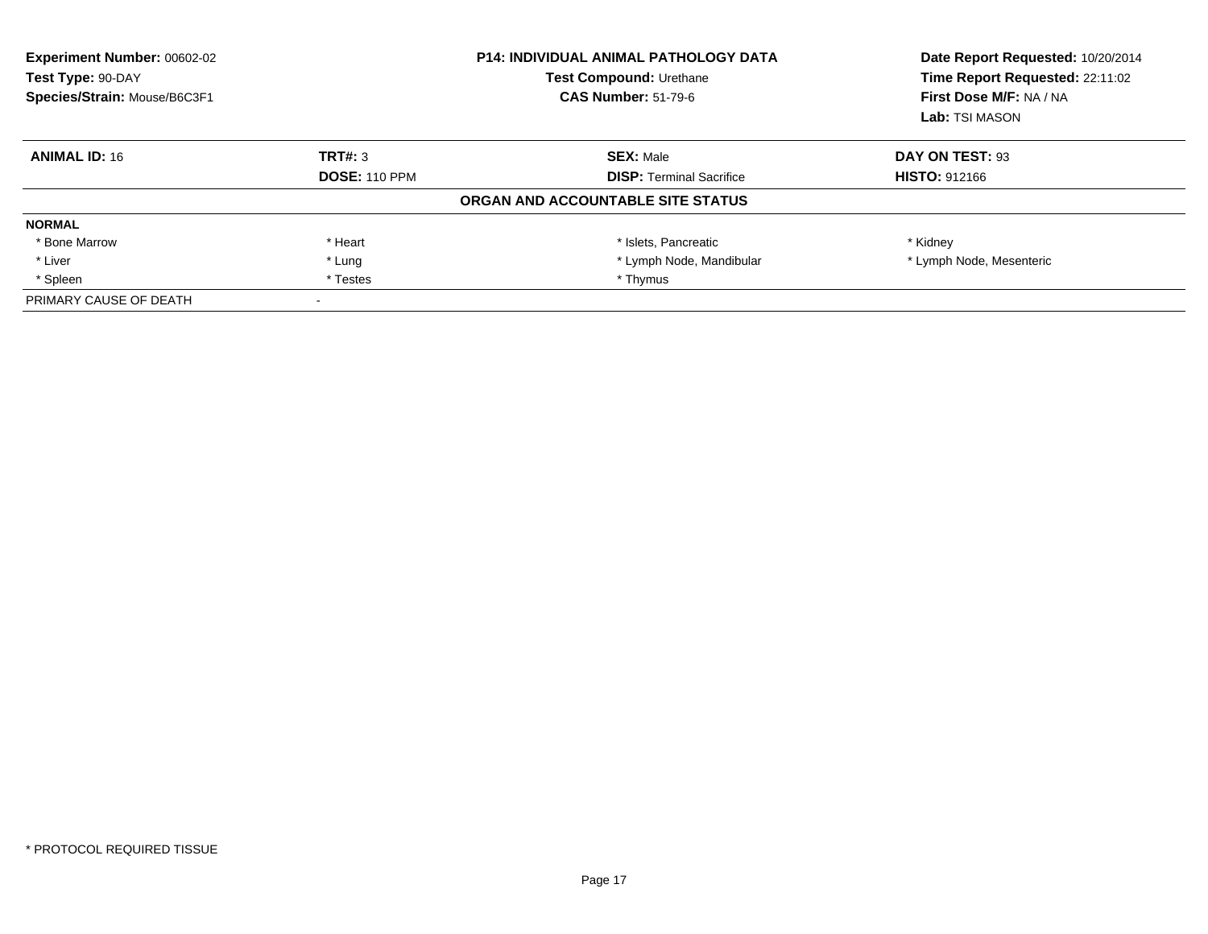**Experiment Number:** 00602-02
**Test Type:** 90-DAY
**Species/Strain:** Mouse/B6C3F1

**P14: INDIVIDUAL ANIMAL PATHOLOGY DATA**
**Test Compound:** Urethane
**CAS Number:** 51-79-6

**Date Report Requested:** 10/20/2014
**Time Report Requested:** 22:11:02
**First Dose M/F:** NA / NA
**Lab:** TSI MASON

| **ANIMAL ID:** 16 | **TRT#:** 3 | **SEX:** Male | **DAY ON TEST:** 93 |
|---|---|---|---|
| | **DOSE:** 110 PPM | **DISP:** Terminal Sacrifice | **HISTO:** 912166 |

**ORGAN AND ACCOUNTABLE SITE STATUS**

| **NORMAL** | | | |
|---|---|---|---|
| * Bone Marrow | * Heart | * Islets, Pancreatic | * Kidney |
| * Liver | * Lung | * Lymph Node, Mandibular | * Lymph Node, Mesenteric |
| * Spleen | * Testes | * Thymus | |
| PRIMARY CAUSE OF DEATH | - | | |

* PROTOCOL REQUIRED TISSUE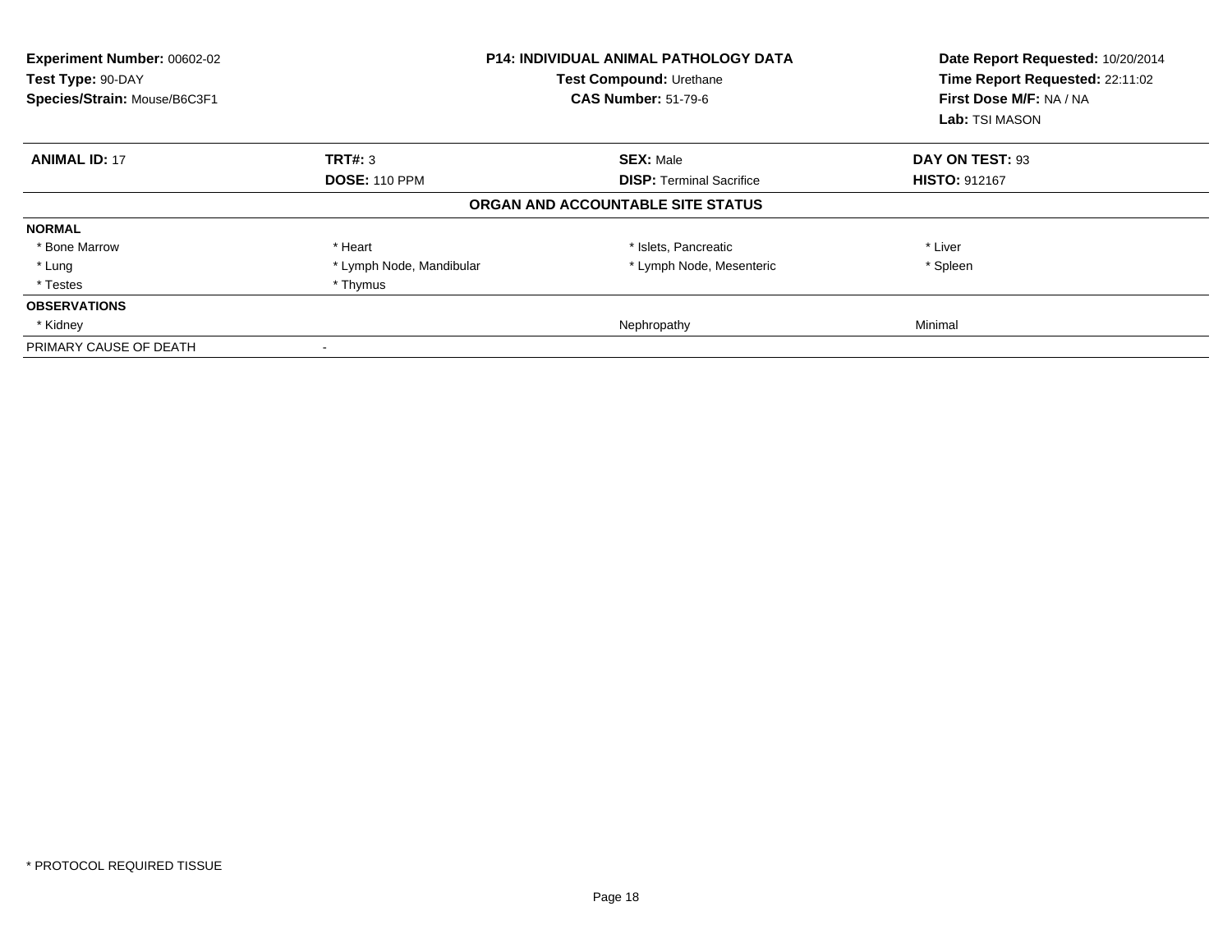**Experiment Number:** 00602-02
**Test Type:** 90-DAY
**Species/Strain:** Mouse/B6C3F1

**P14: INDIVIDUAL ANIMAL PATHOLOGY DATA**
**Test Compound:** Urethane
**CAS Number:** 51-79-6

**Date Report Requested:** 10/20/2014
**Time Report Requested:** 22:11:02
**First Dose M/F:** NA / NA
**Lab:** TSI MASON

| **ANIMAL ID:** 17 | **TRT#:** 3 | **SEX:** Male | **DAY ON TEST:** 93 |
|---|---|---|---|
| | **DOSE:** 110 PPM | **DISP:** Terminal Sacrifice | **HISTO:** 912167 |

**ORGAN AND ACCOUNTABLE SITE STATUS**

| | | | |
|---|---|---|---|
| **NORMAL** | | | |
| * Bone Marrow | * Heart | * Islets, Pancreatic | * Liver |
| * Lung | * Lymph Node, Mandibular | * Lymph Node, Mesenteric | * Spleen |
| * Testes | * Thymus | | |
| **OBSERVATIONS** | | | |
| * Kidney | | Nephropathy | Minimal |
| PRIMARY CAUSE OF DEATH | - | | |

* PROTOCOL REQUIRED TISSUE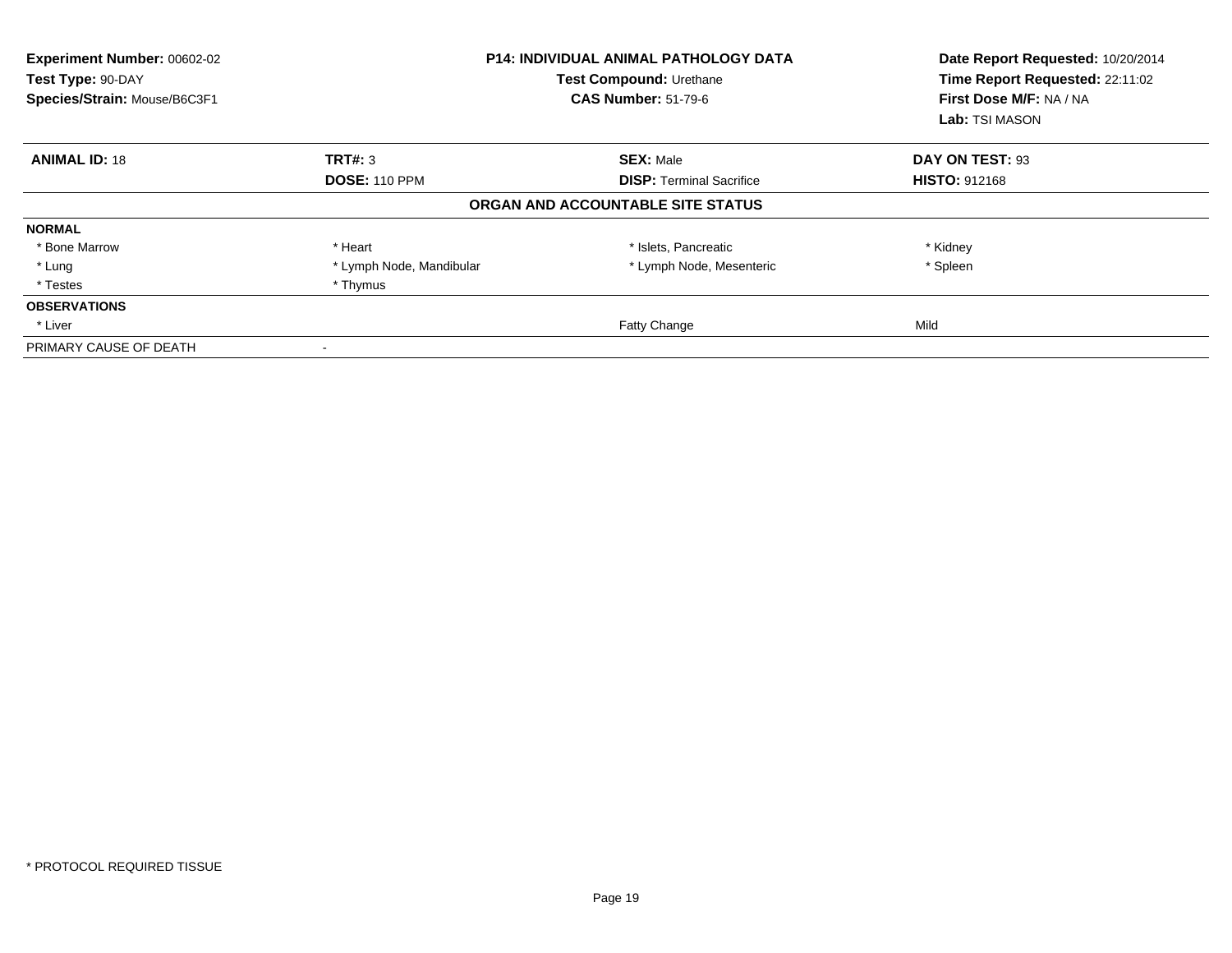**Experiment Number:** 00602-02
**Test Type:** 90-DAY
**Species/Strain:** Mouse/B6C3F1

**P14: INDIVIDUAL ANIMAL PATHOLOGY DATA**
**Test Compound:** Urethane
**CAS Number:** 51-79-6

**Date Report Requested:** 10/20/2014
**Time Report Requested:** 22:11:02
**First Dose M/F:** NA / NA
**Lab:** TSI MASON

| **ANIMAL ID:** 18 | **TRT#:** 3 | **SEX:** Male | **DAY ON TEST:** 93 |
|---|---|---|---|
| | **DOSE:** 110 PPM | **DISP:** Terminal Sacrifice | **HISTO:** 912168 |

**ORGAN AND ACCOUNTABLE SITE STATUS**

| | | | |
|---|---|---|---|
| **NORMAL** | | | |
| * Bone Marrow | * Heart | * Islets, Pancreatic | * Kidney |
| * Lung | * Lymph Node, Mandibular | * Lymph Node, Mesenteric | * Spleen |
| * Testes | * Thymus | | |
| **OBSERVATIONS** | | | |
| * Liver | | Fatty Change | Mild |
| PRIMARY CAUSE OF DEATH | - | | |

* PROTOCOL REQUIRED TISSUE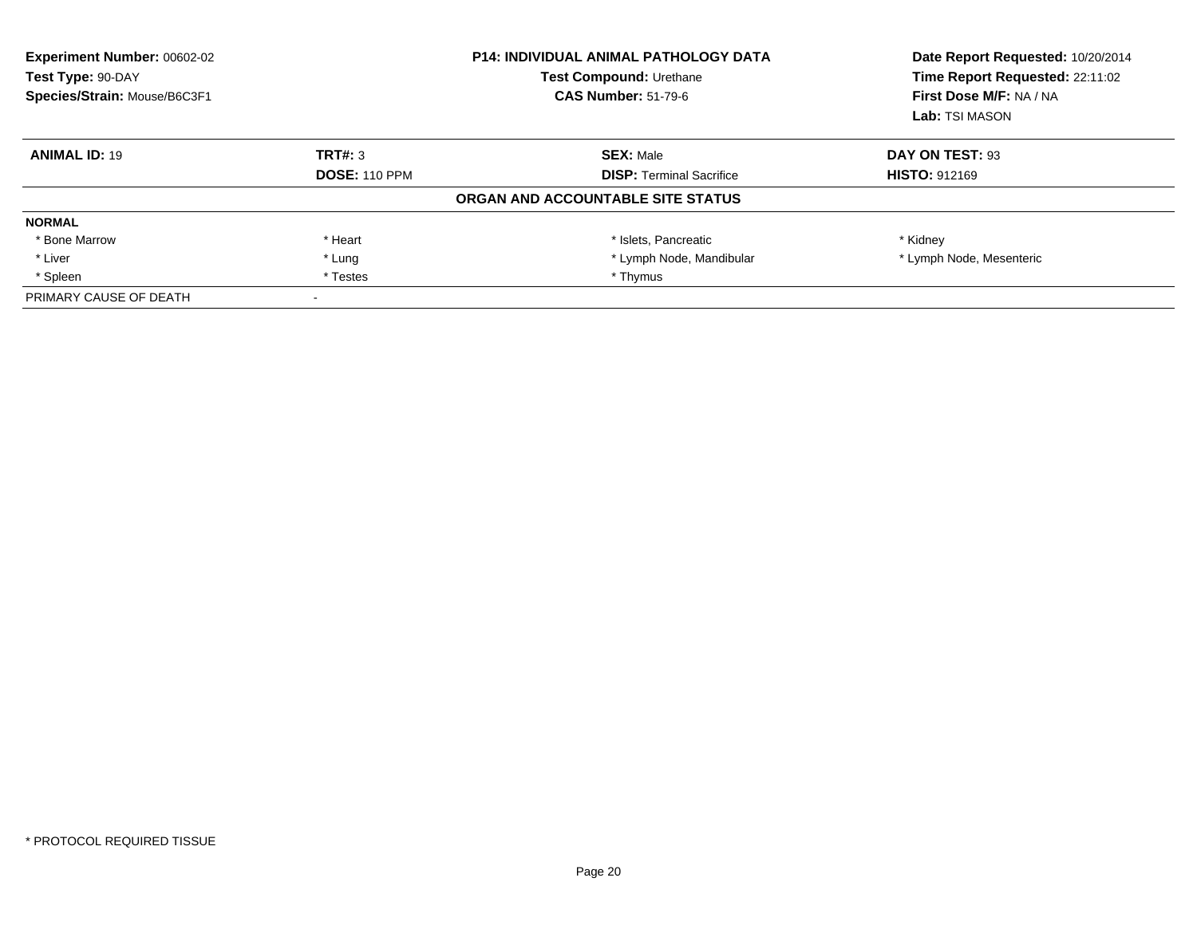| **Experiment Number:** 00602-02 | **P14: INDIVIDUAL ANIMAL PATHOLOGY DATA** | **Date Report Requested:** 10/20/2014 |
|---|---|---|
| **Test Type:** 90-DAY | **Test Compound:** Urethane | **Time Report Requested:** 22:11:02 |
| **Species/Strain:** Mouse/B6C3F1 | **CAS Number:** 51-79-6 | **First Dose M/F:** NA / NA |
| | | **Lab:** TSI MASON |

| **ANIMAL ID:** 19 | **TRT#:** 3 | **SEX:** Male | **DAY ON TEST:** 93 |
|---|---|---|---|
| | **DOSE:** 110 PPM | **DISP:** Terminal Sacrifice | **HISTO:** 912169 |

**ORGAN AND ACCOUNTABLE SITE STATUS**

| **NORMAL** | | | |
|---|---|---|---|
| * Bone Marrow | * Heart | * Islets, Pancreatic | * Kidney |
| * Liver | * Lung | * Lymph Node, Mandibular | * Lymph Node, Mesenteric |
| * Spleen | * Testes | * Thymus | |
| PRIMARY CAUSE OF DEATH | - | | |

* PROTOCOL REQUIRED TISSUE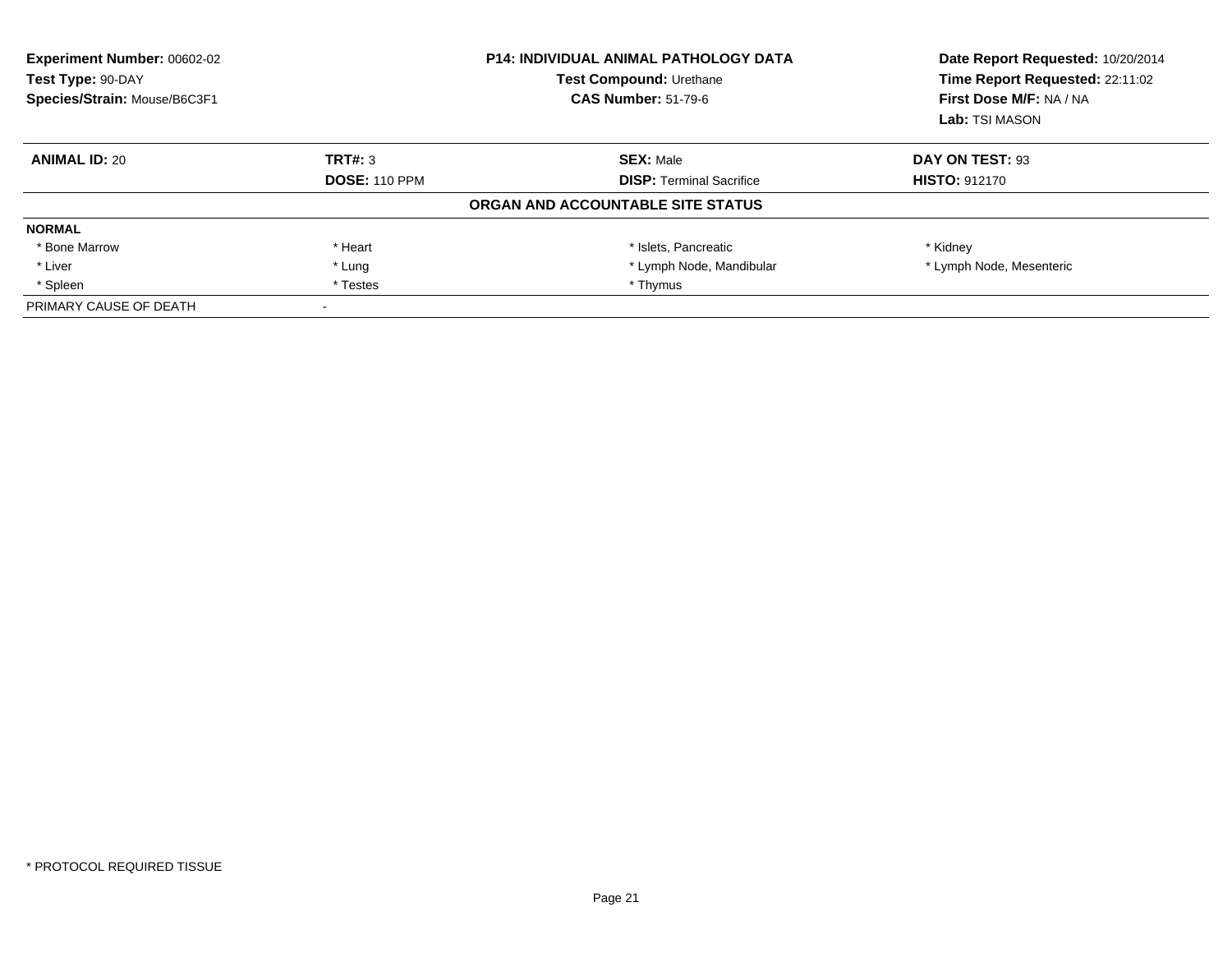| Experiment Number: 00602-02 | P14: INDIVIDUAL ANIMAL PATHOLOGY DATA | Date Report Requested: 10/20/2014 |
|---|---|---|
| Test Type: 90-DAY | Test Compound: Urethane | Time Report Requested: 22:11:02 |
| Species/Strain: Mouse/B6C3F1 | CAS Number: 51-79-6 | First Dose M/F: NA / NA |
| | | Lab: TSI MASON |

| ANIMAL ID: 20 | TRT#: 3 | SEX: Male | DAY ON TEST: 93 |
|---|---|---|---|
| | DOSE: 110 PPM | DISP: Terminal Sacrifice | HISTO: 912170 |

**ORGAN AND ACCOUNTABLE SITE STATUS**

| NORMAL | | | |
|---|---|---|---|
| * Bone Marrow | * Heart | * Islets, Pancreatic | * Kidney |
| * Liver | * Lung | * Lymph Node, Mandibular | * Lymph Node, Mesenteric |
| * Spleen | * Testes | * Thymus | |
| PRIMARY CAUSE OF DEATH | - | | |

* PROTOCOL REQUIRED TISSUE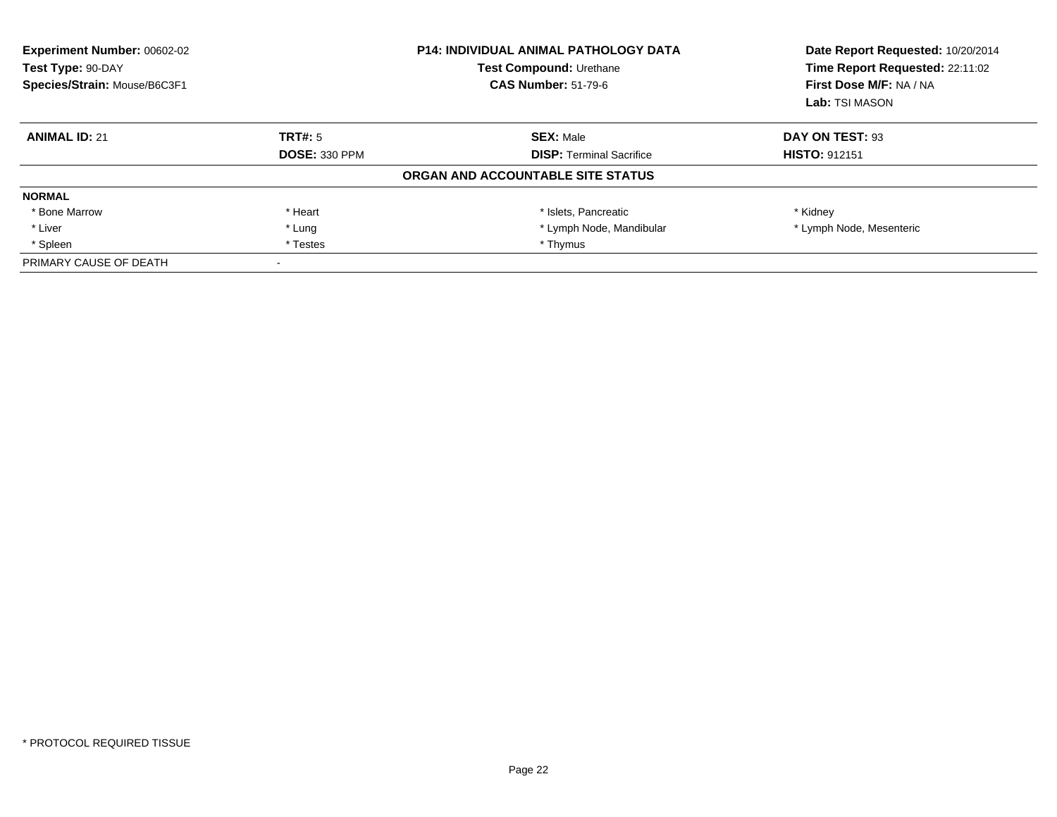| **Experiment Number:** 00602-02 | **P14: INDIVIDUAL ANIMAL PATHOLOGY DATA** | **Date Report Requested:** 10/20/2014 |
|---|---|---|
| **Test Type:** 90-DAY | **Test Compound:** Urethane | **Time Report Requested:** 22:11:02 |
| **Species/Strain:** Mouse/B6C3F1 | **CAS Number:** 51-79-6 | **First Dose M/F:** NA / NA |
| | | **Lab:** TSI MASON |

| **ANIMAL ID:** 21 | **TRT#:** 5 | **SEX:** Male | **DAY ON TEST:** 93 |
|---|---|---|---|
| | **DOSE:** 330 PPM | **DISP:** Terminal Sacrifice | **HISTO:** 912151 |

**ORGAN AND ACCOUNTABLE SITE STATUS**

| **NORMAL** | | | |
|---|---|---|---|
| * Bone Marrow | * Heart | * Islets, Pancreatic | * Kidney |
| * Liver | * Lung | * Lymph Node, Mandibular | * Lymph Node, Mesenteric |
| * Spleen | * Testes | * Thymus | |
| PRIMARY CAUSE OF DEATH | - | | |

* PROTOCOL REQUIRED TISSUE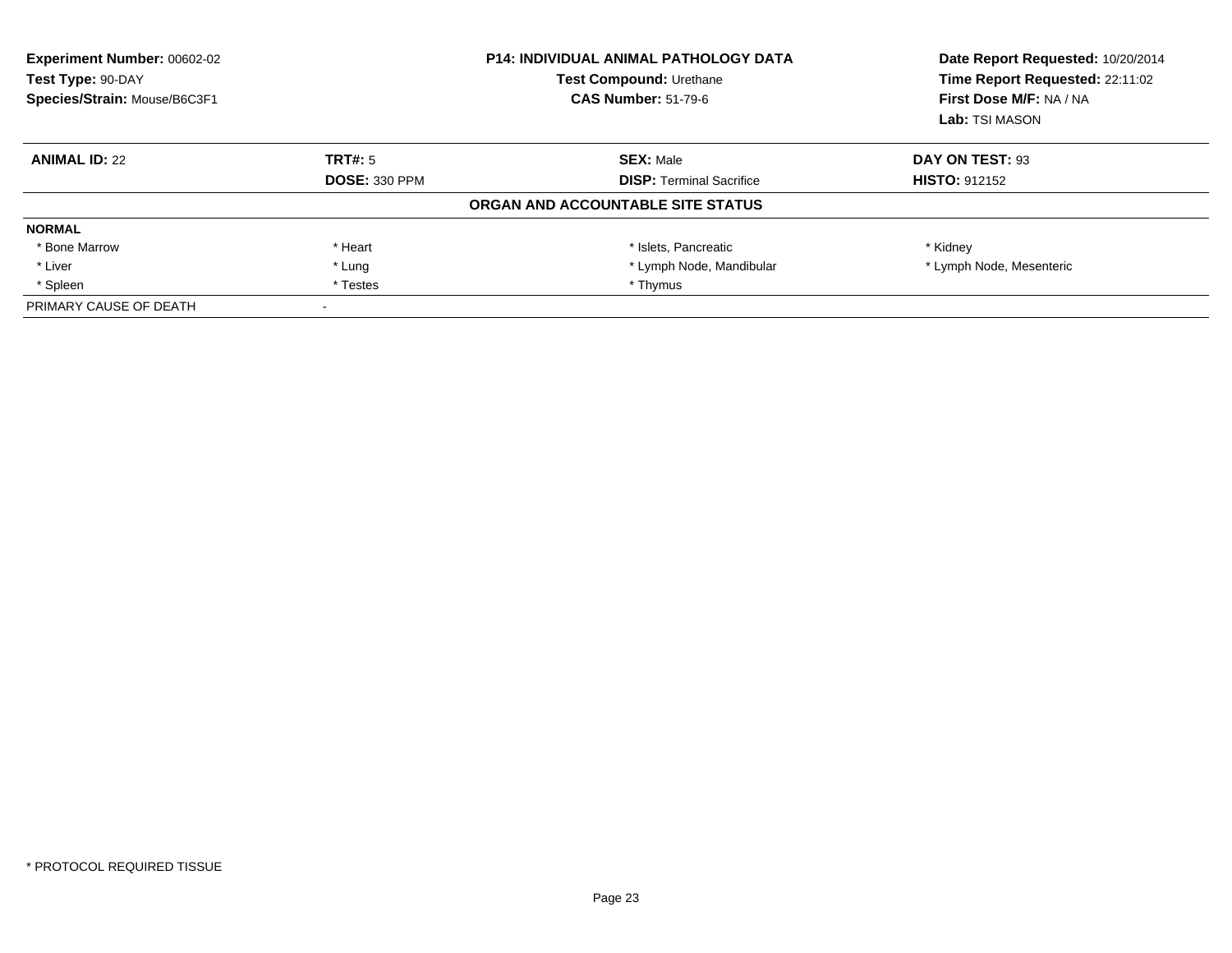**Experiment Number:** 00602-02
**Test Type:** 90-DAY
**Species/Strain:** Mouse/B6C3F1

**P14: INDIVIDUAL ANIMAL PATHOLOGY DATA**
**Test Compound:** Urethane
**CAS Number:** 51-79-6

**Date Report Requested:** 10/20/2014
**Time Report Requested:** 22:11:02
**First Dose M/F:** NA / NA
**Lab:** TSI MASON

| **ANIMAL ID:** 22 | **TRT#:** 5 | **SEX:** Male | **DAY ON TEST:** 93 |
|---|---|---|---|
| | **DOSE:** 330 PPM | **DISP:** Terminal Sacrifice | **HISTO:** 912152 |

**ORGAN AND ACCOUNTABLE SITE STATUS**

| **NORMAL** | | | |
|---|---|---|---|
| * Bone Marrow | * Heart | * Islets, Pancreatic | * Kidney |
| * Liver | * Lung | * Lymph Node, Mandibular | * Lymph Node, Mesenteric |
| * Spleen | * Testes | * Thymus | |
| PRIMARY CAUSE OF DEATH | - | | |

* PROTOCOL REQUIRED TISSUE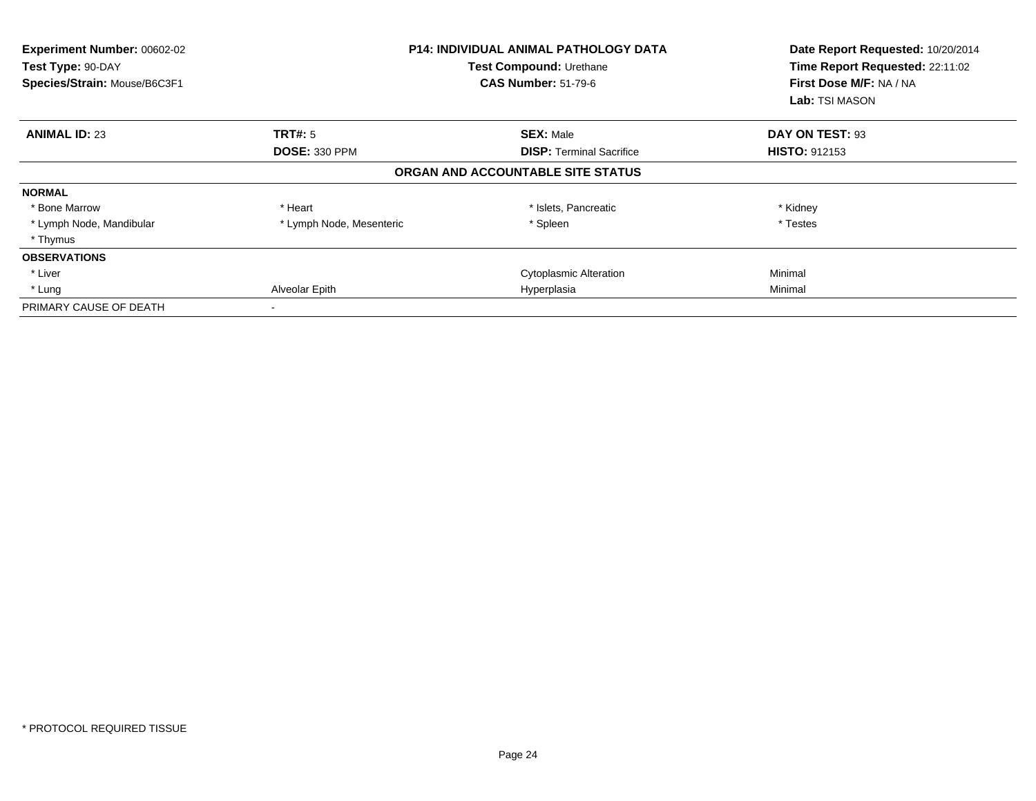**Experiment Number:** 00602-02
**Test Type:** 90-DAY
**Species/Strain:** Mouse/B6C3F1

**P14: INDIVIDUAL ANIMAL PATHOLOGY DATA**
**Test Compound:** Urethane
**CAS Number:** 51-79-6

**Date Report Requested:** 10/20/2014
**Time Report Requested:** 22:11:02
**First Dose M/F:** NA / NA
**Lab:** TSI MASON

| **ANIMAL ID:** 23 | **TRT#:** 5 | **SEX:** Male | **DAY ON TEST:** 93 |
|---|---|---|---|
| | **DOSE:** 330 PPM | **DISP:** Terminal Sacrifice | **HISTO:** 912153 |

**ORGAN AND ACCOUNTABLE SITE STATUS**

| | | | |
|---|---|---|---|
| **NORMAL** | | | |
| * Bone Marrow | * Heart | * Islets, Pancreatic | * Kidney |
| * Lymph Node, Mandibular | * Lymph Node, Mesenteric | * Spleen | * Testes |
| * Thymus | | | |
| **OBSERVATIONS** | | | |
| * Liver | | Cytoplasmic Alteration | Minimal |
| * Lung | Alveolar Epith | Hyperplasia | Minimal |
| PRIMARY CAUSE OF DEATH | - | | |

* PROTOCOL REQUIRED TISSUE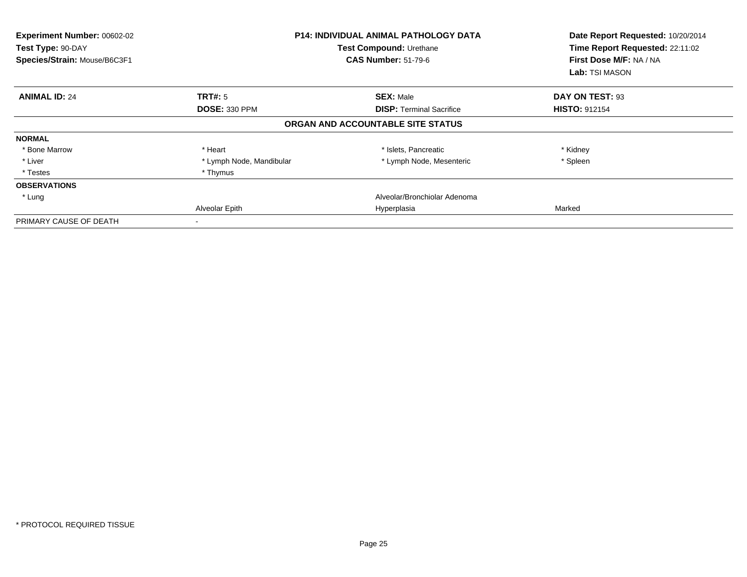**Experiment Number:** 00602-02
**Test Type:** 90-DAY
**Species/Strain:** Mouse/B6C3F1

**P14: INDIVIDUAL ANIMAL PATHOLOGY DATA**
**Test Compound:** Urethane
**CAS Number:** 51-79-6

**Date Report Requested:** 10/20/2014
**Time Report Requested:** 22:11:02
**First Dose M/F:** NA / NA
**Lab:** TSI MASON

| **ANIMAL ID:** 24 | **TRT#:** 5 | **SEX:** Male | **DAY ON TEST:** 93 |
|---|---|---|---|
| | **DOSE:** 330 PPM | **DISP:** Terminal Sacrifice | **HISTO:** 912154 |

**ORGAN AND ACCOUNTABLE SITE STATUS**

| | | | |
|---|---|---|---|
| **NORMAL** | | | |
| * Bone Marrow | * Heart | * Islets, Pancreatic | * Kidney |
| * Liver | * Lymph Node, Mandibular | * Lymph Node, Mesenteric | * Spleen |
| * Testes | * Thymus | | |
| **OBSERVATIONS** | | | |
| * Lung | | Alveolar/Bronchiolar Adenoma | |
| | Alveolar Epith | Hyperplasia | Marked |
| PRIMARY CAUSE OF DEATH | - | | |

* PROTOCOL REQUIRED TISSUE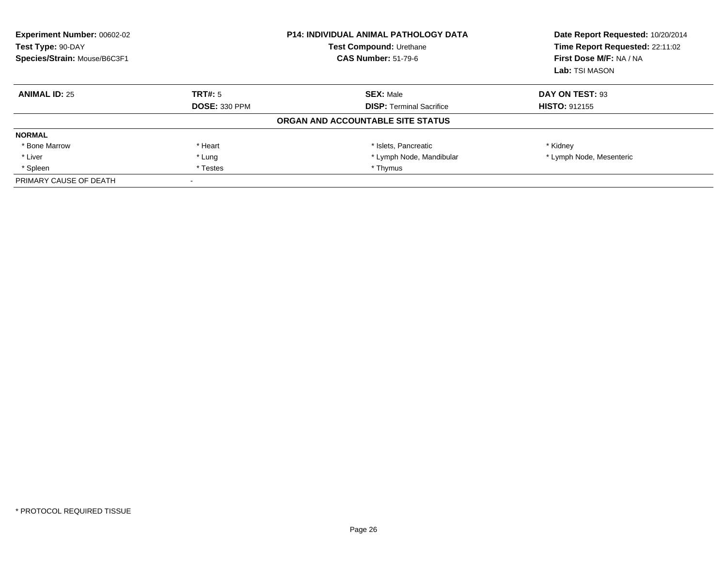**Experiment Number:** 00602-02
**Test Type:** 90-DAY
**Species/Strain:** Mouse/B6C3F1

**P14: INDIVIDUAL ANIMAL PATHOLOGY DATA**
**Test Compound:** Urethane
**CAS Number:** 51-79-6

**Date Report Requested:** 10/20/2014
**Time Report Requested:** 22:11:02
**First Dose M/F:** NA / NA
**Lab:** TSI MASON

| **ANIMAL ID:** 25 | **TRT#:** 5 | **SEX:** Male | **DAY ON TEST:** 93 |
|---|---|---|---|
| | **DOSE:** 330 PPM | **DISP:** Terminal Sacrifice | **HISTO:** 912155 |

**ORGAN AND ACCOUNTABLE SITE STATUS**

| **NORMAL** | | | |
|---|---|---|---|
| * Bone Marrow | * Heart | * Islets, Pancreatic | * Kidney |
| * Liver | * Lung | * Lymph Node, Mandibular | * Lymph Node, Mesenteric |
| * Spleen | * Testes | * Thymus | |
| PRIMARY CAUSE OF DEATH | - | | |

* PROTOCOL REQUIRED TISSUE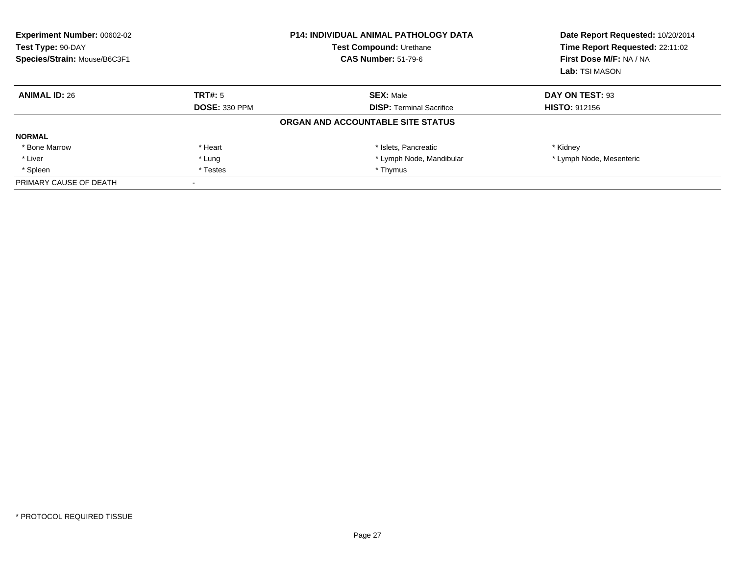**Experiment Number:** 00602-02
**Test Type:** 90-DAY
**Species/Strain:** Mouse/B6C3F1

**P14: INDIVIDUAL ANIMAL PATHOLOGY DATA**
**Test Compound:** Urethane
**CAS Number:** 51-79-6

**Date Report Requested:** 10/20/2014
**Time Report Requested:** 22:11:02
**First Dose M/F:** NA / NA
**Lab:** TSI MASON

| **ANIMAL ID:** 26 | **TRT#:** 5 | **SEX:** Male | **DAY ON TEST:** 93 |
|---|---|---|---|
| | **DOSE:** 330 PPM | **DISP:** Terminal Sacrifice | **HISTO:** 912156 |

**ORGAN AND ACCOUNTABLE SITE STATUS**

| **NORMAL** | | | |
|---|---|---|---|
| * Bone Marrow | * Heart | * Islets, Pancreatic | * Kidney |
| * Liver | * Lung | * Lymph Node, Mandibular | * Lymph Node, Mesenteric |
| * Spleen | * Testes | * Thymus | |
| PRIMARY CAUSE OF DEATH | - | | |

* PROTOCOL REQUIRED TISSUE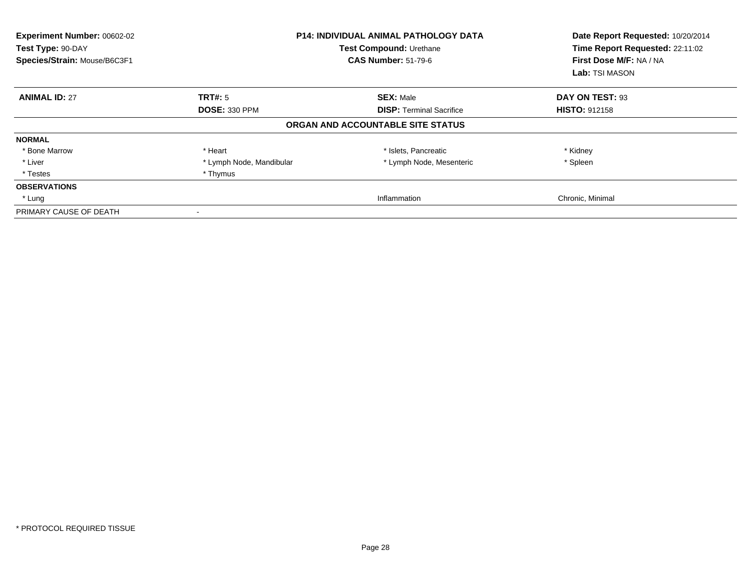**Experiment Number:** 00602-02
**Test Type:** 90-DAY
**Species/Strain:** Mouse/B6C3F1

**P14: INDIVIDUAL ANIMAL PATHOLOGY DATA**
**Test Compound:** Urethane
**CAS Number:** 51-79-6

**Date Report Requested:** 10/20/2014
**Time Report Requested:** 22:11:02
**First Dose M/F:** NA / NA
**Lab:** TSI MASON

| **ANIMAL ID:** 27 | **TRT#:** 5 | **SEX:** Male | **DAY ON TEST:** 93 |
|---|---|---|---|
| | **DOSE:** 330 PPM | **DISP:** Terminal Sacrifice | **HISTO:** 912158 |

**ORGAN AND ACCOUNTABLE SITE STATUS**

| | | | |
|---|---|---|---|
| **NORMAL** | | | |
| * Bone Marrow | * Heart | * Islets, Pancreatic | * Kidney |
| * Liver | * Lymph Node, Mandibular | * Lymph Node, Mesenteric | * Spleen |
| * Testes | * Thymus | | |
| **OBSERVATIONS** | | | |
| * Lung | | Inflammation | Chronic, Minimal |
| PRIMARY CAUSE OF DEATH | - | | |

* PROTOCOL REQUIRED TISSUE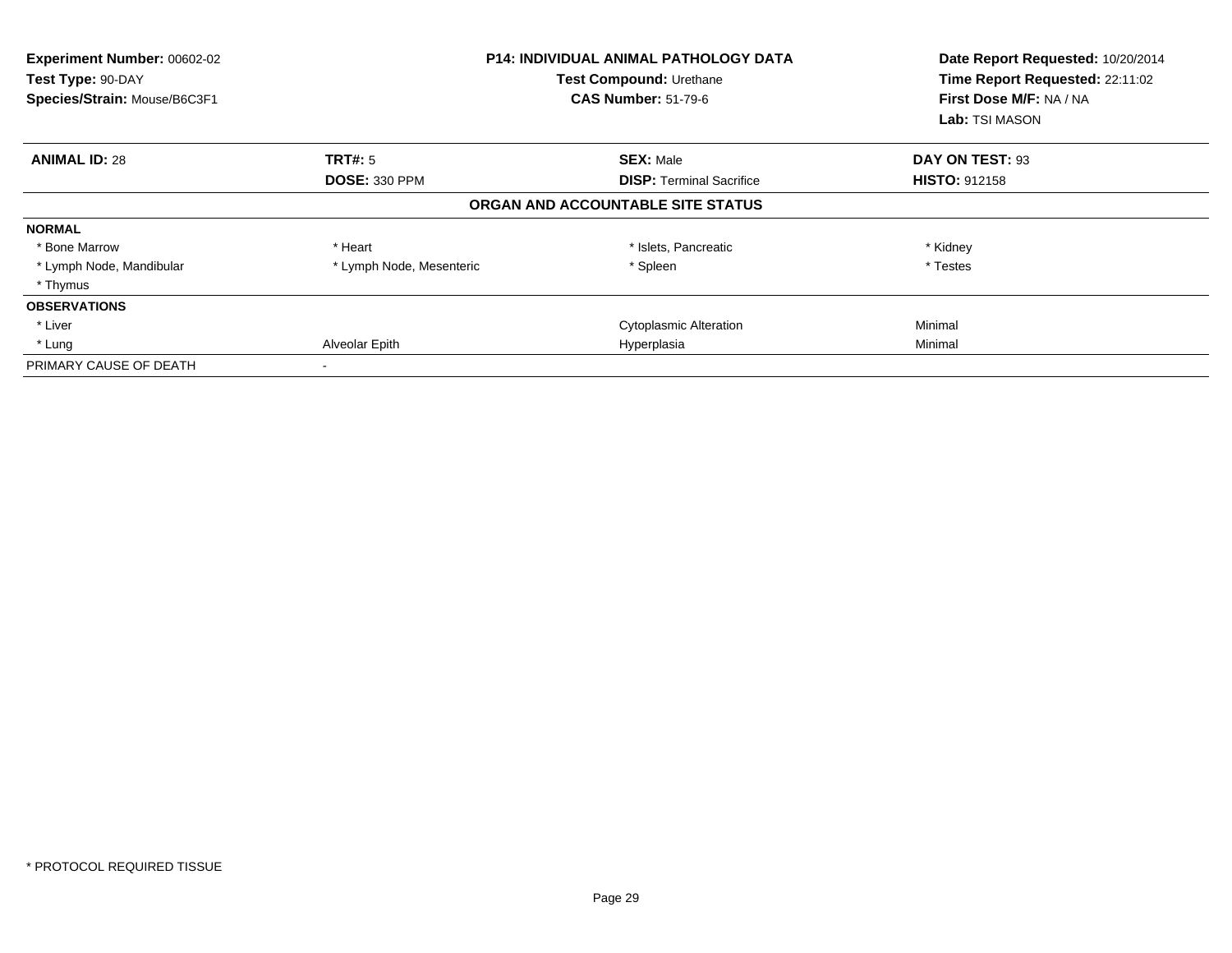**Experiment Number:** 00602-02
**Test Type:** 90-DAY
**Species/Strain:** Mouse/B6C3F1

**P14: INDIVIDUAL ANIMAL PATHOLOGY DATA**
**Test Compound:** Urethane
**CAS Number:** 51-79-6

**Date Report Requested:** 10/20/2014
**Time Report Requested:** 22:11:02
**First Dose M/F:** NA / NA
**Lab:** TSI MASON

| **ANIMAL ID:** 28 | **TRT#:** 5 | **SEX:** Male | **DAY ON TEST:** 93 |
|---|---|---|---|
| | **DOSE:** 330 PPM | **DISP:** Terminal Sacrifice | **HISTO:** 912158 |

**ORGAN AND ACCOUNTABLE SITE STATUS**

| | | | |
|---|---|---|---|
| **NORMAL** | | | |
| * Bone Marrow | * Heart | * Islets, Pancreatic | * Kidney |
| * Lymph Node, Mandibular | * Lymph Node, Mesenteric | * Spleen | * Testes |
| * Thymus | | | |
| **OBSERVATIONS** | | | |
| * Liver | | Cytoplasmic Alteration | Minimal |
| * Lung | Alveolar Epith | Hyperplasia | Minimal |
| PRIMARY CAUSE OF DEATH | - | | |

* PROTOCOL REQUIRED TISSUE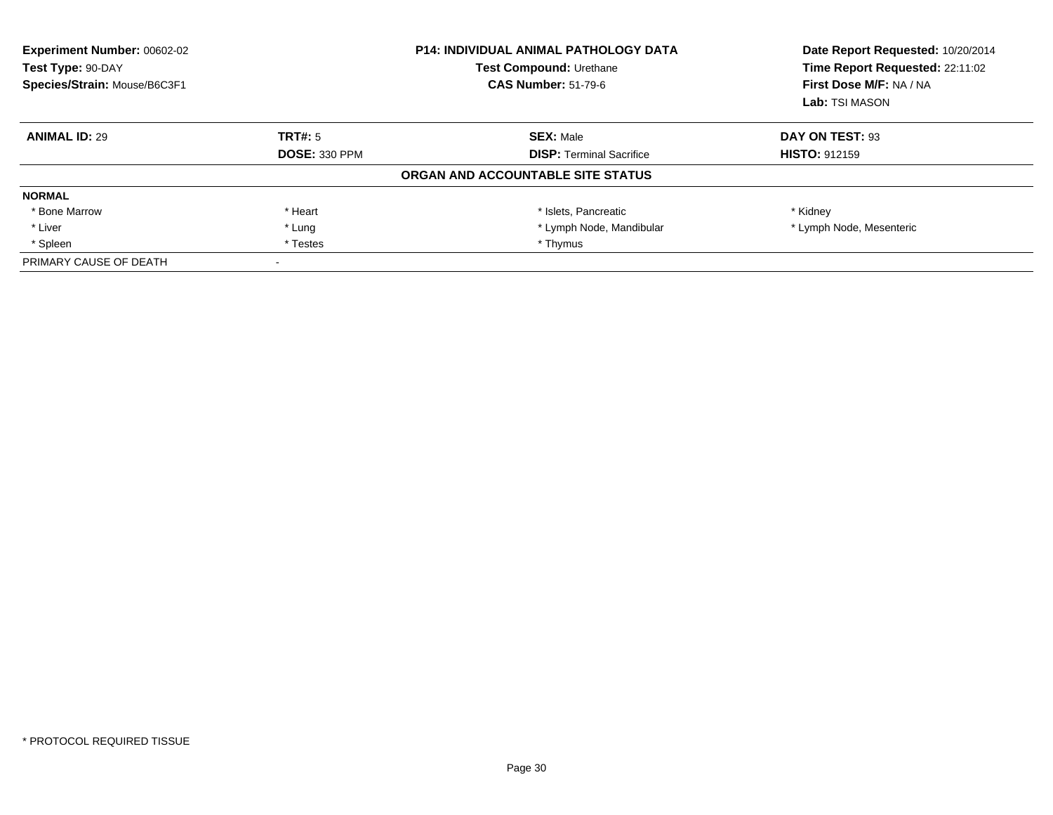**Experiment Number:** 00602-02
**Test Type:** 90-DAY
**Species/Strain:** Mouse/B6C3F1

**P14: INDIVIDUAL ANIMAL PATHOLOGY DATA**
**Test Compound:** Urethane
**CAS Number:** 51-79-6

**Date Report Requested:** 10/20/2014
**Time Report Requested:** 22:11:02
**First Dose M/F:** NA / NA
**Lab:** TSI MASON

| **ANIMAL ID:** 29 | **TRT#:** 5 | **SEX:** Male | **DAY ON TEST:** 93 |
|---|---|---|---|
| | **DOSE:** 330 PPM | **DISP:** Terminal Sacrifice | **HISTO:** 912159 |

**ORGAN AND ACCOUNTABLE SITE STATUS**

| **NORMAL** | | | |
|---|---|---|---|
| * Bone Marrow | * Heart | * Islets, Pancreatic | * Kidney |
| * Liver | * Lung | * Lymph Node, Mandibular | * Lymph Node, Mesenteric |
| * Spleen | * Testes | * Thymus | |
| PRIMARY CAUSE OF DEATH | - | | |

* PROTOCOL REQUIRED TISSUE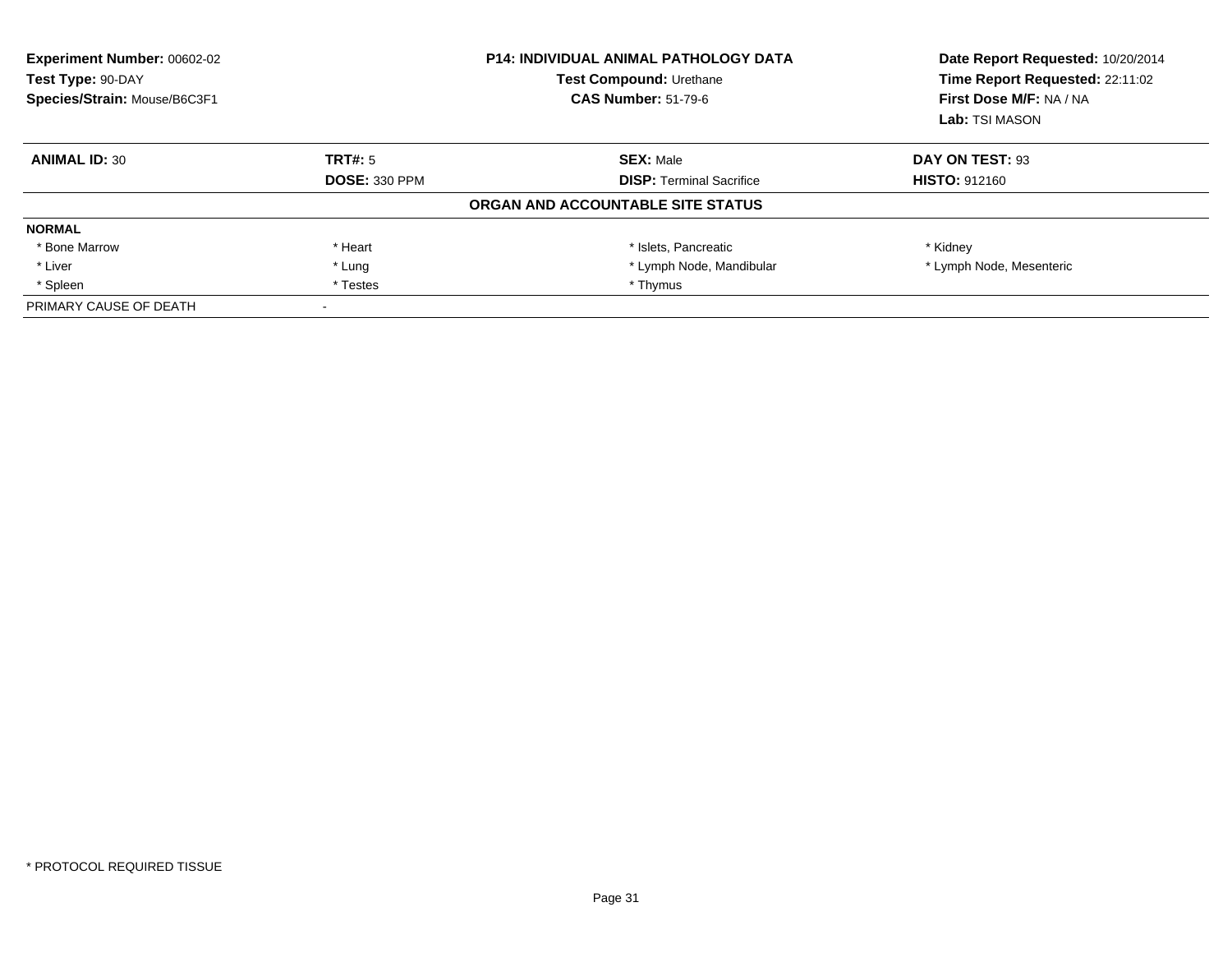**Experiment Number:** 00602-02
**Test Type:** 90-DAY
**Species/Strain:** Mouse/B6C3F1

**P14: INDIVIDUAL ANIMAL PATHOLOGY DATA**
**Test Compound:** Urethane
**CAS Number:** 51-79-6

**Date Report Requested:** 10/20/2014
**Time Report Requested:** 22:11:02
**First Dose M/F:** NA / NA
**Lab:** TSI MASON

| **ANIMAL ID:** 30 | **TRT#:** 5 | **SEX:** Male | **DAY ON TEST:** 93 |
|---|---|---|---|
| | **DOSE:** 330 PPM | **DISP:** Terminal Sacrifice | **HISTO:** 912160 |

**ORGAN AND ACCOUNTABLE SITE STATUS**

| **NORMAL** | | | |
|---|---|---|---|
| * Bone Marrow | * Heart | * Islets, Pancreatic | * Kidney |
| * Liver | * Lung | * Lymph Node, Mandibular | * Lymph Node, Mesenteric |
| * Spleen | * Testes | * Thymus | |
| PRIMARY CAUSE OF DEATH | - | | |

\* PROTOCOL REQUIRED TISSUE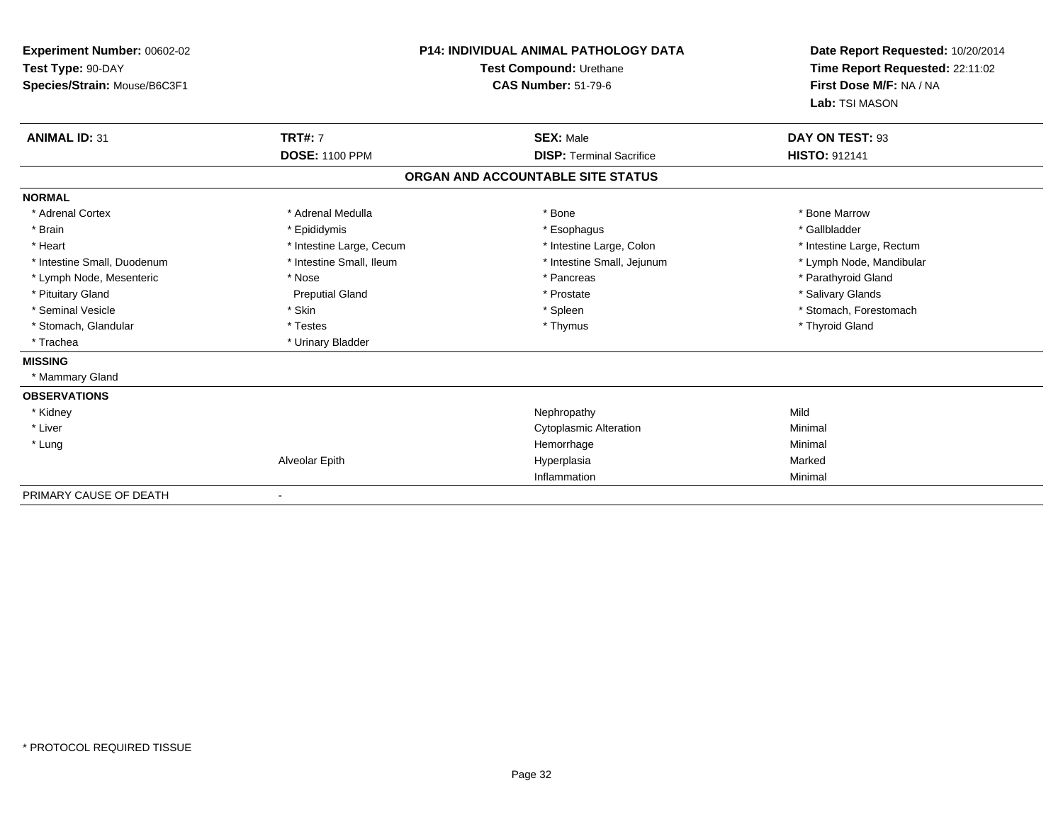**Experiment Number:** 00602-02
**Test Type:** 90-DAY
**Species/Strain:** Mouse/B6C3F1

**P14: INDIVIDUAL ANIMAL PATHOLOGY DATA**
**Test Compound:** Urethane
**CAS Number:** 51-79-6

**Date Report Requested:** 10/20/2014
**Time Report Requested:** 22:11:02
**First Dose M/F:** NA / NA
**Lab:** TSI MASON

| **ANIMAL ID:** 31 | **TRT#:** 7 | **SEX:** Male | **DAY ON TEST:** 93 |
|---|---|---|---|
| | **DOSE:** 1100 PPM | **DISP:** Terminal Sacrifice | **HISTO:** 912141 |

**ORGAN AND ACCOUNTABLE SITE STATUS**

**NORMAL**

| | | | |
|---|---|---|---|
| * Adrenal Cortex | * Adrenal Medulla | * Bone | * Bone Marrow |
| * Brain | * Epididymis | * Esophagus | * Gallbladder |
| * Heart | * Intestine Large, Cecum | * Intestine Large, Colon | * Intestine Large, Rectum |
| * Intestine Small, Duodenum | * Intestine Small, Ileum | * Intestine Small, Jejunum | * Lymph Node, Mandibular |
| * Lymph Node, Mesenteric | * Nose | * Pancreas | * Parathyroid Gland |
| * Pituitary Gland | Preputial Gland | * Prostate | * Salivary Glands |
| * Seminal Vesicle | * Skin | * Spleen | * Stomach, Forestomach |
| * Stomach, Glandular | * Testes | * Thymus | * Thyroid Gland |
| * Trachea | * Urinary Bladder | | |

**MISSING**

* Mammary Gland

**OBSERVATIONS**

| | | | |
|---|---|---|---|
| * Kidney | | Nephropathy | Mild |
| * Liver | | Cytoplasmic Alteration | Minimal |
| * Lung | | Hemorrhage | Minimal |
| | Alveolar Epith | Hyperplasia | Marked |
| | | Inflammation | Minimal |

PRIMARY CAUSE OF DEATH -

* PROTOCOL REQUIRED TISSUE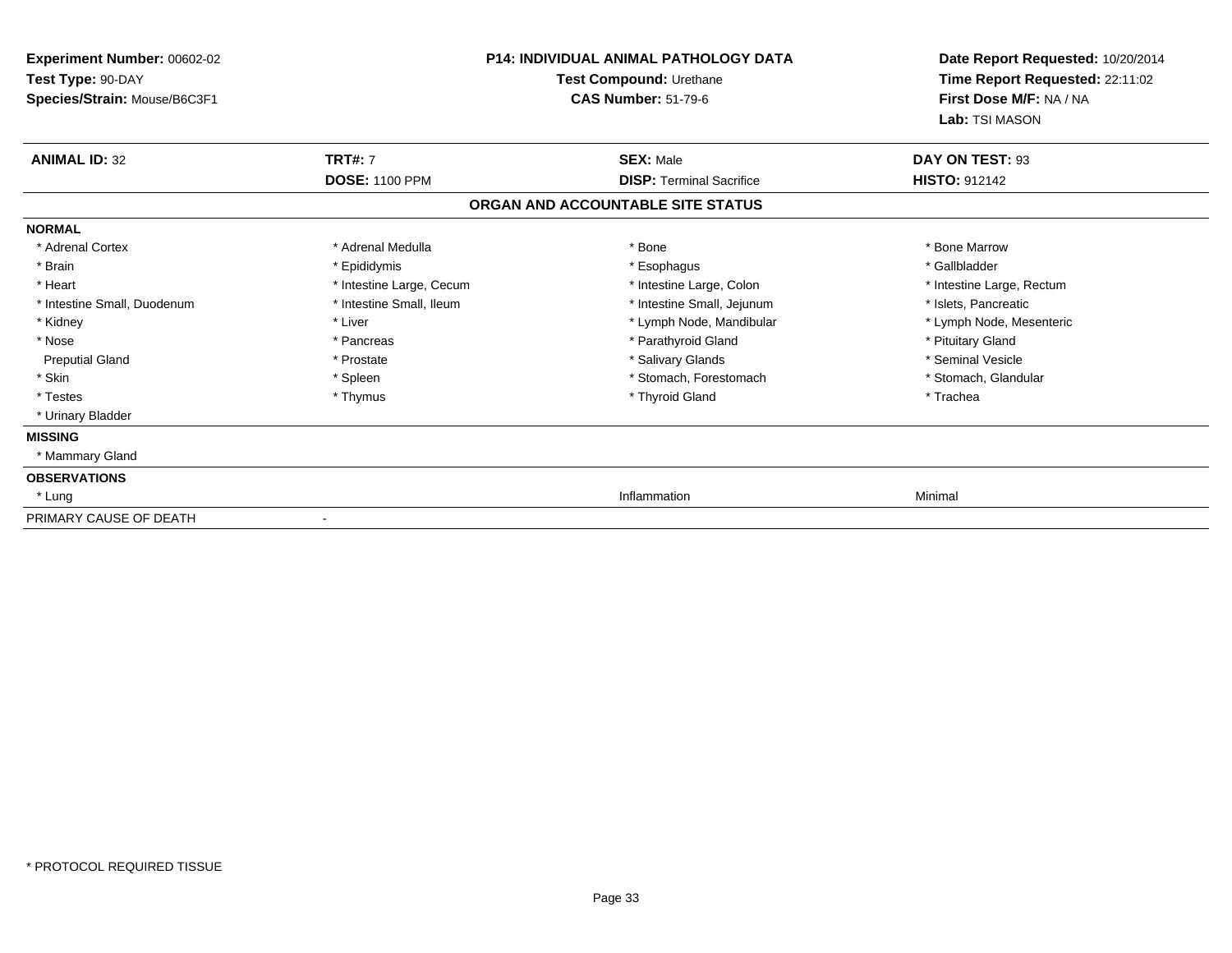**Experiment Number:** 00602-02
**Test Type:** 90-DAY
**Species/Strain:** Mouse/B6C3F1

**P14: INDIVIDUAL ANIMAL PATHOLOGY DATA**
**Test Compound:** Urethane
**CAS Number:** 51-79-6

**Date Report Requested:** 10/20/2014
**Time Report Requested:** 22:11:02
**First Dose M/F:** NA / NA
**Lab:** TSI MASON

| **ANIMAL ID:** 32 | **TRT#:** 7 | **SEX:** Male | **DAY ON TEST:** 93 |
|---|---|---|---|
| | **DOSE:** 1100 PPM | **DISP:** Terminal Sacrifice | **HISTO:** 912142 |

**ORGAN AND ACCOUNTABLE SITE STATUS**

**NORMAL**

| | | | |
|---|---|---|---|
| * Adrenal Cortex | * Adrenal Medulla | * Bone | * Bone Marrow |
| * Brain | * Epididymis | * Esophagus | * Gallbladder |
| * Heart | * Intestine Large, Cecum | * Intestine Large, Colon | * Intestine Large, Rectum |
| * Intestine Small, Duodenum | * Intestine Small, Ileum | * Intestine Small, Jejunum | * Islets, Pancreatic |
| * Kidney | * Liver | * Lymph Node, Mandibular | * Lymph Node, Mesenteric |
| * Nose | * Pancreas | * Parathyroid Gland | * Pituitary Gland |
| Preputial Gland | * Prostate | * Salivary Glands | * Seminal Vesicle |
| * Skin | * Spleen | * Stomach, Forestomach | * Stomach, Glandular |
| * Testes | * Thymus | * Thyroid Gland | * Trachea |
| * Urinary Bladder | | | |

**MISSING**

* Mammary Gland

**OBSERVATIONS**

| | | |
|---|---|---|
| * Lung | Inflammation | Minimal |

PRIMARY CAUSE OF DEATH -

* PROTOCOL REQUIRED TISSUE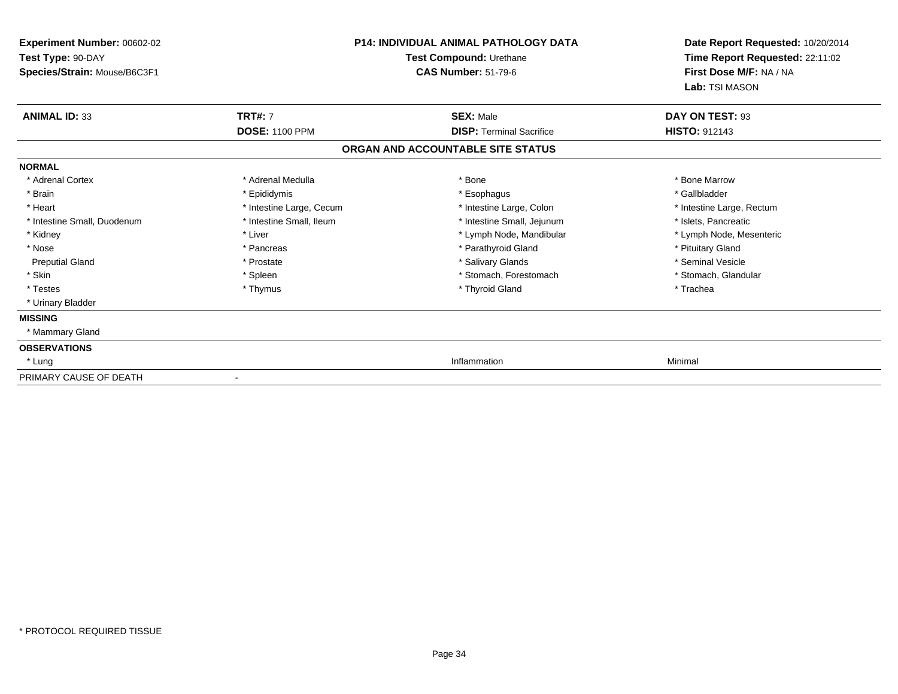**Experiment Number:** 00602-02
**Test Type:** 90-DAY
**Species/Strain:** Mouse/B6C3F1

**P14: INDIVIDUAL ANIMAL PATHOLOGY DATA**
**Test Compound:** Urethane
**CAS Number:** 51-79-6

**Date Report Requested:** 10/20/2014
**Time Report Requested:** 22:11:02
**First Dose M/F:** NA / NA
**Lab:** TSI MASON

| **ANIMAL ID:** 33 | **TRT#:** 7 | **SEX:** Male | **DAY ON TEST:** 93 |
|---|---|---|---|
| | **DOSE:** 1100 PPM | **DISP:** Terminal Sacrifice | **HISTO:** 912143 |

**ORGAN AND ACCOUNTABLE SITE STATUS**

**NORMAL**

| | | | |
|---|---|---|---|
| * Adrenal Cortex | * Adrenal Medulla | * Bone | * Bone Marrow |
| * Brain | * Epididymis | * Esophagus | * Gallbladder |
| * Heart | * Intestine Large, Cecum | * Intestine Large, Colon | * Intestine Large, Rectum |
| * Intestine Small, Duodenum | * Intestine Small, Ileum | * Intestine Small, Jejunum | * Islets, Pancreatic |
| * Kidney | * Liver | * Lymph Node, Mandibular | * Lymph Node, Mesenteric |
| * Nose | * Pancreas | * Parathyroid Gland | * Pituitary Gland |
| Preputial Gland | * Prostate | * Salivary Glands | * Seminal Vesicle |
| * Skin | * Spleen | * Stomach, Forestomach | * Stomach, Glandular |
| * Testes | * Thymus | * Thyroid Gland | * Trachea |
| * Urinary Bladder | | | |

**MISSING**

* Mammary Gland

**OBSERVATIONS**

| | | | |
|---|---|---|---|
| * Lung | | Inflammation | Minimal |

PRIMARY CAUSE OF DEATH -

\* PROTOCOL REQUIRED TISSUE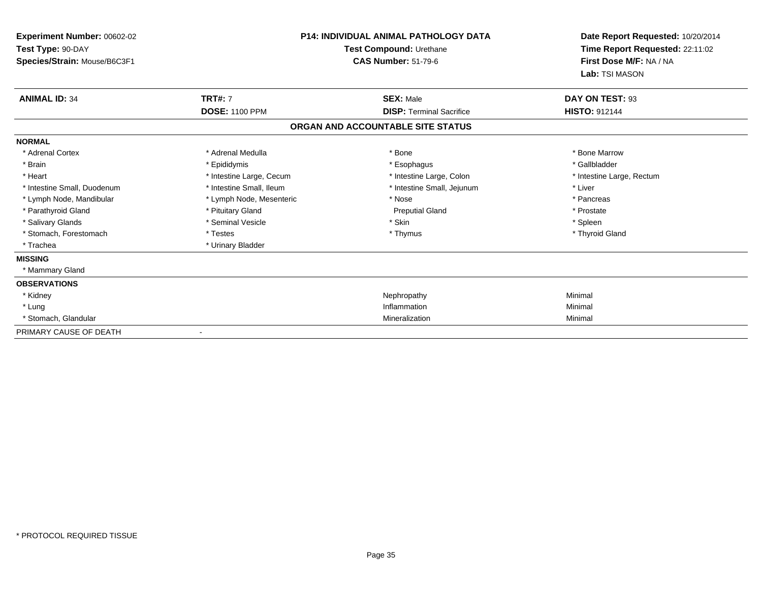**Experiment Number:** 00602-02
**Test Type:** 90-DAY
**Species/Strain:** Mouse/B6C3F1

**P14: INDIVIDUAL ANIMAL PATHOLOGY DATA**
**Test Compound:** Urethane
**CAS Number:** 51-79-6

**Date Report Requested:** 10/20/2014
**Time Report Requested:** 22:11:02
**First Dose M/F:** NA / NA
**Lab:** TSI MASON

| **ANIMAL ID:** 34 | **TRT#:** 7 | **SEX:** Male | **DAY ON TEST:** 93 |
|---|---|---|---|
| | **DOSE:** 1100 PPM | **DISP:** Terminal Sacrifice | **HISTO:** 912144 |

## ORGAN AND ACCOUNTABLE SITE STATUS

| | | | |
|---|---|---|---|
| **NORMAL** | | | |
| * Adrenal Cortex | * Adrenal Medulla | * Bone | * Bone Marrow |
| * Brain | * Epididymis | * Esophagus | * Gallbladder |
| * Heart | * Intestine Large, Cecum | * Intestine Large, Colon | * Intestine Large, Rectum |
| * Intestine Small, Duodenum | * Intestine Small, Ileum | * Intestine Small, Jejunum | * Liver |
| * Lymph Node, Mandibular | * Lymph Node, Mesenteric | * Nose | * Pancreas |
| * Parathyroid Gland | * Pituitary Gland | Preputial Gland | * Prostate |
| * Salivary Glands | * Seminal Vesicle | * Skin | * Spleen |
| * Stomach, Forestomach | * Testes | * Thymus | * Thyroid Gland |
| * Trachea | * Urinary Bladder | | |
| **MISSING** | | | |
| * Mammary Gland | | | |
| **OBSERVATIONS** | | | |
| * Kidney | | Nephropathy | Minimal |
| * Lung | | Inflammation | Minimal |
| * Stomach, Glandular | | Mineralization | Minimal |
| PRIMARY CAUSE OF DEATH | - | | |

\* PROTOCOL REQUIRED TISSUE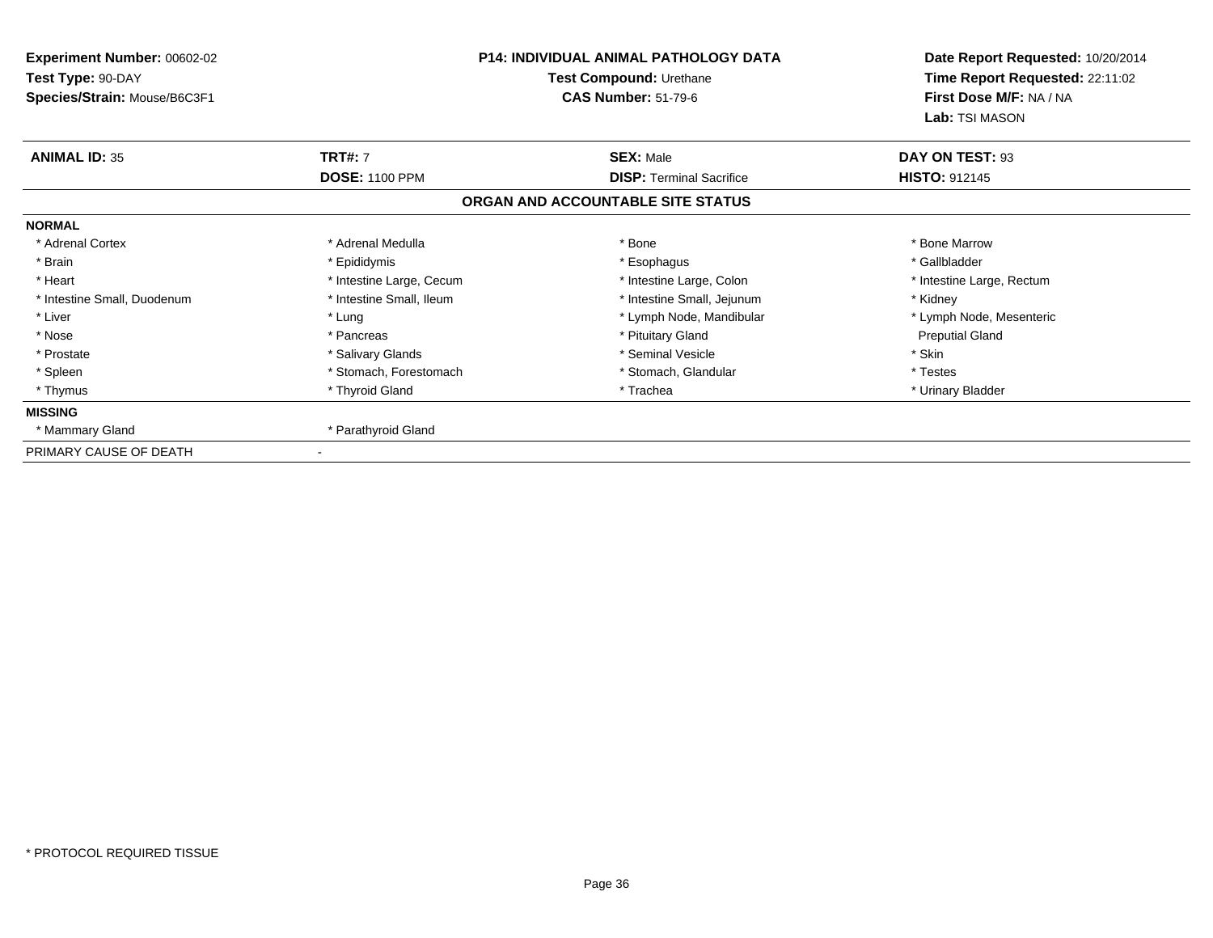**Experiment Number:** 00602-02
**Test Type:** 90-DAY
**Species/Strain:** Mouse/B6C3F1

**P14: INDIVIDUAL ANIMAL PATHOLOGY DATA**
**Test Compound:** Urethane
**CAS Number:** 51-79-6

**Date Report Requested:** 10/20/2014
**Time Report Requested:** 22:11:02
**First Dose M/F:** NA / NA
**Lab:** TSI MASON

| **ANIMAL ID:** 35 | **TRT#:** 7 | **SEX:** Male | **DAY ON TEST:** 93 |
|---|---|---|---|
| | **DOSE:** 1100 PPM | **DISP:** Terminal Sacrifice | **HISTO:** 912145 |

## ORGAN AND ACCOUNTABLE SITE STATUS

| **NORMAL** | | | |
|---|---|---|---|
| * Adrenal Cortex | * Adrenal Medulla | * Bone | * Bone Marrow |
| * Brain | * Epididymis | * Esophagus | * Gallbladder |
| * Heart | * Intestine Large, Cecum | * Intestine Large, Colon | * Intestine Large, Rectum |
| * Intestine Small, Duodenum | * Intestine Small, Ileum | * Intestine Small, Jejunum | * Kidney |
| * Liver | * Lung | * Lymph Node, Mandibular | * Lymph Node, Mesenteric |
| * Nose | * Pancreas | * Pituitary Gland | Preputial Gland |
| * Prostate | * Salivary Glands | * Seminal Vesicle | * Skin |
| * Spleen | * Stomach, Forestomach | * Stomach, Glandular | * Testes |
| * Thymus | * Thyroid Gland | * Trachea | * Urinary Bladder |
| **MISSING** | | | |
| * Mammary Gland | * Parathyroid Gland | | |
| PRIMARY CAUSE OF DEATH | - | | |

* PROTOCOL REQUIRED TISSUE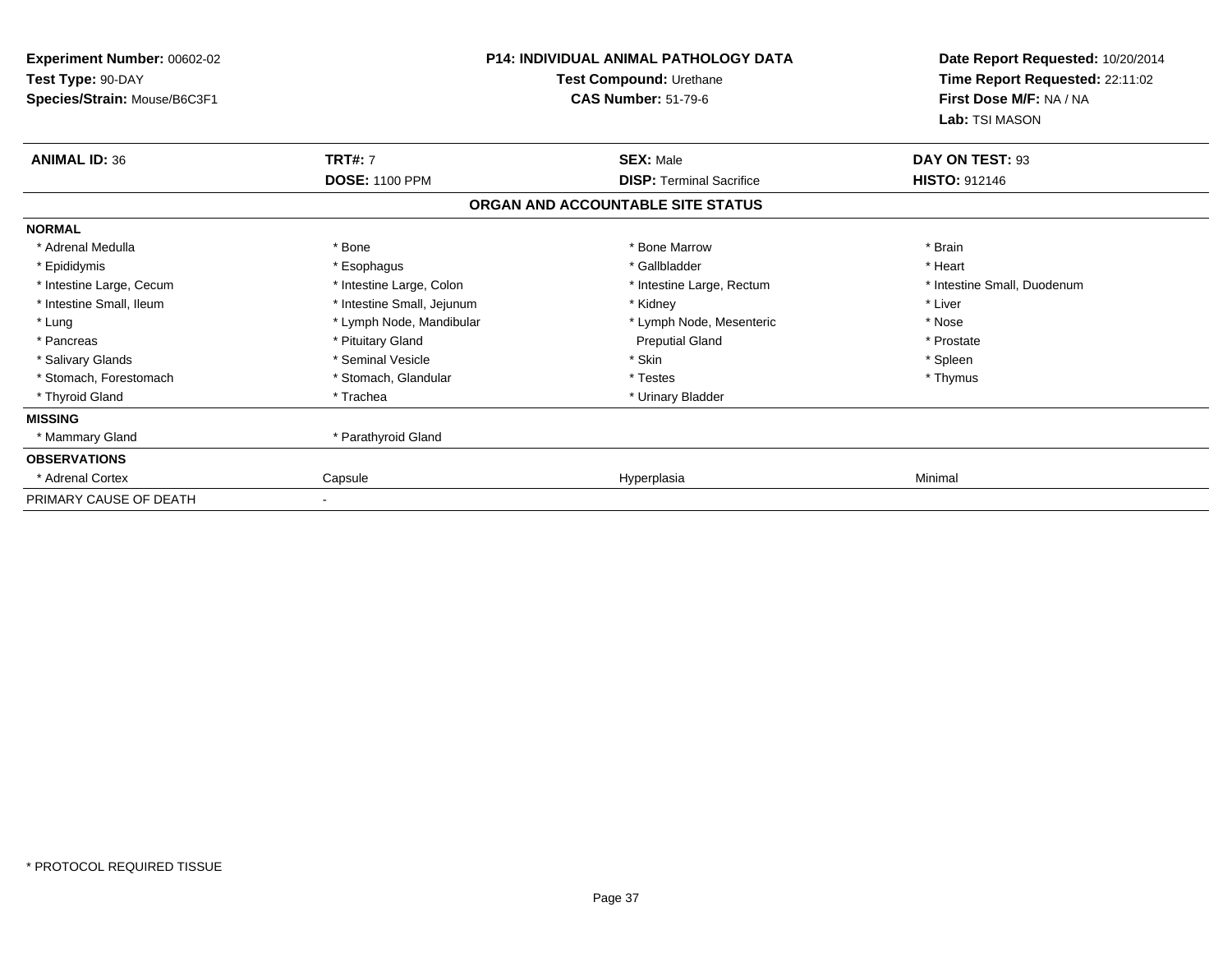**Experiment Number:** 00602-02
**Test Type:** 90-DAY
**Species/Strain:** Mouse/B6C3F1

**P14: INDIVIDUAL ANIMAL PATHOLOGY DATA**
**Test Compound:** Urethane
**CAS Number:** 51-79-6

**Date Report Requested:** 10/20/2014
**Time Report Requested:** 22:11:02
**First Dose M/F:** NA / NA
**Lab:** TSI MASON

| **ANIMAL ID:** 36 | **TRT#:** 7 | **SEX:** Male | **DAY ON TEST:** 93 |
|---|---|---|---|
| | **DOSE:** 1100 PPM | **DISP:** Terminal Sacrifice | **HISTO:** 912146 |

## ORGAN AND ACCOUNTABLE SITE STATUS

| | | | |
|---|---|---|---|
| **NORMAL** | | | |
| * Adrenal Medulla | * Bone | * Bone Marrow | * Brain |
| * Epididymis | * Esophagus | * Gallbladder | * Heart |
| * Intestine Large, Cecum | * Intestine Large, Colon | * Intestine Large, Rectum | * Intestine Small, Duodenum |
| * Intestine Small, Ileum | * Intestine Small, Jejunum | * Kidney | * Liver |
| * Lung | * Lymph Node, Mandibular | * Lymph Node, Mesenteric | * Nose |
| * Pancreas | * Pituitary Gland | Preputial Gland | * Prostate |
| * Salivary Glands | * Seminal Vesicle | * Skin | * Spleen |
| * Stomach, Forestomach | * Stomach, Glandular | * Testes | * Thymus |
| * Thyroid Gland | * Trachea | * Urinary Bladder | |
| **MISSING** | | | |
| * Mammary Gland | * Parathyroid Gland | | |
| **OBSERVATIONS** | | | |
| * Adrenal Cortex | Capsule | Hyperplasia | Minimal |
| PRIMARY CAUSE OF DEATH | - | | |

* PROTOCOL REQUIRED TISSUE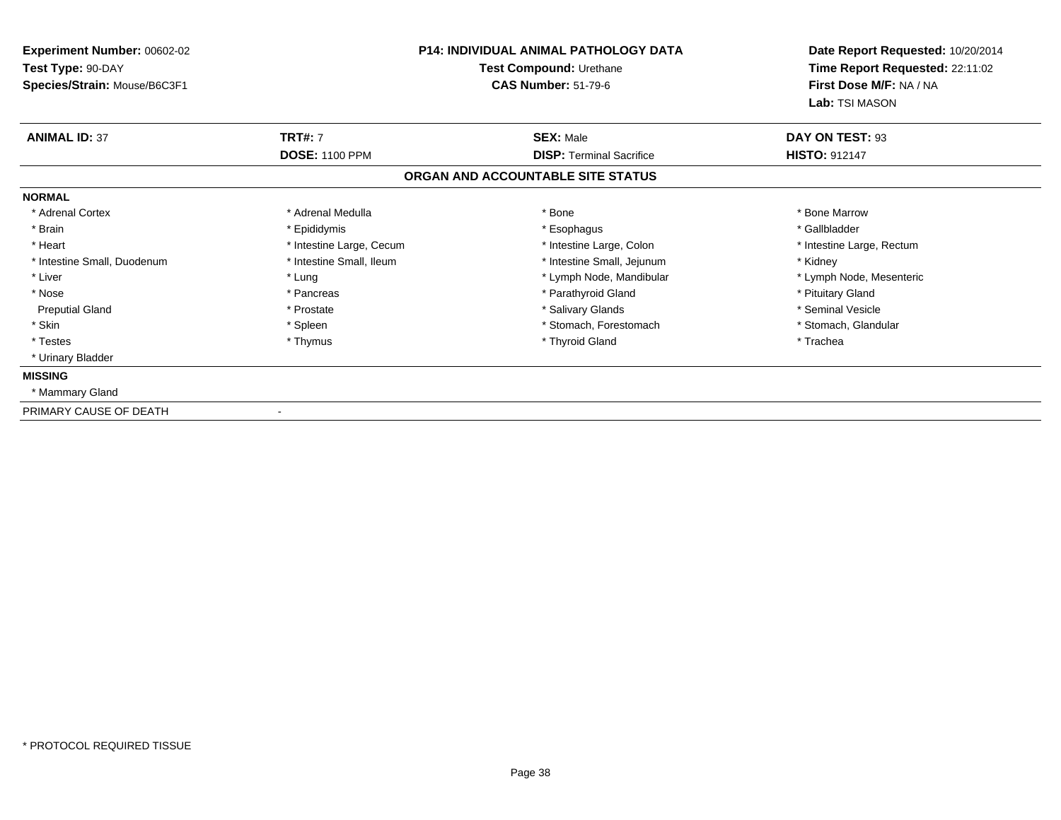**Experiment Number:** 00602-02
**Test Type:** 90-DAY
**Species/Strain:** Mouse/B6C3F1

**P14: INDIVIDUAL ANIMAL PATHOLOGY DATA**
**Test Compound:** Urethane
**CAS Number:** 51-79-6

**Date Report Requested:** 10/20/2014
**Time Report Requested:** 22:11:02
**First Dose M/F:** NA / NA
**Lab:** TSI MASON

| **ANIMAL ID:** 37 | **TRT#:** 7 | **SEX:** Male | **DAY ON TEST:** 93 |
|---|---|---|---|
| | **DOSE:** 1100 PPM | **DISP:** Terminal Sacrifice | **HISTO:** 912147 |

## ORGAN AND ACCOUNTABLE SITE STATUS

**NORMAL**

| | | | |
|---|---|---|---|
| * Adrenal Cortex | * Adrenal Medulla | * Bone | * Bone Marrow |
| * Brain | * Epididymis | * Esophagus | * Gallbladder |
| * Heart | * Intestine Large, Cecum | * Intestine Large, Colon | * Intestine Large, Rectum |
| * Intestine Small, Duodenum | * Intestine Small, Ileum | * Intestine Small, Jejunum | * Kidney |
| * Liver | * Lung | * Lymph Node, Mandibular | * Lymph Node, Mesenteric |
| * Nose | * Pancreas | * Parathyroid Gland | * Pituitary Gland |
| Preputial Gland | * Prostate | * Salivary Glands | * Seminal Vesicle |
| * Skin | * Spleen | * Stomach, Forestomach | * Stomach, Glandular |
| * Testes | * Thymus | * Thyroid Gland | * Trachea |
| * Urinary Bladder | | | |

**MISSING**

* Mammary Gland

PRIMARY CAUSE OF DEATH -

* PROTOCOL REQUIRED TISSUE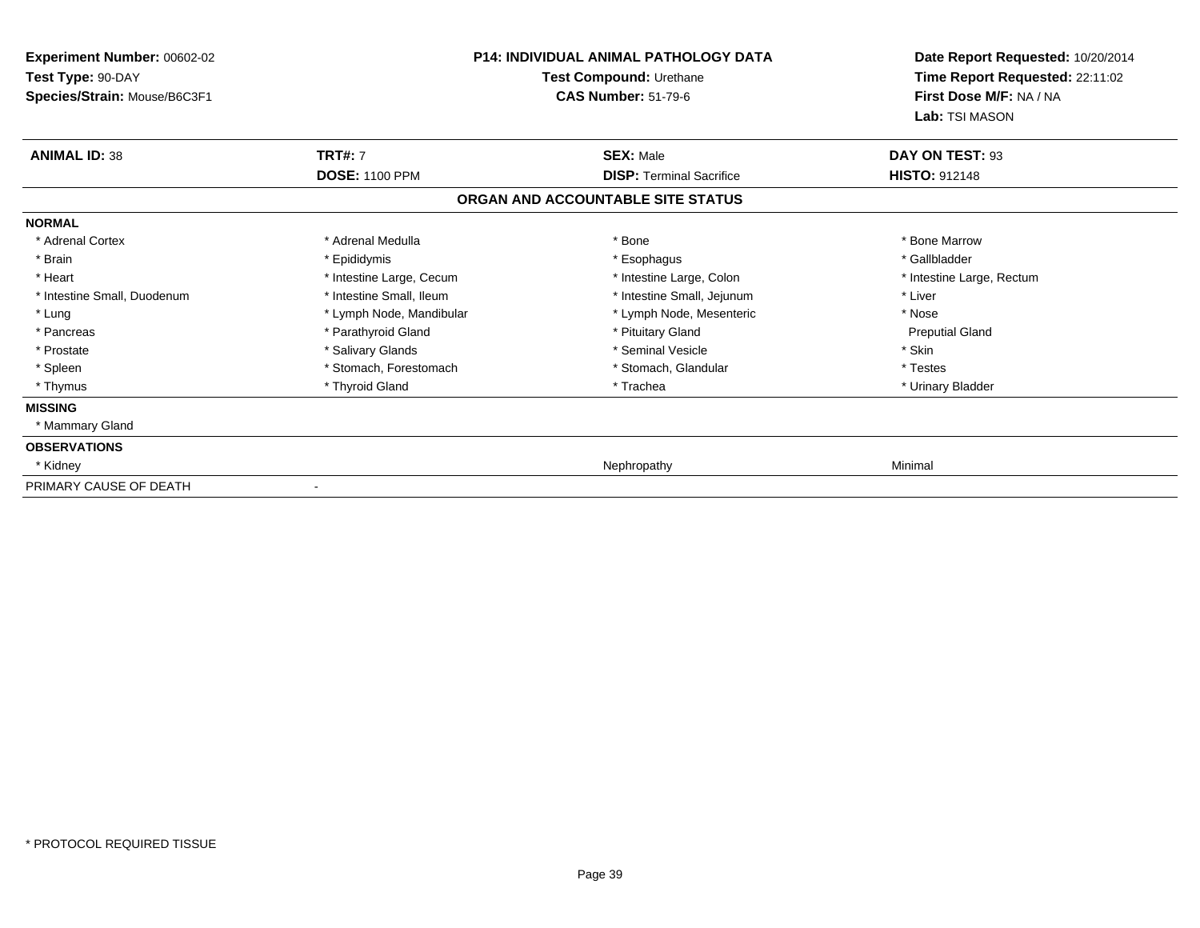**Experiment Number:** 00602-02
**Test Type:** 90-DAY
**Species/Strain:** Mouse/B6C3F1

**P14: INDIVIDUAL ANIMAL PATHOLOGY DATA**
**Test Compound:** Urethane
**CAS Number:** 51-79-6

**Date Report Requested:** 10/20/2014
**Time Report Requested:** 22:11:02
**First Dose M/F:** NA / NA
**Lab:** TSI MASON

| **ANIMAL ID:** 38 | **TRT#:** 7 | **SEX:** Male | **DAY ON TEST:** 93 |
|---|---|---|---|
| | **DOSE:** 1100 PPM | **DISP:** Terminal Sacrifice | **HISTO:** 912148 |

**ORGAN AND ACCOUNTABLE SITE STATUS**

**NORMAL**

| | | | |
|---|---|---|---|
| * Adrenal Cortex | * Adrenal Medulla | * Bone | * Bone Marrow |
| * Brain | * Epididymis | * Esophagus | * Gallbladder |
| * Heart | * Intestine Large, Cecum | * Intestine Large, Colon | * Intestine Large, Rectum |
| * Intestine Small, Duodenum | * Intestine Small, Ileum | * Intestine Small, Jejunum | * Liver |
| * Lung | * Lymph Node, Mandibular | * Lymph Node, Mesenteric | * Nose |
| * Pancreas | * Parathyroid Gland | * Pituitary Gland | Preputial Gland |
| * Prostate | * Salivary Glands | * Seminal Vesicle | * Skin |
| * Spleen | * Stomach, Forestomach | * Stomach, Glandular | * Testes |
| * Thymus | * Thyroid Gland | * Trachea | * Urinary Bladder |

**MISSING**

* Mammary Gland

**OBSERVATIONS**

| | | |
|---|---|---|
| * Kidney | Nephropathy | Minimal |

PRIMARY CAUSE OF DEATH -

* PROTOCOL REQUIRED TISSUE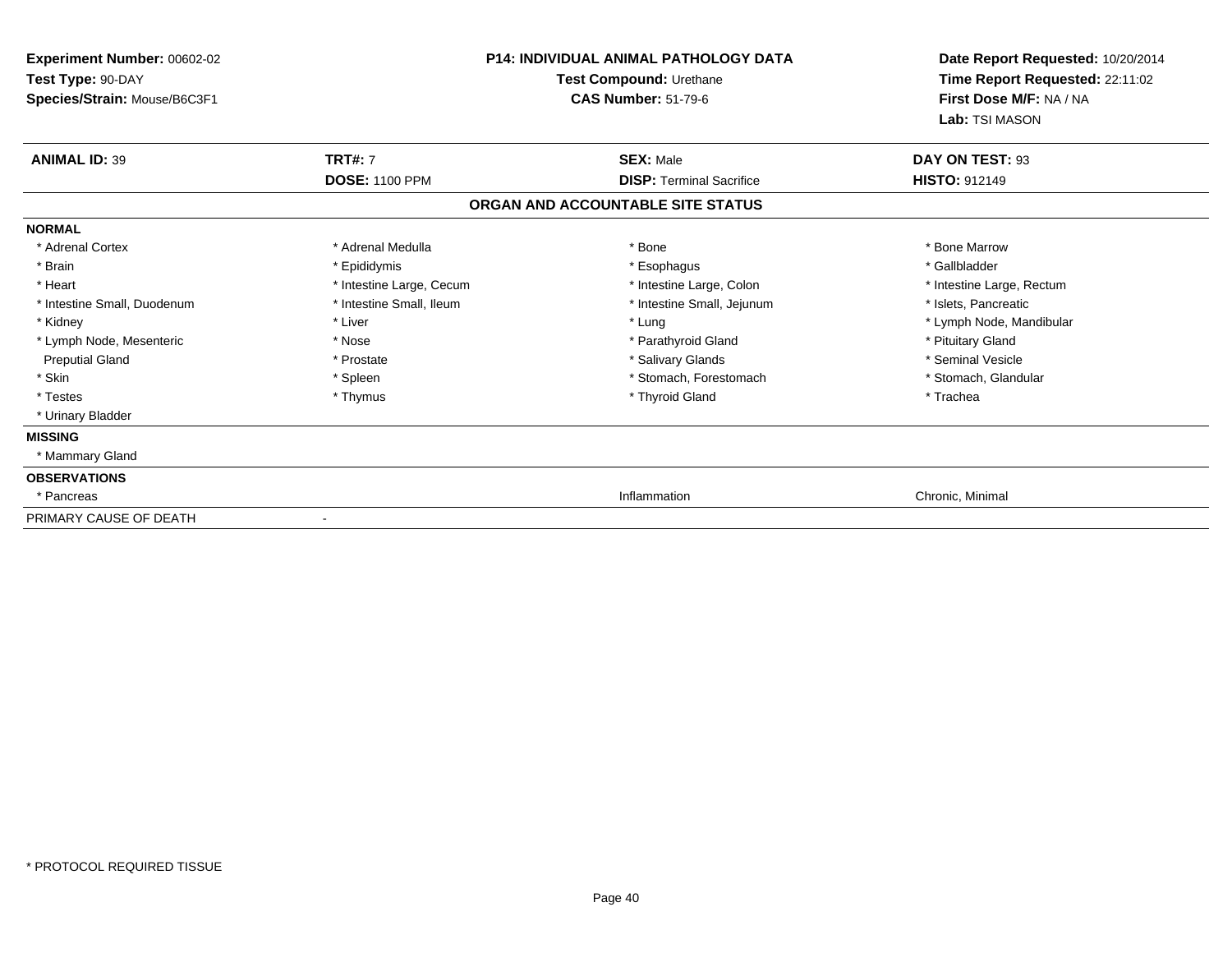**Experiment Number:** 00602-02
**Test Type:** 90-DAY
**Species/Strain:** Mouse/B6C3F1

**P14: INDIVIDUAL ANIMAL PATHOLOGY DATA**
**Test Compound:** Urethane
**CAS Number:** 51-79-6

**Date Report Requested:** 10/20/2014
**Time Report Requested:** 22:11:02
**First Dose M/F:** NA / NA
**Lab:** TSI MASON

| **ANIMAL ID:** 39 | **TRT#:** 7 | **SEX:** Male | **DAY ON TEST:** 93 |
|---|---|---|---|
| | **DOSE:** 1100 PPM | **DISP:** Terminal Sacrifice | **HISTO:** 912149 |

**ORGAN AND ACCOUNTABLE SITE STATUS**

**NORMAL**

| | | | |
|---|---|---|---|
| * Adrenal Cortex | * Adrenal Medulla | * Bone | * Bone Marrow |
| * Brain | * Epididymis | * Esophagus | * Gallbladder |
| * Heart | * Intestine Large, Cecum | * Intestine Large, Colon | * Intestine Large, Rectum |
| * Intestine Small, Duodenum | * Intestine Small, Ileum | * Intestine Small, Jejunum | * Islets, Pancreatic |
| * Kidney | * Liver | * Lung | * Lymph Node, Mandibular |
| * Lymph Node, Mesenteric | * Nose | * Parathyroid Gland | * Pituitary Gland |
| Preputial Gland | * Prostate | * Salivary Glands | * Seminal Vesicle |
| * Skin | * Spleen | * Stomach, Forestomach | * Stomach, Glandular |
| * Testes | * Thymus | * Thyroid Gland | * Trachea |
| * Urinary Bladder | | | |

**MISSING**

* Mammary Gland

**OBSERVATIONS**

| | | |
|---|---|---|
| * Pancreas | Inflammation | Chronic, Minimal |

PRIMARY CAUSE OF DEATH -

* PROTOCOL REQUIRED TISSUE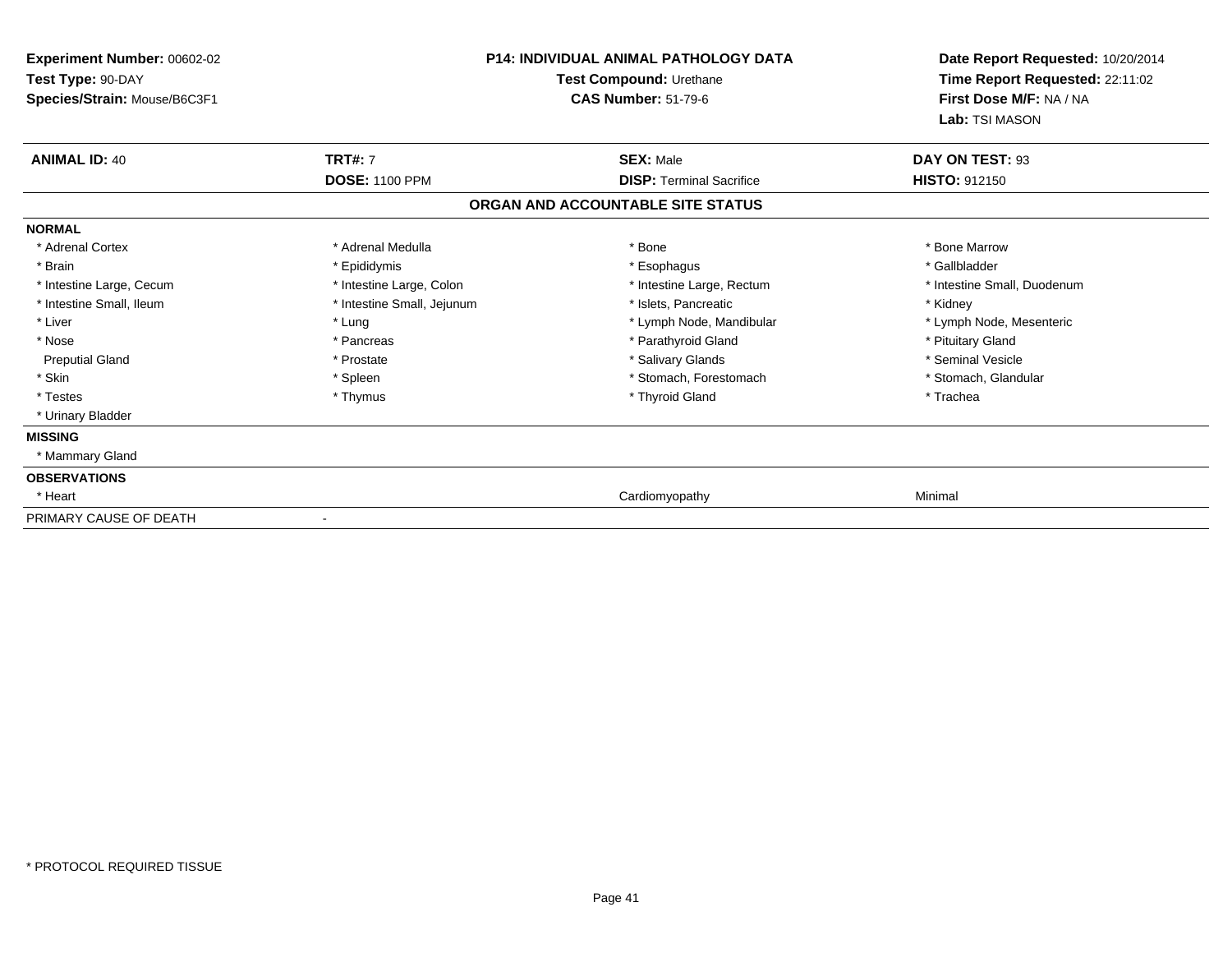**Experiment Number:** 00602-02
**Test Type:** 90-DAY
**Species/Strain:** Mouse/B6C3F1

**P14: INDIVIDUAL ANIMAL PATHOLOGY DATA**
**Test Compound:** Urethane
**CAS Number:** 51-79-6

**Date Report Requested:** 10/20/2014
**Time Report Requested:** 22:11:02
**First Dose M/F:** NA / NA
**Lab:** TSI MASON

| **ANIMAL ID:** 40 | **TRT#:** 7 | **SEX:** Male | **DAY ON TEST:** 93 |
|---|---|---|---|
| | **DOSE:** 1100 PPM | **DISP:** Terminal Sacrifice | **HISTO:** 912150 |

**ORGAN AND ACCOUNTABLE SITE STATUS**

**NORMAL**

| | | | |
|---|---|---|---|
| * Adrenal Cortex | * Adrenal Medulla | * Bone | * Bone Marrow |
| * Brain | * Epididymis | * Esophagus | * Gallbladder |
| * Intestine Large, Cecum | * Intestine Large, Colon | * Intestine Large, Rectum | * Intestine Small, Duodenum |
| * Intestine Small, Ileum | * Intestine Small, Jejunum | * Islets, Pancreatic | * Kidney |
| * Liver | * Lung | * Lymph Node, Mandibular | * Lymph Node, Mesenteric |
| * Nose | * Pancreas | * Parathyroid Gland | * Pituitary Gland |
| Preputial Gland | * Prostate | * Salivary Glands | * Seminal Vesicle |
| * Skin | * Spleen | * Stomach, Forestomach | * Stomach, Glandular |
| * Testes | * Thymus | * Thyroid Gland | * Trachea |
| * Urinary Bladder | | | |

**MISSING**

* Mammary Gland

**OBSERVATIONS**

| | | | |
|---|---|---|---|
| * Heart | | Cardiomyopathy | Minimal |

PRIMARY CAUSE OF DEATH -

* PROTOCOL REQUIRED TISSUE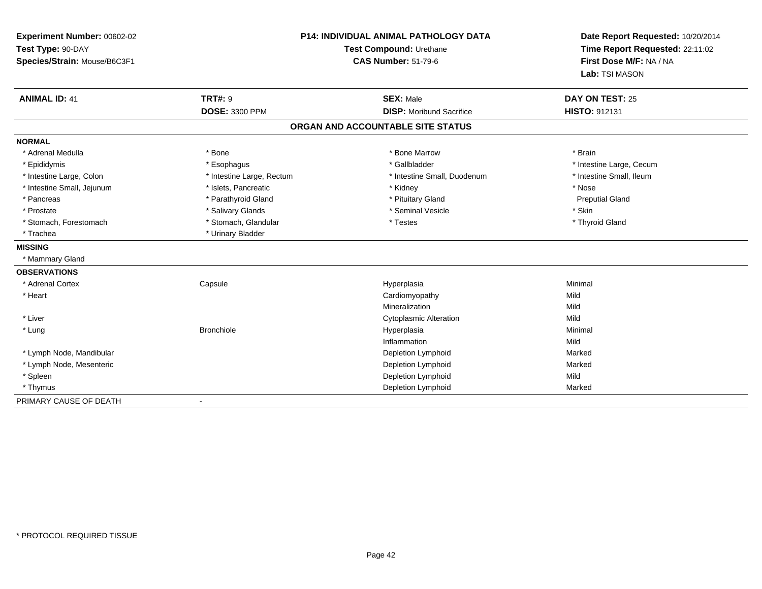**Experiment Number:** 00602-02
**Test Type:** 90-DAY
**Species/Strain:** Mouse/B6C3F1

**P14: INDIVIDUAL ANIMAL PATHOLOGY DATA**
**Test Compound:** Urethane
**CAS Number:** 51-79-6

**Date Report Requested:** 10/20/2014
**Time Report Requested:** 22:11:02
**First Dose M/F:** NA / NA
**Lab:** TSI MASON

| **ANIMAL ID:** 41 | **TRT#:** 9 | **SEX:** Male | **DAY ON TEST:** 25 |
|---|---|---|---|
| | **DOSE:** 3300 PPM | **DISP:** Moribund Sacrifice | **HISTO:** 912131 |

**ORGAN AND ACCOUNTABLE SITE STATUS**

**NORMAL**

| | | | |
|---|---|---|---|
| * Adrenal Medulla | * Bone | * Bone Marrow | * Brain |
| * Epididymis | * Esophagus | * Gallbladder | * Intestine Large, Cecum |
| * Intestine Large, Colon | * Intestine Large, Rectum | * Intestine Small, Duodenum | * Intestine Small, Ileum |
| * Intestine Small, Jejunum | * Islets, Pancreatic | * Kidney | * Nose |
| * Pancreas | * Parathyroid Gland | * Pituitary Gland | Preputial Gland |
| * Prostate | * Salivary Glands | * Seminal Vesicle | * Skin |
| * Stomach, Forestomach | * Stomach, Glandular | * Testes | * Thyroid Gland |
| * Trachea | * Urinary Bladder | | |

**MISSING**

* Mammary Gland

**OBSERVATIONS**

| | | | |
|---|---|---|---|
| * Adrenal Cortex | Capsule | Hyperplasia | Minimal |
| * Heart | | Cardiomyopathy | Mild |
| | | Mineralization | Mild |
| * Liver | | Cytoplasmic Alteration | Mild |
| * Lung | Bronchiole | Hyperplasia | Minimal |
| | | Inflammation | Mild |
| * Lymph Node, Mandibular | | Depletion Lymphoid | Marked |
| * Lymph Node, Mesenteric | | Depletion Lymphoid | Marked |
| * Spleen | | Depletion Lymphoid | Mild |
| * Thymus | | Depletion Lymphoid | Marked |

PRIMARY CAUSE OF DEATH -

* PROTOCOL REQUIRED TISSUE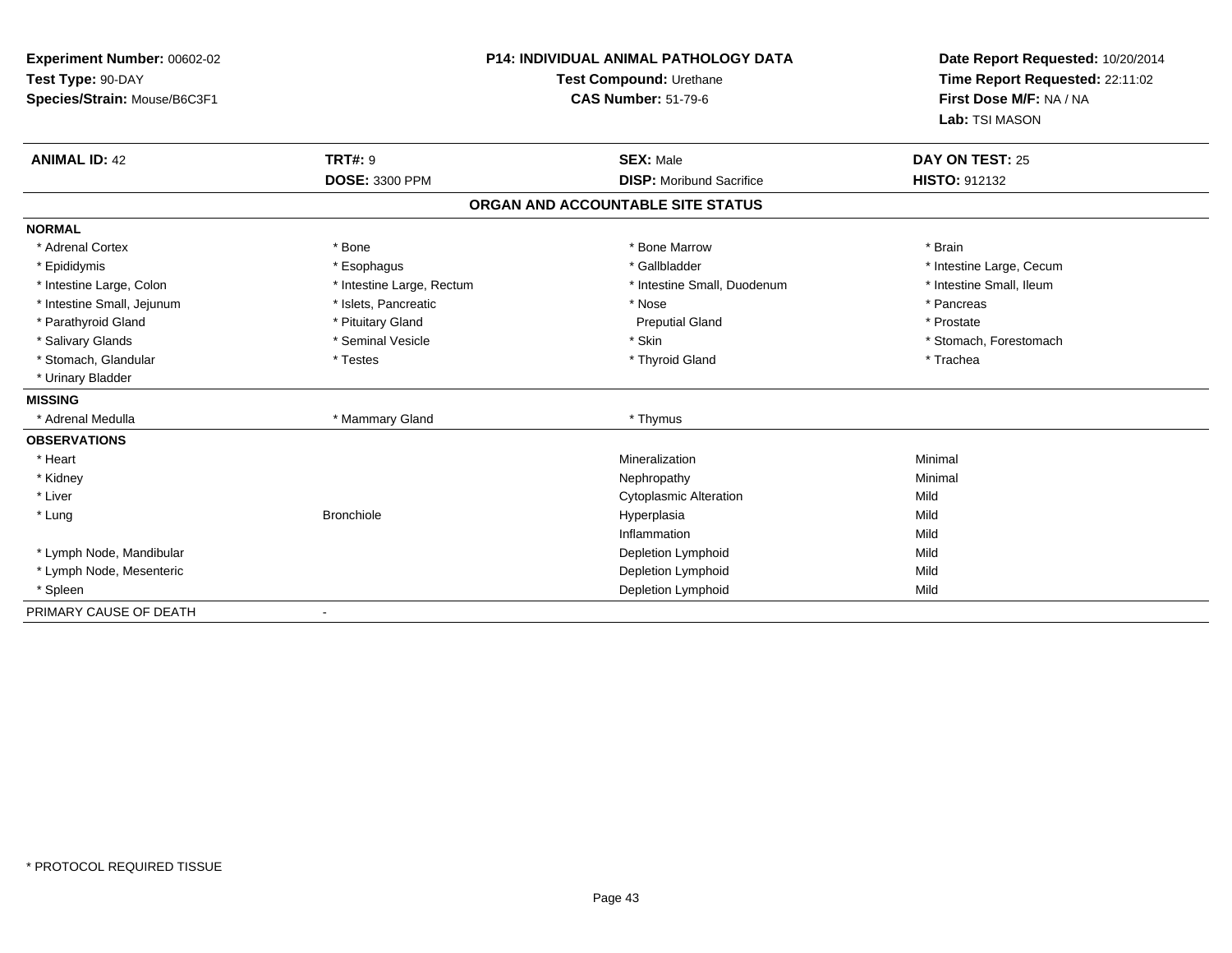**Experiment Number:** 00602-02
**Test Type:** 90-DAY
**Species/Strain:** Mouse/B6C3F1

**P14: INDIVIDUAL ANIMAL PATHOLOGY DATA**
**Test Compound:** Urethane
**CAS Number:** 51-79-6

**Date Report Requested:** 10/20/2014
**Time Report Requested:** 22:11:02
**First Dose M/F:** NA / NA
**Lab:** TSI MASON

| **ANIMAL ID:** 42 | **TRT#:** 9 | **SEX:** Male | **DAY ON TEST:** 25 |
|---|---|---|---|
| | **DOSE:** 3300 PPM | **DISP:** Moribund Sacrifice | **HISTO:** 912132 |

## ORGAN AND ACCOUNTABLE SITE STATUS

**NORMAL**

| | | | |
|---|---|---|---|
| * Adrenal Cortex | * Bone | * Bone Marrow | * Brain |
| * Epididymis | * Esophagus | * Gallbladder | * Intestine Large, Cecum |
| * Intestine Large, Colon | * Intestine Large, Rectum | * Intestine Small, Duodenum | * Intestine Small, Ileum |
| * Intestine Small, Jejunum | * Islets, Pancreatic | * Nose | * Pancreas |
| * Parathyroid Gland | * Pituitary Gland | Preputial Gland | * Prostate |
| * Salivary Glands | * Seminal Vesicle | * Skin | * Stomach, Forestomach |
| * Stomach, Glandular | * Testes | * Thyroid Gland | * Trachea |
| * Urinary Bladder | | | |

**MISSING**

| | | |
|---|---|---|
| * Adrenal Medulla | * Mammary Gland | * Thymus |

**OBSERVATIONS**

| Organ | Site | Observation | Severity |
|---|---|---|---|
| * Heart | | Mineralization | Minimal |
| * Kidney | | Nephropathy | Minimal |
| * Liver | | Cytoplasmic Alteration | Mild |
| * Lung | Bronchiole | Hyperplasia | Mild |
| | | Inflammation | Mild |
| * Lymph Node, Mandibular | | Depletion Lymphoid | Mild |
| * Lymph Node, Mesenteric | | Depletion Lymphoid | Mild |
| * Spleen | | Depletion Lymphoid | Mild |

PRIMARY CAUSE OF DEATH -

* PROTOCOL REQUIRED TISSUE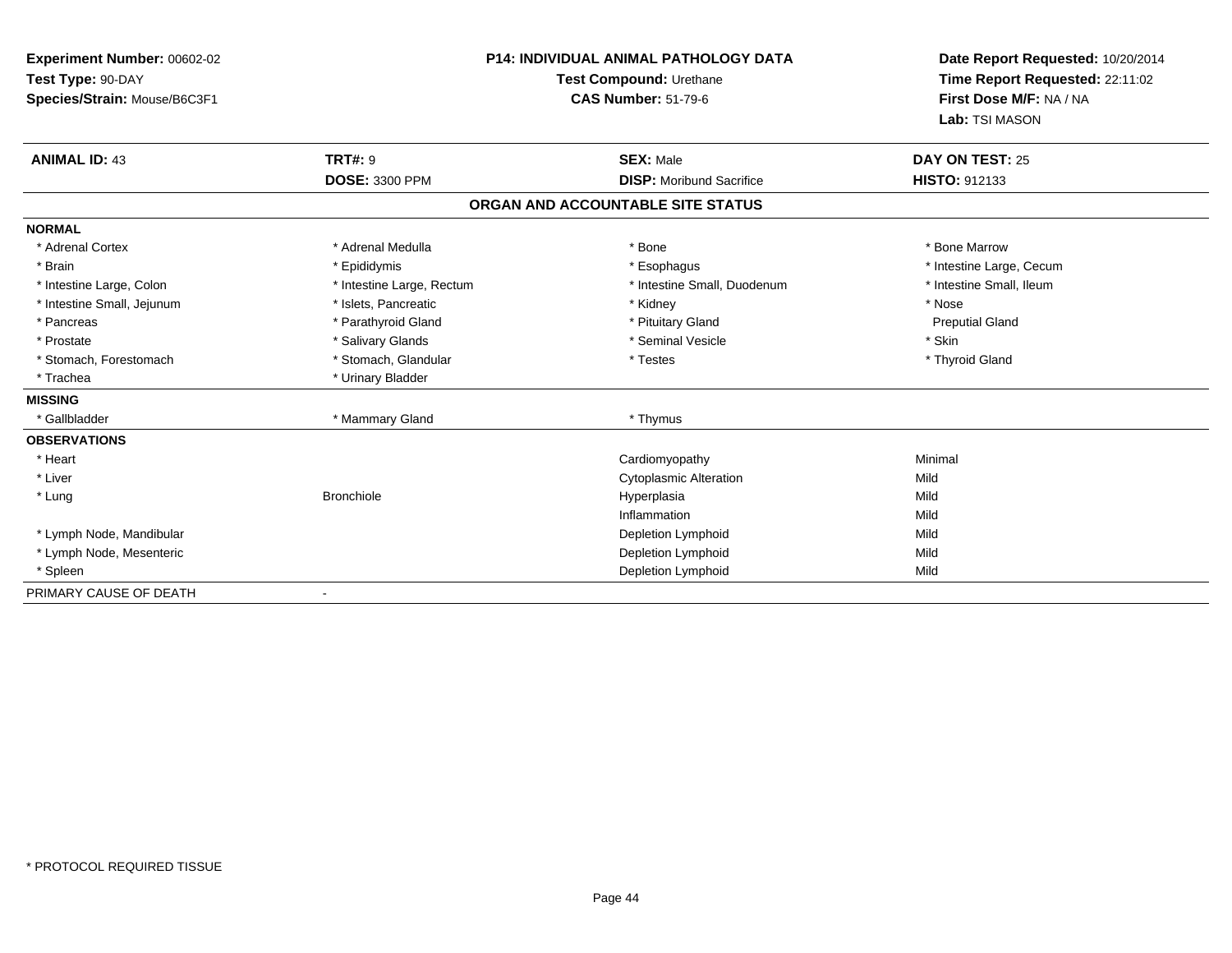**Experiment Number:** 00602-02
**Test Type:** 90-DAY
**Species/Strain:** Mouse/B6C3F1

**P14: INDIVIDUAL ANIMAL PATHOLOGY DATA**
**Test Compound:** Urethane
**CAS Number:** 51-79-6

**Date Report Requested:** 10/20/2014
**Time Report Requested:** 22:11:02
**First Dose M/F:** NA / NA
**Lab:** TSI MASON

| **ANIMAL ID:** 43 | **TRT#:** 9 | **SEX:** Male | **DAY ON TEST:** 25 |
|---|---|---|---|
| | **DOSE:** 3300 PPM | **DISP:** Moribund Sacrifice | **HISTO:** 912133 |

## ORGAN AND ACCOUNTABLE SITE STATUS

**NORMAL**

| | | | |
|---|---|---|---|
| * Adrenal Cortex | * Adrenal Medulla | * Bone | * Bone Marrow |
| * Brain | * Epididymis | * Esophagus | * Intestine Large, Cecum |
| * Intestine Large, Colon | * Intestine Large, Rectum | * Intestine Small, Duodenum | * Intestine Small, Ileum |
| * Intestine Small, Jejunum | * Islets, Pancreatic | * Kidney | * Nose |
| * Pancreas | * Parathyroid Gland | * Pituitary Gland | Preputial Gland |
| * Prostate | * Salivary Glands | * Seminal Vesicle | * Skin |
| * Stomach, Forestomach | * Stomach, Glandular | * Testes | * Thyroid Gland |
| * Trachea | * Urinary Bladder | | |

**MISSING**

| | | |
|---|---|---|
| * Gallbladder | * Mammary Gland | * Thymus |

**OBSERVATIONS**

| | | | |
|---|---|---|---|
| * Heart | | Cardiomyopathy | Minimal |
| * Liver | | Cytoplasmic Alteration | Mild |
| * Lung | Bronchiole | Hyperplasia | Mild |
| | | Inflammation | Mild |
| * Lymph Node, Mandibular | | Depletion Lymphoid | Mild |
| * Lymph Node, Mesenteric | | Depletion Lymphoid | Mild |
| * Spleen | | Depletion Lymphoid | Mild |

PRIMARY CAUSE OF DEATH -

* PROTOCOL REQUIRED TISSUE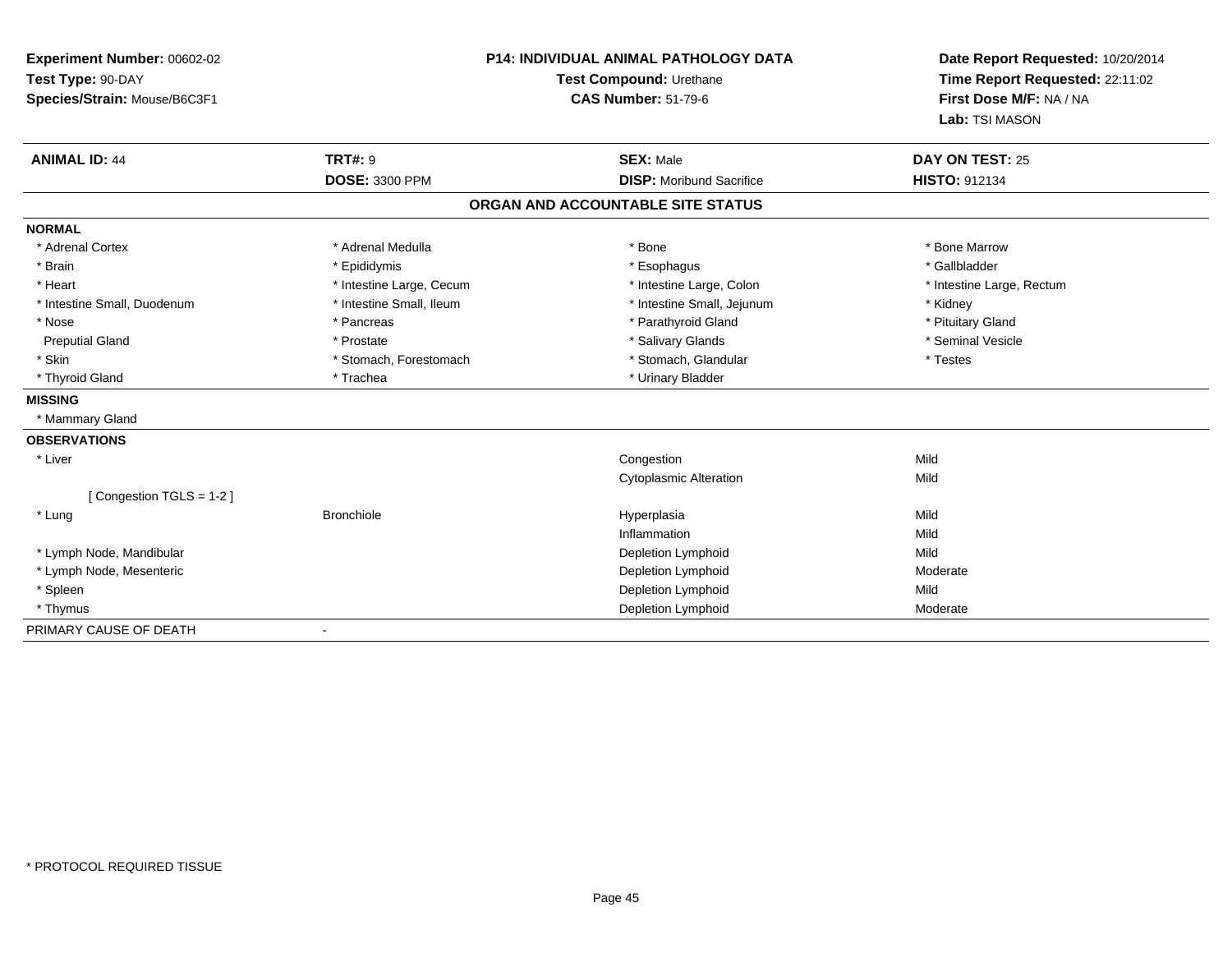**Experiment Number:** 00602-02
**Test Type:** 90-DAY
**Species/Strain:** Mouse/B6C3F1

**P14: INDIVIDUAL ANIMAL PATHOLOGY DATA**
**Test Compound:** Urethane
**CAS Number:** 51-79-6

**Date Report Requested:** 10/20/2014
**Time Report Requested:** 22:11:02
**First Dose M/F:** NA / NA
**Lab:** TSI MASON

| **ANIMAL ID:** 44 | **TRT#:** 9 | **SEX:** Male | **DAY ON TEST:** 25 |
|---|---|---|---|
| | **DOSE:** 3300 PPM | **DISP:** Moribund Sacrifice | **HISTO:** 912134 |

## ORGAN AND ACCOUNTABLE SITE STATUS

**NORMAL**

| | | | |
|---|---|---|---|
| * Adrenal Cortex | * Adrenal Medulla | * Bone | * Bone Marrow |
| * Brain | * Epididymis | * Esophagus | * Gallbladder |
| * Heart | * Intestine Large, Cecum | * Intestine Large, Colon | * Intestine Large, Rectum |
| * Intestine Small, Duodenum | * Intestine Small, Ileum | * Intestine Small, Jejunum | * Kidney |
| * Nose | * Pancreas | * Parathyroid Gland | * Pituitary Gland |
| Preputial Gland | * Prostate | * Salivary Glands | * Seminal Vesicle |
| * Skin | * Stomach, Forestomach | * Stomach, Glandular | * Testes |
| * Thyroid Gland | * Trachea | * Urinary Bladder | |

**MISSING**

* Mammary Gland

**OBSERVATIONS**

| | | | |
|---|---|---|---|
| * Liver | | Congestion | Mild |
| | | Cytoplasmic Alteration | Mild |
| [ Congestion TGLS = 1-2 ] | | | |
| * Lung | Bronchiole | Hyperplasia | Mild |
| | | Inflammation | Mild |
| * Lymph Node, Mandibular | | Depletion Lymphoid | Mild |
| * Lymph Node, Mesenteric | | Depletion Lymphoid | Moderate |
| * Spleen | | Depletion Lymphoid | Mild |
| * Thymus | | Depletion Lymphoid | Moderate |

PRIMARY CAUSE OF DEATH -

* PROTOCOL REQUIRED TISSUE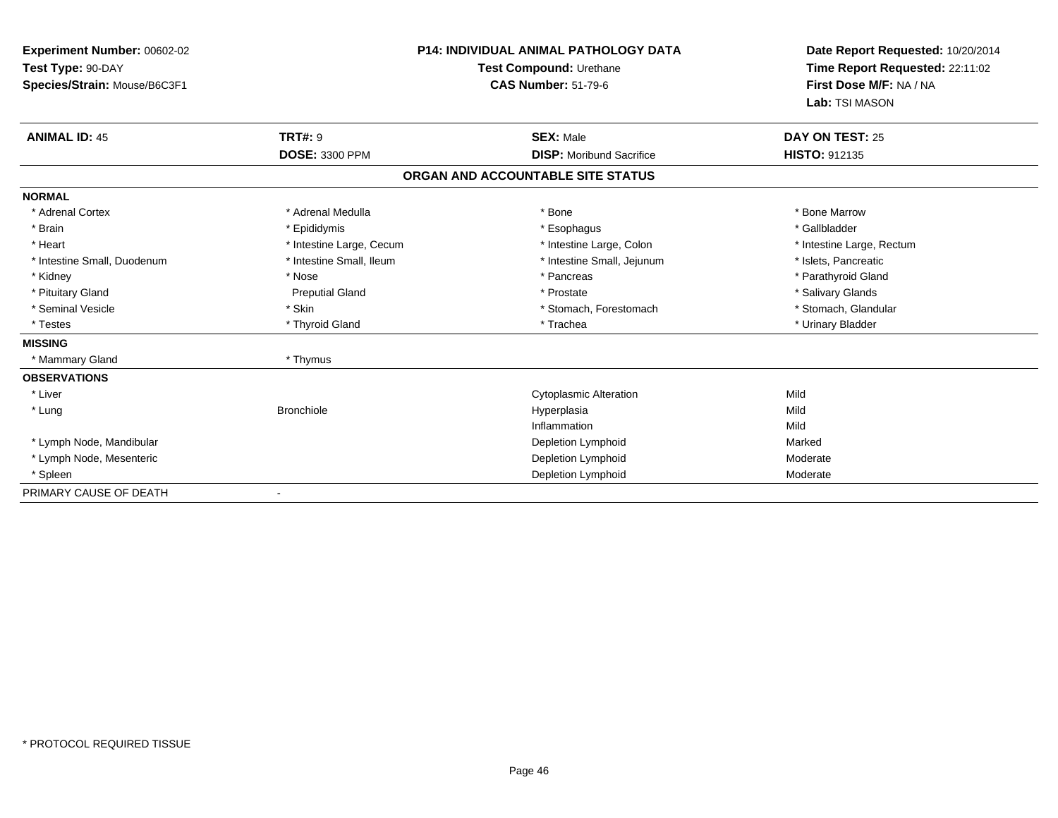**Experiment Number:** 00602-02
**Test Type:** 90-DAY
**Species/Strain:** Mouse/B6C3F1

**P14: INDIVIDUAL ANIMAL PATHOLOGY DATA**
**Test Compound:** Urethane
**CAS Number:** 51-79-6

**Date Report Requested:** 10/20/2014
**Time Report Requested:** 22:11:02
**First Dose M/F:** NA / NA
**Lab:** TSI MASON

| **ANIMAL ID:** 45 | **TRT#:** 9 | **SEX:** Male | **DAY ON TEST:** 25 |
|---|---|---|---|
| | **DOSE:** 3300 PPM | **DISP:** Moribund Sacrifice | **HISTO:** 912135 |

## ORGAN AND ACCOUNTABLE SITE STATUS

| | | | |
|---|---|---|---|
| **NORMAL** | | | |
| * Adrenal Cortex | * Adrenal Medulla | * Bone | * Bone Marrow |
| * Brain | * Epididymis | * Esophagus | * Gallbladder |
| * Heart | * Intestine Large, Cecum | * Intestine Large, Colon | * Intestine Large, Rectum |
| * Intestine Small, Duodenum | * Intestine Small, Ileum | * Intestine Small, Jejunum | * Islets, Pancreatic |
| * Kidney | * Nose | * Pancreas | * Parathyroid Gland |
| * Pituitary Gland | Preputial Gland | * Prostate | * Salivary Glands |
| * Seminal Vesicle | * Skin | * Stomach, Forestomach | * Stomach, Glandular |
| * Testes | * Thyroid Gland | * Trachea | * Urinary Bladder |
| **MISSING** | | | |
| * Mammary Gland | * Thymus | | |
| **OBSERVATIONS** | | | |
| * Liver | | Cytoplasmic Alteration | Mild |
| * Lung | Bronchiole | Hyperplasia | Mild |
| | | Inflammation | Mild |
| * Lymph Node, Mandibular | | Depletion Lymphoid | Marked |
| * Lymph Node, Mesenteric | | Depletion Lymphoid | Moderate |
| * Spleen | | Depletion Lymphoid | Moderate |
| PRIMARY CAUSE OF DEATH | - | | |

* PROTOCOL REQUIRED TISSUE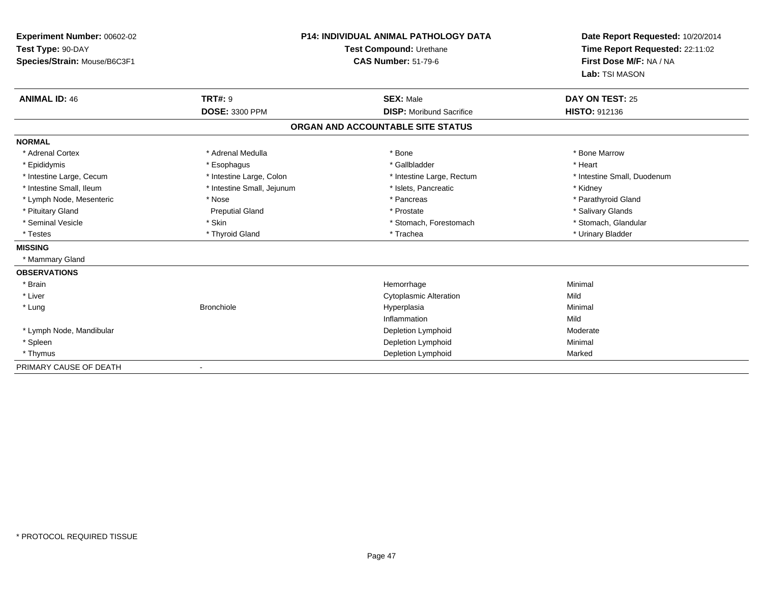**Experiment Number:** 00602-02
**Test Type:** 90-DAY
**Species/Strain:** Mouse/B6C3F1

**P14: INDIVIDUAL ANIMAL PATHOLOGY DATA**
**Test Compound:** Urethane
**CAS Number:** 51-79-6

**Date Report Requested:** 10/20/2014
**Time Report Requested:** 22:11:02
**First Dose M/F:** NA / NA
**Lab:** TSI MASON

| **ANIMAL ID:** 46 | **TRT#:** 9 | **SEX:** Male | **DAY ON TEST:** 25 |
|---|---|---|---|
| | **DOSE:** 3300 PPM | **DISP:** Moribund Sacrifice | **HISTO:** 912136 |

**ORGAN AND ACCOUNTABLE SITE STATUS**

| | | | |
|---|---|---|---|
| **NORMAL** | | | |
| * Adrenal Cortex | * Adrenal Medulla | * Bone | * Bone Marrow |
| * Epididymis | * Esophagus | * Gallbladder | * Heart |
| * Intestine Large, Cecum | * Intestine Large, Colon | * Intestine Large, Rectum | * Intestine Small, Duodenum |
| * Intestine Small, Ileum | * Intestine Small, Jejunum | * Islets, Pancreatic | * Kidney |
| * Lymph Node, Mesenteric | * Nose | * Pancreas | * Parathyroid Gland |
| * Pituitary Gland | Preputial Gland | * Prostate | * Salivary Glands |
| * Seminal Vesicle | * Skin | * Stomach, Forestomach | * Stomach, Glandular |
| * Testes | * Thyroid Gland | * Trachea | * Urinary Bladder |
| **MISSING** | | | |
| * Mammary Gland | | | |
| **OBSERVATIONS** | | | |
| * Brain | | Hemorrhage | Minimal |
| * Liver | | Cytoplasmic Alteration | Mild |
| * Lung | Bronchiole | Hyperplasia | Minimal |
| | | Inflammation | Mild |
| * Lymph Node, Mandibular | | Depletion Lymphoid | Moderate |
| * Spleen | | Depletion Lymphoid | Minimal |
| * Thymus | | Depletion Lymphoid | Marked |
| PRIMARY CAUSE OF DEATH | - | | |

* PROTOCOL REQUIRED TISSUE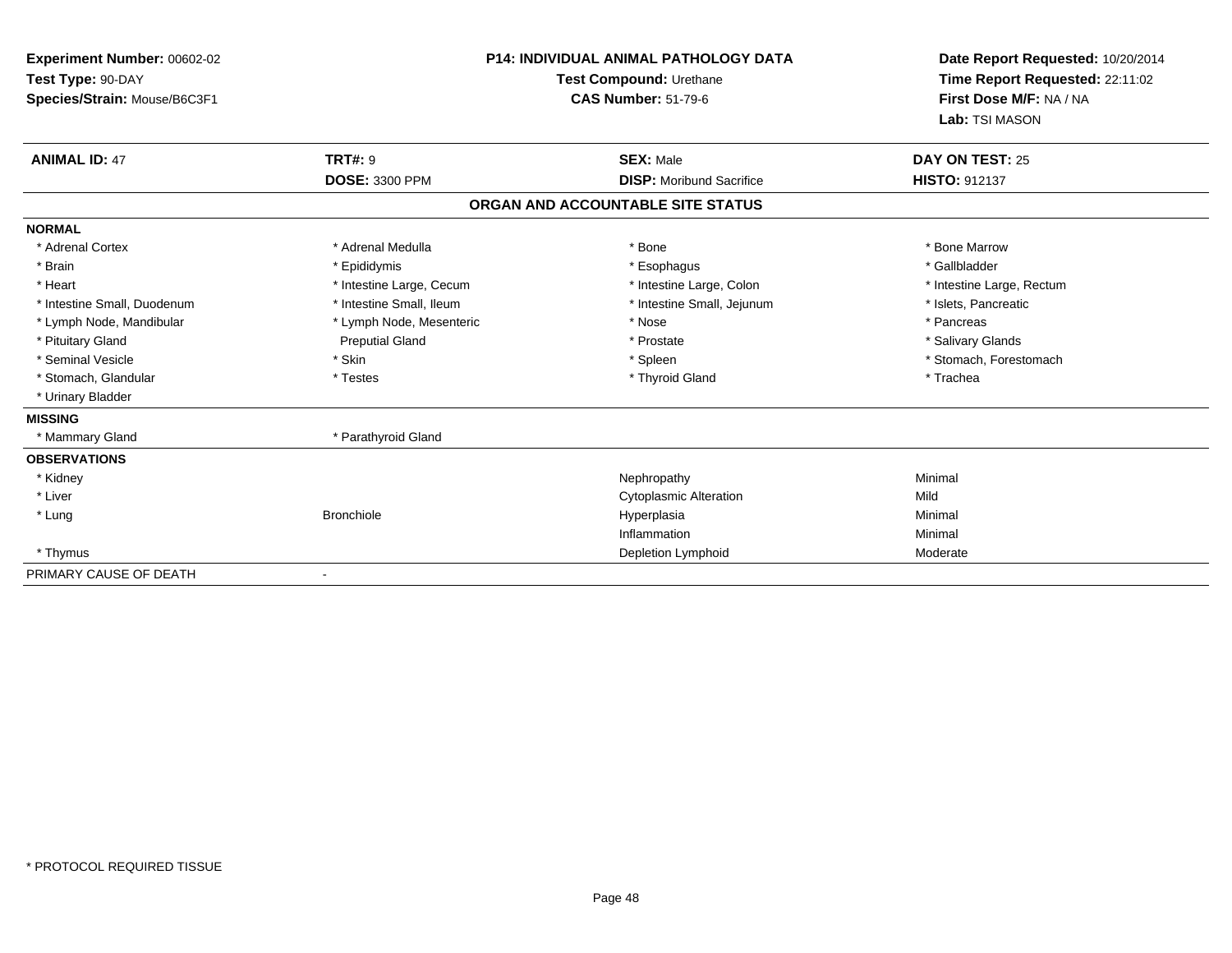**Experiment Number:** 00602-02
**Test Type:** 90-DAY
**Species/Strain:** Mouse/B6C3F1

**P14: INDIVIDUAL ANIMAL PATHOLOGY DATA**
**Test Compound:** Urethane
**CAS Number:** 51-79-6

**Date Report Requested:** 10/20/2014
**Time Report Requested:** 22:11:02
**First Dose M/F:** NA / NA
**Lab:** TSI MASON

| **ANIMAL ID:** 47 | **TRT#:** 9 | **SEX:** Male | **DAY ON TEST:** 25 |
|---|---|---|---|
| | **DOSE:** 3300 PPM | **DISP:** Moribund Sacrifice | **HISTO:** 912137 |

**ORGAN AND ACCOUNTABLE SITE STATUS**

| | | | |
|---|---|---|---|
| **NORMAL** | | | |
| * Adrenal Cortex | * Adrenal Medulla | * Bone | * Bone Marrow |
| * Brain | * Epididymis | * Esophagus | * Gallbladder |
| * Heart | * Intestine Large, Cecum | * Intestine Large, Colon | * Intestine Large, Rectum |
| * Intestine Small, Duodenum | * Intestine Small, Ileum | * Intestine Small, Jejunum | * Islets, Pancreatic |
| * Lymph Node, Mandibular | * Lymph Node, Mesenteric | * Nose | * Pancreas |
| * Pituitary Gland | Preputial Gland | * Prostate | * Salivary Glands |
| * Seminal Vesicle | * Skin | * Spleen | * Stomach, Forestomach |
| * Stomach, Glandular | * Testes | * Thyroid Gland | * Trachea |
| * Urinary Bladder | | | |
| **MISSING** | | | |
| * Mammary Gland | * Parathyroid Gland | | |
| **OBSERVATIONS** | | | |
| * Kidney | | Nephropathy | Minimal |
| * Liver | | Cytoplasmic Alteration | Mild |
| * Lung | Bronchiole | Hyperplasia | Minimal |
| | | Inflammation | Minimal |
| * Thymus | | Depletion Lymphoid | Moderate |
| PRIMARY CAUSE OF DEATH | - | | |

* PROTOCOL REQUIRED TISSUE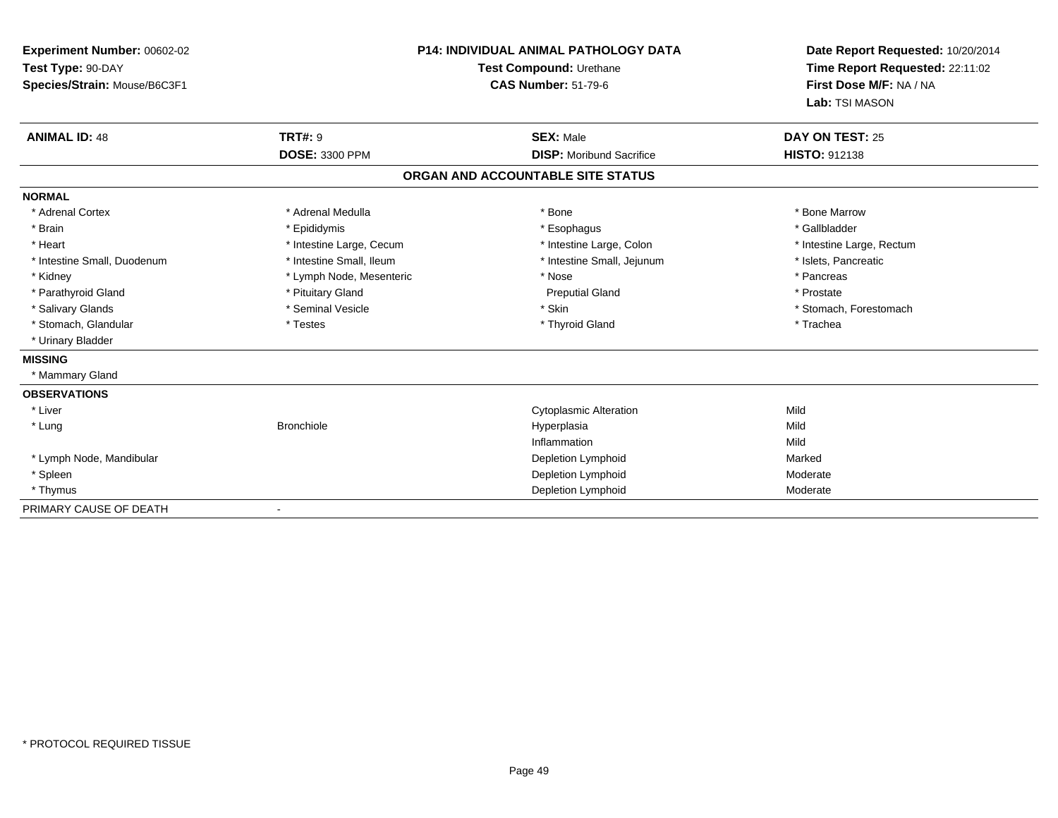**Experiment Number:** 00602-02
**Test Type:** 90-DAY
**Species/Strain:** Mouse/B6C3F1

**P14: INDIVIDUAL ANIMAL PATHOLOGY DATA**
**Test Compound:** Urethane
**CAS Number:** 51-79-6

**Date Report Requested:** 10/20/2014
**Time Report Requested:** 22:11:02
**First Dose M/F:** NA / NA
**Lab:** TSI MASON

| **ANIMAL ID:** 48 | **TRT#:** 9 | **SEX:** Male | **DAY ON TEST:** 25 |
|---|---|---|---|
| | **DOSE:** 3300 PPM | **DISP:** Moribund Sacrifice | **HISTO:** 912138 |

## ORGAN AND ACCOUNTABLE SITE STATUS

**NORMAL**

| | | | |
|---|---|---|---|
| * Adrenal Cortex | * Adrenal Medulla | * Bone | * Bone Marrow |
| * Brain | * Epididymis | * Esophagus | * Gallbladder |
| * Heart | * Intestine Large, Cecum | * Intestine Large, Colon | * Intestine Large, Rectum |
| * Intestine Small, Duodenum | * Intestine Small, Ileum | * Intestine Small, Jejunum | * Islets, Pancreatic |
| * Kidney | * Lymph Node, Mesenteric | * Nose | * Pancreas |
| * Parathyroid Gland | * Pituitary Gland | Preputial Gland | * Prostate |
| * Salivary Glands | * Seminal Vesicle | * Skin | * Stomach, Forestomach |
| * Stomach, Glandular | * Testes | * Thyroid Gland | * Trachea |
| * Urinary Bladder | | | |

**MISSING**

* Mammary Gland

**OBSERVATIONS**

| | | | |
|---|---|---|---|
| * Liver | | Cytoplasmic Alteration | Mild |
| * Lung | Bronchiole | Hyperplasia | Mild |
| | | Inflammation | Mild |
| * Lymph Node, Mandibular | | Depletion Lymphoid | Marked |
| * Spleen | | Depletion Lymphoid | Moderate |
| * Thymus | | Depletion Lymphoid | Moderate |

PRIMARY CAUSE OF DEATH -

* PROTOCOL REQUIRED TISSUE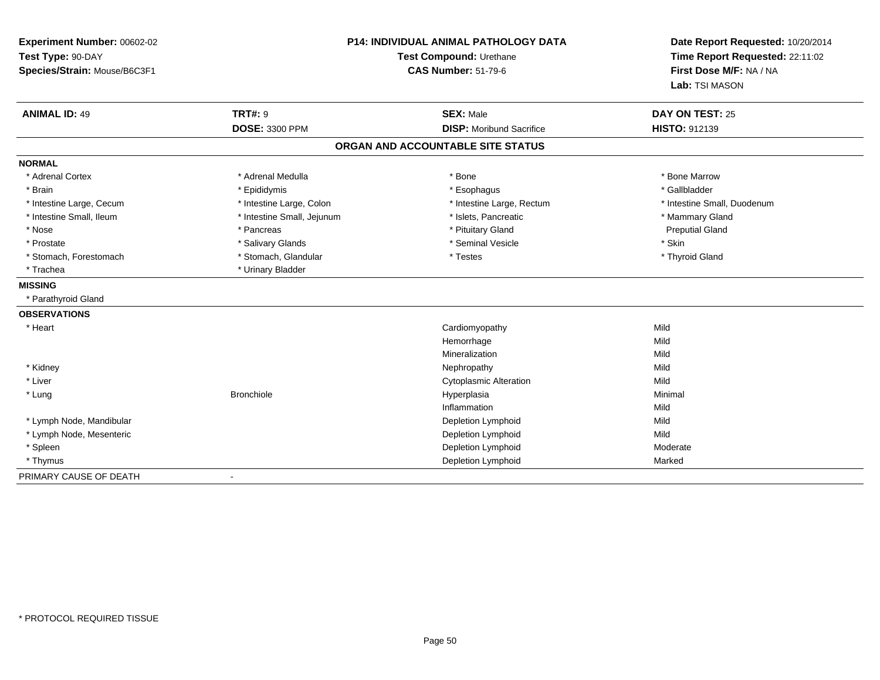**Experiment Number:** 00602-02
**Test Type:** 90-DAY
**Species/Strain:** Mouse/B6C3F1

**P14: INDIVIDUAL ANIMAL PATHOLOGY DATA**
**Test Compound:** Urethane
**CAS Number:** 51-79-6

**Date Report Requested:** 10/20/2014
**Time Report Requested:** 22:11:02
**First Dose M/F:** NA / NA
**Lab:** TSI MASON

| **ANIMAL ID:** 49 | **TRT#:** 9 | **SEX:** Male | **DAY ON TEST:** 25 |
|---|---|---|---|
| | **DOSE:** 3300 PPM | **DISP:** Moribund Sacrifice | **HISTO:** 912139 |

## ORGAN AND ACCOUNTABLE SITE STATUS

**NORMAL**

| | | | |
|---|---|---|---|
| * Adrenal Cortex | * Adrenal Medulla | * Bone | * Bone Marrow |
| * Brain | * Epididymis | * Esophagus | * Gallbladder |
| * Intestine Large, Cecum | * Intestine Large, Colon | * Intestine Large, Rectum | * Intestine Small, Duodenum |
| * Intestine Small, Ileum | * Intestine Small, Jejunum | * Islets, Pancreatic | * Mammary Gland |
| * Nose | * Pancreas | * Pituitary Gland | Preputial Gland |
| * Prostate | * Salivary Glands | * Seminal Vesicle | * Skin |
| * Stomach, Forestomach | * Stomach, Glandular | * Testes | * Thyroid Gland |
| * Trachea | * Urinary Bladder | | |

**MISSING**

* Parathyroid Gland

**OBSERVATIONS**

| | | | |
|---|---|---|---|
| * Heart | | Cardiomyopathy | Mild |
| | | Hemorrhage | Mild |
| | | Mineralization | Mild |
| * Kidney | | Nephropathy | Mild |
| * Liver | | Cytoplasmic Alteration | Mild |
| * Lung | Bronchiole | Hyperplasia | Minimal |
| | | Inflammation | Mild |
| * Lymph Node, Mandibular | | Depletion Lymphoid | Mild |
| * Lymph Node, Mesenteric | | Depletion Lymphoid | Mild |
| * Spleen | | Depletion Lymphoid | Moderate |
| * Thymus | | Depletion Lymphoid | Marked |

PRIMARY CAUSE OF DEATH -

* PROTOCOL REQUIRED TISSUE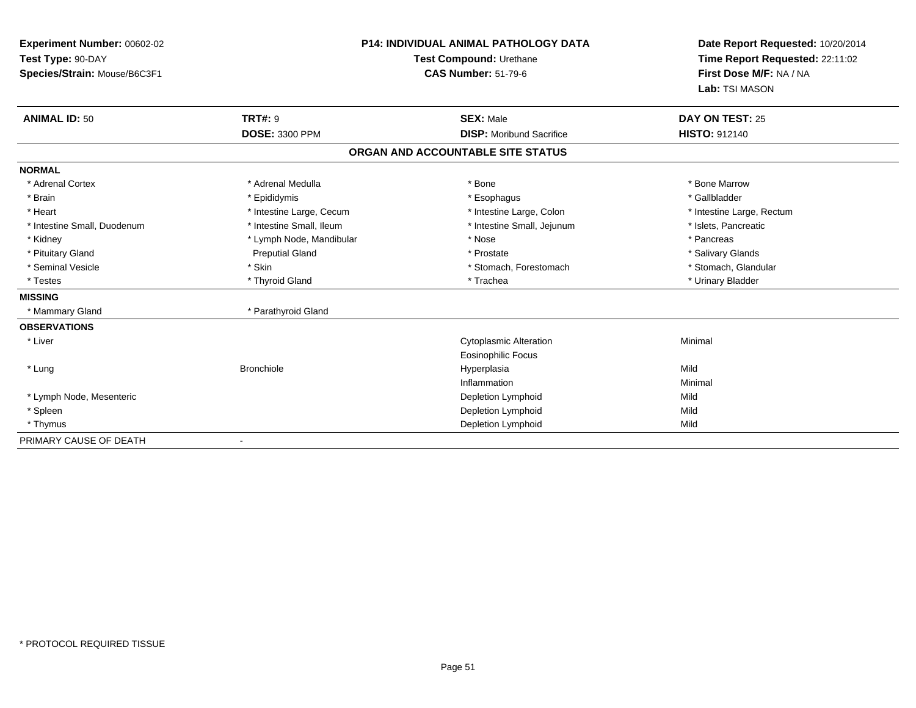**Experiment Number:** 00602-02
**Test Type:** 90-DAY
**Species/Strain:** Mouse/B6C3F1

**P14: INDIVIDUAL ANIMAL PATHOLOGY DATA**
**Test Compound:** Urethane
**CAS Number:** 51-79-6

**Date Report Requested:** 10/20/2014
**Time Report Requested:** 22:11:02
**First Dose M/F:** NA / NA
**Lab:** TSI MASON

| **ANIMAL ID:** 50 | **TRT#:** 9 | **SEX:** Male | **DAY ON TEST:** 25 |
|---|---|---|---|
| | **DOSE:** 3300 PPM | **DISP:** Moribund Sacrifice | **HISTO:** 912140 |

## ORGAN AND ACCOUNTABLE SITE STATUS

**NORMAL**

| | | | |
|---|---|---|---|
| * Adrenal Cortex | * Adrenal Medulla | * Bone | * Bone Marrow |
| * Brain | * Epididymis | * Esophagus | * Gallbladder |
| * Heart | * Intestine Large, Cecum | * Intestine Large, Colon | * Intestine Large, Rectum |
| * Intestine Small, Duodenum | * Intestine Small, Ileum | * Intestine Small, Jejunum | * Islets, Pancreatic |
| * Kidney | * Lymph Node, Mandibular | * Nose | * Pancreas |
| * Pituitary Gland | Preputial Gland | * Prostate | * Salivary Glands |
| * Seminal Vesicle | * Skin | * Stomach, Forestomach | * Stomach, Glandular |
| * Testes | * Thyroid Gland | * Trachea | * Urinary Bladder |

**MISSING**

| | |
|---|---|
| * Mammary Gland | * Parathyroid Gland |

**OBSERVATIONS**

| | | | |
|---|---|---|---|
| * Liver | | Cytoplasmic Alteration | Minimal |
| | | Eosinophilic Focus | |
| * Lung | Bronchiole | Hyperplasia | Mild |
| | | Inflammation | Minimal |
| * Lymph Node, Mesenteric | | Depletion Lymphoid | Mild |
| * Spleen | | Depletion Lymphoid | Mild |
| * Thymus | | Depletion Lymphoid | Mild |

PRIMARY CAUSE OF DEATH -

\* PROTOCOL REQUIRED TISSUE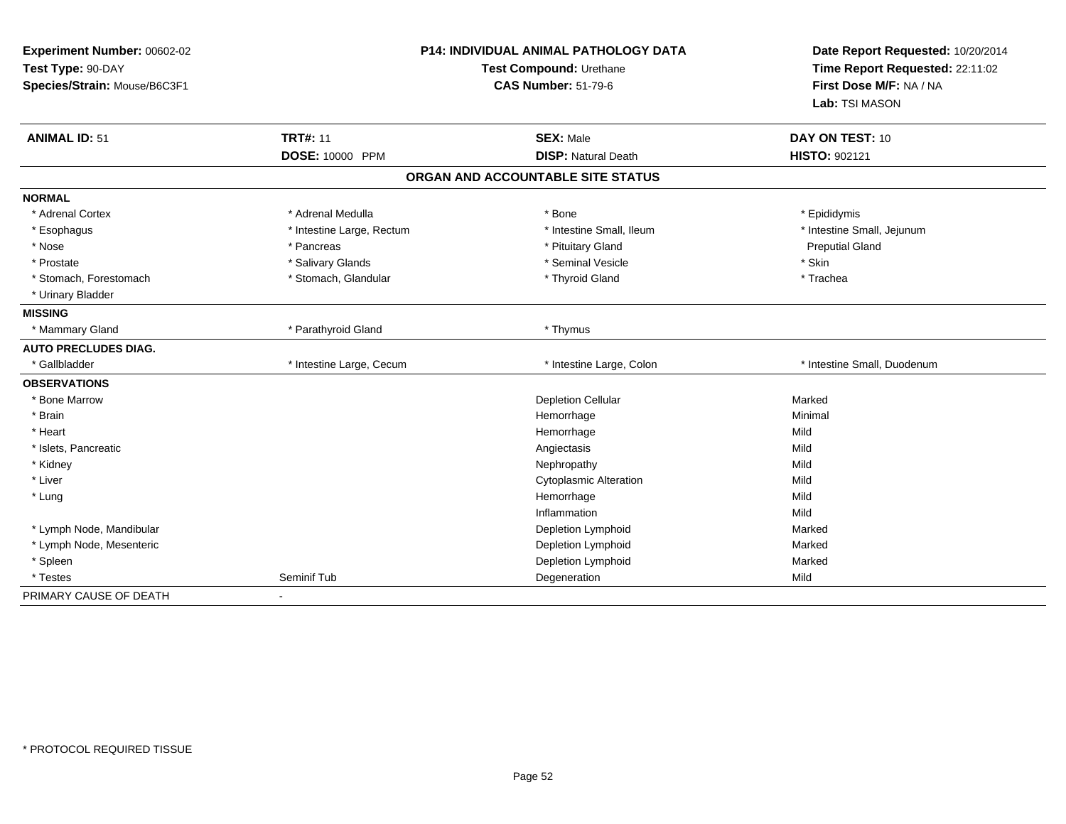**Experiment Number:** 00602-02
**Test Type:** 90-DAY
**Species/Strain:** Mouse/B6C3F1

**P14: INDIVIDUAL ANIMAL PATHOLOGY DATA**
**Test Compound:** Urethane
**CAS Number:** 51-79-6

**Date Report Requested:** 10/20/2014
**Time Report Requested:** 22:11:02
**First Dose M/F:** NA / NA
**Lab:** TSI MASON

| **ANIMAL ID:** 51 | **TRT#:** 11 | **SEX:** Male | **DAY ON TEST:** 10 |
|---|---|---|---|
| | **DOSE:** 10000 PPM | **DISP:** Natural Death | **HISTO:** 902121 |

**ORGAN AND ACCOUNTABLE SITE STATUS**

| | | | |
|---|---|---|---|
| **NORMAL** | | | |
| * Adrenal Cortex | * Adrenal Medulla | * Bone | * Epididymis |
| * Esophagus | * Intestine Large, Rectum | * Intestine Small, Ileum | * Intestine Small, Jejunum |
| * Nose | * Pancreas | * Pituitary Gland | Preputial Gland |
| * Prostate | * Salivary Glands | * Seminal Vesicle | * Skin |
| * Stomach, Forestomach | * Stomach, Glandular | * Thyroid Gland | * Trachea |
| * Urinary Bladder | | | |
| **MISSING** | | | |
| * Mammary Gland | * Parathyroid Gland | * Thymus | |
| **AUTO PRECLUDES DIAG.** | | | |
| * Gallbladder | * Intestine Large, Cecum | * Intestine Large, Colon | * Intestine Small, Duodenum |
| **OBSERVATIONS** | | | |
| * Bone Marrow | | Depletion Cellular | Marked |
| * Brain | | Hemorrhage | Minimal |
| * Heart | | Hemorrhage | Mild |
| * Islets, Pancreatic | | Angiectasis | Mild |
| * Kidney | | Nephropathy | Mild |
| * Liver | | Cytoplasmic Alteration | Mild |
| * Lung | | Hemorrhage | Mild |
| | | Inflammation | Mild |
| * Lymph Node, Mandibular | | Depletion Lymphoid | Marked |
| * Lymph Node, Mesenteric | | Depletion Lymphoid | Marked |
| * Spleen | | Depletion Lymphoid | Marked |
| * Testes | Seminif Tub | Degeneration | Mild |
| PRIMARY CAUSE OF DEATH | - | | |

* PROTOCOL REQUIRED TISSUE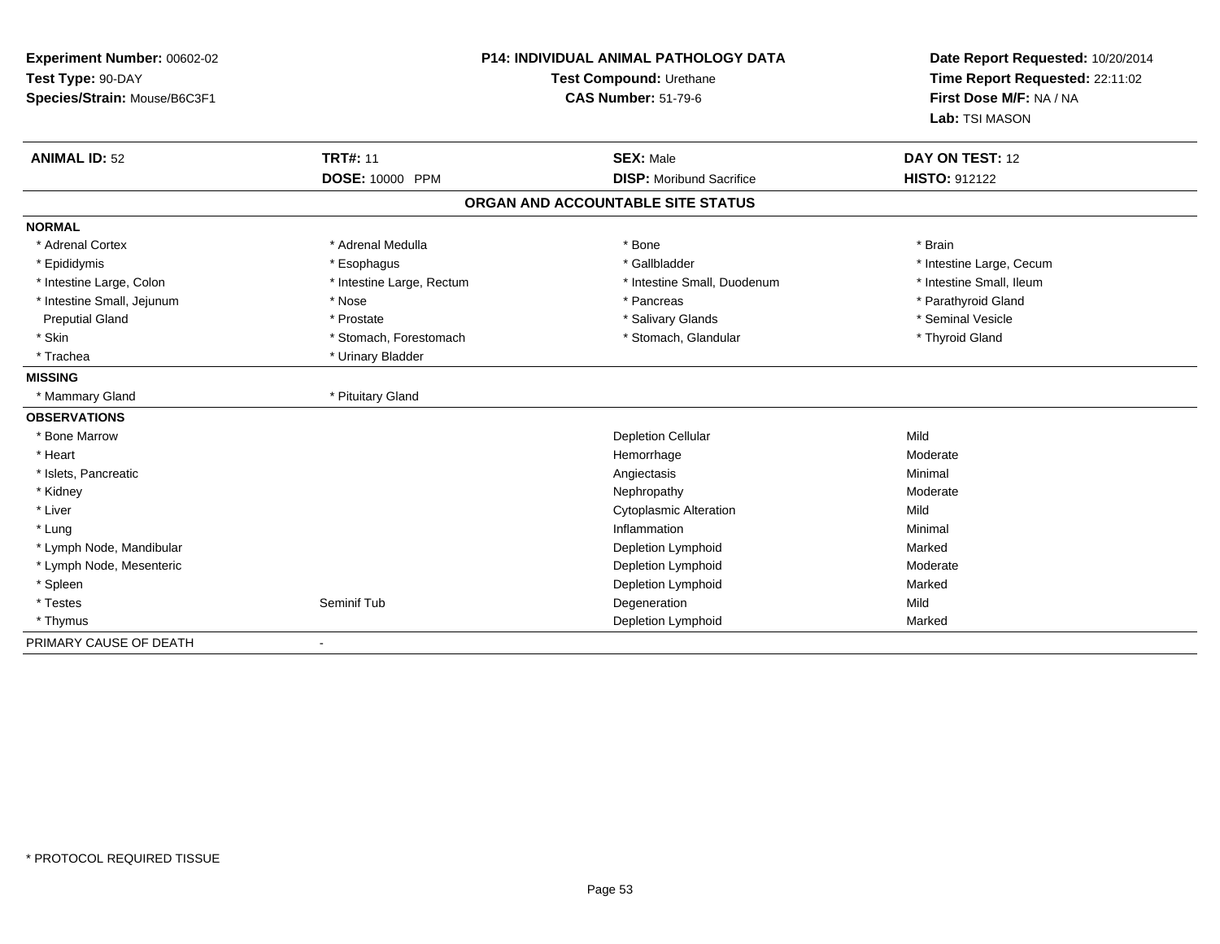**Experiment Number:** 00602-02
**Test Type:** 90-DAY
**Species/Strain:** Mouse/B6C3F1

**P14: INDIVIDUAL ANIMAL PATHOLOGY DATA**
**Test Compound:** Urethane
**CAS Number:** 51-79-6

**Date Report Requested:** 10/20/2014
**Time Report Requested:** 22:11:02
**First Dose M/F:** NA / NA
**Lab:** TSI MASON

| **ANIMAL ID:** 52 | **TRT#:** 11 | **SEX:** Male | **DAY ON TEST:** 12 |
|---|---|---|---|
| | **DOSE:** 10000 PPM | **DISP:** Moribund Sacrifice | **HISTO:** 912122 |

**ORGAN AND ACCOUNTABLE SITE STATUS**

**NORMAL**

| | | | |
|---|---|---|---|
| * Adrenal Cortex | * Adrenal Medulla | * Bone | * Brain |
| * Epididymis | * Esophagus | * Gallbladder | * Intestine Large, Cecum |
| * Intestine Large, Colon | * Intestine Large, Rectum | * Intestine Small, Duodenum | * Intestine Small, Ileum |
| * Intestine Small, Jejunum | * Nose | * Pancreas | * Parathyroid Gland |
| Preputial Gland | * Prostate | * Salivary Glands | * Seminal Vesicle |
| * Skin | * Stomach, Forestomach | * Stomach, Glandular | * Thyroid Gland |
| * Trachea | * Urinary Bladder | | |

**MISSING**

| | |
|---|---|
| * Mammary Gland | * Pituitary Gland |

**OBSERVATIONS**

| Organ | Site | Observation | Severity |
|---|---|---|---|
| * Bone Marrow | | Depletion Cellular | Mild |
| * Heart | | Hemorrhage | Moderate |
| * Islets, Pancreatic | | Angiectasis | Minimal |
| * Kidney | | Nephropathy | Moderate |
| * Liver | | Cytoplasmic Alteration | Mild |
| * Lung | | Inflammation | Minimal |
| * Lymph Node, Mandibular | | Depletion Lymphoid | Marked |
| * Lymph Node, Mesenteric | | Depletion Lymphoid | Moderate |
| * Spleen | | Depletion Lymphoid | Marked |
| * Testes | Seminif Tub | Degeneration | Mild |
| * Thymus | | Depletion Lymphoid | Marked |

PRIMARY CAUSE OF DEATH -

\* PROTOCOL REQUIRED TISSUE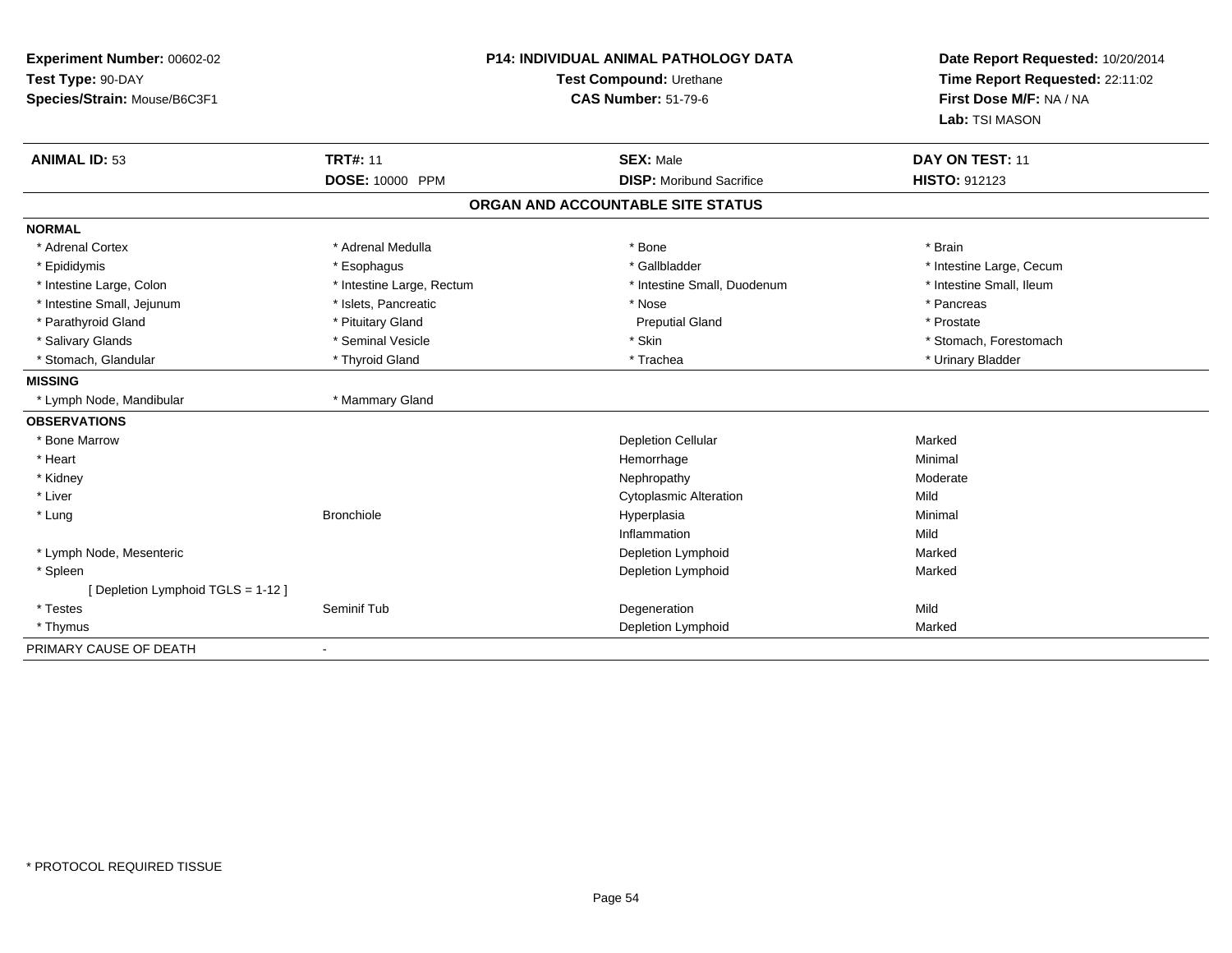**Experiment Number:** 00602-02
**Test Type:** 90-DAY
**Species/Strain:** Mouse/B6C3F1

**P14: INDIVIDUAL ANIMAL PATHOLOGY DATA**
**Test Compound:** Urethane
**CAS Number:** 51-79-6

**Date Report Requested:** 10/20/2014
**Time Report Requested:** 22:11:02
**First Dose M/F:** NA / NA
**Lab:** TSI MASON

| **ANIMAL ID:** 53 | **TRT#:** 11 | **SEX:** Male | **DAY ON TEST:** 11 |
|---|---|---|---|
| | **DOSE:** 10000 PPM | **DISP:** Moribund Sacrifice | **HISTO:** 912123 |

## ORGAN AND ACCOUNTABLE SITE STATUS

**NORMAL**

| | | | |
|---|---|---|---|
| * Adrenal Cortex | * Adrenal Medulla | * Bone | * Brain |
| * Epididymis | * Esophagus | * Gallbladder | * Intestine Large, Cecum |
| * Intestine Large, Colon | * Intestine Large, Rectum | * Intestine Small, Duodenum | * Intestine Small, Ileum |
| * Intestine Small, Jejunum | * Islets, Pancreatic | * Nose | * Pancreas |
| * Parathyroid Gland | * Pituitary Gland | Preputial Gland | * Prostate |
| * Salivary Glands | * Seminal Vesicle | * Skin | * Stomach, Forestomach |
| * Stomach, Glandular | * Thyroid Gland | * Trachea | * Urinary Bladder |

**MISSING**

| | |
|---|---|
| * Lymph Node, Mandibular | * Mammary Gland |

**OBSERVATIONS**

| | | | |
|---|---|---|---|
| * Bone Marrow | | Depletion Cellular | Marked |
| * Heart | | Hemorrhage | Minimal |
| * Kidney | | Nephropathy | Moderate |
| * Liver | | Cytoplasmic Alteration | Mild |
| * Lung | Bronchiole | Hyperplasia | Minimal |
| | | Inflammation | Mild |
| * Lymph Node, Mesenteric | | Depletion Lymphoid | Marked |
| * Spleen | | Depletion Lymphoid | Marked |
| [ Depletion Lymphoid TGLS = 1-12 ] | | | |
| * Testes | Seminif Tub | Degeneration | Mild |
| * Thymus | | Depletion Lymphoid | Marked |

PRIMARY CAUSE OF DEATH -

* PROTOCOL REQUIRED TISSUE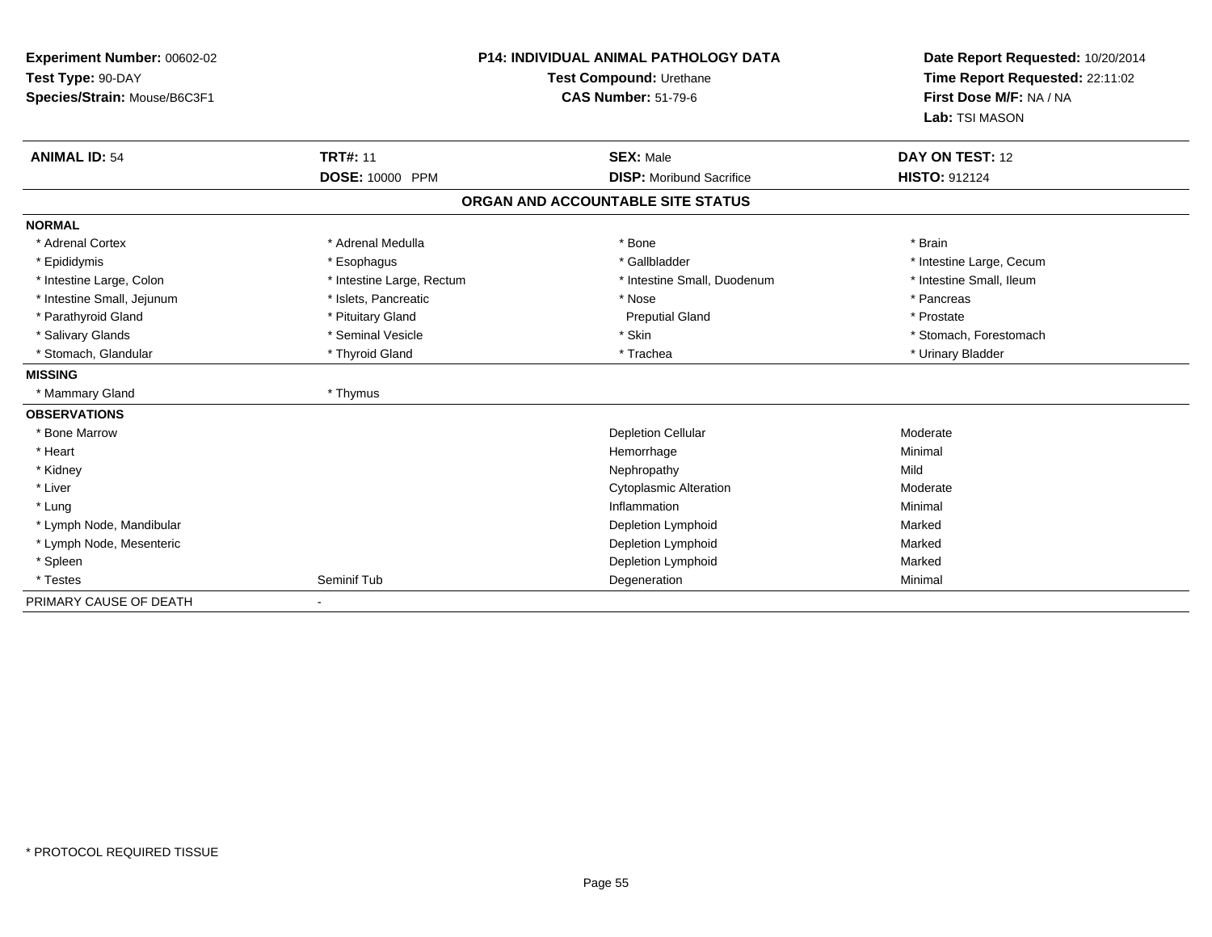**Experiment Number:** 00602-02
**Test Type:** 90-DAY
**Species/Strain:** Mouse/B6C3F1

**P14: INDIVIDUAL ANIMAL PATHOLOGY DATA**
**Test Compound:** Urethane
**CAS Number:** 51-79-6

**Date Report Requested:** 10/20/2014
**Time Report Requested:** 22:11:02
**First Dose M/F:** NA / NA
**Lab:** TSI MASON

| **ANIMAL ID:** 54 | **TRT#:** 11 | **SEX:** Male | **DAY ON TEST:** 12 |
|---|---|---|---|
| | **DOSE:** 10000 PPM | **DISP:** Moribund Sacrifice | **HISTO:** 912124 |

**ORGAN AND ACCOUNTABLE SITE STATUS**

| | | | |
|---|---|---|---|
| **NORMAL** | | | |
| * Adrenal Cortex | * Adrenal Medulla | * Bone | * Brain |
| * Epididymis | * Esophagus | * Gallbladder | * Intestine Large, Cecum |
| * Intestine Large, Colon | * Intestine Large, Rectum | * Intestine Small, Duodenum | * Intestine Small, Ileum |
| * Intestine Small, Jejunum | * Islets, Pancreatic | * Nose | * Pancreas |
| * Parathyroid Gland | * Pituitary Gland | Preputial Gland | * Prostate |
| * Salivary Glands | * Seminal Vesicle | * Skin | * Stomach, Forestomach |
| * Stomach, Glandular | * Thyroid Gland | * Trachea | * Urinary Bladder |
| **MISSING** | | | |
| * Mammary Gland | * Thymus | | |
| **OBSERVATIONS** | | | |
| * Bone Marrow | | Depletion Cellular | Moderate |
| * Heart | | Hemorrhage | Minimal |
| * Kidney | | Nephropathy | Mild |
| * Liver | | Cytoplasmic Alteration | Moderate |
| * Lung | | Inflammation | Minimal |
| * Lymph Node, Mandibular | | Depletion Lymphoid | Marked |
| * Lymph Node, Mesenteric | | Depletion Lymphoid | Marked |
| * Spleen | | Depletion Lymphoid | Marked |
| * Testes | Seminif Tub | Degeneration | Minimal |
| PRIMARY CAUSE OF DEATH | - | | |

* PROTOCOL REQUIRED TISSUE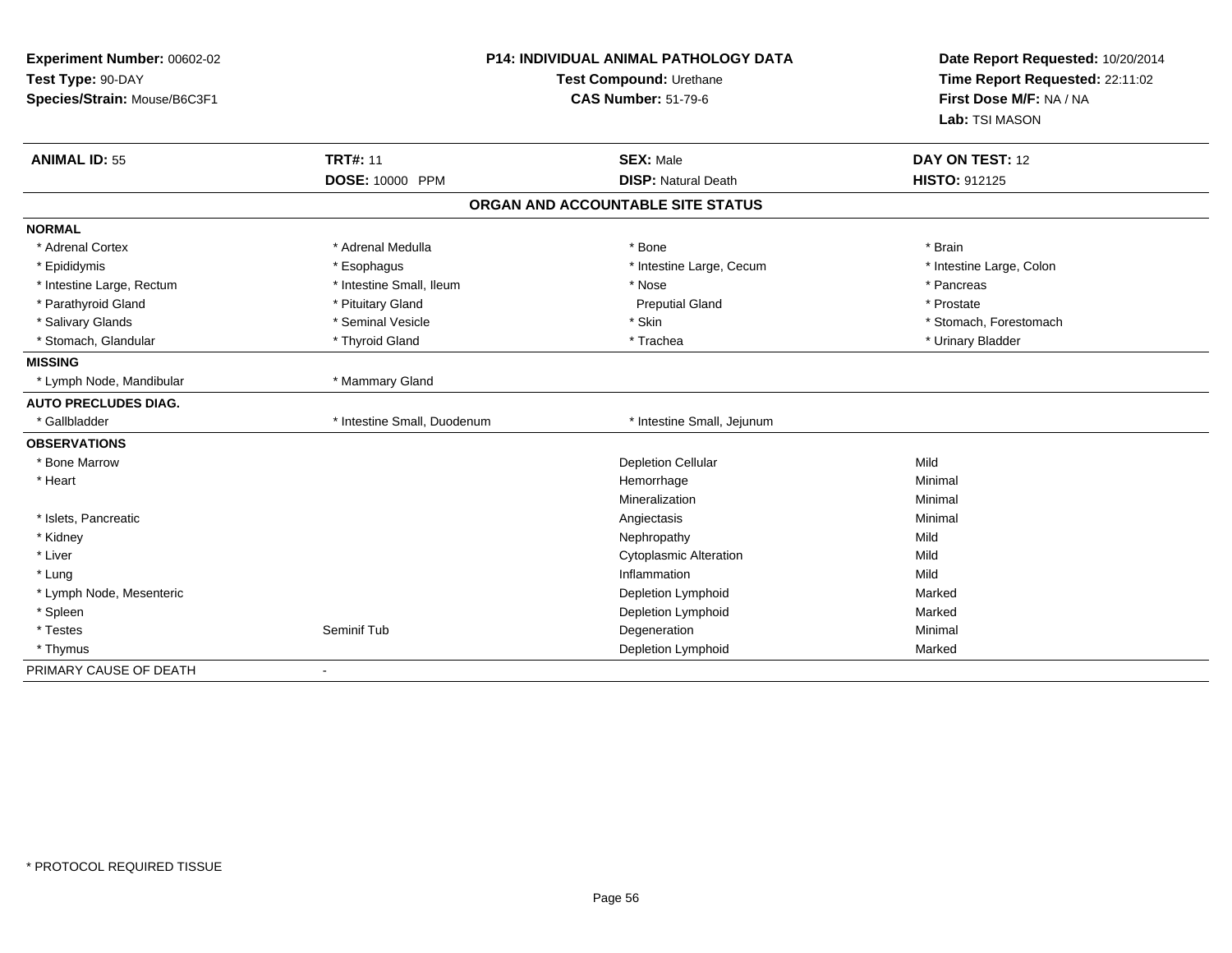**Experiment Number:** 00602-02
**Test Type:** 90-DAY
**Species/Strain:** Mouse/B6C3F1

**P14: INDIVIDUAL ANIMAL PATHOLOGY DATA**
**Test Compound:** Urethane
**CAS Number:** 51-79-6

**Date Report Requested:** 10/20/2014
**Time Report Requested:** 22:11:02
**First Dose M/F:** NA / NA
**Lab:** TSI MASON

| **ANIMAL ID:** 55 | **TRT#:** 11 | **SEX:** Male | **DAY ON TEST:** 12 |
|---|---|---|---|
| | **DOSE:** 10000 PPM | **DISP:** Natural Death | **HISTO:** 912125 |

## ORGAN AND ACCOUNTABLE SITE STATUS

| | | | |
|---|---|---|---|
| **NORMAL** | | | |
| * Adrenal Cortex | * Adrenal Medulla | * Bone | * Brain |
| * Epididymis | * Esophagus | * Intestine Large, Cecum | * Intestine Large, Colon |
| * Intestine Large, Rectum | * Intestine Small, Ileum | * Nose | * Pancreas |
| * Parathyroid Gland | * Pituitary Gland | Preputial Gland | * Prostate |
| * Salivary Glands | * Seminal Vesicle | * Skin | * Stomach, Forestomach |
| * Stomach, Glandular | * Thyroid Gland | * Trachea | * Urinary Bladder |
| **MISSING** | | | |
| * Lymph Node, Mandibular | * Mammary Gland | | |
| **AUTO PRECLUDES DIAG.** | | | |
| * Gallbladder | * Intestine Small, Duodenum | * Intestine Small, Jejunum | |
| **OBSERVATIONS** | | | |
| * Bone Marrow | | Depletion Cellular | Mild |
| * Heart | | Hemorrhage | Minimal |
| | | Mineralization | Minimal |
| * Islets, Pancreatic | | Angiectasis | Minimal |
| * Kidney | | Nephropathy | Mild |
| * Liver | | Cytoplasmic Alteration | Mild |
| * Lung | | Inflammation | Mild |
| * Lymph Node, Mesenteric | | Depletion Lymphoid | Marked |
| * Spleen | | Depletion Lymphoid | Marked |
| * Testes | Seminif Tub | Degeneration | Minimal |
| * Thymus | | Depletion Lymphoid | Marked |
| PRIMARY CAUSE OF DEATH | - | | |

* PROTOCOL REQUIRED TISSUE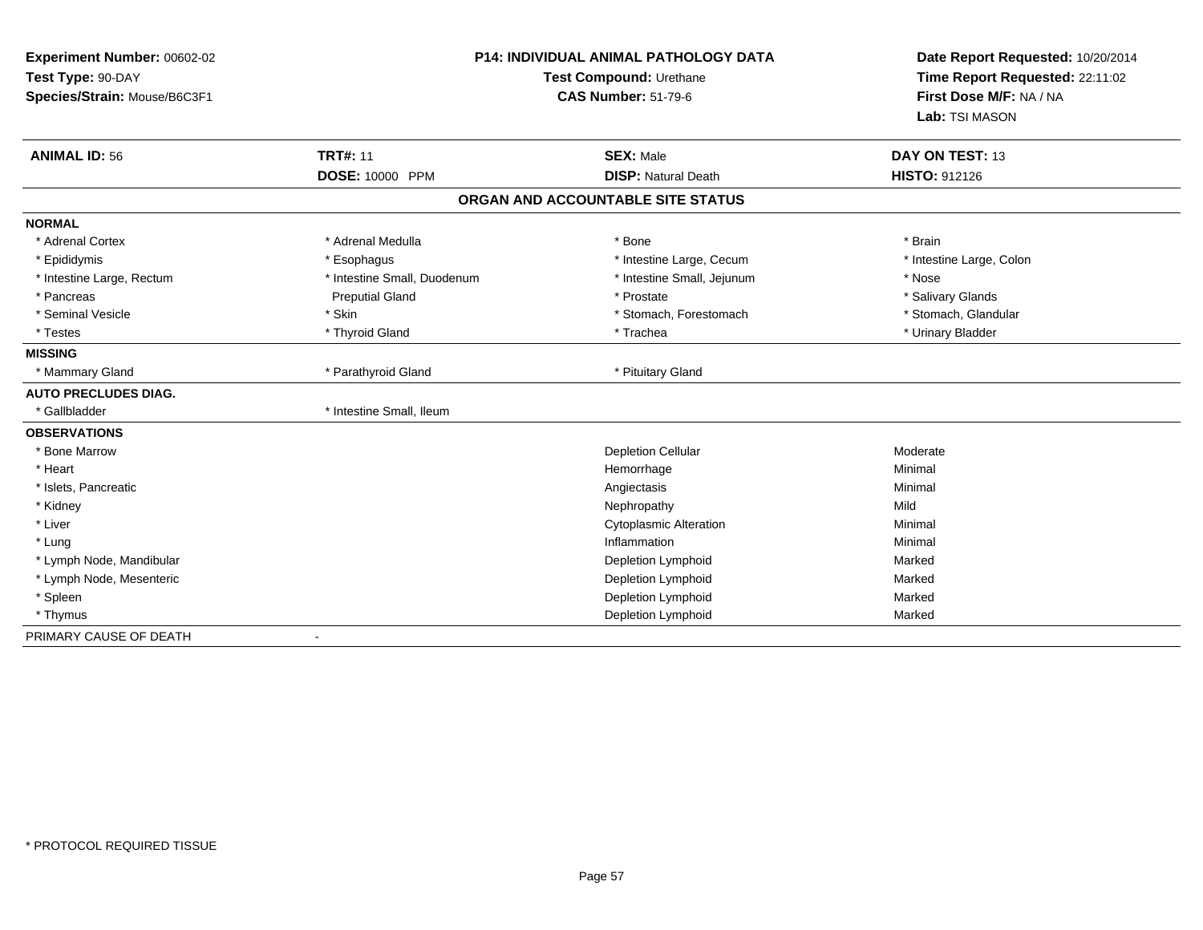**Experiment Number:** 00602-02
**Test Type:** 90-DAY
**Species/Strain:** Mouse/B6C3F1

**P14: INDIVIDUAL ANIMAL PATHOLOGY DATA**
**Test Compound:** Urethane
**CAS Number:** 51-79-6

**Date Report Requested:** 10/20/2014
**Time Report Requested:** 22:11:02
**First Dose M/F:** NA / NA
**Lab:** TSI MASON

| **ANIMAL ID:** 56 | **TRT#:** 11 | **SEX:** Male | **DAY ON TEST:** 13 |
|---|---|---|---|
| | **DOSE:** 10000 PPM | **DISP:** Natural Death | **HISTO:** 912126 |

## ORGAN AND ACCOUNTABLE SITE STATUS

| | | | |
|---|---|---|---|
| **NORMAL** | | | |
| * Adrenal Cortex | * Adrenal Medulla | * Bone | * Brain |
| * Epididymis | * Esophagus | * Intestine Large, Cecum | * Intestine Large, Colon |
| * Intestine Large, Rectum | * Intestine Small, Duodenum | * Intestine Small, Jejunum | * Nose |
| * Pancreas | Preputial Gland | * Prostate | * Salivary Glands |
| * Seminal Vesicle | * Skin | * Stomach, Forestomach | * Stomach, Glandular |
| * Testes | * Thyroid Gland | * Trachea | * Urinary Bladder |
| **MISSING** | | | |
| * Mammary Gland | * Parathyroid Gland | * Pituitary Gland | |
| **AUTO PRECLUDES DIAG.** | | | |
| * Gallbladder | * Intestine Small, Ileum | | |
| **OBSERVATIONS** | | | |
| * Bone Marrow | | Depletion Cellular | Moderate |
| * Heart | | Hemorrhage | Minimal |
| * Islets, Pancreatic | | Angiectasis | Minimal |
| * Kidney | | Nephropathy | Mild |
| * Liver | | Cytoplasmic Alteration | Minimal |
| * Lung | | Inflammation | Minimal |
| * Lymph Node, Mandibular | | Depletion Lymphoid | Marked |
| * Lymph Node, Mesenteric | | Depletion Lymphoid | Marked |
| * Spleen | | Depletion Lymphoid | Marked |
| * Thymus | | Depletion Lymphoid | Marked |
| PRIMARY CAUSE OF DEATH | - | | |

\* PROTOCOL REQUIRED TISSUE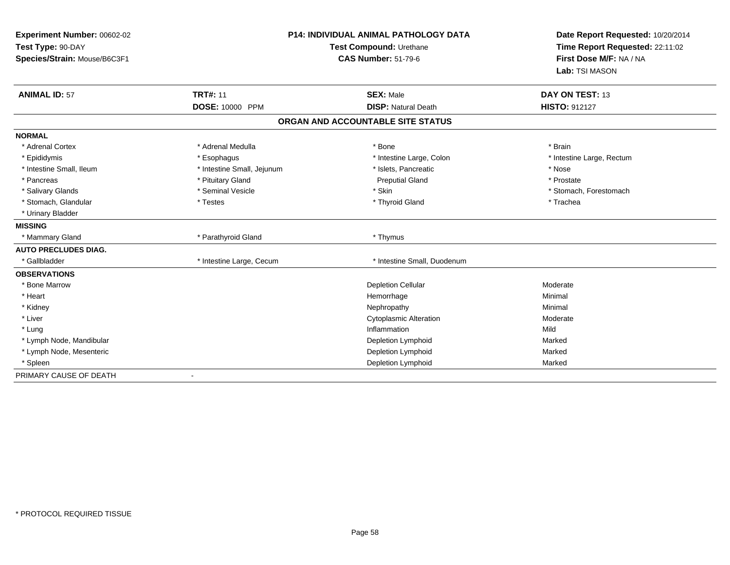**Experiment Number:** 00602-02
**Test Type:** 90-DAY
**Species/Strain:** Mouse/B6C3F1

**P14: INDIVIDUAL ANIMAL PATHOLOGY DATA**
**Test Compound:** Urethane
**CAS Number:** 51-79-6

**Date Report Requested:** 10/20/2014
**Time Report Requested:** 22:11:02
**First Dose M/F:** NA / NA
**Lab:** TSI MASON

| **ANIMAL ID:** 57 | **TRT#:** 11 | **SEX:** Male | **DAY ON TEST:** 13 |
|---|---|---|---|
| | **DOSE:** 10000 PPM | **DISP:** Natural Death | **HISTO:** 912127 |

## ORGAN AND ACCOUNTABLE SITE STATUS

**NORMAL**

| | | | |
|---|---|---|---|
| * Adrenal Cortex | * Adrenal Medulla | * Bone | * Brain |
| * Epididymis | * Esophagus | * Intestine Large, Colon | * Intestine Large, Rectum |
| * Intestine Small, Ileum | * Intestine Small, Jejunum | * Islets, Pancreatic | * Nose |
| * Pancreas | * Pituitary Gland | Preputial Gland | * Prostate |
| * Salivary Glands | * Seminal Vesicle | * Skin | * Stomach, Forestomach |
| * Stomach, Glandular | * Testes | * Thyroid Gland | * Trachea |
| * Urinary Bladder | | | |

**MISSING**

| | | |
|---|---|---|
| * Mammary Gland | * Parathyroid Gland | * Thymus |

**AUTO PRECLUDES DIAG.**

| | | |
|---|---|---|
| * Gallbladder | * Intestine Large, Cecum | * Intestine Small, Duodenum |

**OBSERVATIONS**

| | | |
|---|---|---|
| * Bone Marrow | Depletion Cellular | Moderate |
| * Heart | Hemorrhage | Minimal |
| * Kidney | Nephropathy | Minimal |
| * Liver | Cytoplasmic Alteration | Moderate |
| * Lung | Inflammation | Mild |
| * Lymph Node, Mandibular | Depletion Lymphoid | Marked |
| * Lymph Node, Mesenteric | Depletion Lymphoid | Marked |
| * Spleen | Depletion Lymphoid | Marked |

PRIMARY CAUSE OF DEATH -

* PROTOCOL REQUIRED TISSUE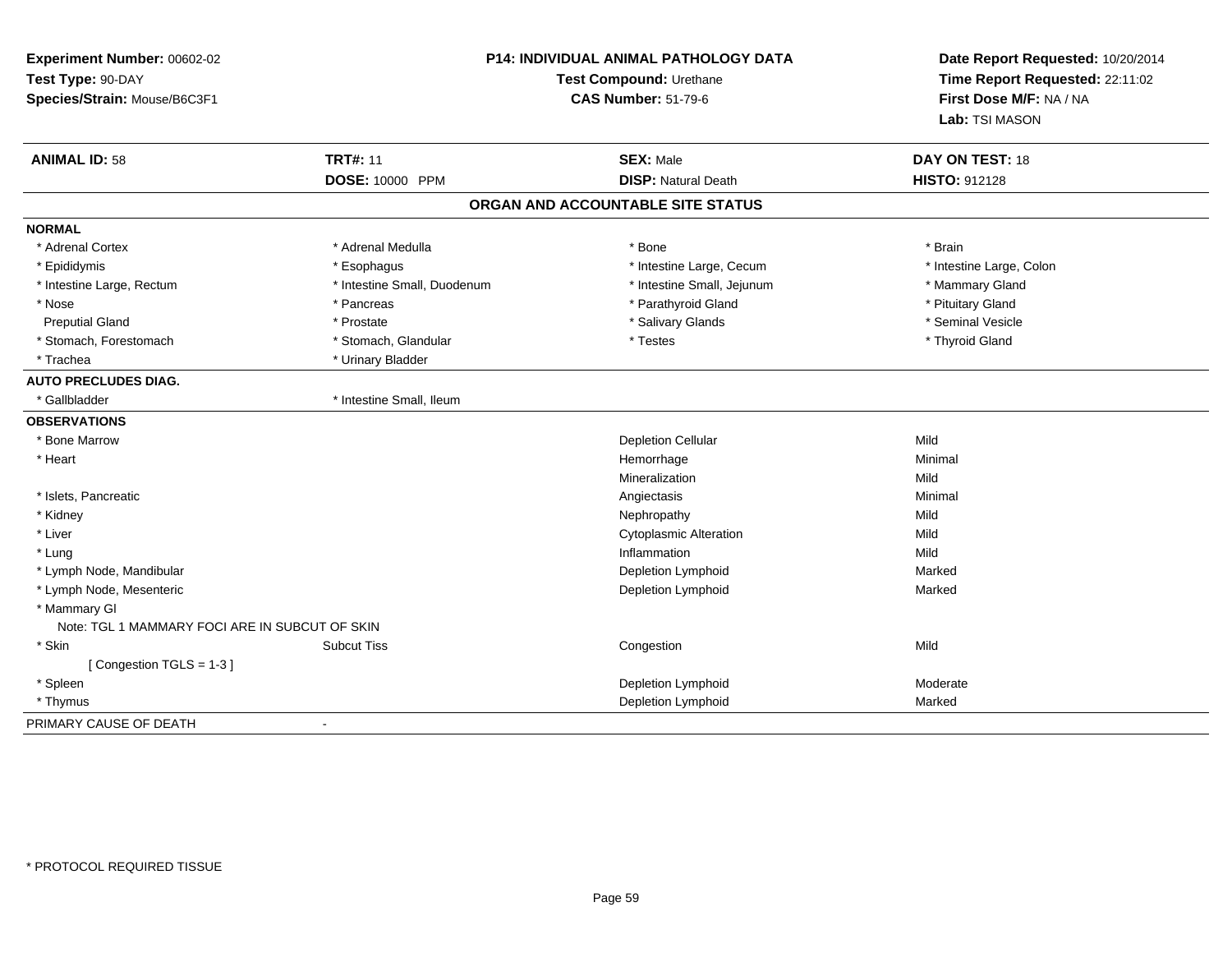**Experiment Number:** 00602-02
**Test Type:** 90-DAY
**Species/Strain:** Mouse/B6C3F1

**P14: INDIVIDUAL ANIMAL PATHOLOGY DATA**
**Test Compound:** Urethane
**CAS Number:** 51-79-6

**Date Report Requested:** 10/20/2014
**Time Report Requested:** 22:11:02
**First Dose M/F:** NA / NA
**Lab:** TSI MASON

| **ANIMAL ID:** 58 | **TRT#:** 11 | **SEX:** Male | **DAY ON TEST:** 18 |
|---|---|---|---|
| | **DOSE:** 10000 PPM | **DISP:** Natural Death | **HISTO:** 912128 |

## ORGAN AND ACCOUNTABLE SITE STATUS

**NORMAL**

| | | | |
|---|---|---|---|
| * Adrenal Cortex | * Adrenal Medulla | * Bone | * Brain |
| * Epididymis | * Esophagus | * Intestine Large, Cecum | * Intestine Large, Colon |
| * Intestine Large, Rectum | * Intestine Small, Duodenum | * Intestine Small, Jejunum | * Mammary Gland |
| * Nose | * Pancreas | * Parathyroid Gland | * Pituitary Gland |
| Preputial Gland | * Prostate | * Salivary Glands | * Seminal Vesicle |
| * Stomach, Forestomach | * Stomach, Glandular | * Testes | * Thyroid Gland |
| * Trachea | * Urinary Bladder | | |

**AUTO PRECLUDES DIAG.**

| | |
|---|---|
| * Gallbladder | * Intestine Small, Ileum |

**OBSERVATIONS**

| | | | |
|---|---|---|---|
| * Bone Marrow | | Depletion Cellular | Mild |
| * Heart | | Hemorrhage | Minimal |
| | | Mineralization | Mild |
| * Islets, Pancreatic | | Angiectasis | Minimal |
| * Kidney | | Nephropathy | Mild |
| * Liver | | Cytoplasmic Alteration | Mild |
| * Lung | | Inflammation | Mild |
| * Lymph Node, Mandibular | | Depletion Lymphoid | Marked |
| * Lymph Node, Mesenteric | | Depletion Lymphoid | Marked |
| * Mammary Gl | | | |
| Note: TGL 1 MAMMARY FOCI ARE IN SUBCUT OF SKIN | | | |
| * Skin | Subcut Tiss | Congestion | Mild |
| [ Congestion TGLS = 1-3 ] | | | |
| * Spleen | | Depletion Lymphoid | Moderate |
| * Thymus | | Depletion Lymphoid | Marked |

PRIMARY CAUSE OF DEATH -

* PROTOCOL REQUIRED TISSUE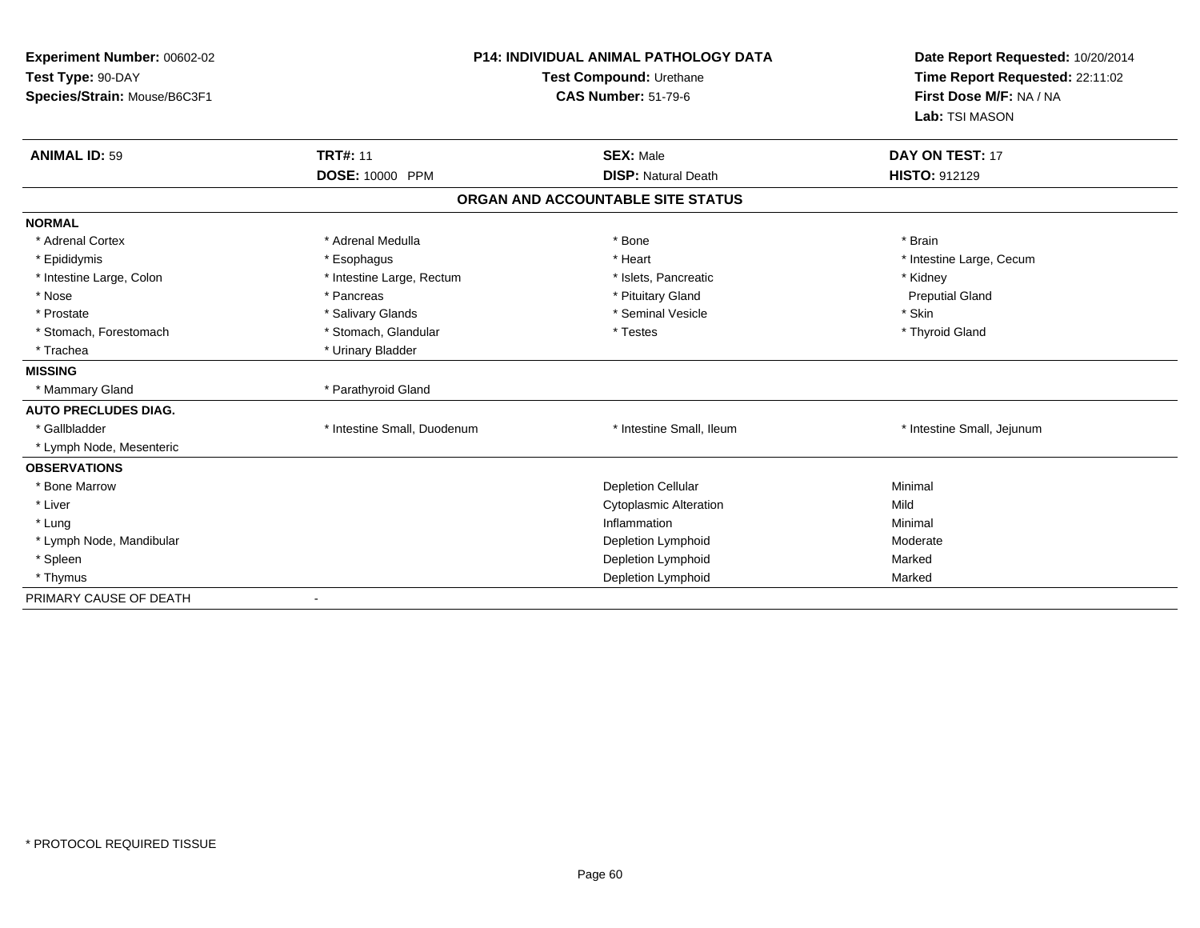**Experiment Number:** 00602-02
**Test Type:** 90-DAY
**Species/Strain:** Mouse/B6C3F1

**P14: INDIVIDUAL ANIMAL PATHOLOGY DATA**
**Test Compound:** Urethane
**CAS Number:** 51-79-6

**Date Report Requested:** 10/20/2014
**Time Report Requested:** 22:11:02
**First Dose M/F:** NA / NA
**Lab:** TSI MASON

| **ANIMAL ID:** 59 | **TRT#:** 11 | **SEX:** Male | **DAY ON TEST:** 17 |
|---|---|---|---|
| | **DOSE:** 10000 PPM | **DISP:** Natural Death | **HISTO:** 912129 |

**ORGAN AND ACCOUNTABLE SITE STATUS**

| | | | |
|---|---|---|---|
| **NORMAL** | | | |
| * Adrenal Cortex | * Adrenal Medulla | * Bone | * Brain |
| * Epididymis | * Esophagus | * Heart | * Intestine Large, Cecum |
| * Intestine Large, Colon | * Intestine Large, Rectum | * Islets, Pancreatic | * Kidney |
| * Nose | * Pancreas | * Pituitary Gland | Preputial Gland |
| * Prostate | * Salivary Glands | * Seminal Vesicle | * Skin |
| * Stomach, Forestomach | * Stomach, Glandular | * Testes | * Thyroid Gland |
| * Trachea | * Urinary Bladder | | |
| **MISSING** | | | |
| * Mammary Gland | * Parathyroid Gland | | |
| **AUTO PRECLUDES DIAG.** | | | |
| * Gallbladder | * Intestine Small, Duodenum | * Intestine Small, Ileum | * Intestine Small, Jejunum |
| * Lymph Node, Mesenteric | | | |
| **OBSERVATIONS** | | | |
| * Bone Marrow | | Depletion Cellular | Minimal |
| * Liver | | Cytoplasmic Alteration | Mild |
| * Lung | | Inflammation | Minimal |
| * Lymph Node, Mandibular | | Depletion Lymphoid | Moderate |
| * Spleen | | Depletion Lymphoid | Marked |
| * Thymus | | Depletion Lymphoid | Marked |
| PRIMARY CAUSE OF DEATH | - | | |

* PROTOCOL REQUIRED TISSUE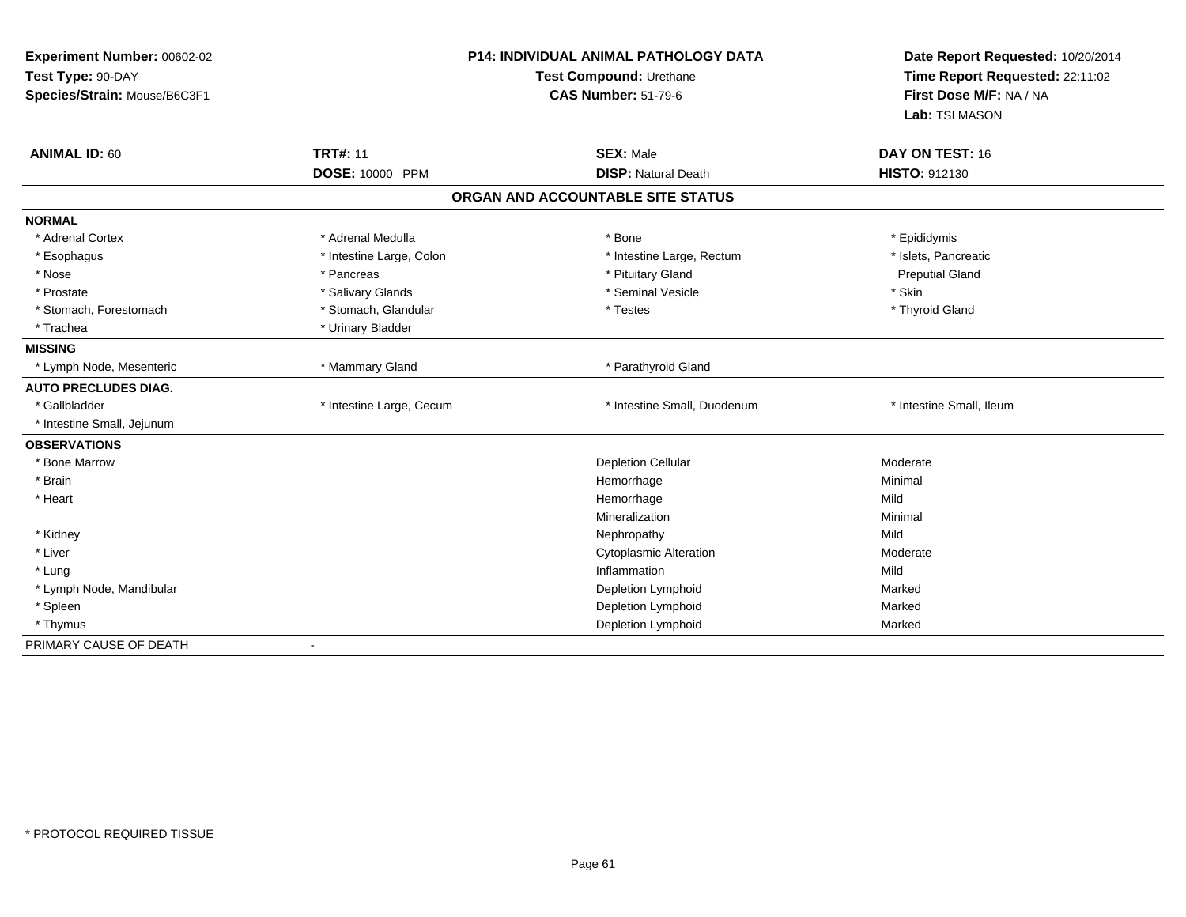**Experiment Number:** 00602-02
**Test Type:** 90-DAY
**Species/Strain:** Mouse/B6C3F1

**P14: INDIVIDUAL ANIMAL PATHOLOGY DATA**
**Test Compound:** Urethane
**CAS Number:** 51-79-6

**Date Report Requested:** 10/20/2014
**Time Report Requested:** 22:11:02
**First Dose M/F:** NA / NA
**Lab:** TSI MASON

| **ANIMAL ID:** 60 | **TRT#:** 11 | **SEX:** Male | **DAY ON TEST:** 16 |
|---|---|---|---|
| | **DOSE:** 10000 PPM | **DISP:** Natural Death | **HISTO:** 912130 |

## ORGAN AND ACCOUNTABLE SITE STATUS

| | | | |
|---|---|---|---|
| **NORMAL** | | | |
| * Adrenal Cortex | * Adrenal Medulla | * Bone | * Epididymis |
| * Esophagus | * Intestine Large, Colon | * Intestine Large, Rectum | * Islets, Pancreatic |
| * Nose | * Pancreas | * Pituitary Gland | Preputial Gland |
| * Prostate | * Salivary Glands | * Seminal Vesicle | * Skin |
| * Stomach, Forestomach | * Stomach, Glandular | * Testes | * Thyroid Gland |
| * Trachea | * Urinary Bladder | | |
| **MISSING** | | | |
| * Lymph Node, Mesenteric | * Mammary Gland | * Parathyroid Gland | |
| **AUTO PRECLUDES DIAG.** | | | |
| * Gallbladder | * Intestine Large, Cecum | * Intestine Small, Duodenum | * Intestine Small, Ileum |
| * Intestine Small, Jejunum | | | |
| **OBSERVATIONS** | | | |
| * Bone Marrow | | Depletion Cellular | Moderate |
| * Brain | | Hemorrhage | Minimal |
| * Heart | | Hemorrhage | Mild |
| | | Mineralization | Minimal |
| * Kidney | | Nephropathy | Mild |
| * Liver | | Cytoplasmic Alteration | Moderate |
| * Lung | | Inflammation | Mild |
| * Lymph Node, Mandibular | | Depletion Lymphoid | Marked |
| * Spleen | | Depletion Lymphoid | Marked |
| * Thymus | | Depletion Lymphoid | Marked |
| PRIMARY CAUSE OF DEATH | - | | |

* PROTOCOL REQUIRED TISSUE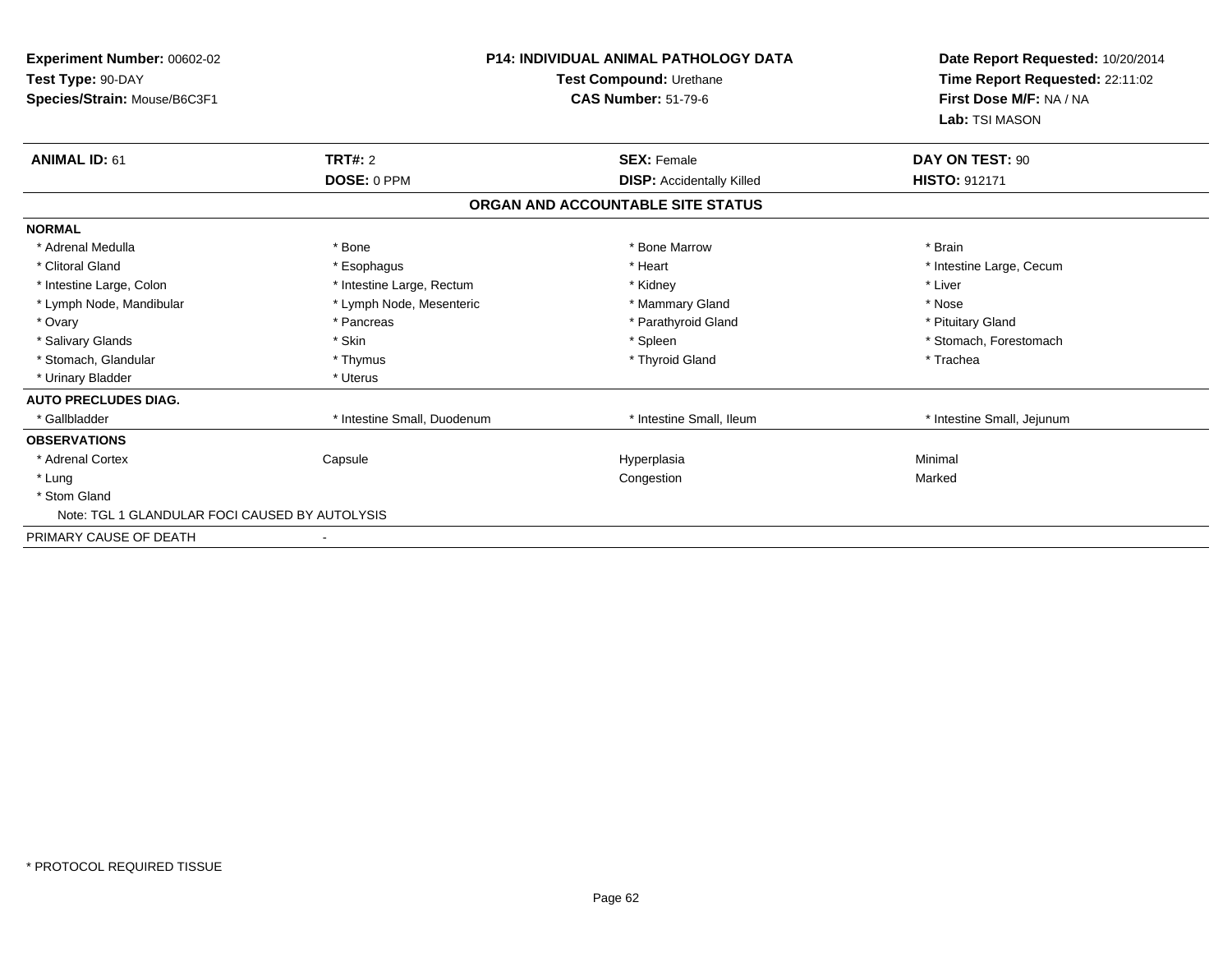**Experiment Number:** 00602-02
**Test Type:** 90-DAY
**Species/Strain:** Mouse/B6C3F1

**P14: INDIVIDUAL ANIMAL PATHOLOGY DATA**
**Test Compound:** Urethane
**CAS Number:** 51-79-6

**Date Report Requested:** 10/20/2014
**Time Report Requested:** 22:11:02
**First Dose M/F:** NA / NA
**Lab:** TSI MASON

| **ANIMAL ID:** 61 | **TRT#:** 2 | **SEX:** Female | **DAY ON TEST:** 90 |
|---|---|---|---|
| | **DOSE:** 0 PPM | **DISP:** Accidentally Killed | **HISTO:** 912171 |

## ORGAN AND ACCOUNTABLE SITE STATUS

| | | | |
|---|---|---|---|
| **NORMAL** | | | |
| * Adrenal Medulla | * Bone | * Bone Marrow | * Brain |
| * Clitoral Gland | * Esophagus | * Heart | * Intestine Large, Cecum |
| * Intestine Large, Colon | * Intestine Large, Rectum | * Kidney | * Liver |
| * Lymph Node, Mandibular | * Lymph Node, Mesenteric | * Mammary Gland | * Nose |
| * Ovary | * Pancreas | * Parathyroid Gland | * Pituitary Gland |
| * Salivary Glands | * Skin | * Spleen | * Stomach, Forestomach |
| * Stomach, Glandular | * Thymus | * Thyroid Gland | * Trachea |
| * Urinary Bladder | * Uterus | | |
| **AUTO PRECLUDES DIAG.** | | | |
| * Gallbladder | * Intestine Small, Duodenum | * Intestine Small, Ileum | * Intestine Small, Jejunum |
| **OBSERVATIONS** | | | |
| * Adrenal Cortex | Capsule | Hyperplasia | Minimal |
| * Lung | | Congestion | Marked |
| * Stom Gland | | | |
| Note: TGL 1 GLANDULAR FOCI CAUSED BY AUTOLYSIS | | | |
| PRIMARY CAUSE OF DEATH | - | | |

* PROTOCOL REQUIRED TISSUE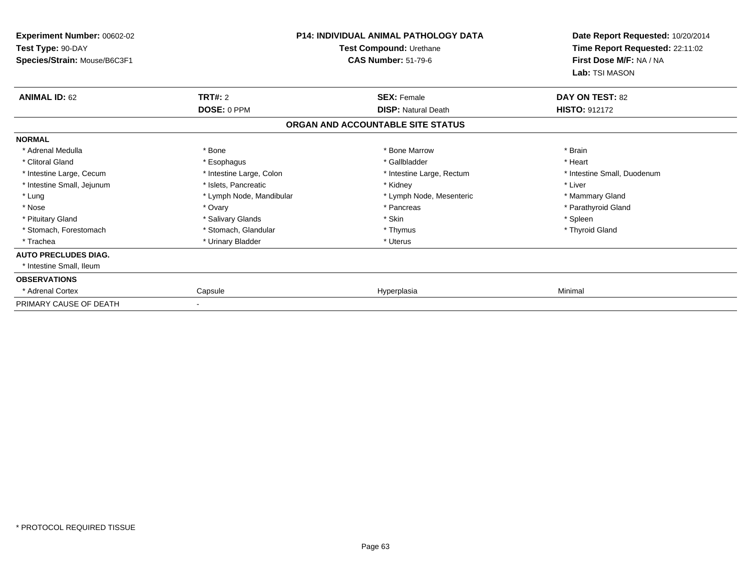**Experiment Number:** 00602-02
**Test Type:** 90-DAY
**Species/Strain:** Mouse/B6C3F1

**P14: INDIVIDUAL ANIMAL PATHOLOGY DATA**
**Test Compound:** Urethane
**CAS Number:** 51-79-6

**Date Report Requested:** 10/20/2014
**Time Report Requested:** 22:11:02
**First Dose M/F:** NA / NA
**Lab:** TSI MASON

| **ANIMAL ID:** 62 | **TRT#:** 2 | **SEX:** Female | **DAY ON TEST:** 82 |
|---|---|---|---|
| | **DOSE:** 0 PPM | **DISP:** Natural Death | **HISTO:** 912172 |

**ORGAN AND ACCOUNTABLE SITE STATUS**

| | | | |
|---|---|---|---|
| **NORMAL** | | | |
| * Adrenal Medulla | * Bone | * Bone Marrow | * Brain |
| * Clitoral Gland | * Esophagus | * Gallbladder | * Heart |
| * Intestine Large, Cecum | * Intestine Large, Colon | * Intestine Large, Rectum | * Intestine Small, Duodenum |
| * Intestine Small, Jejunum | * Islets, Pancreatic | * Kidney | * Liver |
| * Lung | * Lymph Node, Mandibular | * Lymph Node, Mesenteric | * Mammary Gland |
| * Nose | * Ovary | * Pancreas | * Parathyroid Gland |
| * Pituitary Gland | * Salivary Glands | * Skin | * Spleen |
| * Stomach, Forestomach | * Stomach, Glandular | * Thymus | * Thyroid Gland |
| * Trachea | * Urinary Bladder | * Uterus | |
| **AUTO PRECLUDES DIAG.** | | | |
| * Intestine Small, Ileum | | | |
| **OBSERVATIONS** | | | |
| * Adrenal Cortex | Capsule | Hyperplasia | Minimal |
| PRIMARY CAUSE OF DEATH | - | | |

* PROTOCOL REQUIRED TISSUE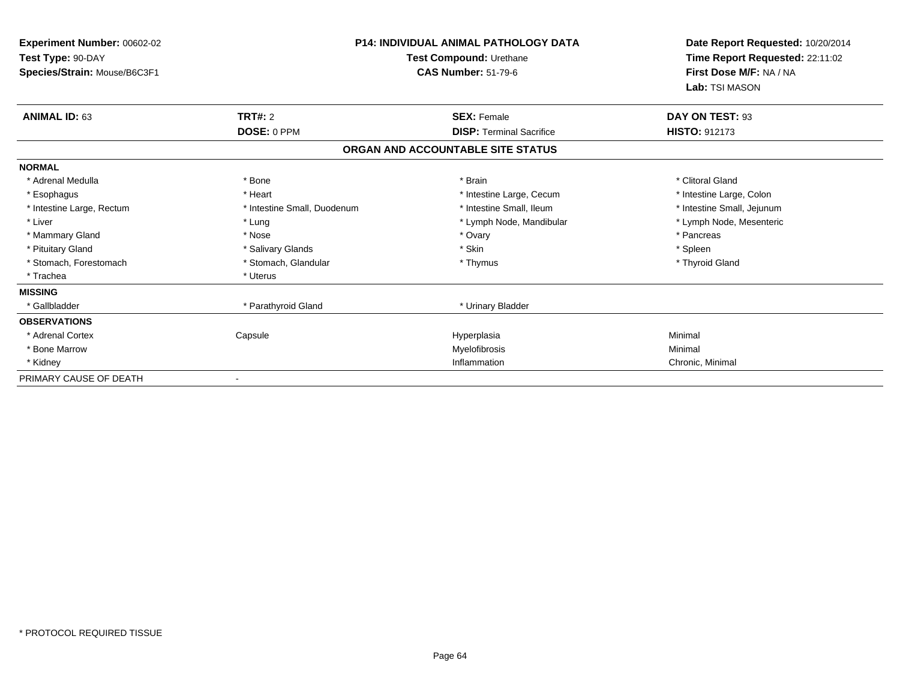**Experiment Number:** 00602-02
**Test Type:** 90-DAY
**Species/Strain:** Mouse/B6C3F1

**P14: INDIVIDUAL ANIMAL PATHOLOGY DATA**
**Test Compound:** Urethane
**CAS Number:** 51-79-6

**Date Report Requested:** 10/20/2014
**Time Report Requested:** 22:11:02
**First Dose M/F:** NA / NA
**Lab:** TSI MASON

| **ANIMAL ID:** 63 | **TRT#:** 2 | **SEX:** Female | **DAY ON TEST:** 93 |
|---|---|---|---|
| | **DOSE:** 0 PPM | **DISP:** Terminal Sacrifice | **HISTO:** 912173 |

## ORGAN AND ACCOUNTABLE SITE STATUS

**NORMAL**

| | | | |
|---|---|---|---|
| * Adrenal Medulla | * Bone | * Brain | * Clitoral Gland |
| * Esophagus | * Heart | * Intestine Large, Cecum | * Intestine Large, Colon |
| * Intestine Large, Rectum | * Intestine Small, Duodenum | * Intestine Small, Ileum | * Intestine Small, Jejunum |
| * Liver | * Lung | * Lymph Node, Mandibular | * Lymph Node, Mesenteric |
| * Mammary Gland | * Nose | * Ovary | * Pancreas |
| * Pituitary Gland | * Salivary Glands | * Skin | * Spleen |
| * Stomach, Forestomach | * Stomach, Glandular | * Thymus | * Thyroid Gland |
| * Trachea | * Uterus | | |

**MISSING**

| | | | |
|---|---|---|---|
| * Gallbladder | * Parathyroid Gland | * Urinary Bladder | |

**OBSERVATIONS**

| | | | |
|---|---|---|---|
| * Adrenal Cortex | Capsule | Hyperplasia | Minimal |
| * Bone Marrow | | Myelofibrosis | Minimal |
| * Kidney | | Inflammation | Chronic, Minimal |

PRIMARY CAUSE OF DEATH -

* PROTOCOL REQUIRED TISSUE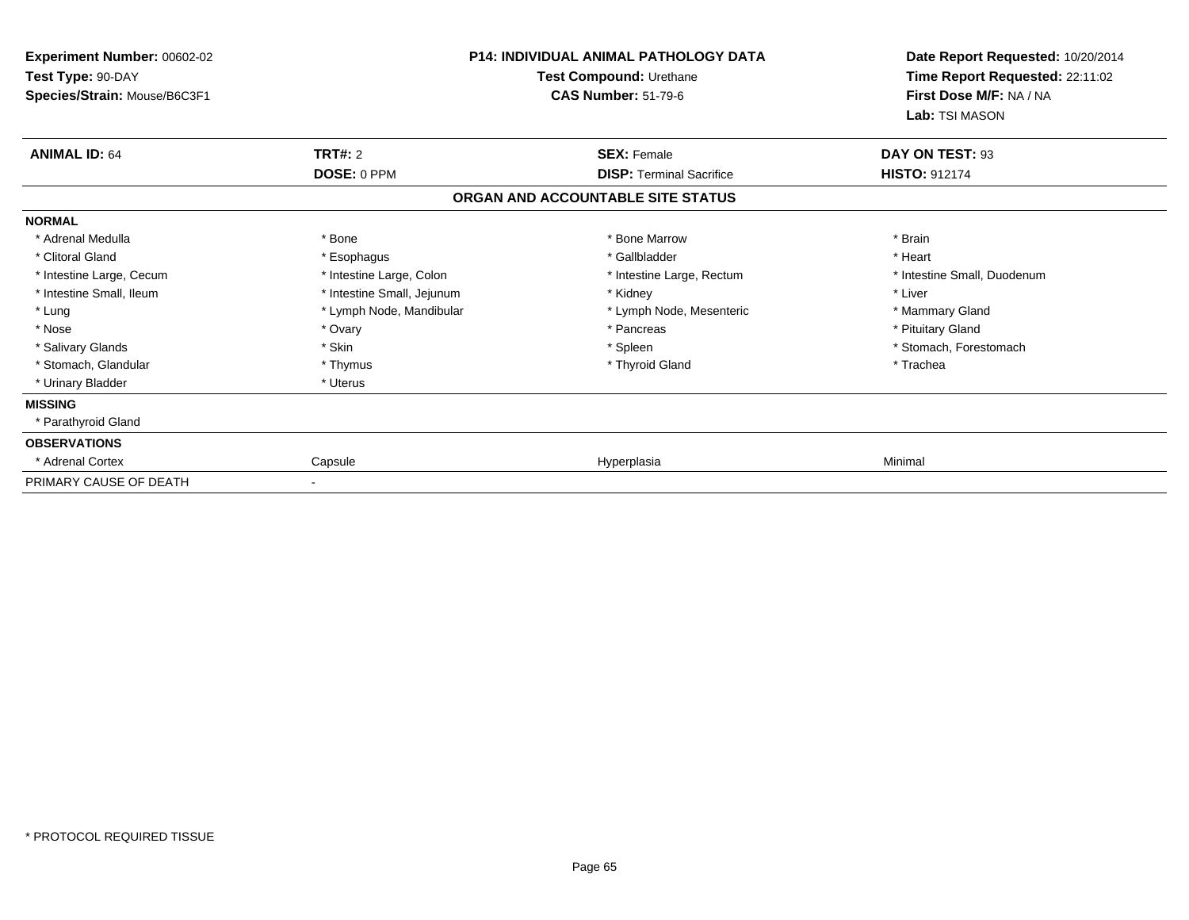**Experiment Number:** 00602-02
**Test Type:** 90-DAY
**Species/Strain:** Mouse/B6C3F1

**P14: INDIVIDUAL ANIMAL PATHOLOGY DATA**
**Test Compound:** Urethane
**CAS Number:** 51-79-6

**Date Report Requested:** 10/20/2014
**Time Report Requested:** 22:11:02
**First Dose M/F:** NA / NA
**Lab:** TSI MASON

| **ANIMAL ID:** 64 | **TRT#:** 2 | **SEX:** Female | **DAY ON TEST:** 93 |
|---|---|---|---|
| | **DOSE:** 0 PPM | **DISP:** Terminal Sacrifice | **HISTO:** 912174 |

**ORGAN AND ACCOUNTABLE SITE STATUS**

| | | | |
|---|---|---|---|
| **NORMAL** | | | |
| * Adrenal Medulla | * Bone | * Bone Marrow | * Brain |
| * Clitoral Gland | * Esophagus | * Gallbladder | * Heart |
| * Intestine Large, Cecum | * Intestine Large, Colon | * Intestine Large, Rectum | * Intestine Small, Duodenum |
| * Intestine Small, Ileum | * Intestine Small, Jejunum | * Kidney | * Liver |
| * Lung | * Lymph Node, Mandibular | * Lymph Node, Mesenteric | * Mammary Gland |
| * Nose | * Ovary | * Pancreas | * Pituitary Gland |
| * Salivary Glands | * Skin | * Spleen | * Stomach, Forestomach |
| * Stomach, Glandular | * Thymus | * Thyroid Gland | * Trachea |
| * Urinary Bladder | * Uterus | | |
| **MISSING** | | | |
| * Parathyroid Gland | | | |
| **OBSERVATIONS** | | | |
| * Adrenal Cortex | Capsule | Hyperplasia | Minimal |
| PRIMARY CAUSE OF DEATH | - | | |

* PROTOCOL REQUIRED TISSUE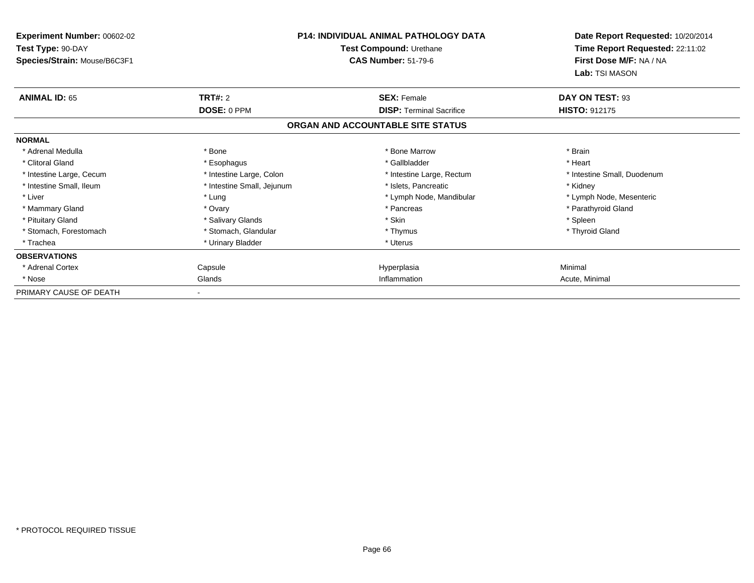**Experiment Number:** 00602-02
**Test Type:** 90-DAY
**Species/Strain:** Mouse/B6C3F1

**P14: INDIVIDUAL ANIMAL PATHOLOGY DATA**
**Test Compound:** Urethane
**CAS Number:** 51-79-6

**Date Report Requested:** 10/20/2014
**Time Report Requested:** 22:11:02
**First Dose M/F:** NA / NA
**Lab:** TSI MASON

| **ANIMAL ID:** 65 | **TRT#:** 2 | **SEX:** Female | **DAY ON TEST:** 93 |
|---|---|---|---|
| | **DOSE:** 0 PPM | **DISP:** Terminal Sacrifice | **HISTO:** 912175 |

## ORGAN AND ACCOUNTABLE SITE STATUS

| | | | |
|---|---|---|---|
| **NORMAL** | | | |
| * Adrenal Medulla | * Bone | * Bone Marrow | * Brain |
| * Clitoral Gland | * Esophagus | * Gallbladder | * Heart |
| * Intestine Large, Cecum | * Intestine Large, Colon | * Intestine Large, Rectum | * Intestine Small, Duodenum |
| * Intestine Small, Ileum | * Intestine Small, Jejunum | * Islets, Pancreatic | * Kidney |
| * Liver | * Lung | * Lymph Node, Mandibular | * Lymph Node, Mesenteric |
| * Mammary Gland | * Ovary | * Pancreas | * Parathyroid Gland |
| * Pituitary Gland | * Salivary Glands | * Skin | * Spleen |
| * Stomach, Forestomach | * Stomach, Glandular | * Thymus | * Thyroid Gland |
| * Trachea | * Urinary Bladder | * Uterus | |
| **OBSERVATIONS** | | | |
| * Adrenal Cortex | Capsule | Hyperplasia | Minimal |
| * Nose | Glands | Inflammation | Acute, Minimal |
| PRIMARY CAUSE OF DEATH | - | | |

* PROTOCOL REQUIRED TISSUE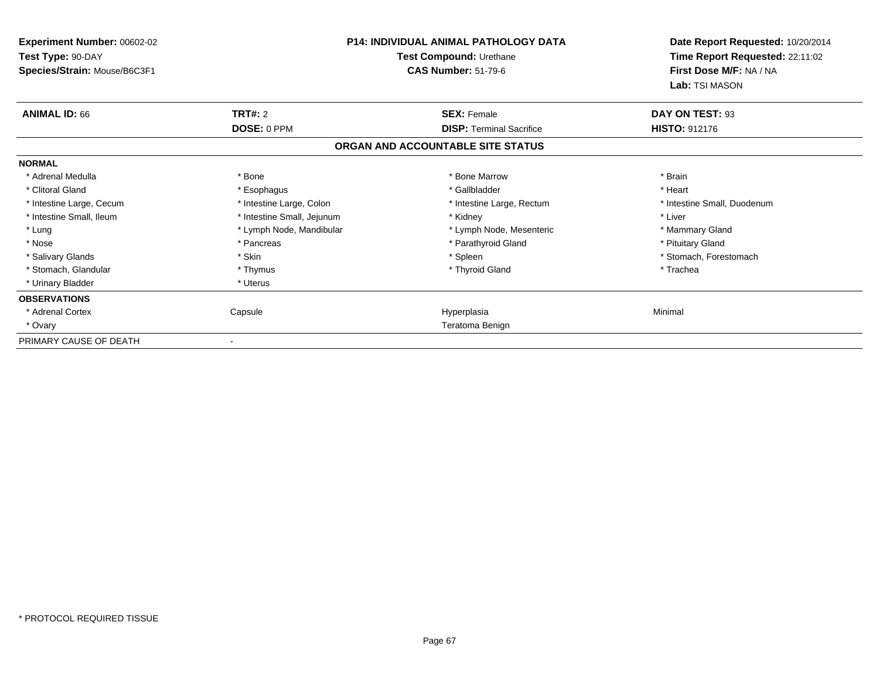**Experiment Number:** 00602-02
**Test Type:** 90-DAY
**Species/Strain:** Mouse/B6C3F1

**P14: INDIVIDUAL ANIMAL PATHOLOGY DATA**
**Test Compound:** Urethane
**CAS Number:** 51-79-6

**Date Report Requested:** 10/20/2014
**Time Report Requested:** 22:11:02
**First Dose M/F:** NA / NA
**Lab:** TSI MASON

| **ANIMAL ID:** 66 | **TRT#:** 2 | **SEX:** Female | **DAY ON TEST:** 93 |
|---|---|---|---|
| | **DOSE:** 0 PPM | **DISP:** Terminal Sacrifice | **HISTO:** 912176 |

**ORGAN AND ACCOUNTABLE SITE STATUS**

| | | | |
|---|---|---|---|
| **NORMAL** | | | |
| * Adrenal Medulla | * Bone | * Bone Marrow | * Brain |
| * Clitoral Gland | * Esophagus | * Gallbladder | * Heart |
| * Intestine Large, Cecum | * Intestine Large, Colon | * Intestine Large, Rectum | * Intestine Small, Duodenum |
| * Intestine Small, Ileum | * Intestine Small, Jejunum | * Kidney | * Liver |
| * Lung | * Lymph Node, Mandibular | * Lymph Node, Mesenteric | * Mammary Gland |
| * Nose | * Pancreas | * Parathyroid Gland | * Pituitary Gland |
| * Salivary Glands | * Skin | * Spleen | * Stomach, Forestomach |
| * Stomach, Glandular | * Thymus | * Thyroid Gland | * Trachea |
| * Urinary Bladder | * Uterus | | |
| **OBSERVATIONS** | | | |
| * Adrenal Cortex | Capsule | Hyperplasia | Minimal |
| * Ovary | | Teratoma Benign | |
| PRIMARY CAUSE OF DEATH | - | | |

\* PROTOCOL REQUIRED TISSUE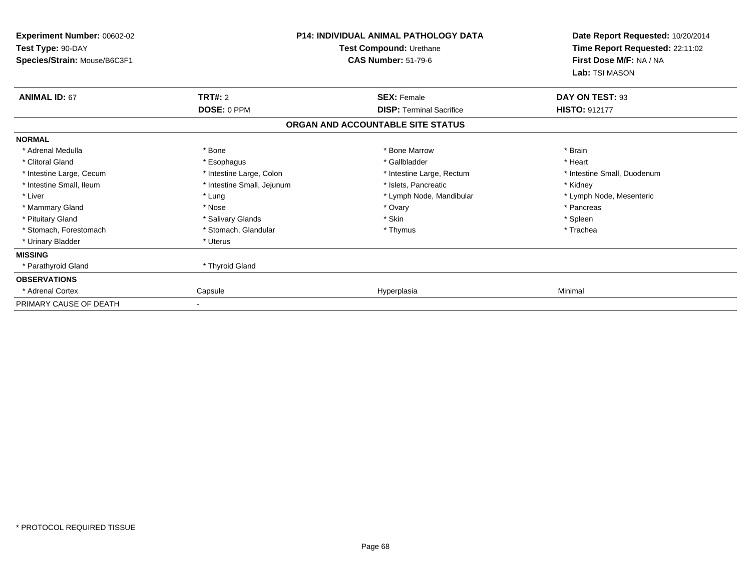**Experiment Number:** 00602-02
**Test Type:** 90-DAY
**Species/Strain:** Mouse/B6C3F1

**P14: INDIVIDUAL ANIMAL PATHOLOGY DATA**
**Test Compound:** Urethane
**CAS Number:** 51-79-6

**Date Report Requested:** 10/20/2014
**Time Report Requested:** 22:11:02
**First Dose M/F:** NA / NA
**Lab:** TSI MASON

| **ANIMAL ID:** 67 | **TRT#:** 2 | **SEX:** Female | **DAY ON TEST:** 93 |
|---|---|---|---|
| | **DOSE:** 0 PPM | **DISP:** Terminal Sacrifice | **HISTO:** 912177 |

**ORGAN AND ACCOUNTABLE SITE STATUS**

| **NORMAL** | | | |
|---|---|---|---|
| * Adrenal Medulla | * Bone | * Bone Marrow | * Brain |
| * Clitoral Gland | * Esophagus | * Gallbladder | * Heart |
| * Intestine Large, Cecum | * Intestine Large, Colon | * Intestine Large, Rectum | * Intestine Small, Duodenum |
| * Intestine Small, Ileum | * Intestine Small, Jejunum | * Islets, Pancreatic | * Kidney |
| * Liver | * Lung | * Lymph Node, Mandibular | * Lymph Node, Mesenteric |
| * Mammary Gland | * Nose | * Ovary | * Pancreas |
| * Pituitary Gland | * Salivary Glands | * Skin | * Spleen |
| * Stomach, Forestomach | * Stomach, Glandular | * Thymus | * Trachea |
| * Urinary Bladder | * Uterus | | |
| **MISSING** | | | |
| * Parathyroid Gland | * Thyroid Gland | | |
| **OBSERVATIONS** | | | |
| * Adrenal Cortex | Capsule | Hyperplasia | Minimal |
| PRIMARY CAUSE OF DEATH | - | | |

\* PROTOCOL REQUIRED TISSUE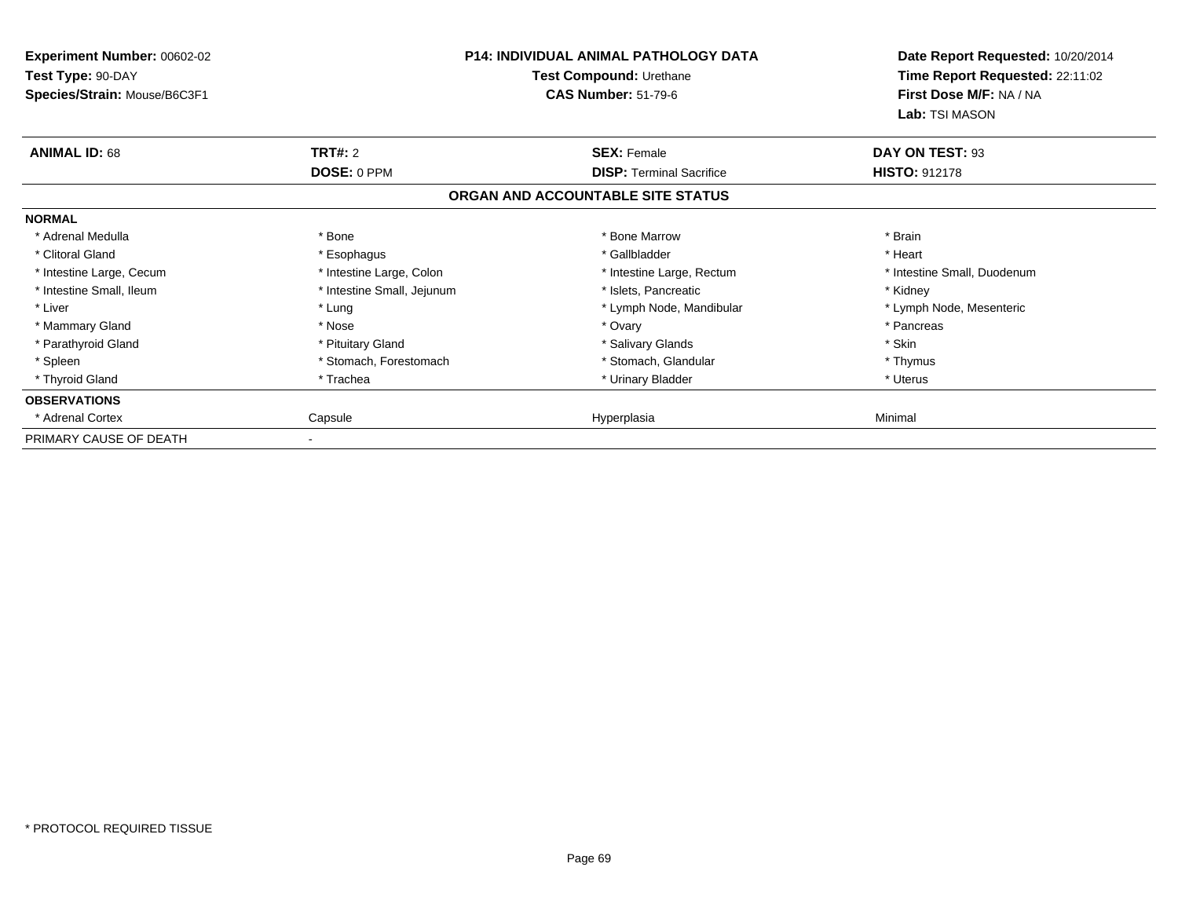**Experiment Number:** 00602-02
**Test Type:** 90-DAY
**Species/Strain:** Mouse/B6C3F1

**P14: INDIVIDUAL ANIMAL PATHOLOGY DATA**
**Test Compound:** Urethane
**CAS Number:** 51-79-6

**Date Report Requested:** 10/20/2014
**Time Report Requested:** 22:11:02
**First Dose M/F:** NA / NA
**Lab:** TSI MASON

| **ANIMAL ID:** 68 | **TRT#:** 2 | **SEX:** Female | **DAY ON TEST:** 93 |
|---|---|---|---|
| | **DOSE:** 0 PPM | **DISP:** Terminal Sacrifice | **HISTO:** 912178 |

**ORGAN AND ACCOUNTABLE SITE STATUS**

| | | | |
|---|---|---|---|
| **NORMAL** | | | |
| * Adrenal Medulla | * Bone | * Bone Marrow | * Brain |
| * Clitoral Gland | * Esophagus | * Gallbladder | * Heart |
| * Intestine Large, Cecum | * Intestine Large, Colon | * Intestine Large, Rectum | * Intestine Small, Duodenum |
| * Intestine Small, Ileum | * Intestine Small, Jejunum | * Islets, Pancreatic | * Kidney |
| * Liver | * Lung | * Lymph Node, Mandibular | * Lymph Node, Mesenteric |
| * Mammary Gland | * Nose | * Ovary | * Pancreas |
| * Parathyroid Gland | * Pituitary Gland | * Salivary Glands | * Skin |
| * Spleen | * Stomach, Forestomach | * Stomach, Glandular | * Thymus |
| * Thyroid Gland | * Trachea | * Urinary Bladder | * Uterus |
| **OBSERVATIONS** | | | |
| * Adrenal Cortex | Capsule | Hyperplasia | Minimal |
| PRIMARY CAUSE OF DEATH | - | | |

* PROTOCOL REQUIRED TISSUE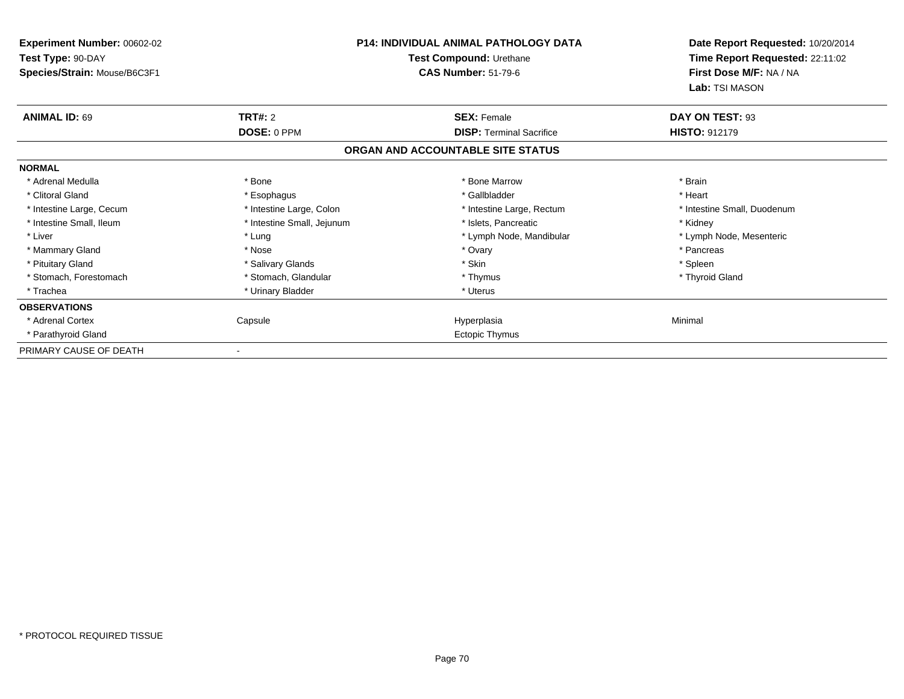**Experiment Number:** 00602-02
**Test Type:** 90-DAY
**Species/Strain:** Mouse/B6C3F1

**P14: INDIVIDUAL ANIMAL PATHOLOGY DATA**
**Test Compound:** Urethane
**CAS Number:** 51-79-6

**Date Report Requested:** 10/20/2014
**Time Report Requested:** 22:11:02
**First Dose M/F:** NA / NA
**Lab:** TSI MASON

| **ANIMAL ID:** 69 | **TRT#:** 2 | **SEX:** Female | **DAY ON TEST:** 93 |
|---|---|---|---|
| | **DOSE:** 0 PPM | **DISP:** Terminal Sacrifice | **HISTO:** 912179 |

**ORGAN AND ACCOUNTABLE SITE STATUS**

| | | | |
|---|---|---|---|
| **NORMAL** | | | |
| * Adrenal Medulla | * Bone | * Bone Marrow | * Brain |
| * Clitoral Gland | * Esophagus | * Gallbladder | * Heart |
| * Intestine Large, Cecum | * Intestine Large, Colon | * Intestine Large, Rectum | * Intestine Small, Duodenum |
| * Intestine Small, Ileum | * Intestine Small, Jejunum | * Islets, Pancreatic | * Kidney |
| * Liver | * Lung | * Lymph Node, Mandibular | * Lymph Node, Mesenteric |
| * Mammary Gland | * Nose | * Ovary | * Pancreas |
| * Pituitary Gland | * Salivary Glands | * Skin | * Spleen |
| * Stomach, Forestomach | * Stomach, Glandular | * Thymus | * Thyroid Gland |
| * Trachea | * Urinary Bladder | * Uterus | |
| **OBSERVATIONS** | | | |
| * Adrenal Cortex | Capsule | Hyperplasia | Minimal |
| * Parathyroid Gland | | Ectopic Thymus | |
| PRIMARY CAUSE OF DEATH | - | | |

* PROTOCOL REQUIRED TISSUE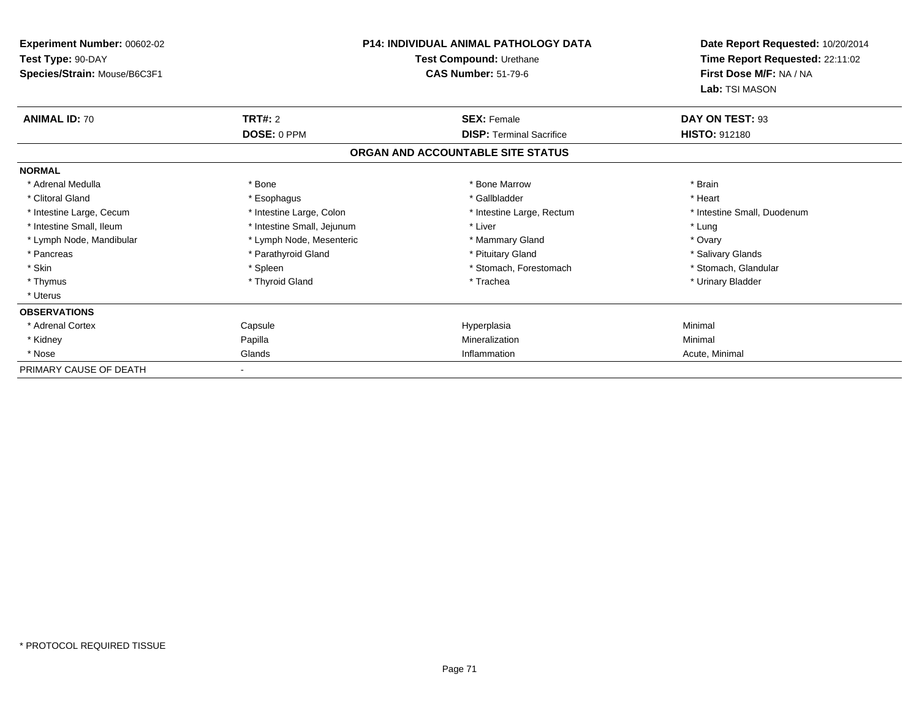**Experiment Number:** 00602-02
**Test Type:** 90-DAY
**Species/Strain:** Mouse/B6C3F1

**P14: INDIVIDUAL ANIMAL PATHOLOGY DATA**
**Test Compound:** Urethane
**CAS Number:** 51-79-6

**Date Report Requested:** 10/20/2014
**Time Report Requested:** 22:11:02
**First Dose M/F:** NA / NA
**Lab:** TSI MASON

| **ANIMAL ID:** 70 | **TRT#:** 2 | **SEX:** Female | **DAY ON TEST:** 93 |
|---|---|---|---|
| | **DOSE:** 0 PPM | **DISP:** Terminal Sacrifice | **HISTO:** 912180 |

**ORGAN AND ACCOUNTABLE SITE STATUS**

| | | | |
|---|---|---|---|
| **NORMAL** | | | |
| * Adrenal Medulla | * Bone | * Bone Marrow | * Brain |
| * Clitoral Gland | * Esophagus | * Gallbladder | * Heart |
| * Intestine Large, Cecum | * Intestine Large, Colon | * Intestine Large, Rectum | * Intestine Small, Duodenum |
| * Intestine Small, Ileum | * Intestine Small, Jejunum | * Liver | * Lung |
| * Lymph Node, Mandibular | * Lymph Node, Mesenteric | * Mammary Gland | * Ovary |
| * Pancreas | * Parathyroid Gland | * Pituitary Gland | * Salivary Glands |
| * Skin | * Spleen | * Stomach, Forestomach | * Stomach, Glandular |
| * Thymus | * Thyroid Gland | * Trachea | * Urinary Bladder |
| * Uterus | | | |
| **OBSERVATIONS** | | | |
| * Adrenal Cortex | Capsule | Hyperplasia | Minimal |
| * Kidney | Papilla | Mineralization | Minimal |
| * Nose | Glands | Inflammation | Acute, Minimal |
| PRIMARY CAUSE OF DEATH | - | | |

* PROTOCOL REQUIRED TISSUE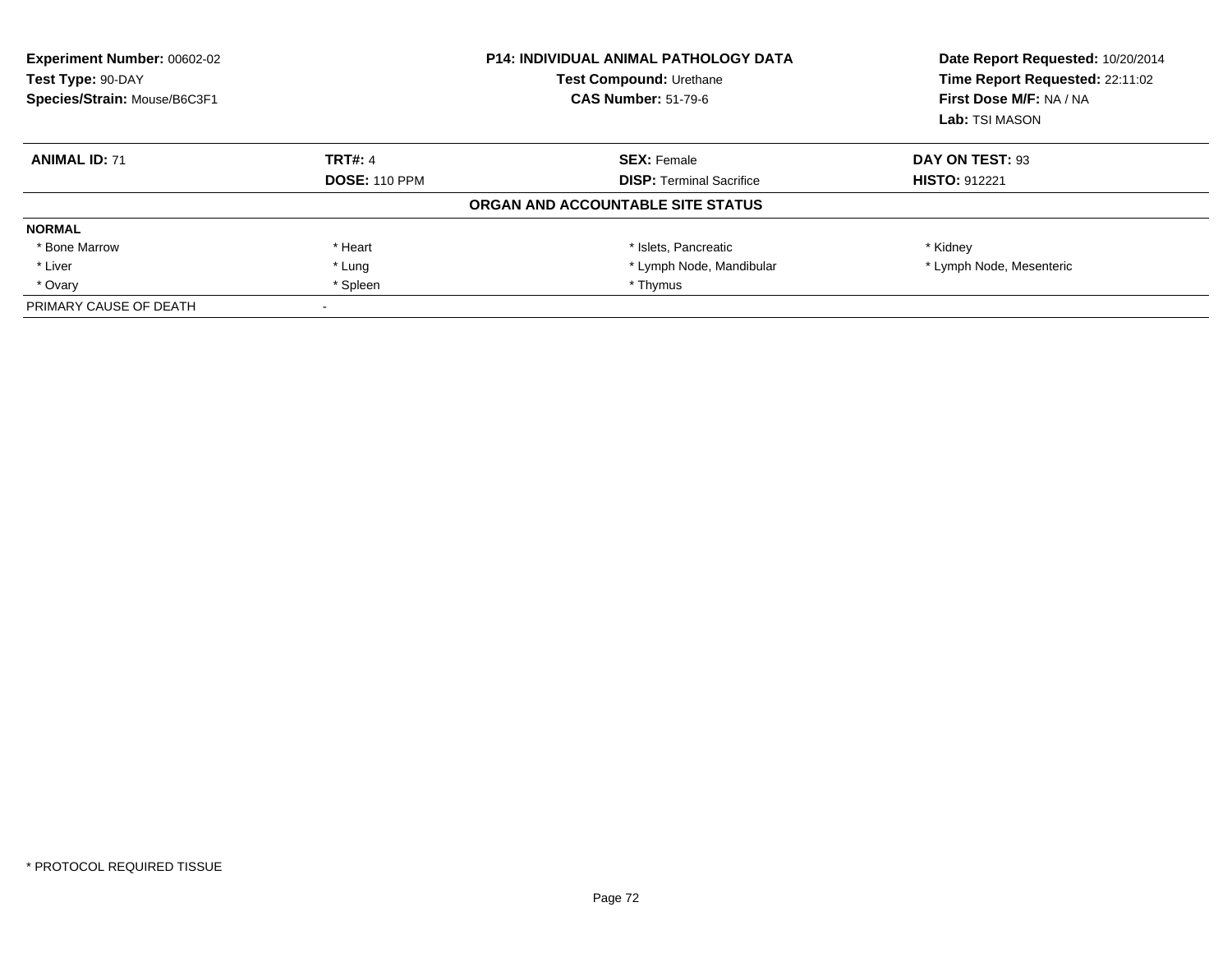| Experiment Number: 00602-02 | P14: INDIVIDUAL ANIMAL PATHOLOGY DATA | Date Report Requested: 10/20/2014 |
|---|---|---|
| Test Type: 90-DAY | Test Compound: Urethane | Time Report Requested: 22:11:02 |
| Species/Strain: Mouse/B6C3F1 | CAS Number: 51-79-6 | First Dose M/F: NA / NA |
| | | Lab: TSI MASON |

| ANIMAL ID: 71 | TRT#: 4 | SEX: Female | DAY ON TEST: 93 |
|---|---|---|---|
| | DOSE: 110 PPM | DISP: Terminal Sacrifice | HISTO: 912221 |

**ORGAN AND ACCOUNTABLE SITE STATUS**

| NORMAL | | | |
|---|---|---|---|
| * Bone Marrow | * Heart | * Islets, Pancreatic | * Kidney |
| * Liver | * Lung | * Lymph Node, Mandibular | * Lymph Node, Mesenteric |
| * Ovary | * Spleen | * Thymus | |
| PRIMARY CAUSE OF DEATH | - | | |

* PROTOCOL REQUIRED TISSUE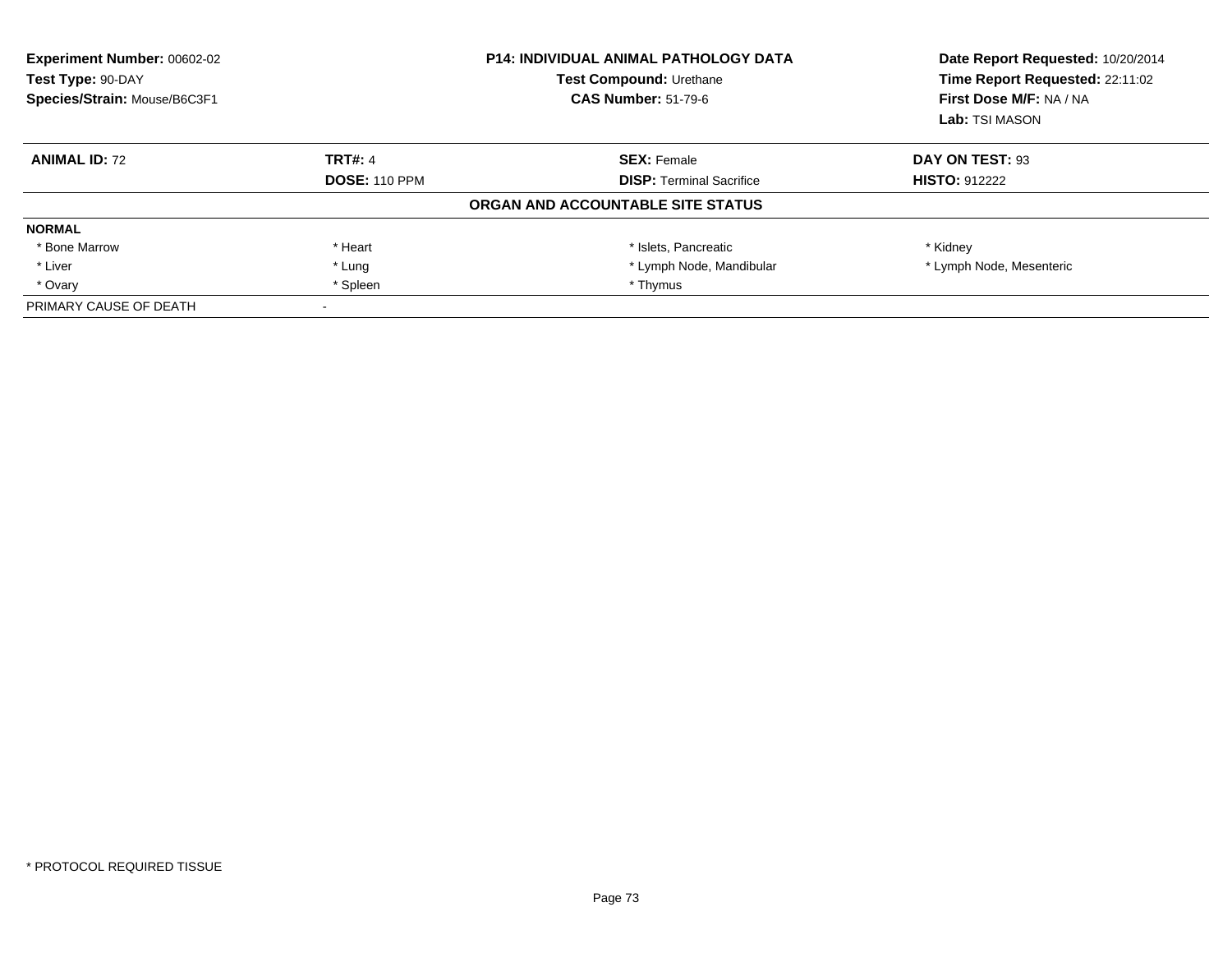**Experiment Number:** 00602-02
**Test Type:** 90-DAY
**Species/Strain:** Mouse/B6C3F1

**P14: INDIVIDUAL ANIMAL PATHOLOGY DATA**
**Test Compound:** Urethane
**CAS Number:** 51-79-6

**Date Report Requested:** 10/20/2014
**Time Report Requested:** 22:11:02
**First Dose M/F:** NA / NA
**Lab:** TSI MASON

| **ANIMAL ID:** 72 | **TRT#:** 4 | **SEX:** Female | **DAY ON TEST:** 93 |
|---|---|---|---|
| | **DOSE:** 110 PPM | **DISP:** Terminal Sacrifice | **HISTO:** 912222 |

**ORGAN AND ACCOUNTABLE SITE STATUS**

| **NORMAL** | | | |
|---|---|---|---|
| * Bone Marrow | * Heart | * Islets, Pancreatic | * Kidney |
| * Liver | * Lung | * Lymph Node, Mandibular | * Lymph Node, Mesenteric |
| * Ovary | * Spleen | * Thymus | |
| PRIMARY CAUSE OF DEATH | - | | |

* PROTOCOL REQUIRED TISSUE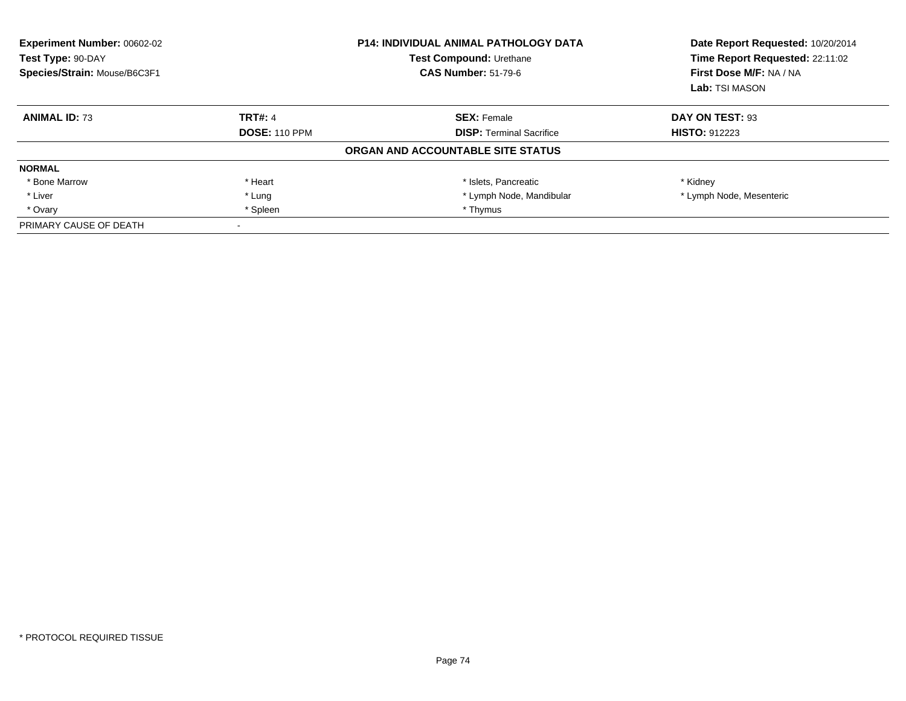**Experiment Number:** 00602-02
**Test Type:** 90-DAY
**Species/Strain:** Mouse/B6C3F1

**P14: INDIVIDUAL ANIMAL PATHOLOGY DATA**
**Test Compound:** Urethane
**CAS Number:** 51-79-6

**Date Report Requested:** 10/20/2014
**Time Report Requested:** 22:11:02
**First Dose M/F:** NA / NA
**Lab:** TSI MASON

| **ANIMAL ID:** 73 | **TRT#:** 4 | **SEX:** Female | **DAY ON TEST:** 93 |
|---|---|---|---|
| | **DOSE:** 110 PPM | **DISP:** Terminal Sacrifice | **HISTO:** 912223 |

**ORGAN AND ACCOUNTABLE SITE STATUS**

| **NORMAL** | | | |
|---|---|---|---|
| * Bone Marrow | * Heart | * Islets, Pancreatic | * Kidney |
| * Liver | * Lung | * Lymph Node, Mandibular | * Lymph Node, Mesenteric |
| * Ovary | * Spleen | * Thymus | |
| PRIMARY CAUSE OF DEATH | - | | |

* PROTOCOL REQUIRED TISSUE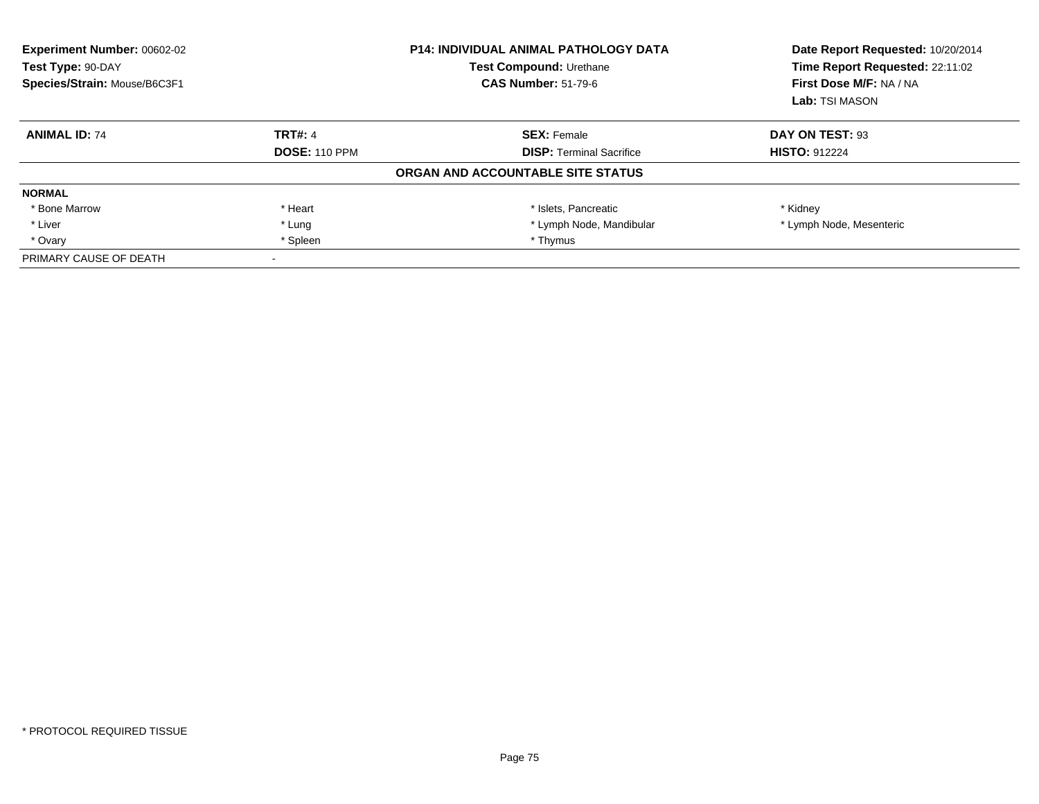**Experiment Number:** 00602-02
**Test Type:** 90-DAY
**Species/Strain:** Mouse/B6C3F1

**P14: INDIVIDUAL ANIMAL PATHOLOGY DATA**
**Test Compound:** Urethane
**CAS Number:** 51-79-6

**Date Report Requested:** 10/20/2014
**Time Report Requested:** 22:11:02
**First Dose M/F:** NA / NA
**Lab:** TSI MASON

| **ANIMAL ID:** 74 | **TRT#:** 4 | **SEX:** Female | **DAY ON TEST:** 93 |
|---|---|---|---|
| | **DOSE:** 110 PPM | **DISP:** Terminal Sacrifice | **HISTO:** 912224 |

**ORGAN AND ACCOUNTABLE SITE STATUS**

| **NORMAL** | | | |
|---|---|---|---|
| * Bone Marrow | * Heart | * Islets, Pancreatic | * Kidney |
| * Liver | * Lung | * Lymph Node, Mandibular | * Lymph Node, Mesenteric |
| * Ovary | * Spleen | * Thymus | |
| PRIMARY CAUSE OF DEATH | - | | |

* PROTOCOL REQUIRED TISSUE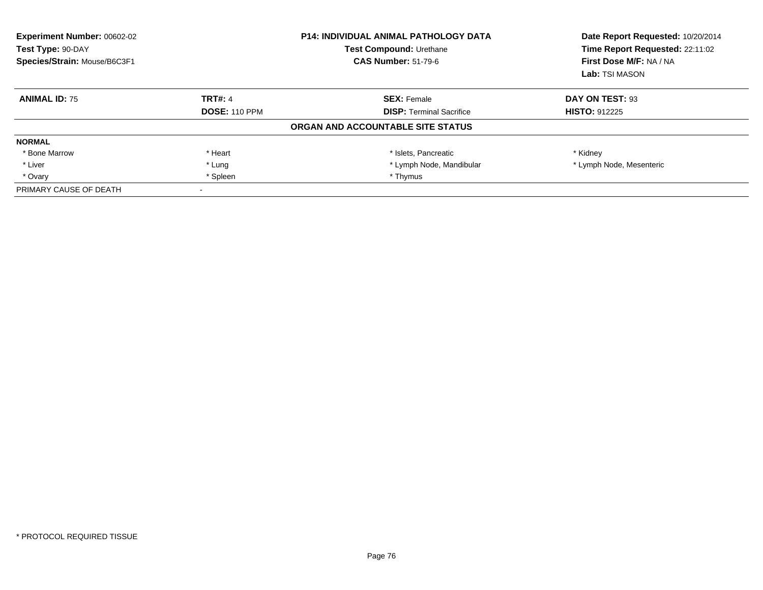**Experiment Number:** 00602-02
**Test Type:** 90-DAY
**Species/Strain:** Mouse/B6C3F1

**P14: INDIVIDUAL ANIMAL PATHOLOGY DATA**
**Test Compound:** Urethane
**CAS Number:** 51-79-6

**Date Report Requested:** 10/20/2014
**Time Report Requested:** 22:11:02
**First Dose M/F:** NA / NA
**Lab:** TSI MASON

| **ANIMAL ID:** 75 | **TRT#:** 4 | **SEX:** Female | **DAY ON TEST:** 93 |
|---|---|---|---|
| | **DOSE:** 110 PPM | **DISP:** Terminal Sacrifice | **HISTO:** 912225 |

**ORGAN AND ACCOUNTABLE SITE STATUS**

| **NORMAL** | | | |
|---|---|---|---|
| * Bone Marrow | * Heart | * Islets, Pancreatic | * Kidney |
| * Liver | * Lung | * Lymph Node, Mandibular | * Lymph Node, Mesenteric |
| * Ovary | * Spleen | * Thymus | |
| PRIMARY CAUSE OF DEATH | - | | |

* PROTOCOL REQUIRED TISSUE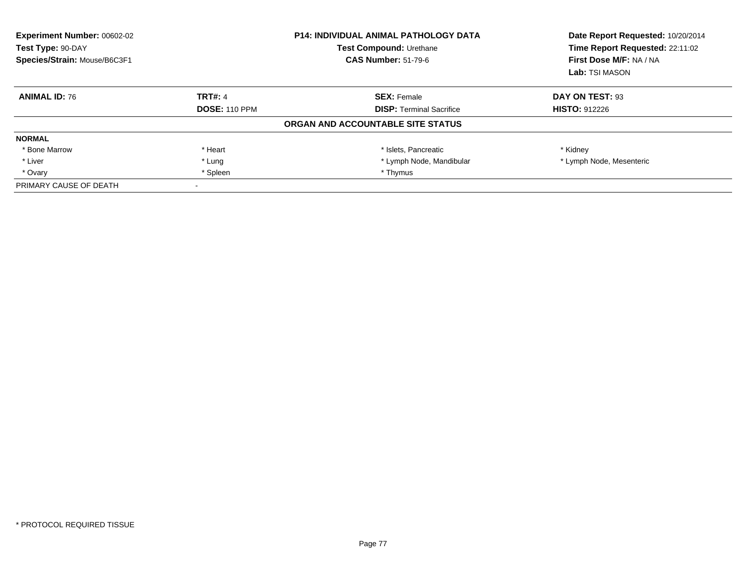**Experiment Number:** 00602-02
**Test Type:** 90-DAY
**Species/Strain:** Mouse/B6C3F1

**P14: INDIVIDUAL ANIMAL PATHOLOGY DATA**
**Test Compound:** Urethane
**CAS Number:** 51-79-6

**Date Report Requested:** 10/20/2014
**Time Report Requested:** 22:11:02
**First Dose M/F:** NA / NA
**Lab:** TSI MASON

| **ANIMAL ID:** 76 | **TRT#:** 4 | **SEX:** Female | **DAY ON TEST:** 93 |
|---|---|---|---|
| | **DOSE:** 110 PPM | **DISP:** Terminal Sacrifice | **HISTO:** 912226 |

**ORGAN AND ACCOUNTABLE SITE STATUS**

| **NORMAL** | | | |
|---|---|---|---|
| * Bone Marrow | * Heart | * Islets, Pancreatic | * Kidney |
| * Liver | * Lung | * Lymph Node, Mandibular | * Lymph Node, Mesenteric |
| * Ovary | * Spleen | * Thymus | |
| PRIMARY CAUSE OF DEATH | - | | |

* PROTOCOL REQUIRED TISSUE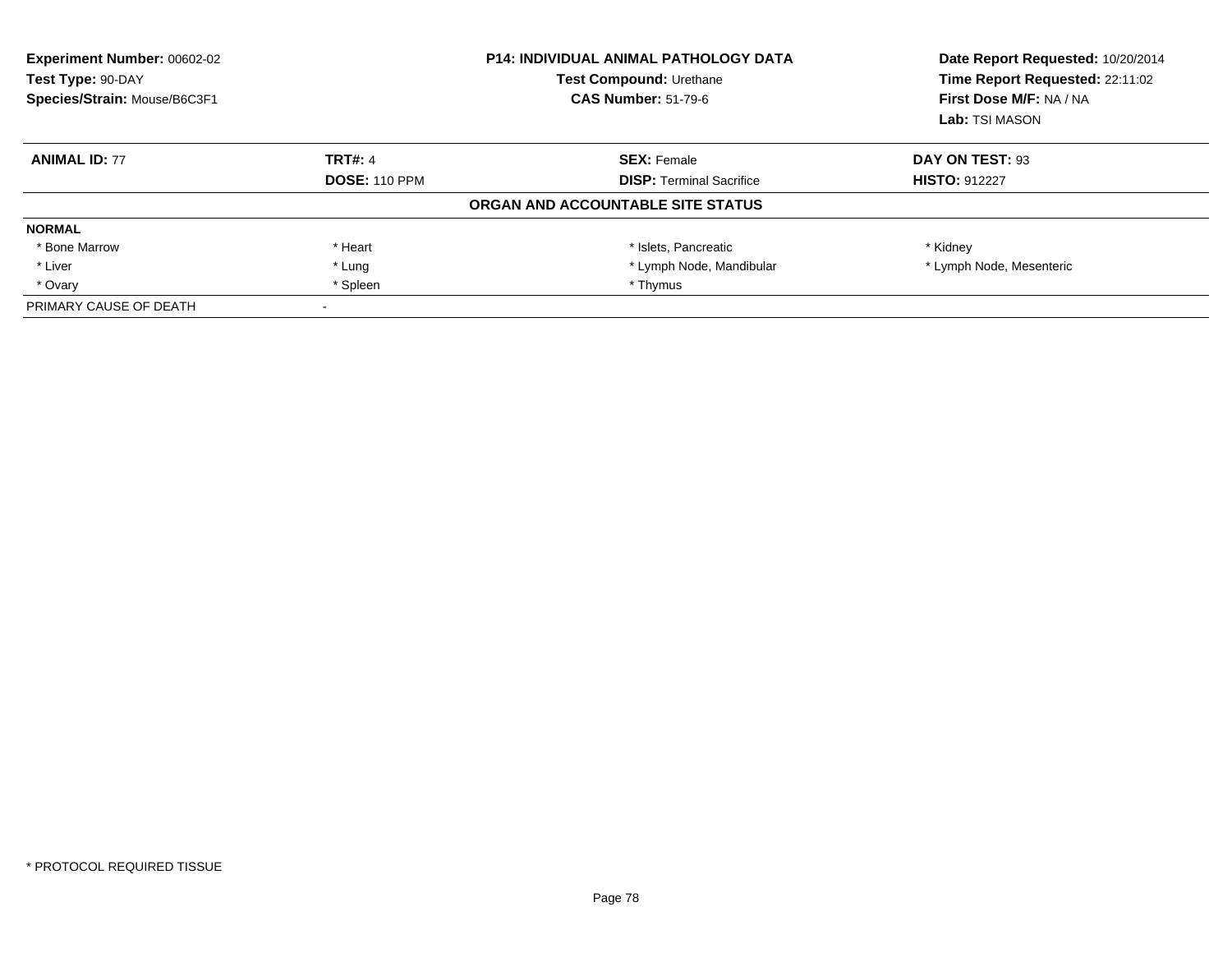| **Experiment Number:** 00602-02 | **P14: INDIVIDUAL ANIMAL PATHOLOGY DATA** | **Date Report Requested:** 10/20/2014 |
|---|---|---|
| **Test Type:** 90-DAY | **Test Compound:** Urethane | **Time Report Requested:** 22:11:02 |
| **Species/Strain:** Mouse/B6C3F1 | **CAS Number:** 51-79-6 | **First Dose M/F:** NA / NA |
| | | **Lab:** TSI MASON |

| **ANIMAL ID:** 77 | **TRT#:** 4 | **SEX:** Female | **DAY ON TEST:** 93 |
|---|---|---|---|
| | **DOSE:** 110 PPM | **DISP:** Terminal Sacrifice | **HISTO:** 912227 |

**ORGAN AND ACCOUNTABLE SITE STATUS**

| **NORMAL** | | | |
|---|---|---|---|
| * Bone Marrow | * Heart | * Islets, Pancreatic | * Kidney |
| * Liver | * Lung | * Lymph Node, Mandibular | * Lymph Node, Mesenteric |
| * Ovary | * Spleen | * Thymus | |
| PRIMARY CAUSE OF DEATH | - | | |

* PROTOCOL REQUIRED TISSUE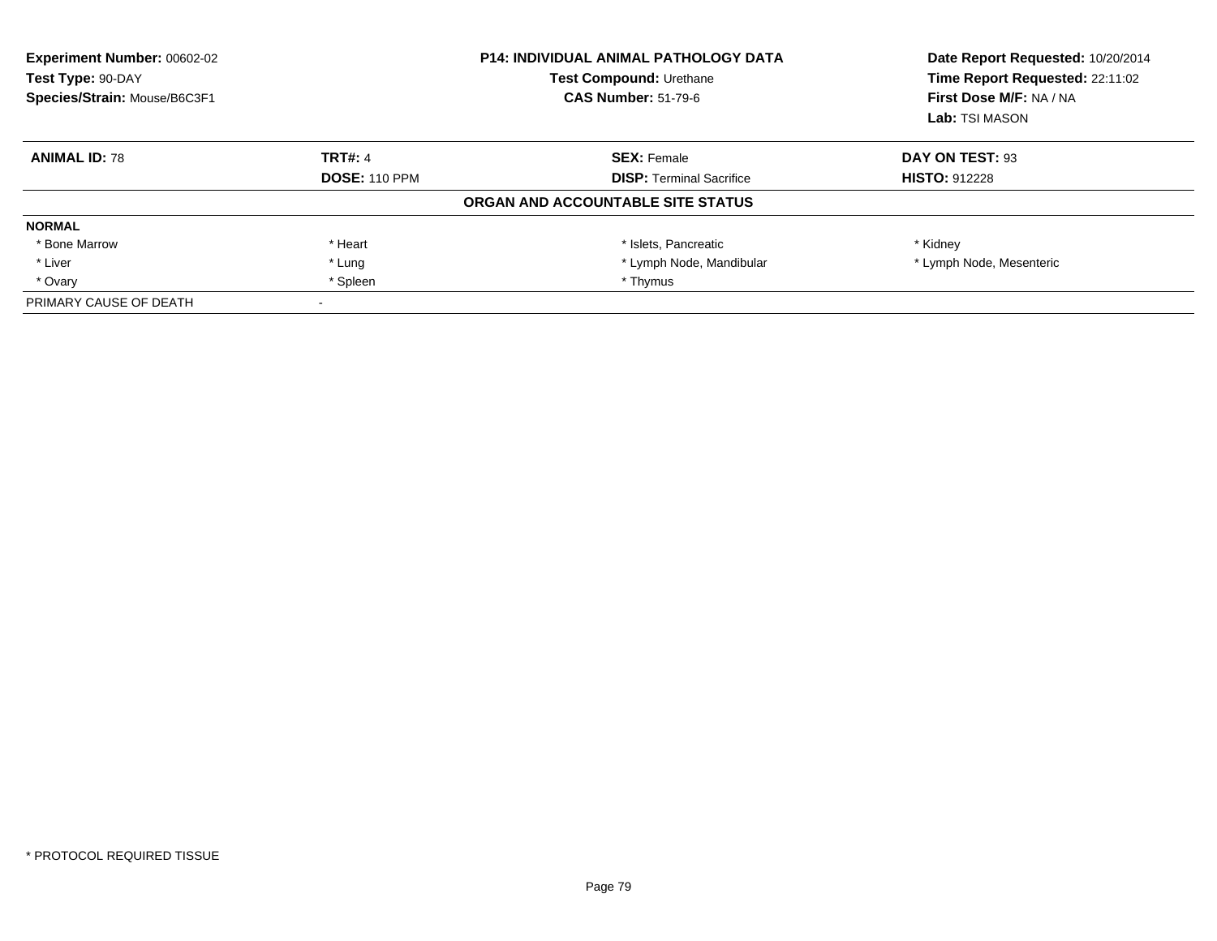**Experiment Number:** 00602-02
**Test Type:** 90-DAY
**Species/Strain:** Mouse/B6C3F1

**P14: INDIVIDUAL ANIMAL PATHOLOGY DATA**
**Test Compound:** Urethane
**CAS Number:** 51-79-6

**Date Report Requested:** 10/20/2014
**Time Report Requested:** 22:11:02
**First Dose M/F:** NA / NA
**Lab:** TSI MASON

| **ANIMAL ID:** 78 | **TRT#:** 4 | **SEX:** Female | **DAY ON TEST:** 93 |
|---|---|---|---|
| | **DOSE:** 110 PPM | **DISP:** Terminal Sacrifice | **HISTO:** 912228 |

**ORGAN AND ACCOUNTABLE SITE STATUS**

| **NORMAL** | | | |
|---|---|---|---|
| * Bone Marrow | * Heart | * Islets, Pancreatic | * Kidney |
| * Liver | * Lung | * Lymph Node, Mandibular | * Lymph Node, Mesenteric |
| * Ovary | * Spleen | * Thymus | |

PRIMARY CAUSE OF DEATH -

* PROTOCOL REQUIRED TISSUE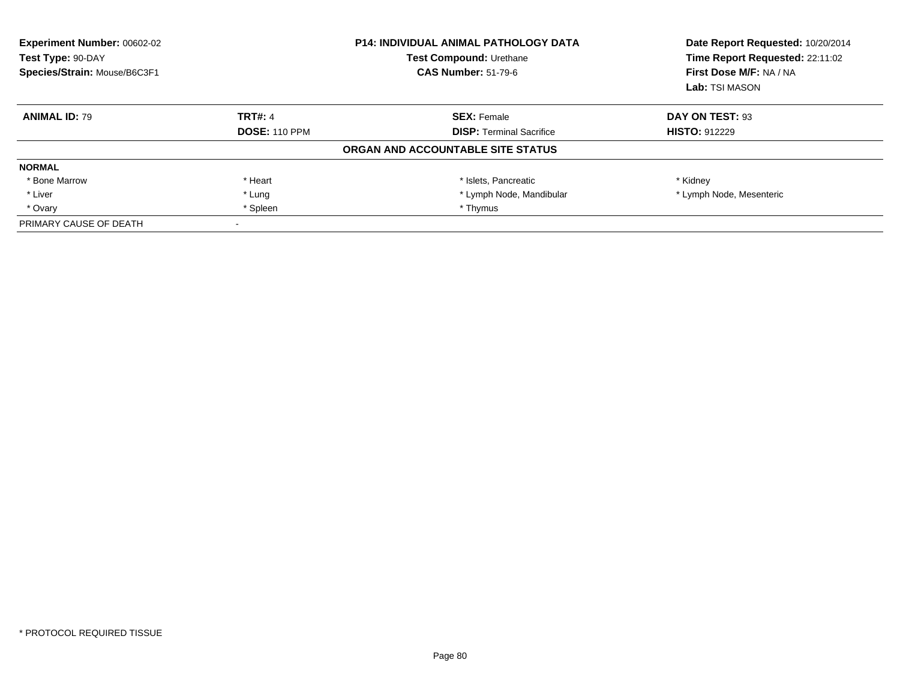**Experiment Number:** 00602-02
**Test Type:** 90-DAY
**Species/Strain:** Mouse/B6C3F1

**P14: INDIVIDUAL ANIMAL PATHOLOGY DATA**
**Test Compound:** Urethane
**CAS Number:** 51-79-6

**Date Report Requested:** 10/20/2014
**Time Report Requested:** 22:11:02
**First Dose M/F:** NA / NA
**Lab:** TSI MASON

| **ANIMAL ID:** 79 | **TRT#:** 4 | **SEX:** Female | **DAY ON TEST:** 93 |
|---|---|---|---|
| | **DOSE:** 110 PPM | **DISP:** Terminal Sacrifice | **HISTO:** 912229 |

**ORGAN AND ACCOUNTABLE SITE STATUS**

| **NORMAL** | | | |
|---|---|---|---|
| * Bone Marrow | * Heart | * Islets, Pancreatic | * Kidney |
| * Liver | * Lung | * Lymph Node, Mandibular | * Lymph Node, Mesenteric |
| * Ovary | * Spleen | * Thymus | |
| PRIMARY CAUSE OF DEATH | - | | |

* PROTOCOL REQUIRED TISSUE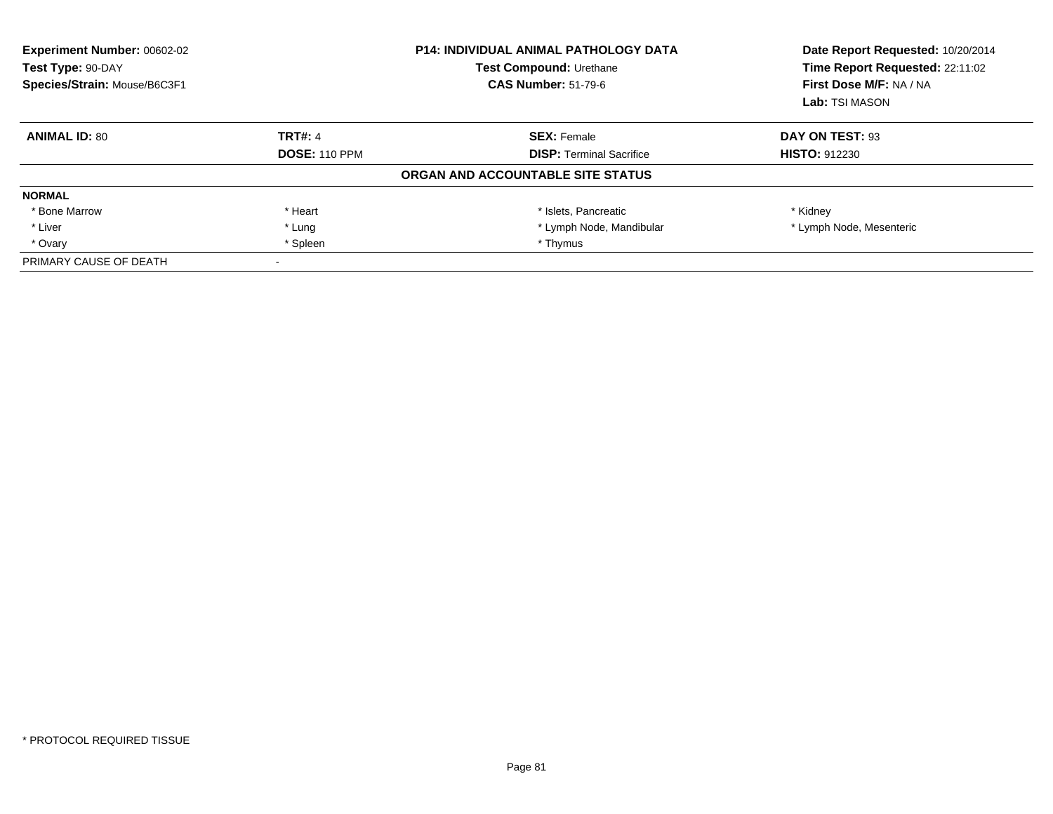**Experiment Number:** 00602-02
**Test Type:** 90-DAY
**Species/Strain:** Mouse/B6C3F1

**P14: INDIVIDUAL ANIMAL PATHOLOGY DATA**
**Test Compound:** Urethane
**CAS Number:** 51-79-6

**Date Report Requested:** 10/20/2014
**Time Report Requested:** 22:11:02
**First Dose M/F:** NA / NA
**Lab:** TSI MASON

| **ANIMAL ID:** 80 | **TRT#:** 4 | **SEX:** Female | **DAY ON TEST:** 93 |
|---|---|---|---|
| | **DOSE:** 110 PPM | **DISP:** Terminal Sacrifice | **HISTO:** 912230 |

**ORGAN AND ACCOUNTABLE SITE STATUS**

| **NORMAL** | | | |
|---|---|---|---|
| * Bone Marrow | * Heart | * Islets, Pancreatic | * Kidney |
| * Liver | * Lung | * Lymph Node, Mandibular | * Lymph Node, Mesenteric |
| * Ovary | * Spleen | * Thymus | |
| PRIMARY CAUSE OF DEATH | - | | |

* PROTOCOL REQUIRED TISSUE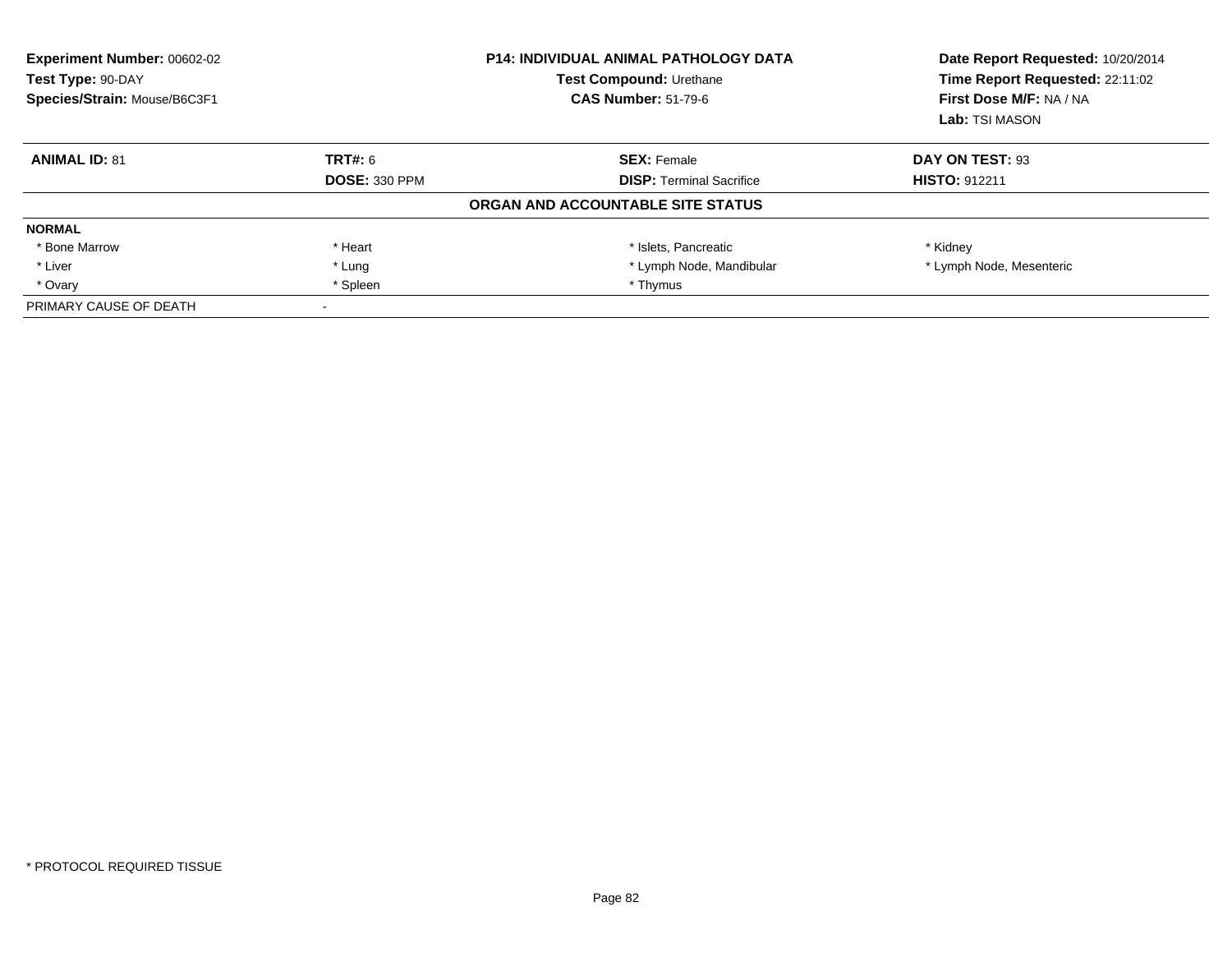| Experiment Number: 00602-02 | P14: INDIVIDUAL ANIMAL PATHOLOGY DATA | Date Report Requested: 10/20/2014 |
|---|---|---|
| Test Type: 90-DAY | Test Compound: Urethane | Time Report Requested: 22:11:02 |
| Species/Strain: Mouse/B6C3F1 | CAS Number: 51-79-6 | First Dose M/F: NA / NA |
| | | Lab: TSI MASON |

| ANIMAL ID: 81 | TRT#: 6 | SEX: Female | DAY ON TEST: 93 |
|---|---|---|---|
| | DOSE: 330 PPM | DISP: Terminal Sacrifice | HISTO: 912211 |

**ORGAN AND ACCOUNTABLE SITE STATUS**

| NORMAL | | | |
|---|---|---|---|
| * Bone Marrow | * Heart | * Islets, Pancreatic | * Kidney |
| * Liver | * Lung | * Lymph Node, Mandibular | * Lymph Node, Mesenteric |
| * Ovary | * Spleen | * Thymus | |
| PRIMARY CAUSE OF DEATH | - | | |

* PROTOCOL REQUIRED TISSUE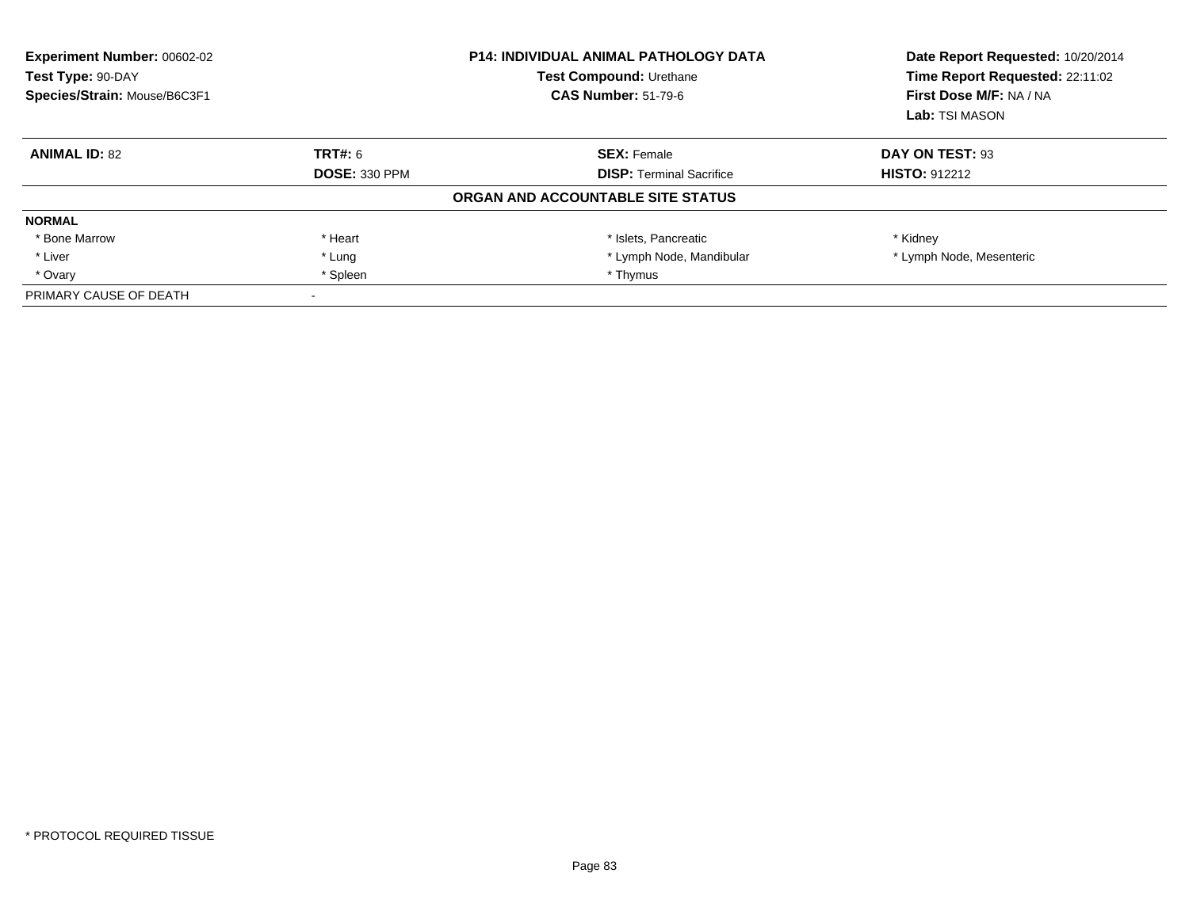**Experiment Number:** 00602-02
**Test Type:** 90-DAY
**Species/Strain:** Mouse/B6C3F1

**P14: INDIVIDUAL ANIMAL PATHOLOGY DATA**
**Test Compound:** Urethane
**CAS Number:** 51-79-6

**Date Report Requested:** 10/20/2014
**Time Report Requested:** 22:11:02
**First Dose M/F:** NA / NA
**Lab:** TSI MASON

| **ANIMAL ID:** 82 | **TRT#:** 6 | **SEX:** Female | **DAY ON TEST:** 93 |
|---|---|---|---|
| | **DOSE:** 330 PPM | **DISP:** Terminal Sacrifice | **HISTO:** 912212 |

**ORGAN AND ACCOUNTABLE SITE STATUS**

| **NORMAL** | | | |
|---|---|---|---|
| * Bone Marrow | * Heart | * Islets, Pancreatic | * Kidney |
| * Liver | * Lung | * Lymph Node, Mandibular | * Lymph Node, Mesenteric |
| * Ovary | * Spleen | * Thymus | |
| PRIMARY CAUSE OF DEATH | - | | |

\* PROTOCOL REQUIRED TISSUE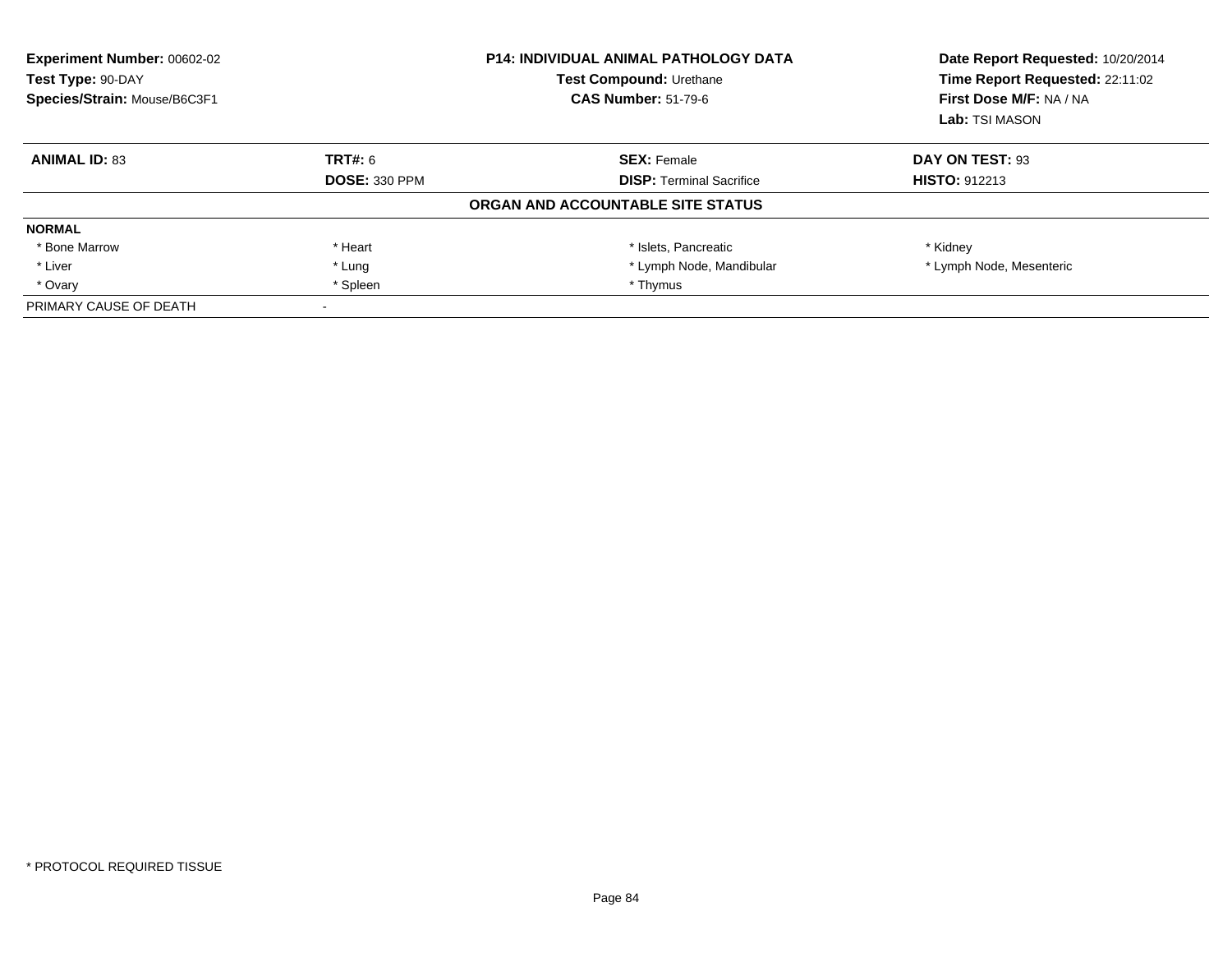**Experiment Number:** 00602-02
**Test Type:** 90-DAY
**Species/Strain:** Mouse/B6C3F1

**P14: INDIVIDUAL ANIMAL PATHOLOGY DATA**
**Test Compound:** Urethane
**CAS Number:** 51-79-6

**Date Report Requested:** 10/20/2014
**Time Report Requested:** 22:11:02
**First Dose M/F:** NA / NA
**Lab:** TSI MASON

| **ANIMAL ID:** 83 | **TRT#:** 6 | **SEX:** Female | **DAY ON TEST:** 93 |
|---|---|---|---|
| | **DOSE:** 330 PPM | **DISP:** Terminal Sacrifice | **HISTO:** 912213 |

**ORGAN AND ACCOUNTABLE SITE STATUS**

| **NORMAL** | | | |
|---|---|---|---|
| * Bone Marrow | * Heart | * Islets, Pancreatic | * Kidney |
| * Liver | * Lung | * Lymph Node, Mandibular | * Lymph Node, Mesenteric |
| * Ovary | * Spleen | * Thymus | |
| PRIMARY CAUSE OF DEATH | - | | |

\* PROTOCOL REQUIRED TISSUE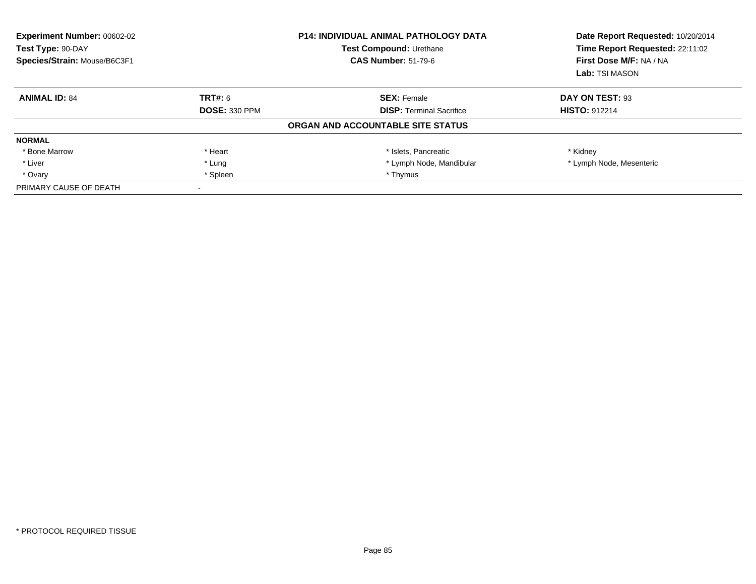**Experiment Number:** 00602-02
**Test Type:** 90-DAY
**Species/Strain:** Mouse/B6C3F1

**P14: INDIVIDUAL ANIMAL PATHOLOGY DATA**
**Test Compound:** Urethane
**CAS Number:** 51-79-6

**Date Report Requested:** 10/20/2014
**Time Report Requested:** 22:11:02
**First Dose M/F:** NA / NA
**Lab:** TSI MASON

| **ANIMAL ID:** 84 | **TRT#:** 6 | **SEX:** Female | **DAY ON TEST:** 93 |
|---|---|---|---|
| | **DOSE:** 330 PPM | **DISP:** Terminal Sacrifice | **HISTO:** 912214 |

### ORGAN AND ACCOUNTABLE SITE STATUS

| **NORMAL** | | | |
|---|---|---|---|
| * Bone Marrow | * Heart | * Islets, Pancreatic | * Kidney |
| * Liver | * Lung | * Lymph Node, Mandibular | * Lymph Node, Mesenteric |
| * Ovary | * Spleen | * Thymus | |
| PRIMARY CAUSE OF DEATH | - | | |

* PROTOCOL REQUIRED TISSUE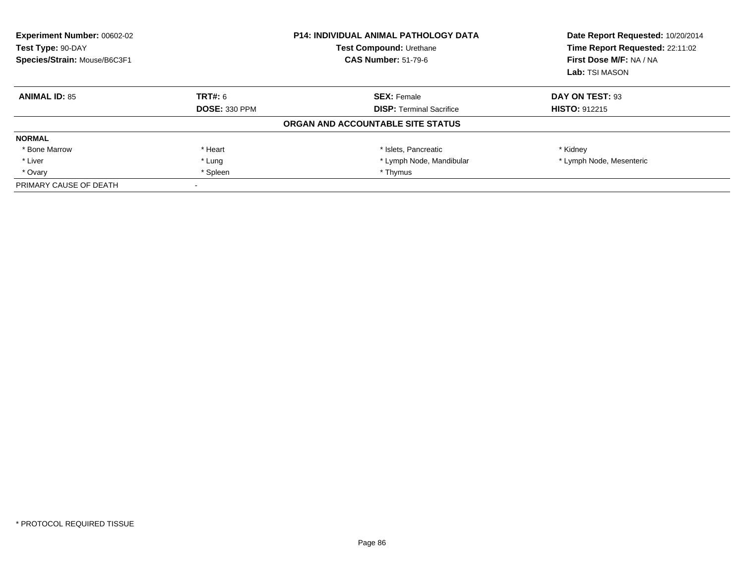**Experiment Number:** 00602-02
**Test Type:** 90-DAY
**Species/Strain:** Mouse/B6C3F1

**P14: INDIVIDUAL ANIMAL PATHOLOGY DATA**
**Test Compound:** Urethane
**CAS Number:** 51-79-6

**Date Report Requested:** 10/20/2014
**Time Report Requested:** 22:11:02
**First Dose M/F:** NA / NA
**Lab:** TSI MASON

| **ANIMAL ID:** 85 | **TRT#:** 6 | **SEX:** Female | **DAY ON TEST:** 93 |
|---|---|---|---|
| | **DOSE:** 330 PPM | **DISP:** Terminal Sacrifice | **HISTO:** 912215 |

**ORGAN AND ACCOUNTABLE SITE STATUS**

| | | | |
|---|---|---|---|
| **NORMAL** | | | |
| * Bone Marrow | * Heart | * Islets, Pancreatic | * Kidney |
| * Liver | * Lung | * Lymph Node, Mandibular | * Lymph Node, Mesenteric |
| * Ovary | * Spleen | * Thymus | |
| PRIMARY CAUSE OF DEATH | - | | |

* PROTOCOL REQUIRED TISSUE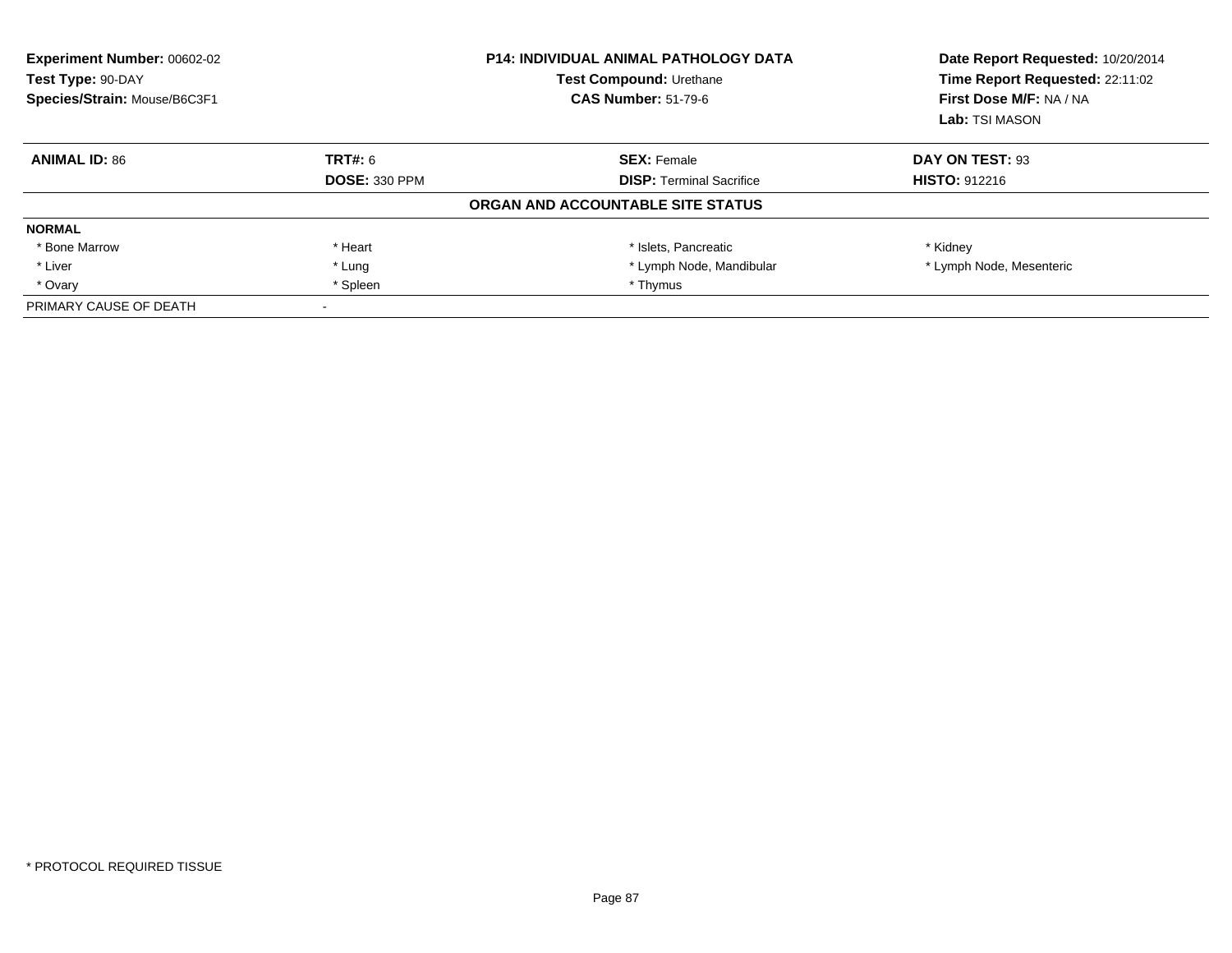**Experiment Number:** 00602-02
**Test Type:** 90-DAY
**Species/Strain:** Mouse/B6C3F1

**P14: INDIVIDUAL ANIMAL PATHOLOGY DATA**
**Test Compound:** Urethane
**CAS Number:** 51-79-6

**Date Report Requested:** 10/20/2014
**Time Report Requested:** 22:11:02
**First Dose M/F:** NA / NA
**Lab:** TSI MASON

| **ANIMAL ID:** 86 | **TRT#:** 6 | **SEX:** Female | **DAY ON TEST:** 93 |
|---|---|---|---|
| | **DOSE:** 330 PPM | **DISP:** Terminal Sacrifice | **HISTO:** 912216 |

**ORGAN AND ACCOUNTABLE SITE STATUS**

| **NORMAL** | | | |
|---|---|---|---|
| * Bone Marrow | * Heart | * Islets, Pancreatic | * Kidney |
| * Liver | * Lung | * Lymph Node, Mandibular | * Lymph Node, Mesenteric |
| * Ovary | * Spleen | * Thymus | |
| PRIMARY CAUSE OF DEATH | - | | |

* PROTOCOL REQUIRED TISSUE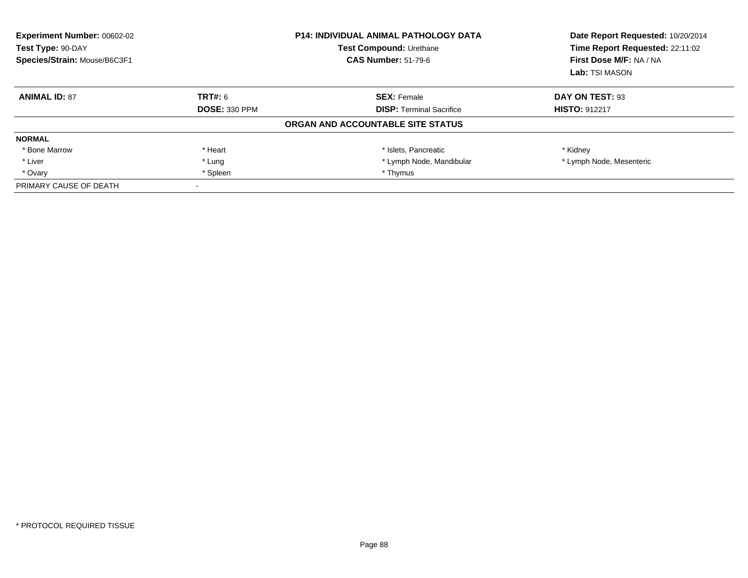| **Experiment Number:** 00602-02 | **P14: INDIVIDUAL ANIMAL PATHOLOGY DATA** | **Date Report Requested:** 10/20/2014 |
|---|---|---|
| **Test Type:** 90-DAY | **Test Compound:** Urethane | **Time Report Requested:** 22:11:02 |
| **Species/Strain:** Mouse/B6C3F1 | **CAS Number:** 51-79-6 | **First Dose M/F:** NA / NA |
| | | **Lab:** TSI MASON |

| **ANIMAL ID:** 87 | **TRT#:** 6 | **SEX:** Female | **DAY ON TEST:** 93 |
|---|---|---|---|
| | **DOSE:** 330 PPM | **DISP:** Terminal Sacrifice | **HISTO:** 912217 |

**ORGAN AND ACCOUNTABLE SITE STATUS**

| **NORMAL** | | | |
|---|---|---|---|
| * Bone Marrow | * Heart | * Islets, Pancreatic | * Kidney |
| * Liver | * Lung | * Lymph Node, Mandibular | * Lymph Node, Mesenteric |
| * Ovary | * Spleen | * Thymus | |
| PRIMARY CAUSE OF DEATH | - | | |

* PROTOCOL REQUIRED TISSUE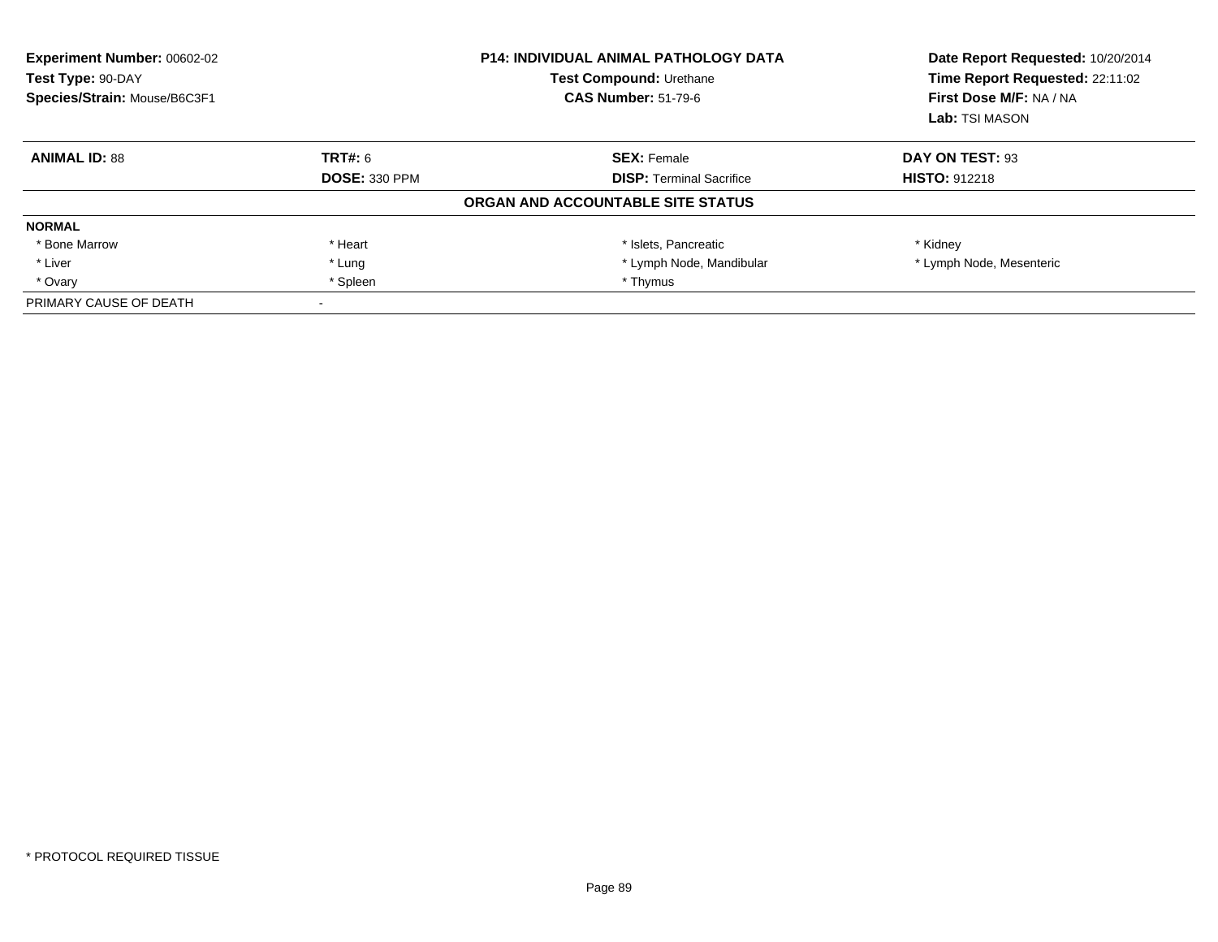**Experiment Number:** 00602-02
**Test Type:** 90-DAY
**Species/Strain:** Mouse/B6C3F1

**P14: INDIVIDUAL ANIMAL PATHOLOGY DATA**
**Test Compound:** Urethane
**CAS Number:** 51-79-6

**Date Report Requested:** 10/20/2014
**Time Report Requested:** 22:11:02
**First Dose M/F:** NA / NA
**Lab:** TSI MASON

| **ANIMAL ID:** 88 | **TRT#:** 6 | **SEX:** Female | **DAY ON TEST:** 93 |
|---|---|---|---|
| | **DOSE:** 330 PPM | **DISP:** Terminal Sacrifice | **HISTO:** 912218 |

**ORGAN AND ACCOUNTABLE SITE STATUS**

| **NORMAL** | | | |
|---|---|---|---|
| * Bone Marrow | * Heart | * Islets, Pancreatic | * Kidney |
| * Liver | * Lung | * Lymph Node, Mandibular | * Lymph Node, Mesenteric |
| * Ovary | * Spleen | * Thymus | |
| PRIMARY CAUSE OF DEATH | - | | |

* PROTOCOL REQUIRED TISSUE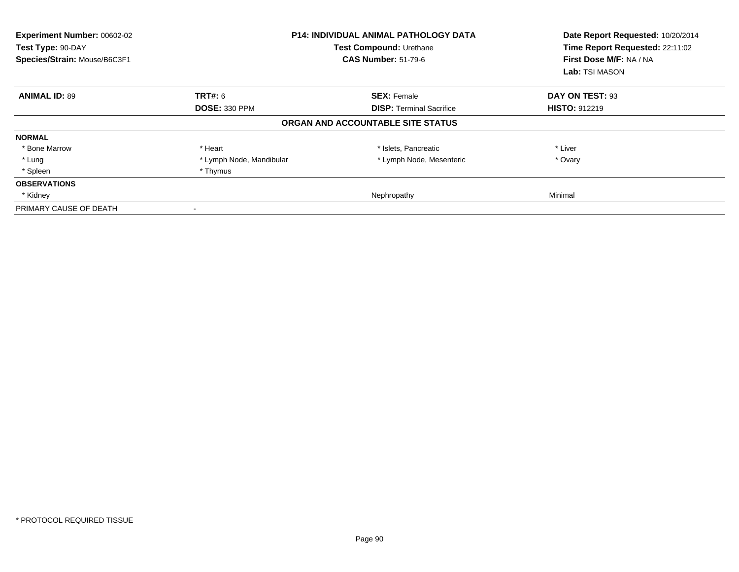**Experiment Number:** 00602-02
**Test Type:** 90-DAY
**Species/Strain:** Mouse/B6C3F1

**P14: INDIVIDUAL ANIMAL PATHOLOGY DATA**
**Test Compound:** Urethane
**CAS Number:** 51-79-6

**Date Report Requested:** 10/20/2014
**Time Report Requested:** 22:11:02
**First Dose M/F:** NA / NA
**Lab:** TSI MASON

| **ANIMAL ID:** 89 | **TRT#:** 6 | **SEX:** Female | **DAY ON TEST:** 93 |
|---|---|---|---|
| | **DOSE:** 330 PPM | **DISP:** Terminal Sacrifice | **HISTO:** 912219 |

**ORGAN AND ACCOUNTABLE SITE STATUS**

| | | | |
|---|---|---|---|
| **NORMAL** | | | |
| * Bone Marrow | * Heart | * Islets, Pancreatic | * Liver |
| * Lung | * Lymph Node, Mandibular | * Lymph Node, Mesenteric | * Ovary |
| * Spleen | * Thymus | | |
| **OBSERVATIONS** | | | |
| * Kidney | | Nephropathy | Minimal |
| PRIMARY CAUSE OF DEATH | - | | |

* PROTOCOL REQUIRED TISSUE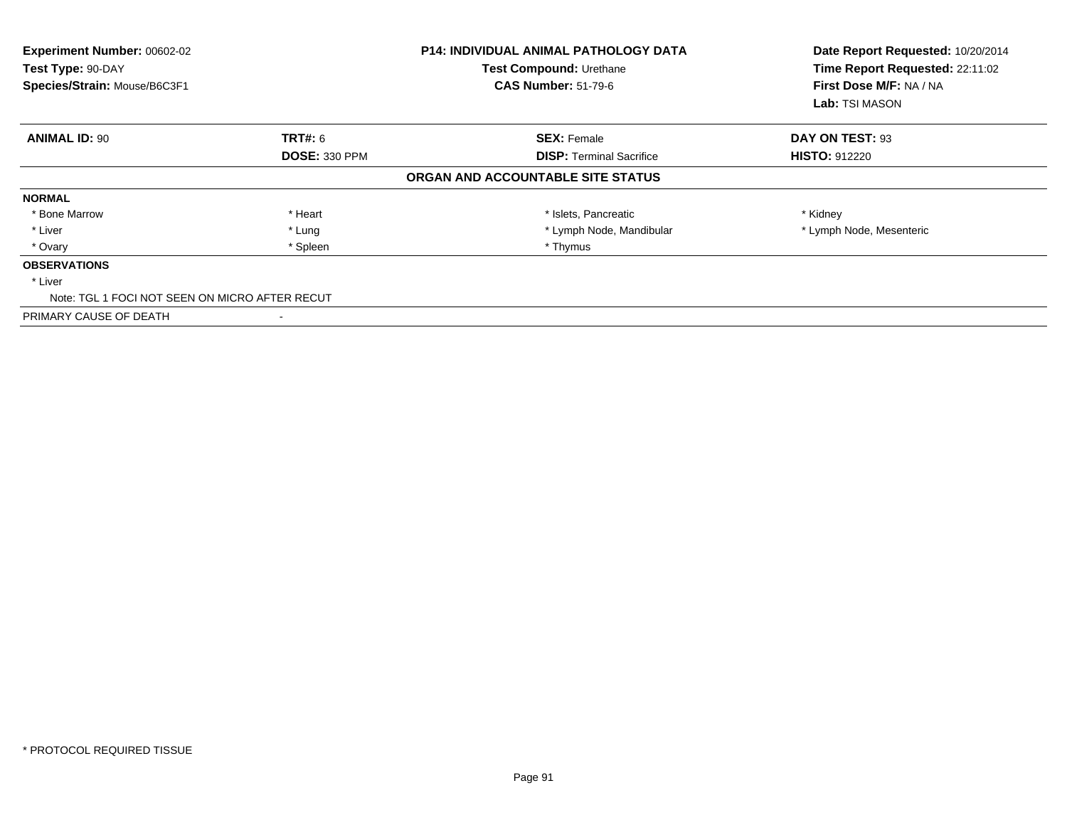**Experiment Number:** 00602-02
**Test Type:** 90-DAY
**Species/Strain:** Mouse/B6C3F1

**P14: INDIVIDUAL ANIMAL PATHOLOGY DATA**
**Test Compound:** Urethane
**CAS Number:** 51-79-6

**Date Report Requested:** 10/20/2014
**Time Report Requested:** 22:11:02
**First Dose M/F:** NA / NA
**Lab:** TSI MASON

| **ANIMAL ID:** 90 | **TRT#:** 6 | **SEX:** Female | **DAY ON TEST:** 93 |
|---|---|---|---|
| | **DOSE:** 330 PPM | **DISP:** Terminal Sacrifice | **HISTO:** 912220 |

**ORGAN AND ACCOUNTABLE SITE STATUS**

**NORMAL**

| | | | |
|---|---|---|---|
| * Bone Marrow | * Heart | * Islets, Pancreatic | * Kidney |
| * Liver | * Lung | * Lymph Node, Mandibular | * Lymph Node, Mesenteric |
| * Ovary | * Spleen | * Thymus | |

**OBSERVATIONS**

* Liver
  Note: TGL 1 FOCI NOT SEEN ON MICRO AFTER RECUT

PRIMARY CAUSE OF DEATH -

* PROTOCOL REQUIRED TISSUE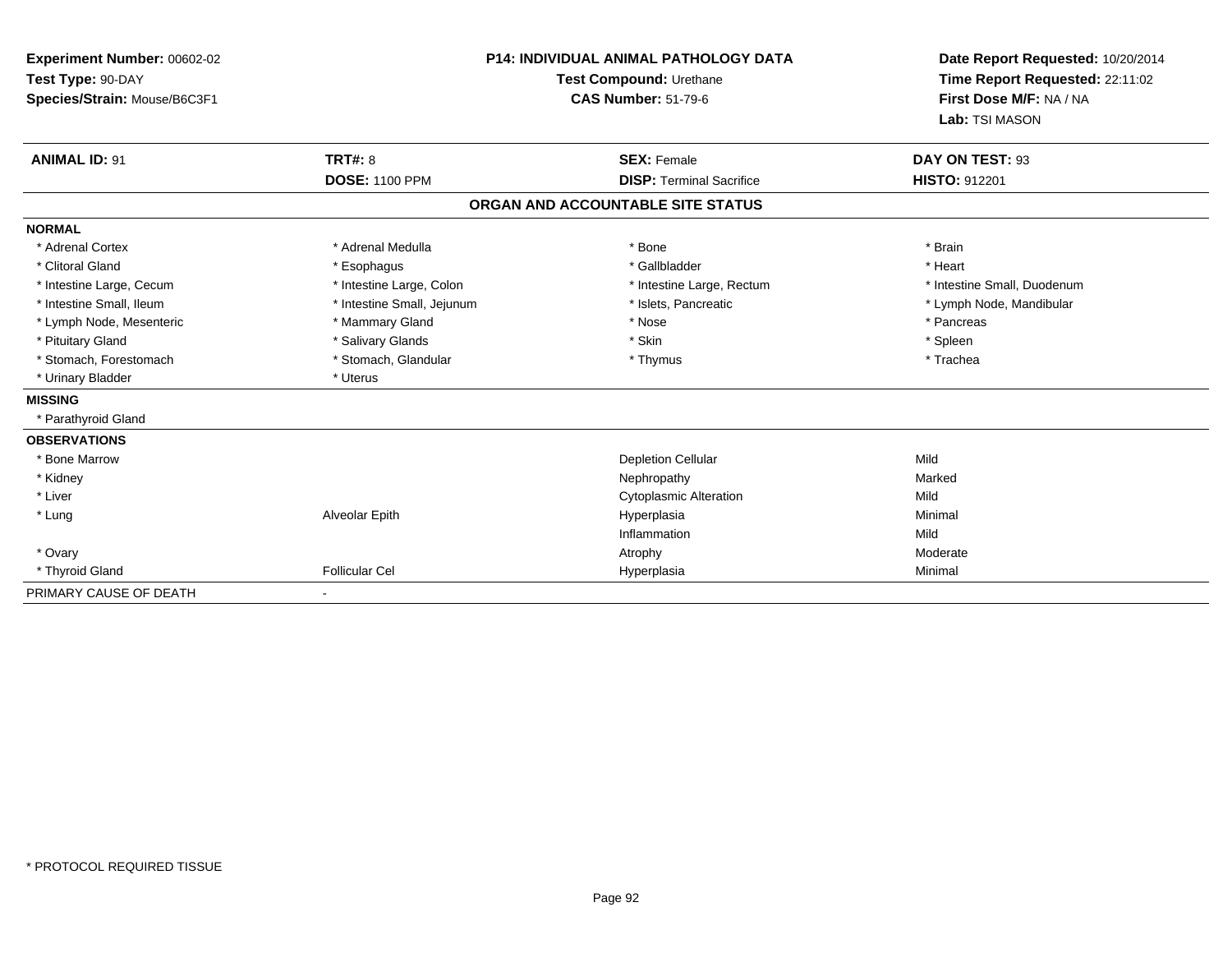**Experiment Number:** 00602-02
**Test Type:** 90-DAY
**Species/Strain:** Mouse/B6C3F1

**P14: INDIVIDUAL ANIMAL PATHOLOGY DATA**
**Test Compound:** Urethane
**CAS Number:** 51-79-6

**Date Report Requested:** 10/20/2014
**Time Report Requested:** 22:11:02
**First Dose M/F:** NA / NA
**Lab:** TSI MASON

| **ANIMAL ID:** 91 | **TRT#:** 8 | **SEX:** Female | **DAY ON TEST:** 93 |
|---|---|---|---|
| | **DOSE:** 1100 PPM | **DISP:** Terminal Sacrifice | **HISTO:** 912201 |

## ORGAN AND ACCOUNTABLE SITE STATUS

**NORMAL**

| | | | |
|---|---|---|---|
| * Adrenal Cortex | * Adrenal Medulla | * Bone | * Brain |
| * Clitoral Gland | * Esophagus | * Gallbladder | * Heart |
| * Intestine Large, Cecum | * Intestine Large, Colon | * Intestine Large, Rectum | * Intestine Small, Duodenum |
| * Intestine Small, Ileum | * Intestine Small, Jejunum | * Islets, Pancreatic | * Lymph Node, Mandibular |
| * Lymph Node, Mesenteric | * Mammary Gland | * Nose | * Pancreas |
| * Pituitary Gland | * Salivary Glands | * Skin | * Spleen |
| * Stomach, Forestomach | * Stomach, Glandular | * Thymus | * Trachea |
| * Urinary Bladder | * Uterus | | |

**MISSING**

* Parathyroid Gland

**OBSERVATIONS**

| | | | |
|---|---|---|---|
| * Bone Marrow | | Depletion Cellular | Mild |
| * Kidney | | Nephropathy | Marked |
| * Liver | | Cytoplasmic Alteration | Mild |
| * Lung | Alveolar Epith | Hyperplasia | Minimal |
| | | Inflammation | Mild |
| * Ovary | | Atrophy | Moderate |
| * Thyroid Gland | Follicular Cel | Hyperplasia | Minimal |

PRIMARY CAUSE OF DEATH -

* PROTOCOL REQUIRED TISSUE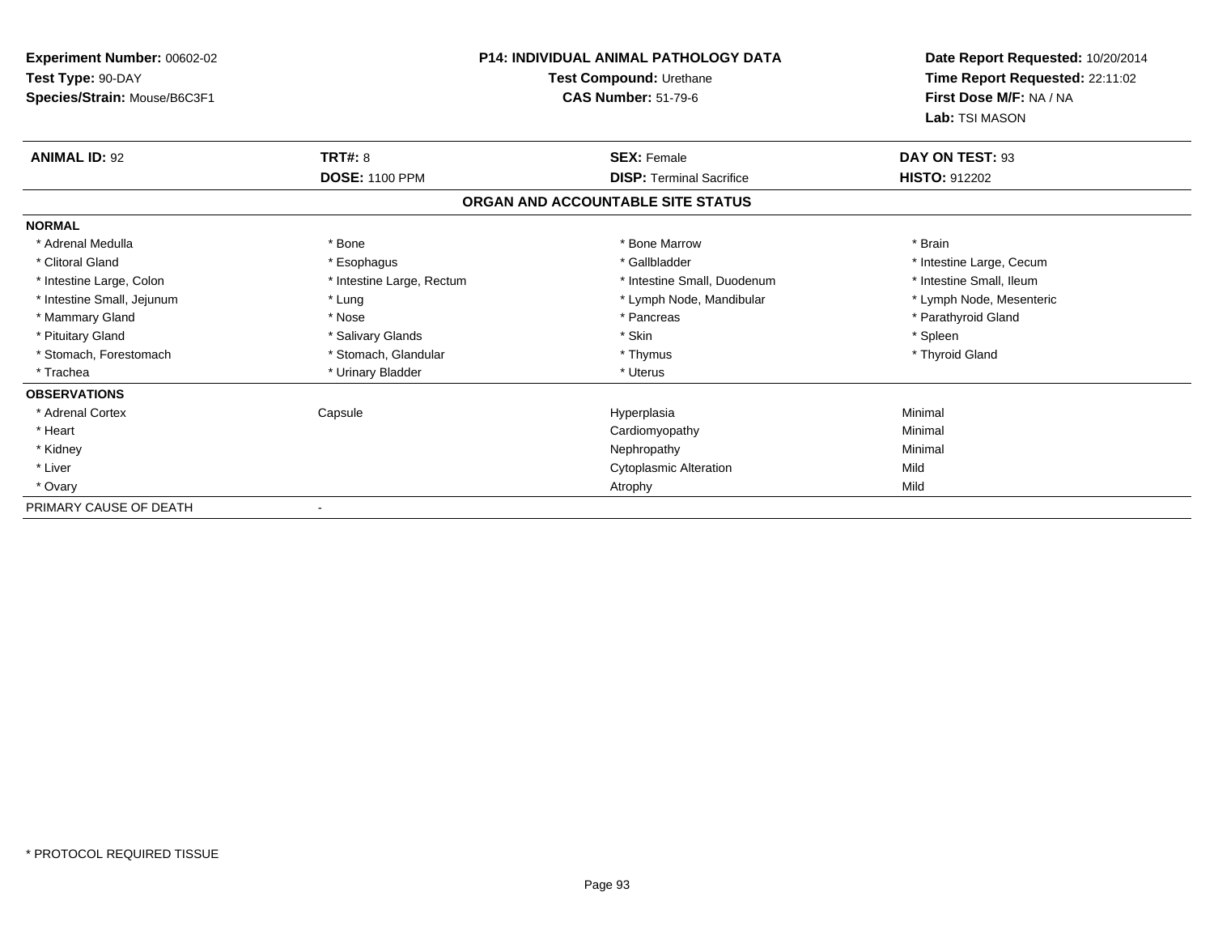**Experiment Number:** 00602-02
**Test Type:** 90-DAY
**Species/Strain:** Mouse/B6C3F1

**P14: INDIVIDUAL ANIMAL PATHOLOGY DATA**
**Test Compound:** Urethane
**CAS Number:** 51-79-6

**Date Report Requested:** 10/20/2014
**Time Report Requested:** 22:11:02
**First Dose M/F:** NA / NA
**Lab:** TSI MASON

| **ANIMAL ID:** 92 | **TRT#:** 8 | **SEX:** Female | **DAY ON TEST:** 93 |
|---|---|---|---|
| | **DOSE:** 1100 PPM | **DISP:** Terminal Sacrifice | **HISTO:** 912202 |

## ORGAN AND ACCOUNTABLE SITE STATUS

**NORMAL**

| | | | |
|---|---|---|---|
| * Adrenal Medulla | * Bone | * Bone Marrow | * Brain |
| * Clitoral Gland | * Esophagus | * Gallbladder | * Intestine Large, Cecum |
| * Intestine Large, Colon | * Intestine Large, Rectum | * Intestine Small, Duodenum | * Intestine Small, Ileum |
| * Intestine Small, Jejunum | * Lung | * Lymph Node, Mandibular | * Lymph Node, Mesenteric |
| * Mammary Gland | * Nose | * Pancreas | * Parathyroid Gland |
| * Pituitary Gland | * Salivary Glands | * Skin | * Spleen |
| * Stomach, Forestomach | * Stomach, Glandular | * Thymus | * Thyroid Gland |
| * Trachea | * Urinary Bladder | * Uterus | |

**OBSERVATIONS**

| | | | |
|---|---|---|---|
| * Adrenal Cortex | Capsule | Hyperplasia | Minimal |
| * Heart | | Cardiomyopathy | Minimal |
| * Kidney | | Nephropathy | Minimal |
| * Liver | | Cytoplasmic Alteration | Mild |
| * Ovary | | Atrophy | Mild |

PRIMARY CAUSE OF DEATH -

* PROTOCOL REQUIRED TISSUE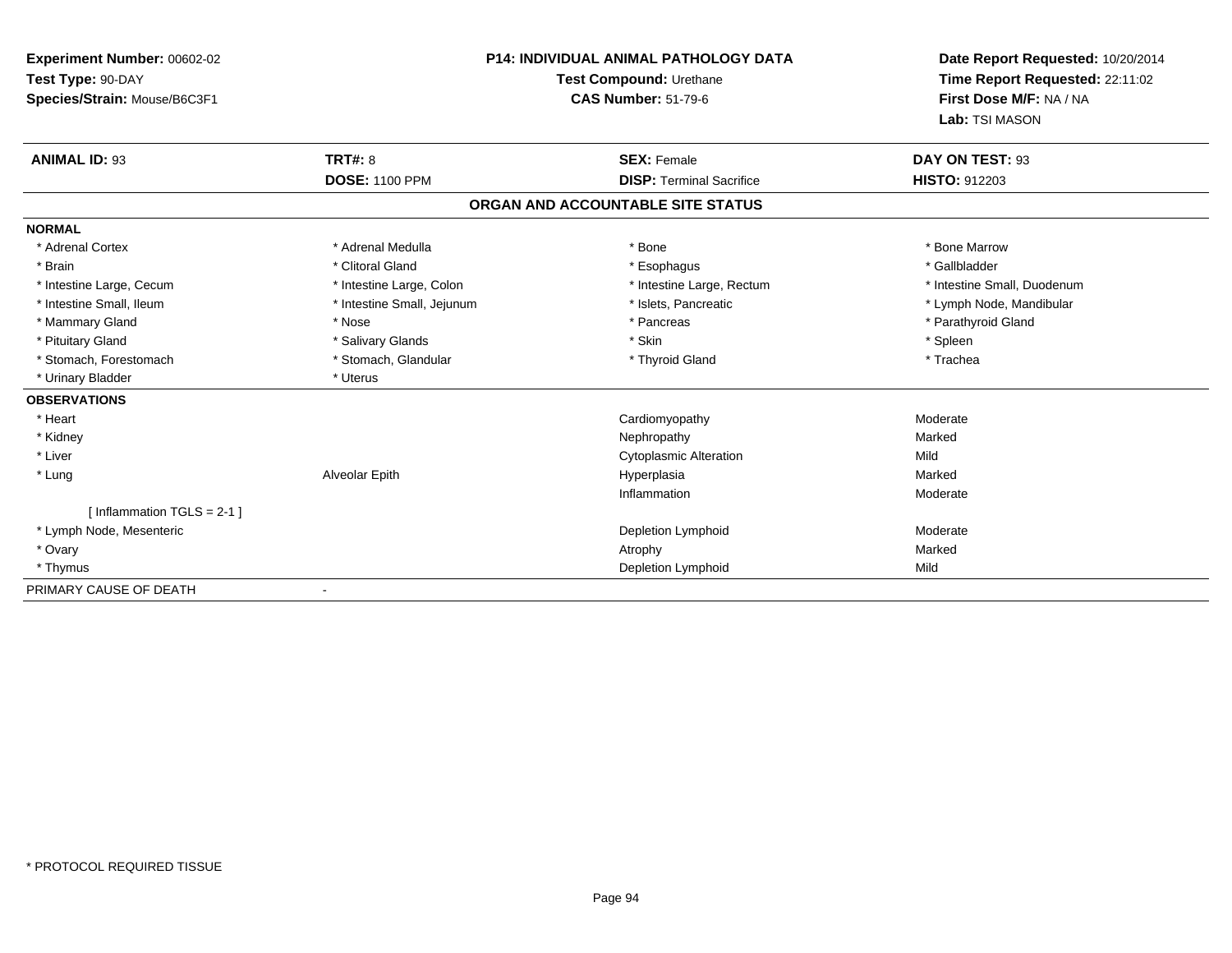**Experiment Number:** 00602-02
**Test Type:** 90-DAY
**Species/Strain:** Mouse/B6C3F1

**P14: INDIVIDUAL ANIMAL PATHOLOGY DATA**
**Test Compound:** Urethane
**CAS Number:** 51-79-6

**Date Report Requested:** 10/20/2014
**Time Report Requested:** 22:11:02
**First Dose M/F:** NA / NA
**Lab:** TSI MASON

| **ANIMAL ID:** 93 | **TRT#:** 8 | **SEX:** Female | **DAY ON TEST:** 93 |
|---|---|---|---|
| | **DOSE:** 1100 PPM | **DISP:** Terminal Sacrifice | **HISTO:** 912203 |

## ORGAN AND ACCOUNTABLE SITE STATUS

**NORMAL**

| | | | |
|---|---|---|---|
| * Adrenal Cortex | * Adrenal Medulla | * Bone | * Bone Marrow |
| * Brain | * Clitoral Gland | * Esophagus | * Gallbladder |
| * Intestine Large, Cecum | * Intestine Large, Colon | * Intestine Large, Rectum | * Intestine Small, Duodenum |
| * Intestine Small, Ileum | * Intestine Small, Jejunum | * Islets, Pancreatic | * Lymph Node, Mandibular |
| * Mammary Gland | * Nose | * Pancreas | * Parathyroid Gland |
| * Pituitary Gland | * Salivary Glands | * Skin | * Spleen |
| * Stomach, Forestomach | * Stomach, Glandular | * Thyroid Gland | * Trachea |
| * Urinary Bladder | * Uterus | | |

**OBSERVATIONS**

| | | | |
|---|---|---|---|
| * Heart | | Cardiomyopathy | Moderate |
| * Kidney | | Nephropathy | Marked |
| * Liver | | Cytoplasmic Alteration | Mild |
| * Lung | Alveolar Epith | Hyperplasia | Marked |
| | | Inflammation | Moderate |
| [ Inflammation TGLS = 2-1 ] | | | |
| * Lymph Node, Mesenteric | | Depletion Lymphoid | Moderate |
| * Ovary | | Atrophy | Marked |
| * Thymus | | Depletion Lymphoid | Mild |

PRIMARY CAUSE OF DEATH -

* PROTOCOL REQUIRED TISSUE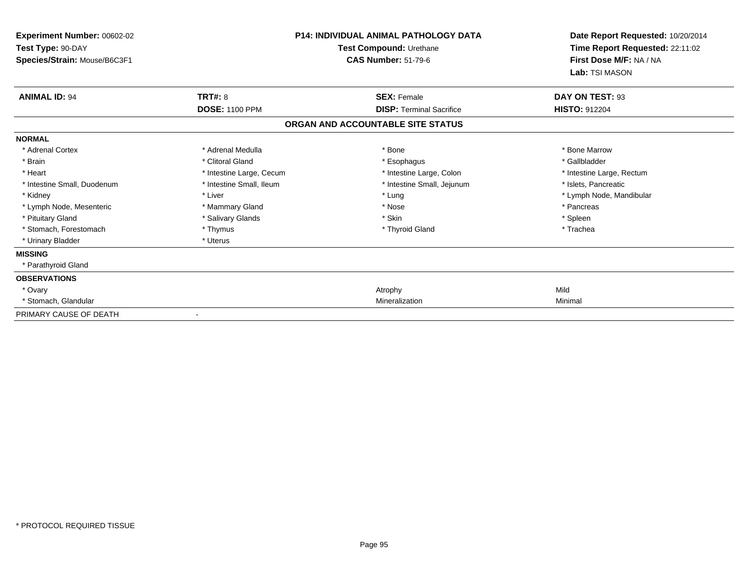**Experiment Number:** 00602-02
**Test Type:** 90-DAY
**Species/Strain:** Mouse/B6C3F1

**P14: INDIVIDUAL ANIMAL PATHOLOGY DATA**
**Test Compound:** Urethane
**CAS Number:** 51-79-6

**Date Report Requested:** 10/20/2014
**Time Report Requested:** 22:11:02
**First Dose M/F:** NA / NA
**Lab:** TSI MASON

| **ANIMAL ID:** 94 | **TRT#:** 8 | **SEX:** Female | **DAY ON TEST:** 93 |
|---|---|---|---|
| | **DOSE:** 1100 PPM | **DISP:** Terminal Sacrifice | **HISTO:** 912204 |

## ORGAN AND ACCOUNTABLE SITE STATUS

**NORMAL**

| | | | |
|---|---|---|---|
| * Adrenal Cortex | * Adrenal Medulla | * Bone | * Bone Marrow |
| * Brain | * Clitoral Gland | * Esophagus | * Gallbladder |
| * Heart | * Intestine Large, Cecum | * Intestine Large, Colon | * Intestine Large, Rectum |
| * Intestine Small, Duodenum | * Intestine Small, Ileum | * Intestine Small, Jejunum | * Islets, Pancreatic |
| * Kidney | * Liver | * Lung | * Lymph Node, Mandibular |
| * Lymph Node, Mesenteric | * Mammary Gland | * Nose | * Pancreas |
| * Pituitary Gland | * Salivary Glands | * Skin | * Spleen |
| * Stomach, Forestomach | * Thymus | * Thyroid Gland | * Trachea |
| * Urinary Bladder | * Uterus | | |

**MISSING**

* Parathyroid Gland

**OBSERVATIONS**

| | | |
|---|---|---|
| * Ovary | Atrophy | Mild |
| * Stomach, Glandular | Mineralization | Minimal |

PRIMARY CAUSE OF DEATH -

* PROTOCOL REQUIRED TISSUE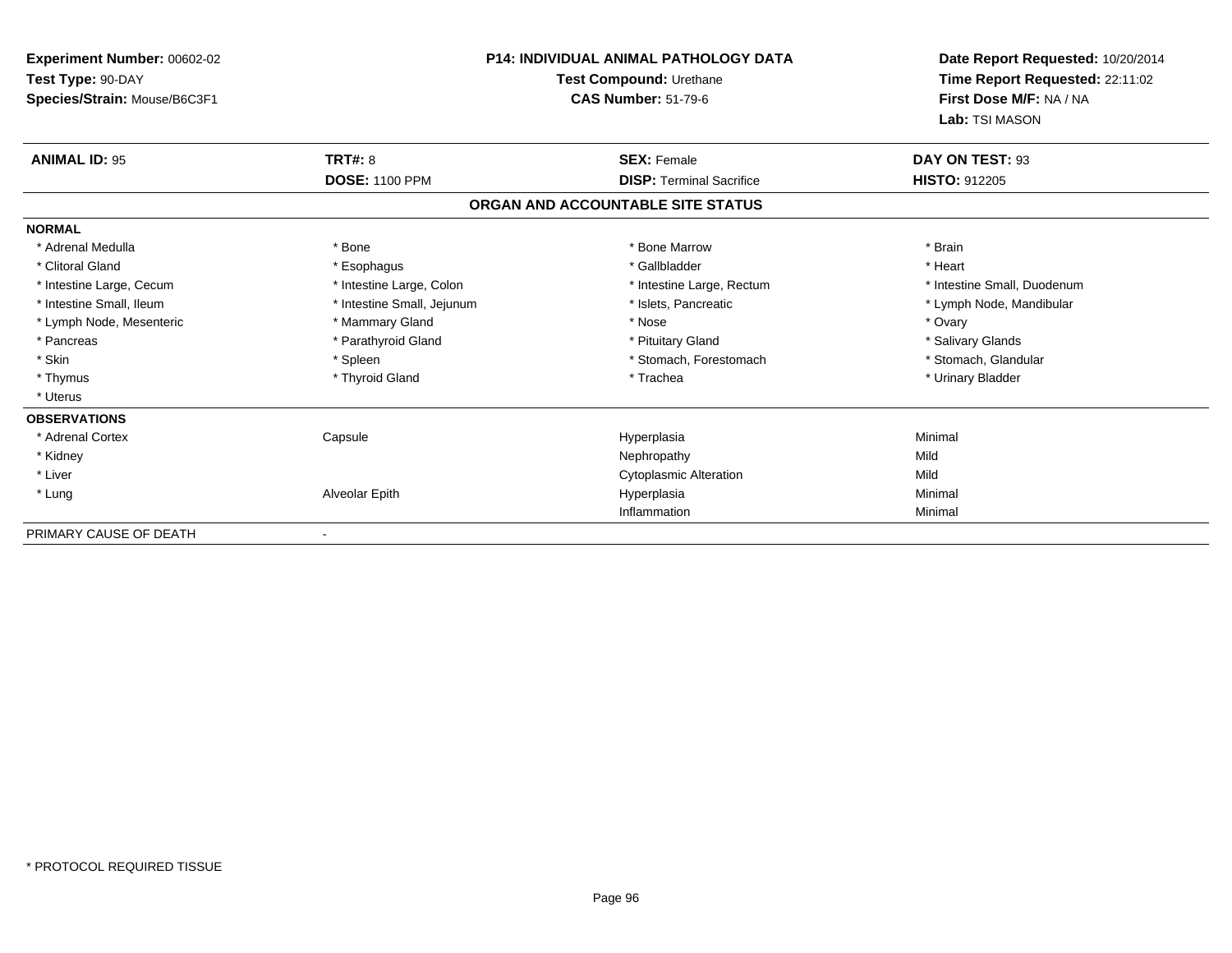**Experiment Number:** 00602-02
**Test Type:** 90-DAY
**Species/Strain:** Mouse/B6C3F1

**P14: INDIVIDUAL ANIMAL PATHOLOGY DATA**
**Test Compound:** Urethane
**CAS Number:** 51-79-6

**Date Report Requested:** 10/20/2014
**Time Report Requested:** 22:11:02
**First Dose M/F:** NA / NA
**Lab:** TSI MASON

| **ANIMAL ID:** 95 | **TRT#:** 8 | **SEX:** Female | **DAY ON TEST:** 93 |
|---|---|---|---|
| | **DOSE:** 1100 PPM | **DISP:** Terminal Sacrifice | **HISTO:** 912205 |

## ORGAN AND ACCOUNTABLE SITE STATUS

| | | | |
|---|---|---|---|
| **NORMAL** | | | |
| * Adrenal Medulla | * Bone | * Bone Marrow | * Brain |
| * Clitoral Gland | * Esophagus | * Gallbladder | * Heart |
| * Intestine Large, Cecum | * Intestine Large, Colon | * Intestine Large, Rectum | * Intestine Small, Duodenum |
| * Intestine Small, Ileum | * Intestine Small, Jejunum | * Islets, Pancreatic | * Lymph Node, Mandibular |
| * Lymph Node, Mesenteric | * Mammary Gland | * Nose | * Ovary |
| * Pancreas | * Parathyroid Gland | * Pituitary Gland | * Salivary Glands |
| * Skin | * Spleen | * Stomach, Forestomach | * Stomach, Glandular |
| * Thymus | * Thyroid Gland | * Trachea | * Urinary Bladder |
| * Uterus | | | |
| **OBSERVATIONS** | | | |
| * Adrenal Cortex | Capsule | Hyperplasia | Minimal |
| * Kidney | | Nephropathy | Mild |
| * Liver | | Cytoplasmic Alteration | Mild |
| * Lung | Alveolar Epith | Hyperplasia | Minimal |
| | | Inflammation | Minimal |
| PRIMARY CAUSE OF DEATH | - | | |

* PROTOCOL REQUIRED TISSUE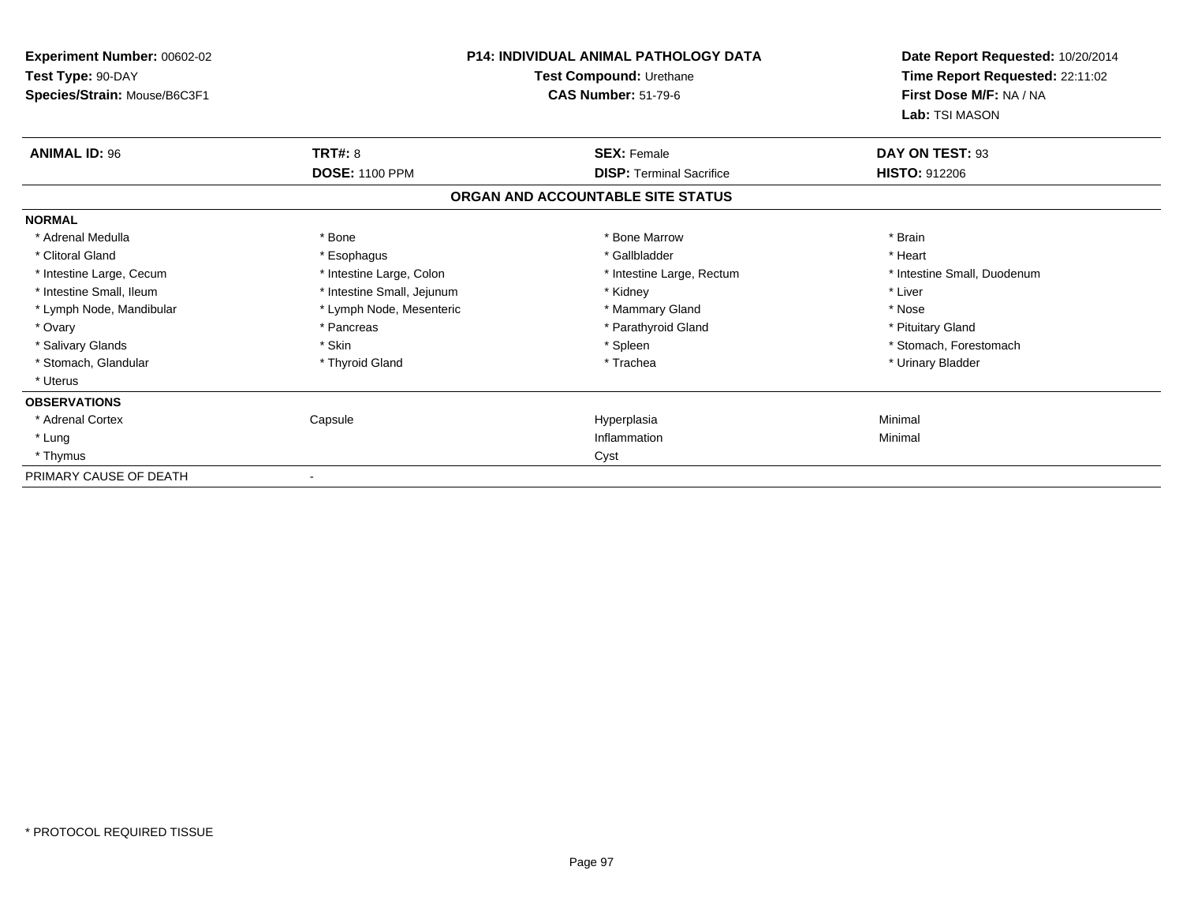**Experiment Number:** 00602-02
**Test Type:** 90-DAY
**Species/Strain:** Mouse/B6C3F1

**P14: INDIVIDUAL ANIMAL PATHOLOGY DATA**
**Test Compound:** Urethane
**CAS Number:** 51-79-6

**Date Report Requested:** 10/20/2014
**Time Report Requested:** 22:11:02
**First Dose M/F:** NA / NA
**Lab:** TSI MASON

| **ANIMAL ID:** 96 | **TRT#:** 8 | **SEX:** Female | **DAY ON TEST:** 93 |
|---|---|---|---|
| | **DOSE:** 1100 PPM | **DISP:** Terminal Sacrifice | **HISTO:** 912206 |

**ORGAN AND ACCOUNTABLE SITE STATUS**

| **NORMAL** | | | |
|---|---|---|---|
| * Adrenal Medulla | * Bone | * Bone Marrow | * Brain |
| * Clitoral Gland | * Esophagus | * Gallbladder | * Heart |
| * Intestine Large, Cecum | * Intestine Large, Colon | * Intestine Large, Rectum | * Intestine Small, Duodenum |
| * Intestine Small, Ileum | * Intestine Small, Jejunum | * Kidney | * Liver |
| * Lymph Node, Mandibular | * Lymph Node, Mesenteric | * Mammary Gland | * Nose |
| * Ovary | * Pancreas | * Parathyroid Gland | * Pituitary Gland |
| * Salivary Glands | * Skin | * Spleen | * Stomach, Forestomach |
| * Stomach, Glandular | * Thyroid Gland | * Trachea | * Urinary Bladder |
| * Uterus | | | |
| **OBSERVATIONS** | | | |
| * Adrenal Cortex | Capsule | Hyperplasia | Minimal |
| * Lung | | Inflammation | Minimal |
| * Thymus | | Cyst | |
| PRIMARY CAUSE OF DEATH | - | | |

* PROTOCOL REQUIRED TISSUE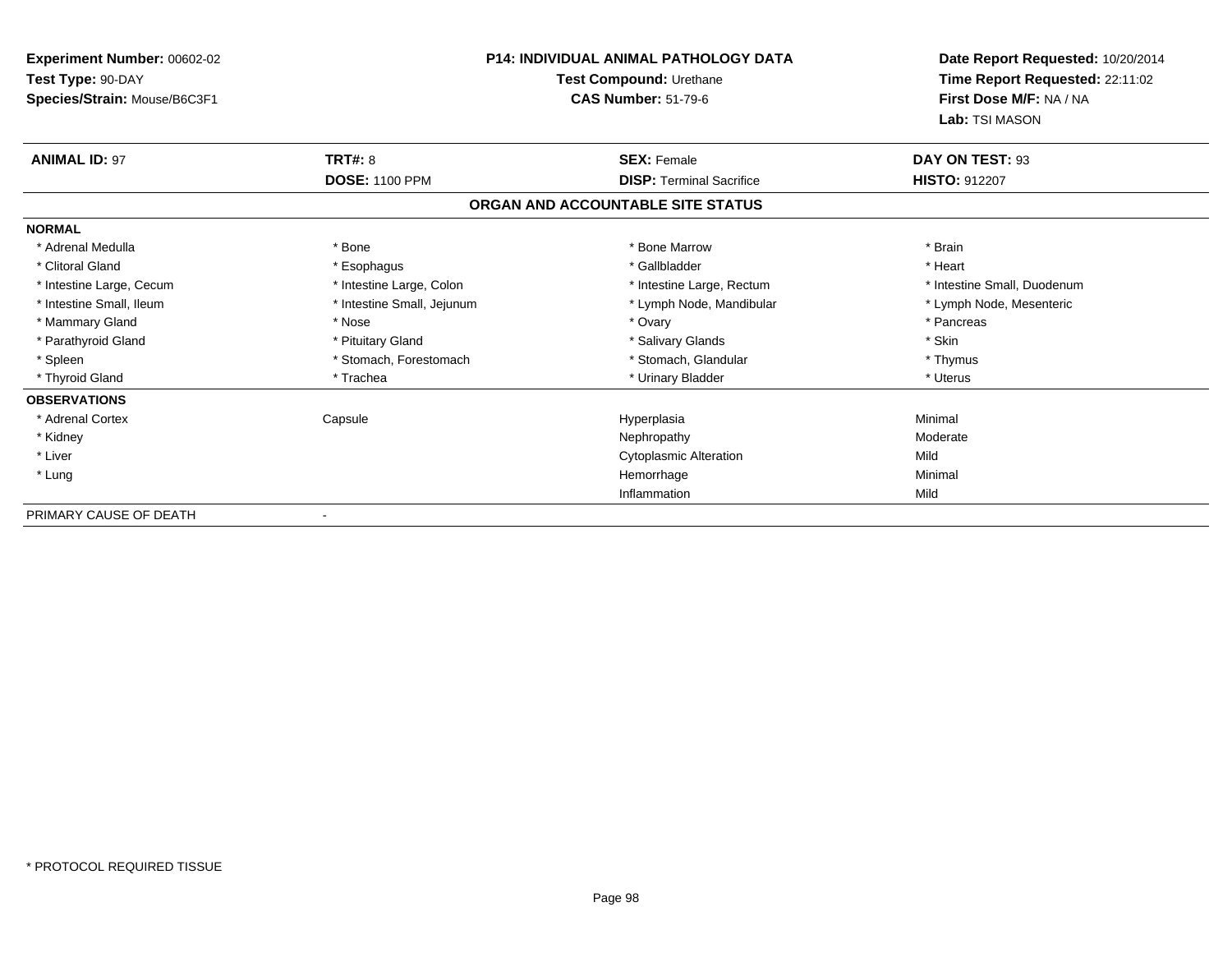**Experiment Number:** 00602-02
**Test Type:** 90-DAY
**Species/Strain:** Mouse/B6C3F1

**P14: INDIVIDUAL ANIMAL PATHOLOGY DATA**
**Test Compound:** Urethane
**CAS Number:** 51-79-6

**Date Report Requested:** 10/20/2014
**Time Report Requested:** 22:11:02
**First Dose M/F:** NA / NA
**Lab:** TSI MASON

| **ANIMAL ID:** 97 | **TRT#:** 8 | **SEX:** Female | **DAY ON TEST:** 93 |
|---|---|---|---|
| | **DOSE:** 1100 PPM | **DISP:** Terminal Sacrifice | **HISTO:** 912207 |

## ORGAN AND ACCOUNTABLE SITE STATUS

**NORMAL**

| | | | |
|---|---|---|---|
| * Adrenal Medulla | * Bone | * Bone Marrow | * Brain |
| * Clitoral Gland | * Esophagus | * Gallbladder | * Heart |
| * Intestine Large, Cecum | * Intestine Large, Colon | * Intestine Large, Rectum | * Intestine Small, Duodenum |
| * Intestine Small, Ileum | * Intestine Small, Jejunum | * Lymph Node, Mandibular | * Lymph Node, Mesenteric |
| * Mammary Gland | * Nose | * Ovary | * Pancreas |
| * Parathyroid Gland | * Pituitary Gland | * Salivary Glands | * Skin |
| * Spleen | * Stomach, Forestomach | * Stomach, Glandular | * Thymus |
| * Thyroid Gland | * Trachea | * Urinary Bladder | * Uterus |

**OBSERVATIONS**

| | | | |
|---|---|---|---|
| * Adrenal Cortex | Capsule | Hyperplasia | Minimal |
| * Kidney | | Nephropathy | Moderate |
| * Liver | | Cytoplasmic Alteration | Mild |
| * Lung | | Hemorrhage | Minimal |
| | | Inflammation | Mild |

PRIMARY CAUSE OF DEATH -

* PROTOCOL REQUIRED TISSUE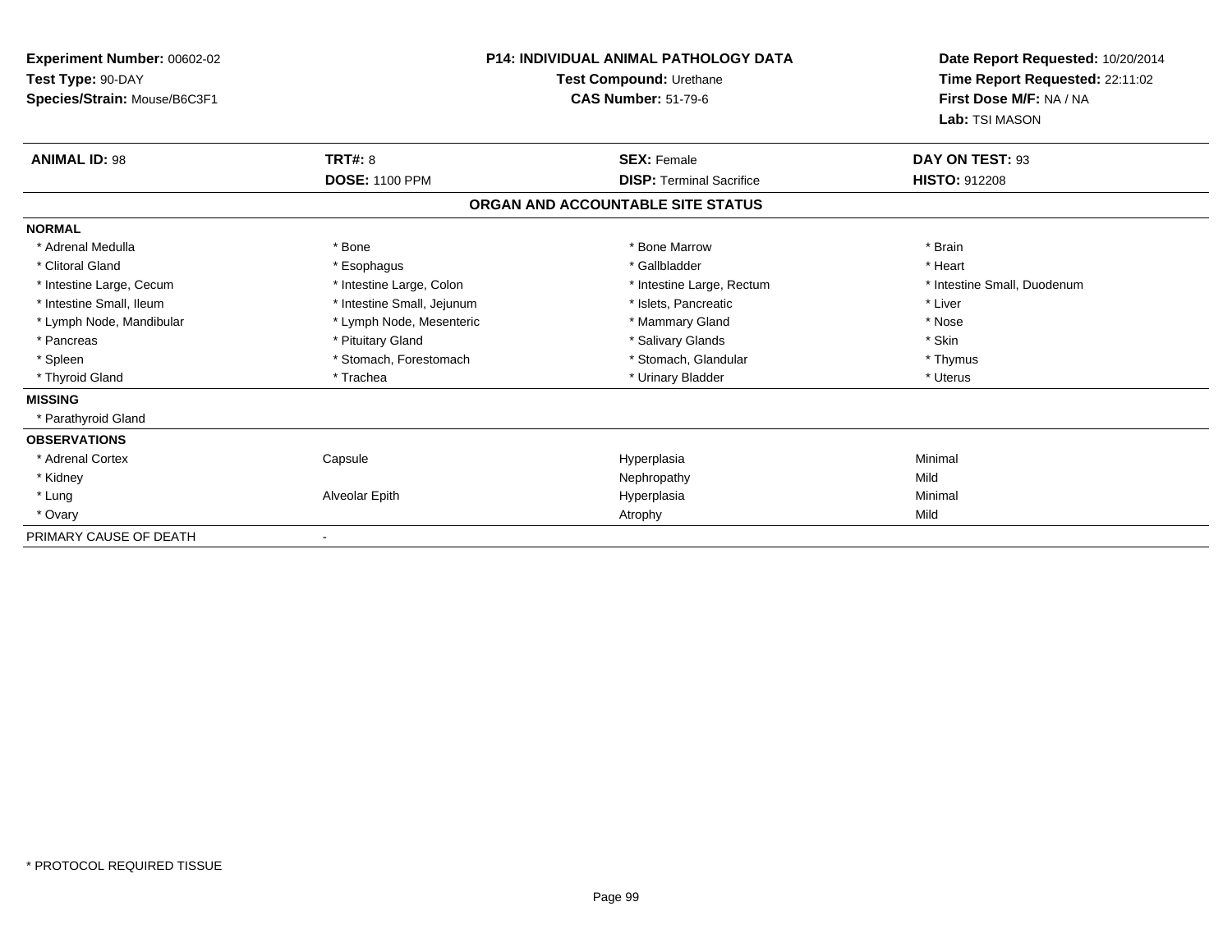**Experiment Number:** 00602-02
**Test Type:** 90-DAY
**Species/Strain:** Mouse/B6C3F1

**P14: INDIVIDUAL ANIMAL PATHOLOGY DATA**
**Test Compound:** Urethane
**CAS Number:** 51-79-6

**Date Report Requested:** 10/20/2014
**Time Report Requested:** 22:11:02
**First Dose M/F:** NA / NA
**Lab:** TSI MASON

| **ANIMAL ID:** 98 | **TRT#:** 8 | **SEX:** Female | **DAY ON TEST:** 93 |
|---|---|---|---|
| | **DOSE:** 1100 PPM | **DISP:** Terminal Sacrifice | **HISTO:** 912208 |

## ORGAN AND ACCOUNTABLE SITE STATUS

**NORMAL**

| | | | |
|---|---|---|---|
| * Adrenal Medulla | * Bone | * Bone Marrow | * Brain |
| * Clitoral Gland | * Esophagus | * Gallbladder | * Heart |
| * Intestine Large, Cecum | * Intestine Large, Colon | * Intestine Large, Rectum | * Intestine Small, Duodenum |
| * Intestine Small, Ileum | * Intestine Small, Jejunum | * Islets, Pancreatic | * Liver |
| * Lymph Node, Mandibular | * Lymph Node, Mesenteric | * Mammary Gland | * Nose |
| * Pancreas | * Pituitary Gland | * Salivary Glands | * Skin |
| * Spleen | * Stomach, Forestomach | * Stomach, Glandular | * Thymus |
| * Thyroid Gland | * Trachea | * Urinary Bladder | * Uterus |

**MISSING**

* Parathyroid Gland

**OBSERVATIONS**

| | | | |
|---|---|---|---|
| * Adrenal Cortex | Capsule | Hyperplasia | Minimal |
| * Kidney | | Nephropathy | Mild |
| * Lung | Alveolar Epith | Hyperplasia | Minimal |
| * Ovary | | Atrophy | Mild |

PRIMARY CAUSE OF DEATH -

* PROTOCOL REQUIRED TISSUE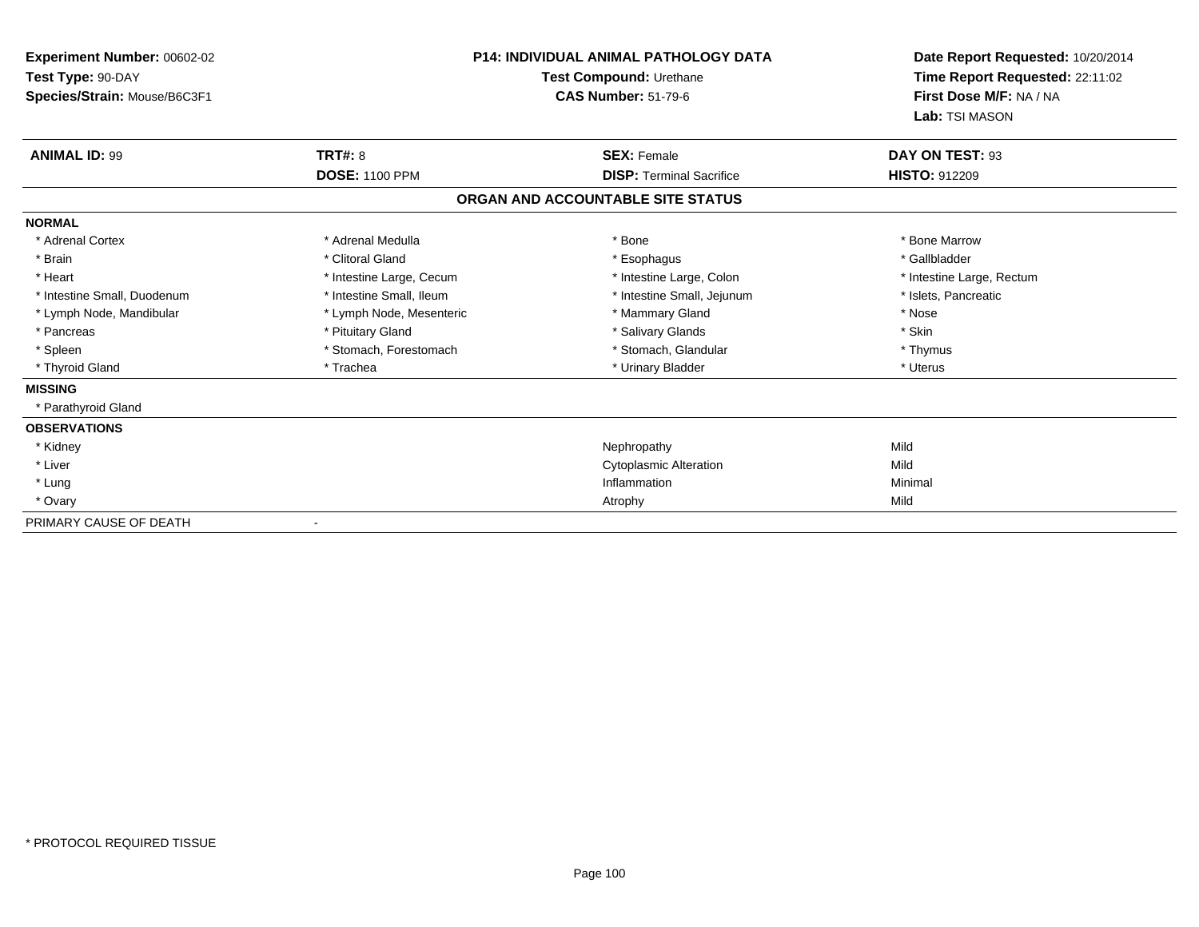**Experiment Number:** 00602-02
**Test Type:** 90-DAY
**Species/Strain:** Mouse/B6C3F1

**P14: INDIVIDUAL ANIMAL PATHOLOGY DATA**
**Test Compound:** Urethane
**CAS Number:** 51-79-6

**Date Report Requested:** 10/20/2014
**Time Report Requested:** 22:11:02
**First Dose M/F:** NA / NA
**Lab:** TSI MASON

| **ANIMAL ID:** 99 | **TRT#:** 8 | **SEX:** Female | **DAY ON TEST:** 93 |
|---|---|---|---|
| | **DOSE:** 1100 PPM | **DISP:** Terminal Sacrifice | **HISTO:** 912209 |

## ORGAN AND ACCOUNTABLE SITE STATUS

**NORMAL**

| | | | |
|---|---|---|---|
| * Adrenal Cortex | * Adrenal Medulla | * Bone | * Bone Marrow |
| * Brain | * Clitoral Gland | * Esophagus | * Gallbladder |
| * Heart | * Intestine Large, Cecum | * Intestine Large, Colon | * Intestine Large, Rectum |
| * Intestine Small, Duodenum | * Intestine Small, Ileum | * Intestine Small, Jejunum | * Islets, Pancreatic |
| * Lymph Node, Mandibular | * Lymph Node, Mesenteric | * Mammary Gland | * Nose |
| * Pancreas | * Pituitary Gland | * Salivary Glands | * Skin |
| * Spleen | * Stomach, Forestomach | * Stomach, Glandular | * Thymus |
| * Thyroid Gland | * Trachea | * Urinary Bladder | * Uterus |

**MISSING**

* Parathyroid Gland

**OBSERVATIONS**

| | | |
|---|---|---|
| * Kidney | Nephropathy | Mild |
| * Liver | Cytoplasmic Alteration | Mild |
| * Lung | Inflammation | Minimal |
| * Ovary | Atrophy | Mild |

PRIMARY CAUSE OF DEATH -

* PROTOCOL REQUIRED TISSUE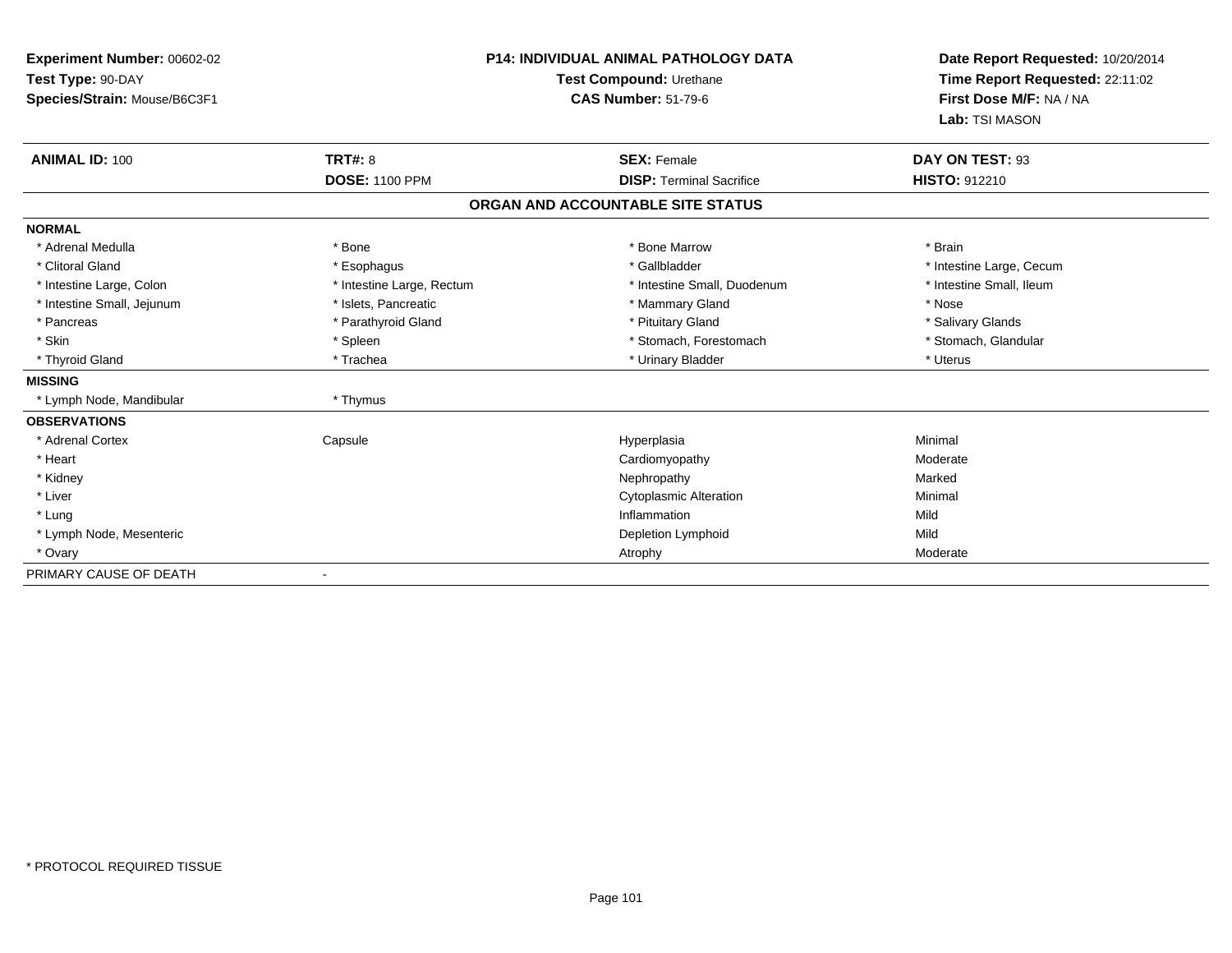**Experiment Number:** 00602-02
**Test Type:** 90-DAY
**Species/Strain:** Mouse/B6C3F1

**P14: INDIVIDUAL ANIMAL PATHOLOGY DATA**
**Test Compound:** Urethane
**CAS Number:** 51-79-6

**Date Report Requested:** 10/20/2014
**Time Report Requested:** 22:11:02
**First Dose M/F:** NA / NA
**Lab:** TSI MASON

| **ANIMAL ID:** 100 | **TRT#:** 8 | **SEX:** Female | **DAY ON TEST:** 93 |
|---|---|---|---|
| | **DOSE:** 1100 PPM | **DISP:** Terminal Sacrifice | **HISTO:** 912210 |

**ORGAN AND ACCOUNTABLE SITE STATUS**

| | | | |
|---|---|---|---|
| **NORMAL** | | | |
| * Adrenal Medulla | * Bone | * Bone Marrow | * Brain |
| * Clitoral Gland | * Esophagus | * Gallbladder | * Intestine Large, Cecum |
| * Intestine Large, Colon | * Intestine Large, Rectum | * Intestine Small, Duodenum | * Intestine Small, Ileum |
| * Intestine Small, Jejunum | * Islets, Pancreatic | * Mammary Gland | * Nose |
| * Pancreas | * Parathyroid Gland | * Pituitary Gland | * Salivary Glands |
| * Skin | * Spleen | * Stomach, Forestomach | * Stomach, Glandular |
| * Thyroid Gland | * Trachea | * Urinary Bladder | * Uterus |
| **MISSING** | | | |
| * Lymph Node, Mandibular | * Thymus | | |
| **OBSERVATIONS** | | | |
| * Adrenal Cortex | Capsule | Hyperplasia | Minimal |
| * Heart | | Cardiomyopathy | Moderate |
| * Kidney | | Nephropathy | Marked |
| * Liver | | Cytoplasmic Alteration | Minimal |
| * Lung | | Inflammation | Mild |
| * Lymph Node, Mesenteric | | Depletion Lymphoid | Mild |
| * Ovary | | Atrophy | Moderate |
| PRIMARY CAUSE OF DEATH | - | | |

* PROTOCOL REQUIRED TISSUE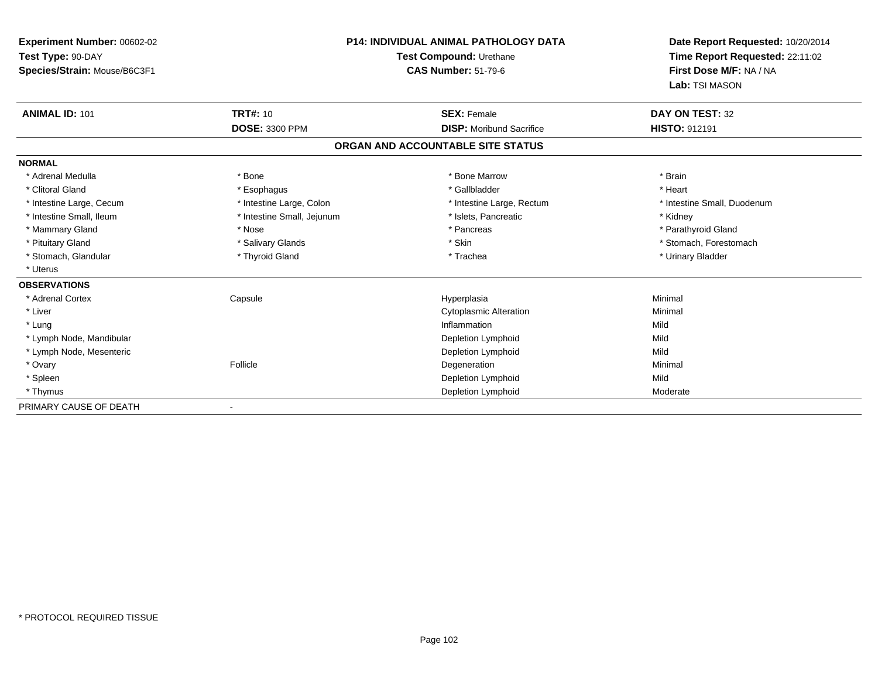**Experiment Number:** 00602-02
**Test Type:** 90-DAY
**Species/Strain:** Mouse/B6C3F1

**P14: INDIVIDUAL ANIMAL PATHOLOGY DATA**
**Test Compound:** Urethane
**CAS Number:** 51-79-6

**Date Report Requested:** 10/20/2014
**Time Report Requested:** 22:11:02
**First Dose M/F:** NA / NA
**Lab:** TSI MASON

| **ANIMAL ID:** 101 | **TRT#:** 10 | **SEX:** Female | **DAY ON TEST:** 32 |
|---|---|---|---|
| | **DOSE:** 3300 PPM | **DISP:** Moribund Sacrifice | **HISTO:** 912191 |

## ORGAN AND ACCOUNTABLE SITE STATUS

| | | | |
|---|---|---|---|
| **NORMAL** | | | |
| * Adrenal Medulla | * Bone | * Bone Marrow | * Brain |
| * Clitoral Gland | * Esophagus | * Gallbladder | * Heart |
| * Intestine Large, Cecum | * Intestine Large, Colon | * Intestine Large, Rectum | * Intestine Small, Duodenum |
| * Intestine Small, Ileum | * Intestine Small, Jejunum | * Islets, Pancreatic | * Kidney |
| * Mammary Gland | * Nose | * Pancreas | * Parathyroid Gland |
| * Pituitary Gland | * Salivary Glands | * Skin | * Stomach, Forestomach |
| * Stomach, Glandular | * Thyroid Gland | * Trachea | * Urinary Bladder |
| * Uterus | | | |
| **OBSERVATIONS** | | | |
| * Adrenal Cortex | Capsule | Hyperplasia | Minimal |
| * Liver | | Cytoplasmic Alteration | Minimal |
| * Lung | | Inflammation | Mild |
| * Lymph Node, Mandibular | | Depletion Lymphoid | Mild |
| * Lymph Node, Mesenteric | | Depletion Lymphoid | Mild |
| * Ovary | Follicle | Degeneration | Minimal |
| * Spleen | | Depletion Lymphoid | Mild |
| * Thymus | | Depletion Lymphoid | Moderate |
| PRIMARY CAUSE OF DEATH | - | | |

* PROTOCOL REQUIRED TISSUE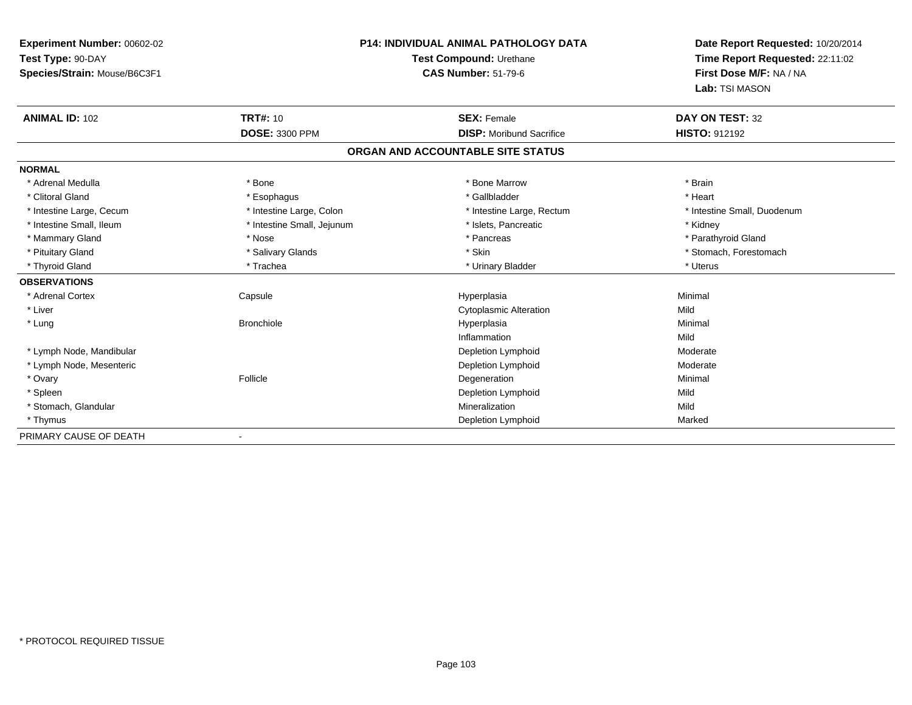**Experiment Number:** 00602-02
**Test Type:** 90-DAY
**Species/Strain:** Mouse/B6C3F1

**P14: INDIVIDUAL ANIMAL PATHOLOGY DATA**
**Test Compound:** Urethane
**CAS Number:** 51-79-6

**Date Report Requested:** 10/20/2014
**Time Report Requested:** 22:11:02
**First Dose M/F:** NA / NA
**Lab:** TSI MASON

| **ANIMAL ID:** 102 | **TRT#:** 10 | **SEX:** Female | **DAY ON TEST:** 32 |
|---|---|---|---|
| | **DOSE:** 3300 PPM | **DISP:** Moribund Sacrifice | **HISTO:** 912192 |

**ORGAN AND ACCOUNTABLE SITE STATUS**

| | | | |
|---|---|---|---|
| **NORMAL** | | | |
| * Adrenal Medulla | * Bone | * Bone Marrow | * Brain |
| * Clitoral Gland | * Esophagus | * Gallbladder | * Heart |
| * Intestine Large, Cecum | * Intestine Large, Colon | * Intestine Large, Rectum | * Intestine Small, Duodenum |
| * Intestine Small, Ileum | * Intestine Small, Jejunum | * Islets, Pancreatic | * Kidney |
| * Mammary Gland | * Nose | * Pancreas | * Parathyroid Gland |
| * Pituitary Gland | * Salivary Glands | * Skin | * Stomach, Forestomach |
| * Thyroid Gland | * Trachea | * Urinary Bladder | * Uterus |
| **OBSERVATIONS** | | | |
| * Adrenal Cortex | Capsule | Hyperplasia | Minimal |
| * Liver | | Cytoplasmic Alteration | Mild |
| * Lung | Bronchiole | Hyperplasia | Minimal |
| | | Inflammation | Mild |
| * Lymph Node, Mandibular | | Depletion Lymphoid | Moderate |
| * Lymph Node, Mesenteric | | Depletion Lymphoid | Moderate |
| * Ovary | Follicle | Degeneration | Minimal |
| * Spleen | | Depletion Lymphoid | Mild |
| * Stomach, Glandular | | Mineralization | Mild |
| * Thymus | | Depletion Lymphoid | Marked |
| PRIMARY CAUSE OF DEATH | - | | |

* PROTOCOL REQUIRED TISSUE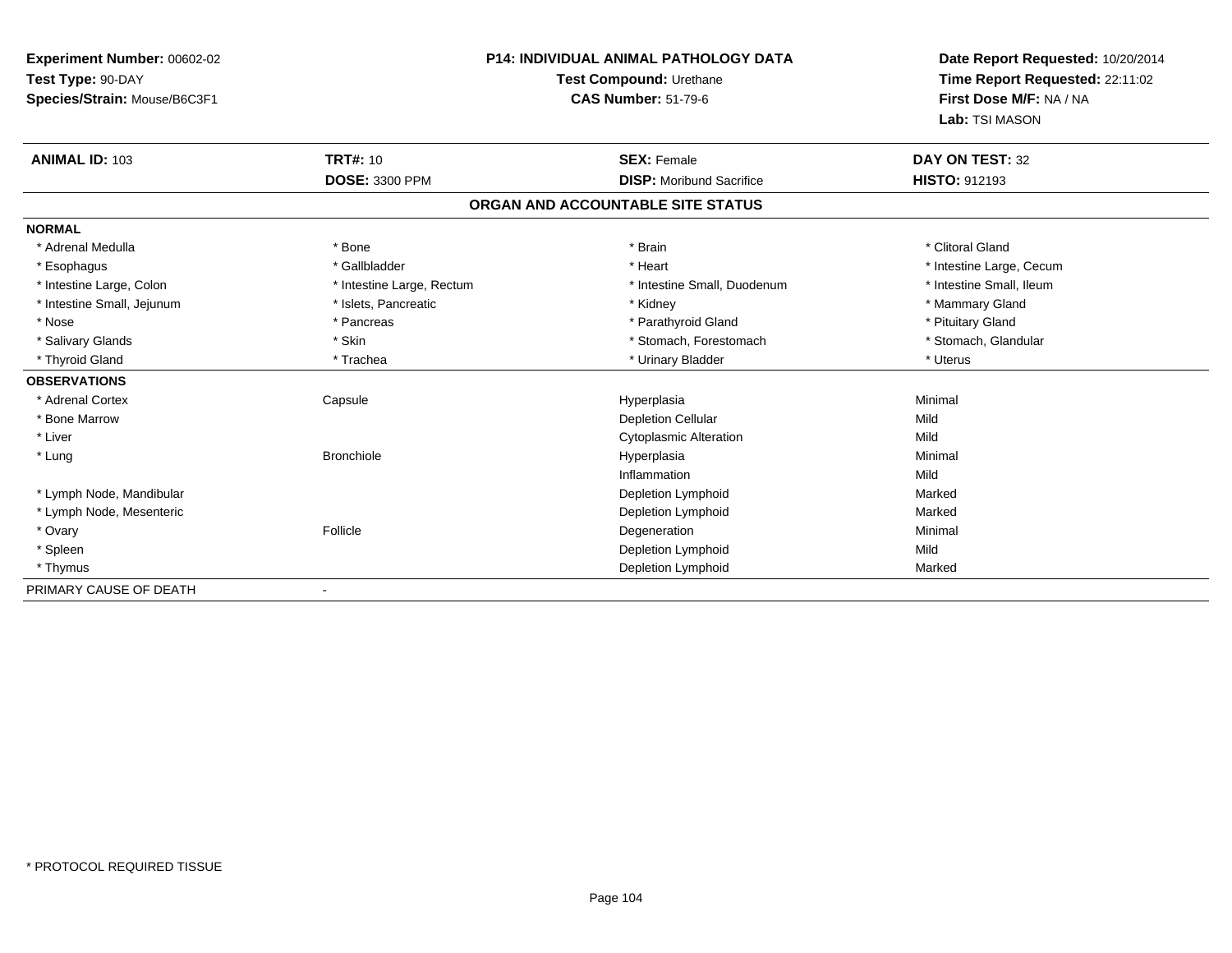**Experiment Number:** 00602-02
**Test Type:** 90-DAY
**Species/Strain:** Mouse/B6C3F1

**P14: INDIVIDUAL ANIMAL PATHOLOGY DATA**
**Test Compound:** Urethane
**CAS Number:** 51-79-6

**Date Report Requested:** 10/20/2014
**Time Report Requested:** 22:11:02
**First Dose M/F:** NA / NA
**Lab:** TSI MASON

| **ANIMAL ID:** 103 | **TRT#:** 10 | **SEX:** Female | **DAY ON TEST:** 32 |
|---|---|---|---|
| | **DOSE:** 3300 PPM | **DISP:** Moribund Sacrifice | **HISTO:** 912193 |

## ORGAN AND ACCOUNTABLE SITE STATUS

**NORMAL**

| | | | |
|---|---|---|---|
| * Adrenal Medulla | * Bone | * Brain | * Clitoral Gland |
| * Esophagus | * Gallbladder | * Heart | * Intestine Large, Cecum |
| * Intestine Large, Colon | * Intestine Large, Rectum | * Intestine Small, Duodenum | * Intestine Small, Ileum |
| * Intestine Small, Jejunum | * Islets, Pancreatic | * Kidney | * Mammary Gland |
| * Nose | * Pancreas | * Parathyroid Gland | * Pituitary Gland |
| * Salivary Glands | * Skin | * Stomach, Forestomach | * Stomach, Glandular |
| * Thyroid Gland | * Trachea | * Urinary Bladder | * Uterus |

**OBSERVATIONS**

| | | | |
|---|---|---|---|
| * Adrenal Cortex | Capsule | Hyperplasia | Minimal |
| * Bone Marrow | | Depletion Cellular | Mild |
| * Liver | | Cytoplasmic Alteration | Mild |
| * Lung | Bronchiole | Hyperplasia | Minimal |
| | | Inflammation | Mild |
| * Lymph Node, Mandibular | | Depletion Lymphoid | Marked |
| * Lymph Node, Mesenteric | | Depletion Lymphoid | Marked |
| * Ovary | Follicle | Degeneration | Minimal |
| * Spleen | | Depletion Lymphoid | Mild |
| * Thymus | | Depletion Lymphoid | Marked |

PRIMARY CAUSE OF DEATH -

* PROTOCOL REQUIRED TISSUE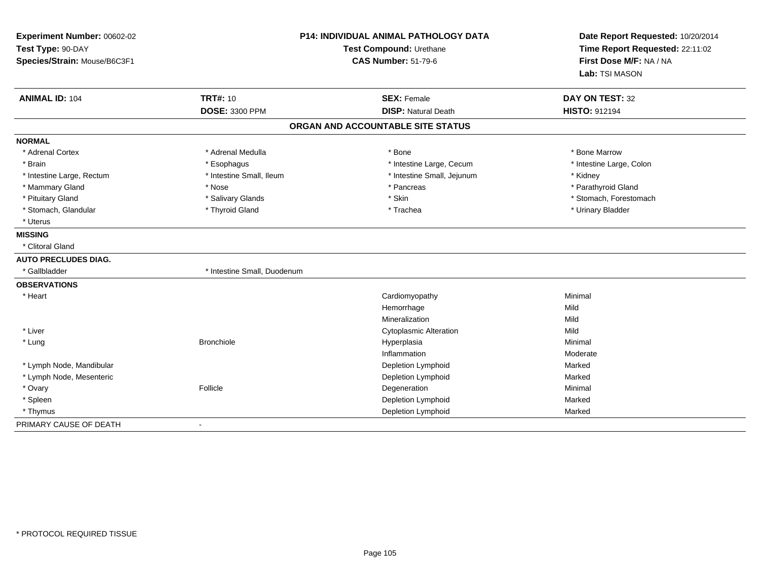**Experiment Number:** 00602-02
**Test Type:** 90-DAY
**Species/Strain:** Mouse/B6C3F1

**P14: INDIVIDUAL ANIMAL PATHOLOGY DATA**
**Test Compound:** Urethane
**CAS Number:** 51-79-6

**Date Report Requested:** 10/20/2014
**Time Report Requested:** 22:11:02
**First Dose M/F:** NA / NA
**Lab:** TSI MASON

| **ANIMAL ID:** 104 | **TRT#:** 10 | **SEX:** Female | **DAY ON TEST:** 32 |
|---|---|---|---|
| | **DOSE:** 3300 PPM | **DISP:** Natural Death | **HISTO:** 912194 |

## ORGAN AND ACCOUNTABLE SITE STATUS

**NORMAL**

| | | | |
|---|---|---|---|
| * Adrenal Cortex | * Adrenal Medulla | * Bone | * Bone Marrow |
| * Brain | * Esophagus | * Intestine Large, Cecum | * Intestine Large, Colon |
| * Intestine Large, Rectum | * Intestine Small, Ileum | * Intestine Small, Jejunum | * Kidney |
| * Mammary Gland | * Nose | * Pancreas | * Parathyroid Gland |
| * Pituitary Gland | * Salivary Glands | * Skin | * Stomach, Forestomach |
| * Stomach, Glandular | * Thyroid Gland | * Trachea | * Urinary Bladder |
| * Uterus | | | |

**MISSING**

* Clitoral Gland

**AUTO PRECLUDES DIAG.**

| | |
|---|---|
| * Gallbladder | * Intestine Small, Duodenum |

**OBSERVATIONS**

| Organ | Site | Observation | Severity |
|---|---|---|---|
| * Heart | | Cardiomyopathy | Minimal |
| | | Hemorrhage | Mild |
| | | Mineralization | Mild |
| * Liver | | Cytoplasmic Alteration | Mild |
| * Lung | Bronchiole | Hyperplasia | Minimal |
| | | Inflammation | Moderate |
| * Lymph Node, Mandibular | | Depletion Lymphoid | Marked |
| * Lymph Node, Mesenteric | | Depletion Lymphoid | Marked |
| * Ovary | Follicle | Degeneration | Minimal |
| * Spleen | | Depletion Lymphoid | Marked |
| * Thymus | | Depletion Lymphoid | Marked |

PRIMARY CAUSE OF DEATH -

* PROTOCOL REQUIRED TISSUE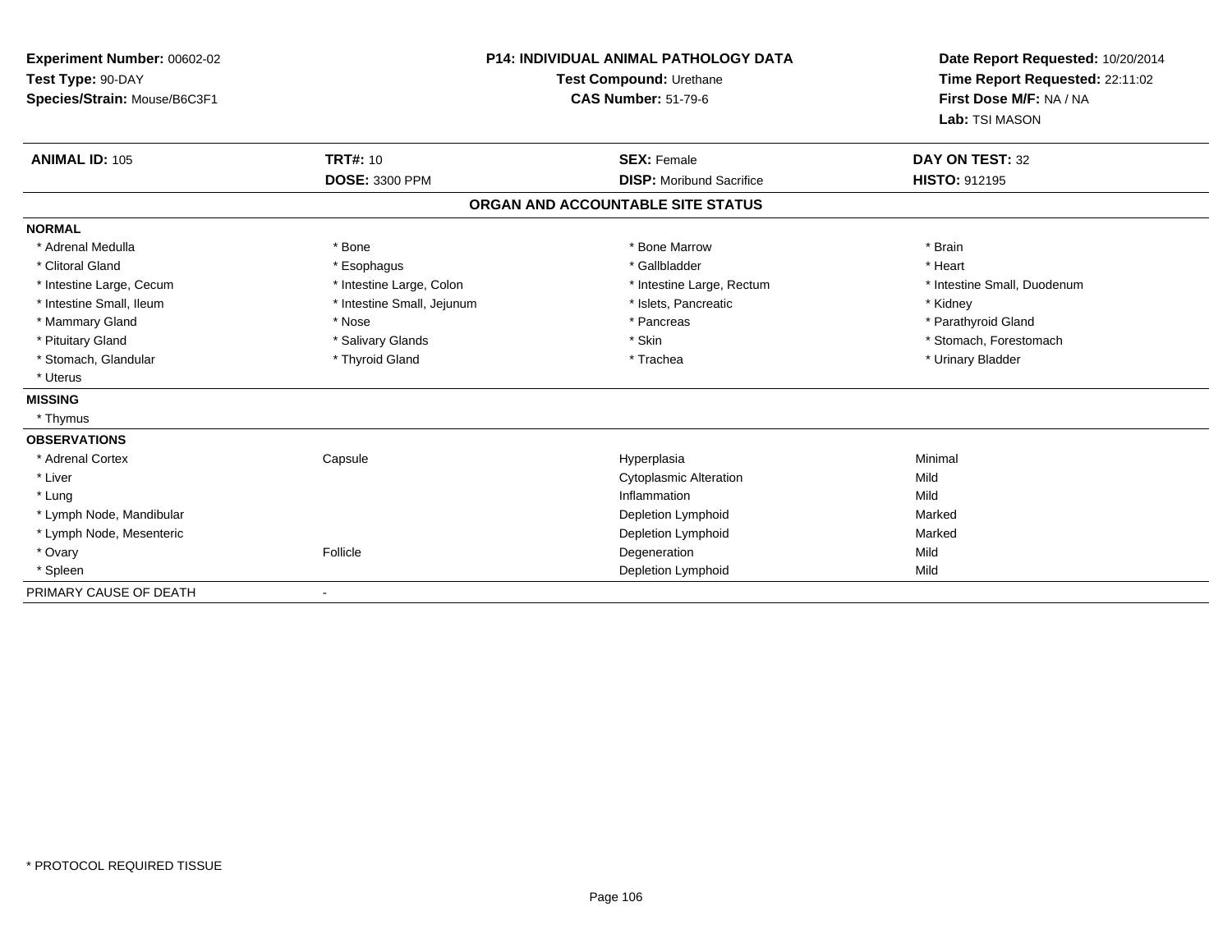**Experiment Number:** 00602-02
**Test Type:** 90-DAY
**Species/Strain:** Mouse/B6C3F1

**P14: INDIVIDUAL ANIMAL PATHOLOGY DATA**
**Test Compound:** Urethane
**CAS Number:** 51-79-6

**Date Report Requested:** 10/20/2014
**Time Report Requested:** 22:11:02
**First Dose M/F:** NA / NA
**Lab:** TSI MASON

| **ANIMAL ID:** 105 | **TRT#:** 10 | **SEX:** Female | **DAY ON TEST:** 32 |
|---|---|---|---|
| | **DOSE:** 3300 PPM | **DISP:** Moribund Sacrifice | **HISTO:** 912195 |

**ORGAN AND ACCOUNTABLE SITE STATUS**

**NORMAL**

| | | | |
|---|---|---|---|
| * Adrenal Medulla | * Bone | * Bone Marrow | * Brain |
| * Clitoral Gland | * Esophagus | * Gallbladder | * Heart |
| * Intestine Large, Cecum | * Intestine Large, Colon | * Intestine Large, Rectum | * Intestine Small, Duodenum |
| * Intestine Small, Ileum | * Intestine Small, Jejunum | * Islets, Pancreatic | * Kidney |
| * Mammary Gland | * Nose | * Pancreas | * Parathyroid Gland |
| * Pituitary Gland | * Salivary Glands | * Skin | * Stomach, Forestomach |
| * Stomach, Glandular | * Thyroid Gland | * Trachea | * Urinary Bladder |
| * Uterus | | | |

**MISSING**

* Thymus

**OBSERVATIONS**

| | | | |
|---|---|---|---|
| * Adrenal Cortex | Capsule | Hyperplasia | Minimal |
| * Liver | | Cytoplasmic Alteration | Mild |
| * Lung | | Inflammation | Mild |
| * Lymph Node, Mandibular | | Depletion Lymphoid | Marked |
| * Lymph Node, Mesenteric | | Depletion Lymphoid | Marked |
| * Ovary | Follicle | Degeneration | Mild |
| * Spleen | | Depletion Lymphoid | Mild |

PRIMARY CAUSE OF DEATH -

* PROTOCOL REQUIRED TISSUE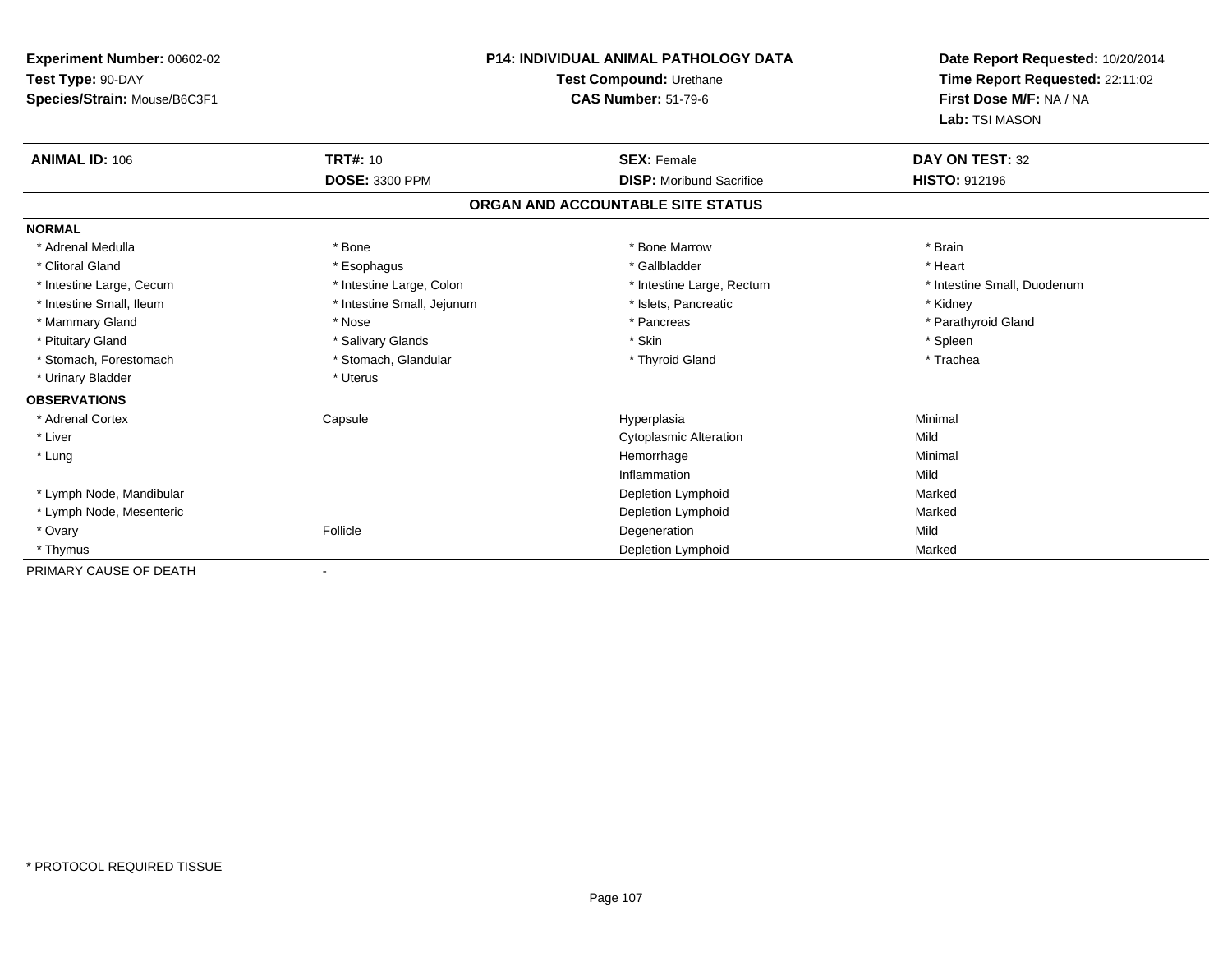**Experiment Number:** 00602-02
**Test Type:** 90-DAY
**Species/Strain:** Mouse/B6C3F1

**P14: INDIVIDUAL ANIMAL PATHOLOGY DATA**
**Test Compound:** Urethane
**CAS Number:** 51-79-6

**Date Report Requested:** 10/20/2014
**Time Report Requested:** 22:11:02
**First Dose M/F:** NA / NA
**Lab:** TSI MASON

| **ANIMAL ID:** 106 | **TRT#:** 10 | **SEX:** Female | **DAY ON TEST:** 32 |
|---|---|---|---|
| | **DOSE:** 3300 PPM | **DISP:** Moribund Sacrifice | **HISTO:** 912196 |

## ORGAN AND ACCOUNTABLE SITE STATUS

**NORMAL**

| | | | |
|---|---|---|---|
| * Adrenal Medulla | * Bone | * Bone Marrow | * Brain |
| * Clitoral Gland | * Esophagus | * Gallbladder | * Heart |
| * Intestine Large, Cecum | * Intestine Large, Colon | * Intestine Large, Rectum | * Intestine Small, Duodenum |
| * Intestine Small, Ileum | * Intestine Small, Jejunum | * Islets, Pancreatic | * Kidney |
| * Mammary Gland | * Nose | * Pancreas | * Parathyroid Gland |
| * Pituitary Gland | * Salivary Glands | * Skin | * Spleen |
| * Stomach, Forestomach | * Stomach, Glandular | * Thyroid Gland | * Trachea |
| * Urinary Bladder | * Uterus | | |

**OBSERVATIONS**

| | | | |
|---|---|---|---|
| * Adrenal Cortex | Capsule | Hyperplasia | Minimal |
| * Liver | | Cytoplasmic Alteration | Mild |
| * Lung | | Hemorrhage | Minimal |
| | | Inflammation | Mild |
| * Lymph Node, Mandibular | | Depletion Lymphoid | Marked |
| * Lymph Node, Mesenteric | | Depletion Lymphoid | Marked |
| * Ovary | Follicle | Degeneration | Mild |
| * Thymus | | Depletion Lymphoid | Marked |

PRIMARY CAUSE OF DEATH -

\* PROTOCOL REQUIRED TISSUE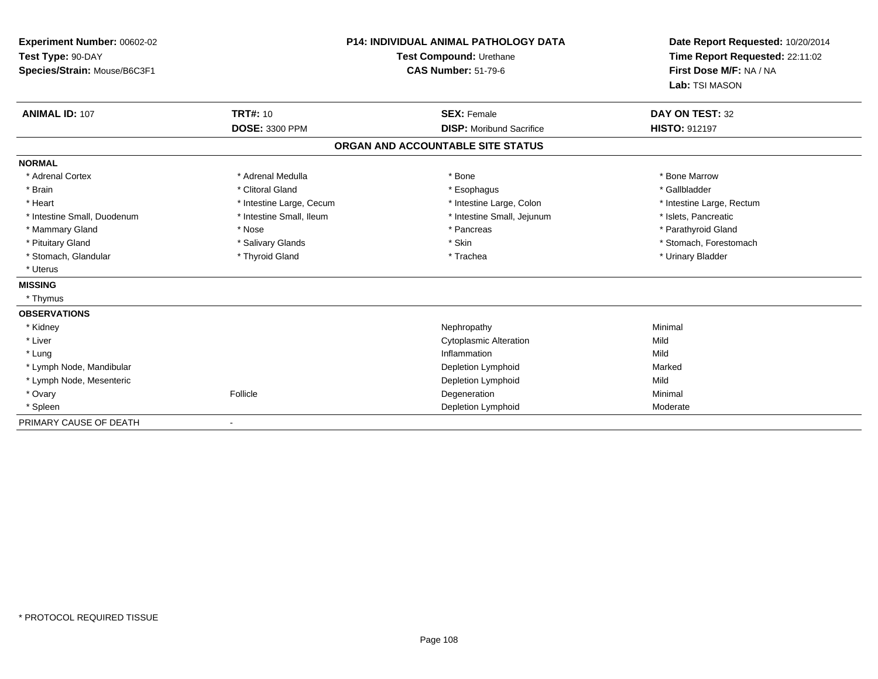**Experiment Number:** 00602-02
**Test Type:** 90-DAY
**Species/Strain:** Mouse/B6C3F1

**P14: INDIVIDUAL ANIMAL PATHOLOGY DATA**
**Test Compound:** Urethane
**CAS Number:** 51-79-6

**Date Report Requested:** 10/20/2014
**Time Report Requested:** 22:11:02
**First Dose M/F:** NA / NA
**Lab:** TSI MASON

| **ANIMAL ID:** 107 | **TRT#:** 10 | **SEX:** Female | **DAY ON TEST:** 32 |
|---|---|---|---|
| | **DOSE:** 3300 PPM | **DISP:** Moribund Sacrifice | **HISTO:** 912197 |

## ORGAN AND ACCOUNTABLE SITE STATUS

| | | | |
|---|---|---|---|
| **NORMAL** | | | |
| * Adrenal Cortex | * Adrenal Medulla | * Bone | * Bone Marrow |
| * Brain | * Clitoral Gland | * Esophagus | * Gallbladder |
| * Heart | * Intestine Large, Cecum | * Intestine Large, Colon | * Intestine Large, Rectum |
| * Intestine Small, Duodenum | * Intestine Small, Ileum | * Intestine Small, Jejunum | * Islets, Pancreatic |
| * Mammary Gland | * Nose | * Pancreas | * Parathyroid Gland |
| * Pituitary Gland | * Salivary Glands | * Skin | * Stomach, Forestomach |
| * Stomach, Glandular | * Thyroid Gland | * Trachea | * Urinary Bladder |
| * Uterus | | | |
| **MISSING** | | | |
| * Thymus | | | |
| **OBSERVATIONS** | | | |
| * Kidney | | Nephropathy | Minimal |
| * Liver | | Cytoplasmic Alteration | Mild |
| * Lung | | Inflammation | Mild |
| * Lymph Node, Mandibular | | Depletion Lymphoid | Marked |
| * Lymph Node, Mesenteric | | Depletion Lymphoid | Mild |
| * Ovary | Follicle | Degeneration | Minimal |
| * Spleen | | Depletion Lymphoid | Moderate |
| PRIMARY CAUSE OF DEATH | - | | |

* PROTOCOL REQUIRED TISSUE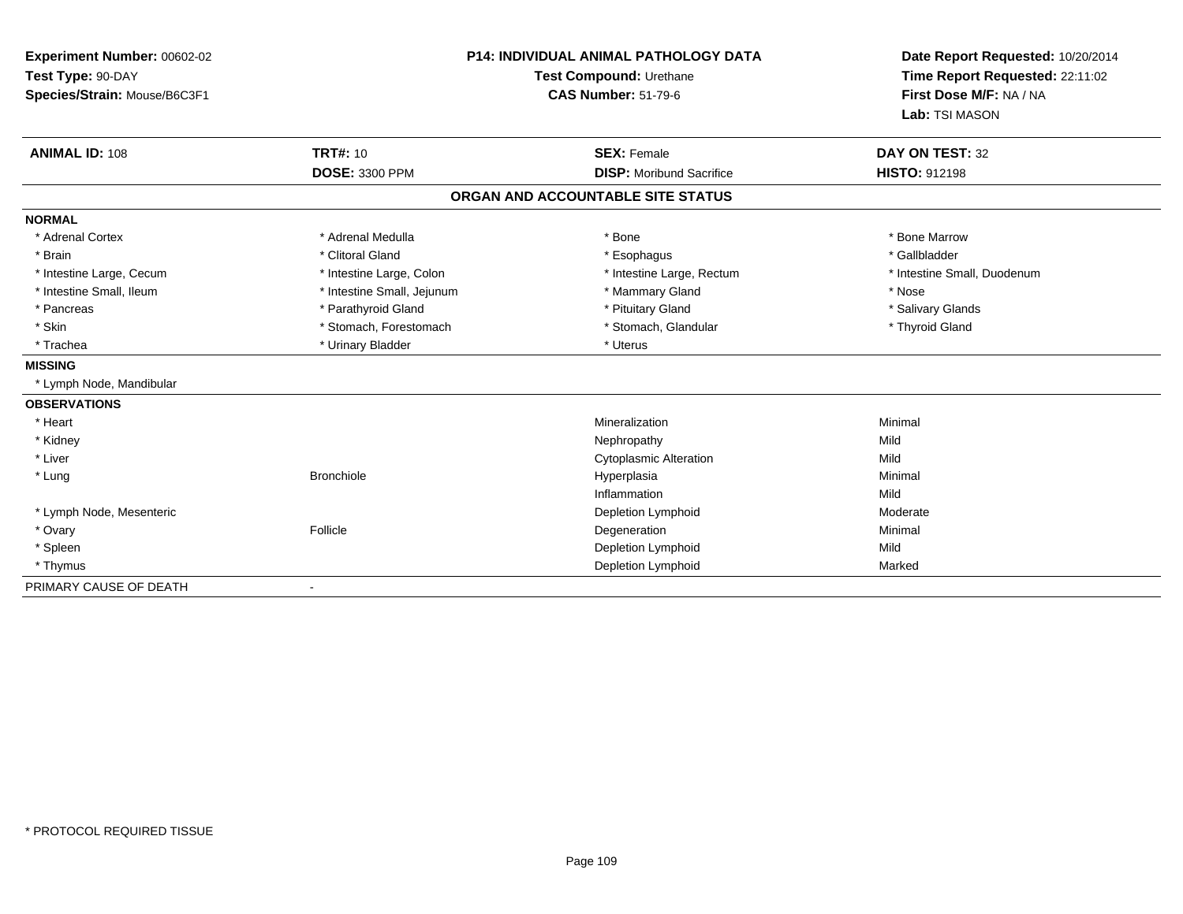**Experiment Number:** 00602-02
**Test Type:** 90-DAY
**Species/Strain:** Mouse/B6C3F1

**P14: INDIVIDUAL ANIMAL PATHOLOGY DATA**
**Test Compound:** Urethane
**CAS Number:** 51-79-6

**Date Report Requested:** 10/20/2014
**Time Report Requested:** 22:11:02
**First Dose M/F:** NA / NA
**Lab:** TSI MASON

| **ANIMAL ID:** 108 | **TRT#:** 10 | **SEX:** Female | **DAY ON TEST:** 32 |
|---|---|---|---|
| | **DOSE:** 3300 PPM | **DISP:** Moribund Sacrifice | **HISTO:** 912198 |

## ORGAN AND ACCOUNTABLE SITE STATUS

**NORMAL**

| | | | |
|---|---|---|---|
| * Adrenal Cortex | * Adrenal Medulla | * Bone | * Bone Marrow |
| * Brain | * Clitoral Gland | * Esophagus | * Gallbladder |
| * Intestine Large, Cecum | * Intestine Large, Colon | * Intestine Large, Rectum | * Intestine Small, Duodenum |
| * Intestine Small, Ileum | * Intestine Small, Jejunum | * Mammary Gland | * Nose |
| * Pancreas | * Parathyroid Gland | * Pituitary Gland | * Salivary Glands |
| * Skin | * Stomach, Forestomach | * Stomach, Glandular | * Thyroid Gland |
| * Trachea | * Urinary Bladder | * Uterus | |

**MISSING**

* Lymph Node, Mandibular

**OBSERVATIONS**

| | | | |
|---|---|---|---|
| * Heart | | Mineralization | Minimal |
| * Kidney | | Nephropathy | Mild |
| * Liver | | Cytoplasmic Alteration | Mild |
| * Lung | Bronchiole | Hyperplasia | Minimal |
| | | Inflammation | Mild |
| * Lymph Node, Mesenteric | | Depletion Lymphoid | Moderate |
| * Ovary | Follicle | Degeneration | Minimal |
| * Spleen | | Depletion Lymphoid | Mild |
| * Thymus | | Depletion Lymphoid | Marked |

PRIMARY CAUSE OF DEATH -

* PROTOCOL REQUIRED TISSUE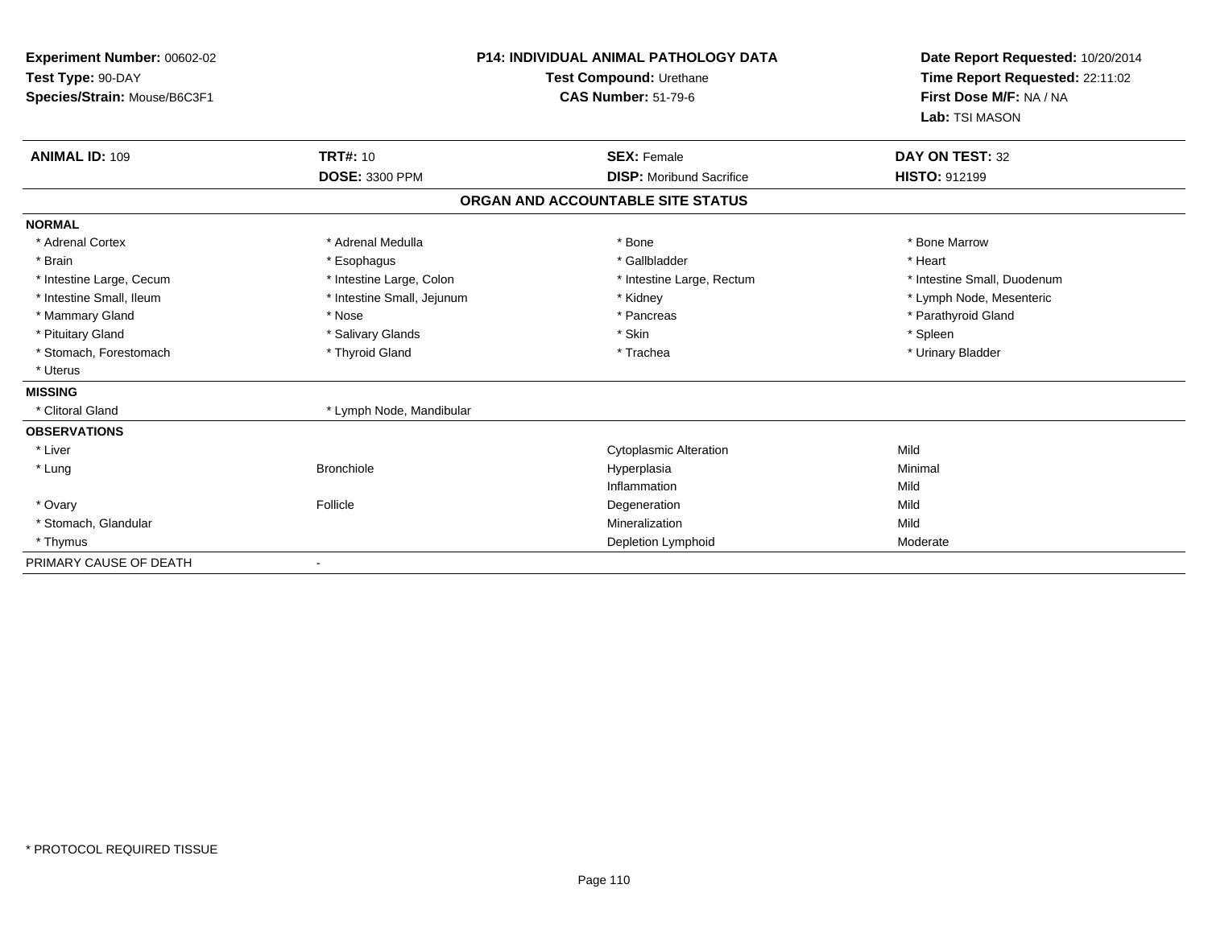**Experiment Number:** 00602-02
**Test Type:** 90-DAY
**Species/Strain:** Mouse/B6C3F1

**P14: INDIVIDUAL ANIMAL PATHOLOGY DATA**
**Test Compound:** Urethane
**CAS Number:** 51-79-6

**Date Report Requested:** 10/20/2014
**Time Report Requested:** 22:11:02
**First Dose M/F:** NA / NA
**Lab:** TSI MASON

| **ANIMAL ID:** 109 | **TRT#:** 10 | **SEX:** Female | **DAY ON TEST:** 32 |
|---|---|---|---|
| | **DOSE:** 3300 PPM | **DISP:** Moribund Sacrifice | **HISTO:** 912199 |

**ORGAN AND ACCOUNTABLE SITE STATUS**

**NORMAL**

| | | | |
|---|---|---|---|
| * Adrenal Cortex | * Adrenal Medulla | * Bone | * Bone Marrow |
| * Brain | * Esophagus | * Gallbladder | * Heart |
| * Intestine Large, Cecum | * Intestine Large, Colon | * Intestine Large, Rectum | * Intestine Small, Duodenum |
| * Intestine Small, Ileum | * Intestine Small, Jejunum | * Kidney | * Lymph Node, Mesenteric |
| * Mammary Gland | * Nose | * Pancreas | * Parathyroid Gland |
| * Pituitary Gland | * Salivary Glands | * Skin | * Spleen |
| * Stomach, Forestomach | * Thyroid Gland | * Trachea | * Urinary Bladder |
| * Uterus | | | |

**MISSING**

| | |
|---|---|
| * Clitoral Gland | * Lymph Node, Mandibular |

**OBSERVATIONS**

| | | | |
|---|---|---|---|
| * Liver | | Cytoplasmic Alteration | Mild |
| * Lung | Bronchiole | Hyperplasia | Minimal |
| | | Inflammation | Mild |
| * Ovary | Follicle | Degeneration | Mild |
| * Stomach, Glandular | | Mineralization | Mild |
| * Thymus | | Depletion Lymphoid | Moderate |

PRIMARY CAUSE OF DEATH -

\* PROTOCOL REQUIRED TISSUE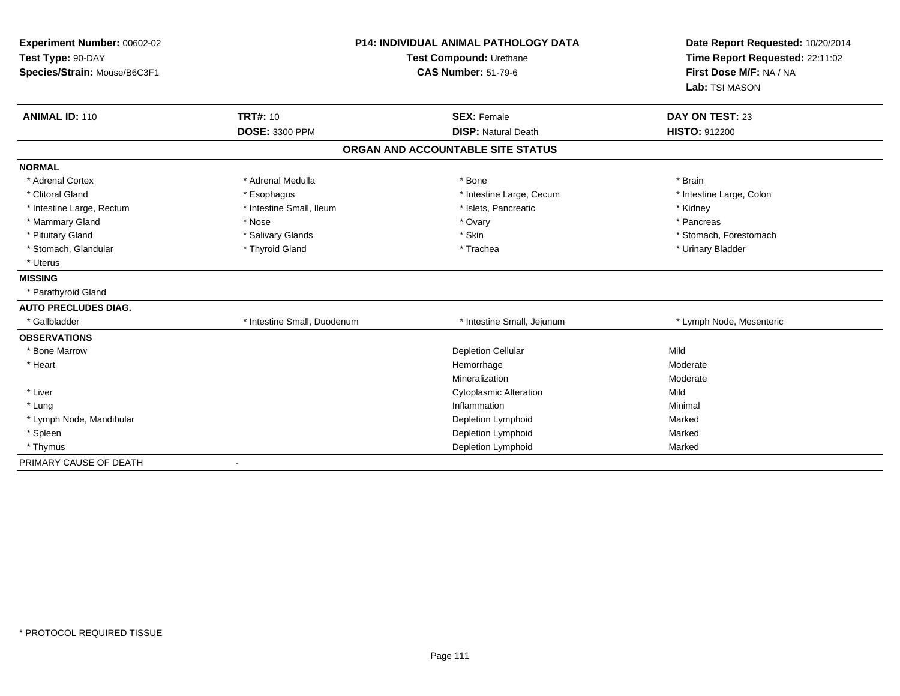**Experiment Number:** 00602-02
**Test Type:** 90-DAY
**Species/Strain:** Mouse/B6C3F1

**P14: INDIVIDUAL ANIMAL PATHOLOGY DATA**
**Test Compound:** Urethane
**CAS Number:** 51-79-6

**Date Report Requested:** 10/20/2014
**Time Report Requested:** 22:11:02
**First Dose M/F:** NA / NA
**Lab:** TSI MASON

| **ANIMAL ID:** 110 | **TRT#:** 10 | **SEX:** Female | **DAY ON TEST:** 23 |
|---|---|---|---|
| | **DOSE:** 3300 PPM | **DISP:** Natural Death | **HISTO:** 912200 |

## ORGAN AND ACCOUNTABLE SITE STATUS

**NORMAL**

| | | | |
|---|---|---|---|
| * Adrenal Cortex | * Adrenal Medulla | * Bone | * Brain |
| * Clitoral Gland | * Esophagus | * Intestine Large, Cecum | * Intestine Large, Colon |
| * Intestine Large, Rectum | * Intestine Small, Ileum | * Islets, Pancreatic | * Kidney |
| * Mammary Gland | * Nose | * Ovary | * Pancreas |
| * Pituitary Gland | * Salivary Glands | * Skin | * Stomach, Forestomach |
| * Stomach, Glandular | * Thyroid Gland | * Trachea | * Urinary Bladder |
| * Uterus | | | |

**MISSING**

* Parathyroid Gland

**AUTO PRECLUDES DIAG.**

| | | | |
|---|---|---|---|
| * Gallbladder | * Intestine Small, Duodenum | * Intestine Small, Jejunum | * Lymph Node, Mesenteric |

**OBSERVATIONS**

| | | |
|---|---|---|
| * Bone Marrow | Depletion Cellular | Mild |
| * Heart | Hemorrhage | Moderate |
| | Mineralization | Moderate |
| * Liver | Cytoplasmic Alteration | Mild |
| * Lung | Inflammation | Minimal |
| * Lymph Node, Mandibular | Depletion Lymphoid | Marked |
| * Spleen | Depletion Lymphoid | Marked |
| * Thymus | Depletion Lymphoid | Marked |

PRIMARY CAUSE OF DEATH -

* PROTOCOL REQUIRED TISSUE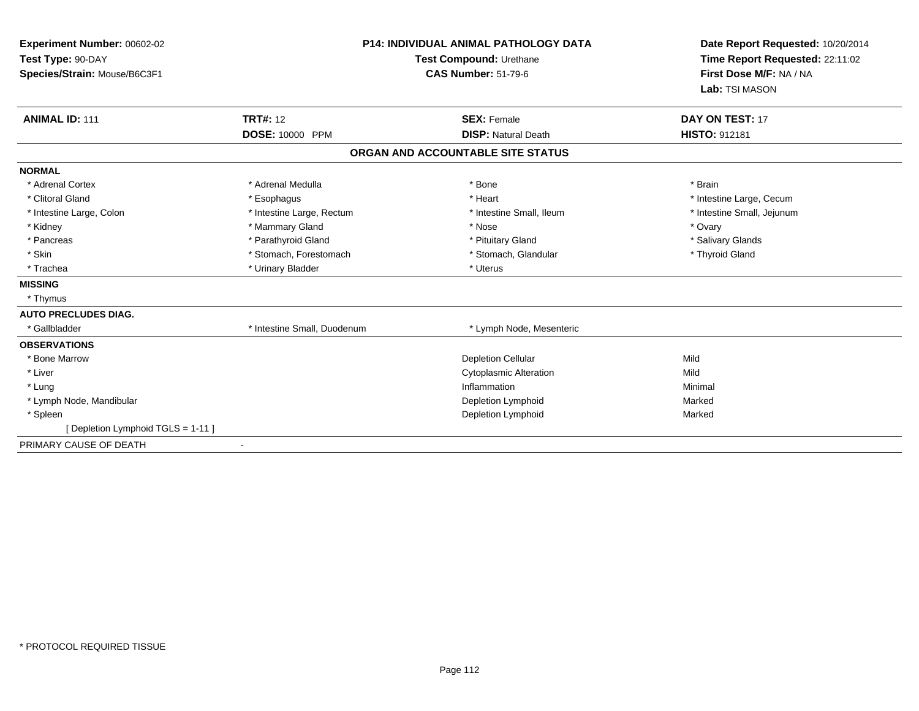**Experiment Number:** 00602-02
**Test Type:** 90-DAY
**Species/Strain:** Mouse/B6C3F1

**P14: INDIVIDUAL ANIMAL PATHOLOGY DATA**
**Test Compound:** Urethane
**CAS Number:** 51-79-6

**Date Report Requested:** 10/20/2014
**Time Report Requested:** 22:11:02
**First Dose M/F:** NA / NA
**Lab:** TSI MASON

| **ANIMAL ID:** 111 | **TRT#:** 12 | **SEX:** Female | **DAY ON TEST:** 17 |
|---|---|---|---|
| | **DOSE:** 10000 PPM | **DISP:** Natural Death | **HISTO:** 912181 |

## ORGAN AND ACCOUNTABLE SITE STATUS

**NORMAL**

| | | | |
|---|---|---|---|
| * Adrenal Cortex | * Adrenal Medulla | * Bone | * Brain |
| * Clitoral Gland | * Esophagus | * Heart | * Intestine Large, Cecum |
| * Intestine Large, Colon | * Intestine Large, Rectum | * Intestine Small, Ileum | * Intestine Small, Jejunum |
| * Kidney | * Mammary Gland | * Nose | * Ovary |
| * Pancreas | * Parathyroid Gland | * Pituitary Gland | * Salivary Glands |
| * Skin | * Stomach, Forestomach | * Stomach, Glandular | * Thyroid Gland |
| * Trachea | * Urinary Bladder | * Uterus | |

**MISSING**

* Thymus

**AUTO PRECLUDES DIAG.**

| | | |
|---|---|---|
| * Gallbladder | * Intestine Small, Duodenum | * Lymph Node, Mesenteric |

**OBSERVATIONS**

| | | |
|---|---|---|
| * Bone Marrow | Depletion Cellular | Mild |
| * Liver | Cytoplasmic Alteration | Mild |
| * Lung | Inflammation | Minimal |
| * Lymph Node, Mandibular | Depletion Lymphoid | Marked |
| * Spleen | Depletion Lymphoid | Marked |
| [ Depletion Lymphoid TGLS = 1-11 ] | | |

PRIMARY CAUSE OF DEATH -

* PROTOCOL REQUIRED TISSUE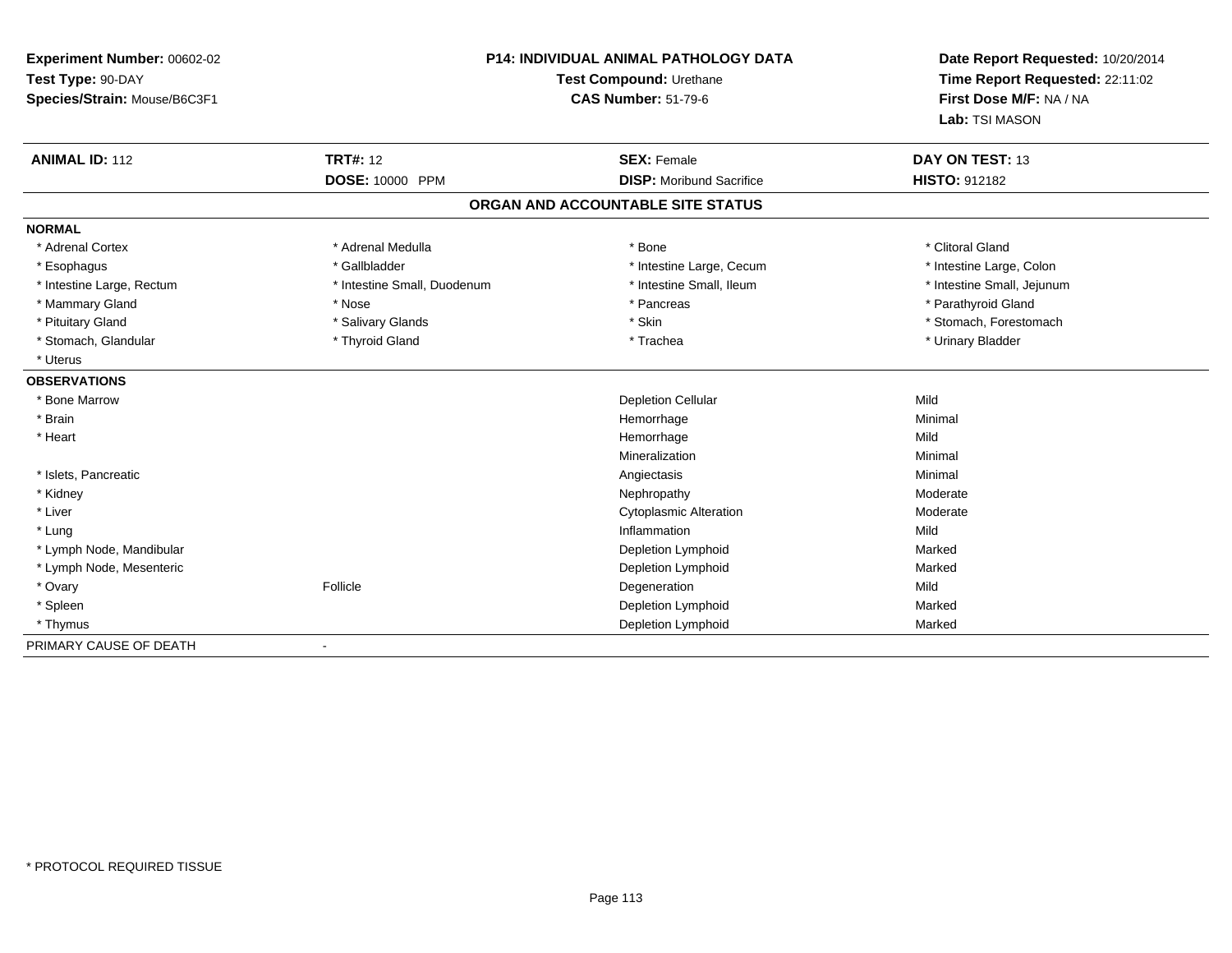**Experiment Number:** 00602-02
**Test Type:** 90-DAY
**Species/Strain:** Mouse/B6C3F1

**P14: INDIVIDUAL ANIMAL PATHOLOGY DATA**
**Test Compound:** Urethane
**CAS Number:** 51-79-6

**Date Report Requested:** 10/20/2014
**Time Report Requested:** 22:11:02
**First Dose M/F:** NA / NA
**Lab:** TSI MASON

| **ANIMAL ID:** 112 | **TRT#:** 12 | **SEX:** Female | **DAY ON TEST:** 13 |
|---|---|---|---|
| | **DOSE:** 10000 PPM | **DISP:** Moribund Sacrifice | **HISTO:** 912182 |

## ORGAN AND ACCOUNTABLE SITE STATUS

**NORMAL**

| | | | |
|---|---|---|---|
| * Adrenal Cortex | * Adrenal Medulla | * Bone | * Clitoral Gland |
| * Esophagus | * Gallbladder | * Intestine Large, Cecum | * Intestine Large, Colon |
| * Intestine Large, Rectum | * Intestine Small, Duodenum | * Intestine Small, Ileum | * Intestine Small, Jejunum |
| * Mammary Gland | * Nose | * Pancreas | * Parathyroid Gland |
| * Pituitary Gland | * Salivary Glands | * Skin | * Stomach, Forestomach |
| * Stomach, Glandular | * Thyroid Gland | * Trachea | * Urinary Bladder |
| * Uterus | | | |

**OBSERVATIONS**

| | | | |
|---|---|---|---|
| * Bone Marrow | | Depletion Cellular | Mild |
| * Brain | | Hemorrhage | Minimal |
| * Heart | | Hemorrhage | Mild |
| | | Mineralization | Minimal |
| * Islets, Pancreatic | | Angiectasis | Minimal |
| * Kidney | | Nephropathy | Moderate |
| * Liver | | Cytoplasmic Alteration | Moderate |
| * Lung | | Inflammation | Mild |
| * Lymph Node, Mandibular | | Depletion Lymphoid | Marked |
| * Lymph Node, Mesenteric | | Depletion Lymphoid | Marked |
| * Ovary | Follicle | Degeneration | Mild |
| * Spleen | | Depletion Lymphoid | Marked |
| * Thymus | | Depletion Lymphoid | Marked |

PRIMARY CAUSE OF DEATH -

* PROTOCOL REQUIRED TISSUE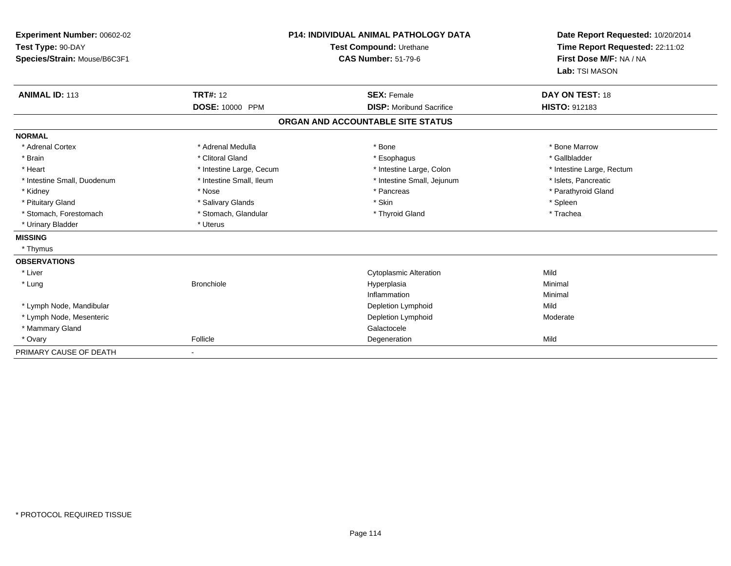**Experiment Number:** 00602-02
**Test Type:** 90-DAY
**Species/Strain:** Mouse/B6C3F1

**P14: INDIVIDUAL ANIMAL PATHOLOGY DATA**
**Test Compound:** Urethane
**CAS Number:** 51-79-6

**Date Report Requested:** 10/20/2014
**Time Report Requested:** 22:11:02
**First Dose M/F:** NA / NA
**Lab:** TSI MASON

| **ANIMAL ID:** 113 | **TRT#:** 12 | **SEX:** Female | **DAY ON TEST:** 18 |
|---|---|---|---|
| | **DOSE:** 10000 PPM | **DISP:** Moribund Sacrifice | **HISTO:** 912183 |

**ORGAN AND ACCOUNTABLE SITE STATUS**

**NORMAL**

| | | | |
|---|---|---|---|
| * Adrenal Cortex | * Adrenal Medulla | * Bone | * Bone Marrow |
| * Brain | * Clitoral Gland | * Esophagus | * Gallbladder |
| * Heart | * Intestine Large, Cecum | * Intestine Large, Colon | * Intestine Large, Rectum |
| * Intestine Small, Duodenum | * Intestine Small, Ileum | * Intestine Small, Jejunum | * Islets, Pancreatic |
| * Kidney | * Nose | * Pancreas | * Parathyroid Gland |
| * Pituitary Gland | * Salivary Glands | * Skin | * Spleen |
| * Stomach, Forestomach | * Stomach, Glandular | * Thyroid Gland | * Trachea |
| * Urinary Bladder | * Uterus | | |

**MISSING**

* Thymus

**OBSERVATIONS**

| | | | |
|---|---|---|---|
| * Liver | | Cytoplasmic Alteration | Mild |
| * Lung | Bronchiole | Hyperplasia | Minimal |
| | | Inflammation | Minimal |
| * Lymph Node, Mandibular | | Depletion Lymphoid | Mild |
| * Lymph Node, Mesenteric | | Depletion Lymphoid | Moderate |
| * Mammary Gland | | Galactocele | |
| * Ovary | Follicle | Degeneration | Mild |

PRIMARY CAUSE OF DEATH -

* PROTOCOL REQUIRED TISSUE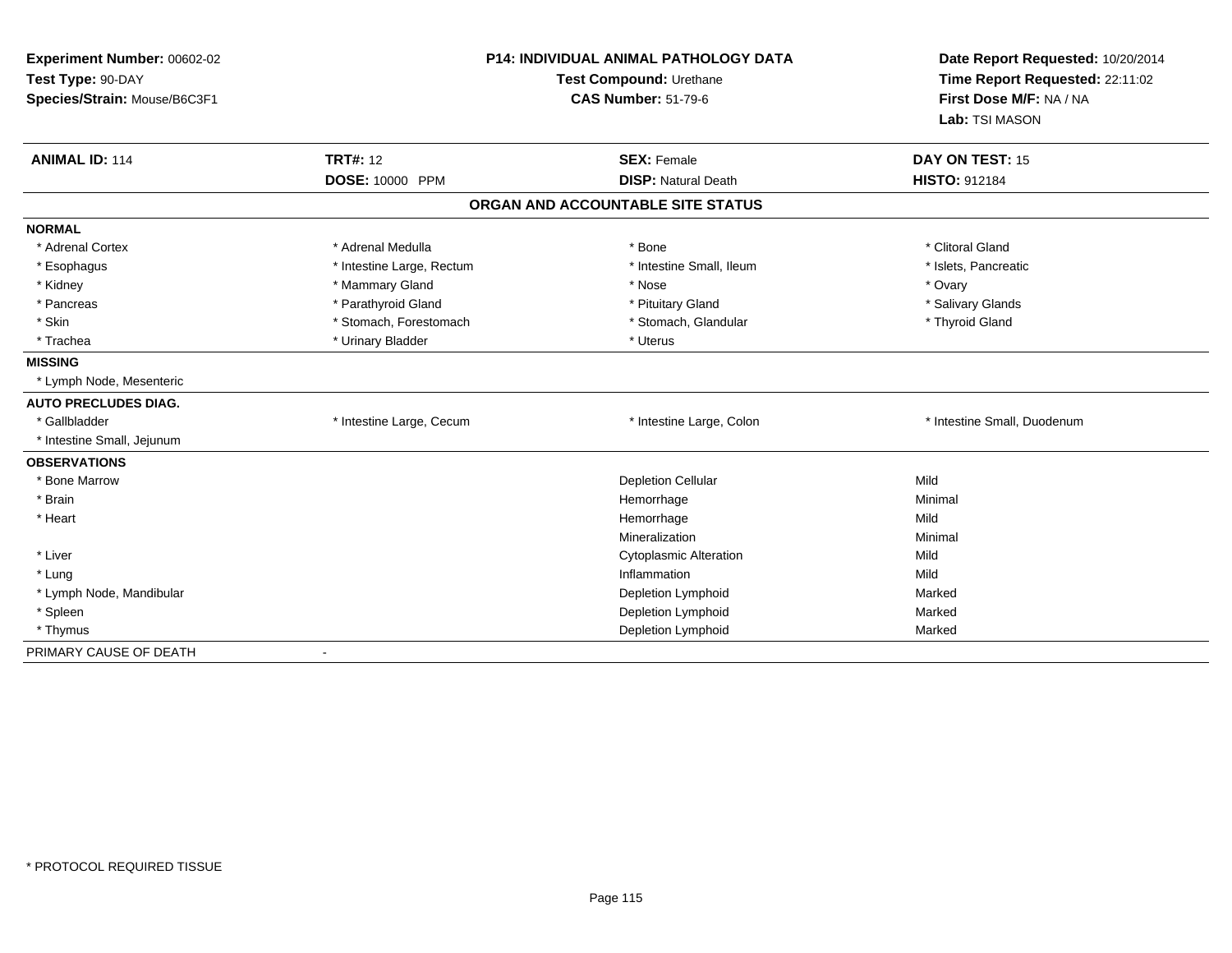**Experiment Number:** 00602-02
**Test Type:** 90-DAY
**Species/Strain:** Mouse/B6C3F1

**P14: INDIVIDUAL ANIMAL PATHOLOGY DATA**
**Test Compound:** Urethane
**CAS Number:** 51-79-6

**Date Report Requested:** 10/20/2014
**Time Report Requested:** 22:11:02
**First Dose M/F:** NA / NA
**Lab:** TSI MASON

| **ANIMAL ID:** 114 | **TRT#:** 12 | **SEX:** Female | **DAY ON TEST:** 15 |
|---|---|---|---|
| | **DOSE:** 10000 PPM | **DISP:** Natural Death | **HISTO:** 912184 |

## ORGAN AND ACCOUNTABLE SITE STATUS

| | | | |
|---|---|---|---|
| **NORMAL** | | | |
| * Adrenal Cortex | * Adrenal Medulla | * Bone | * Clitoral Gland |
| * Esophagus | * Intestine Large, Rectum | * Intestine Small, Ileum | * Islets, Pancreatic |
| * Kidney | * Mammary Gland | * Nose | * Ovary |
| * Pancreas | * Parathyroid Gland | * Pituitary Gland | * Salivary Glands |
| * Skin | * Stomach, Forestomach | * Stomach, Glandular | * Thyroid Gland |
| * Trachea | * Urinary Bladder | * Uterus | |
| **MISSING** | | | |
| * Lymph Node, Mesenteric | | | |
| **AUTO PRECLUDES DIAG.** | | | |
| * Gallbladder | * Intestine Large, Cecum | * Intestine Large, Colon | * Intestine Small, Duodenum |
| * Intestine Small, Jejunum | | | |
| **OBSERVATIONS** | | | |
| * Bone Marrow | | Depletion Cellular | Mild |
| * Brain | | Hemorrhage | Minimal |
| * Heart | | Hemorrhage | Mild |
| | | Mineralization | Minimal |
| * Liver | | Cytoplasmic Alteration | Mild |
| * Lung | | Inflammation | Mild |
| * Lymph Node, Mandibular | | Depletion Lymphoid | Marked |
| * Spleen | | Depletion Lymphoid | Marked |
| * Thymus | | Depletion Lymphoid | Marked |
| PRIMARY CAUSE OF DEATH | - | | |

* PROTOCOL REQUIRED TISSUE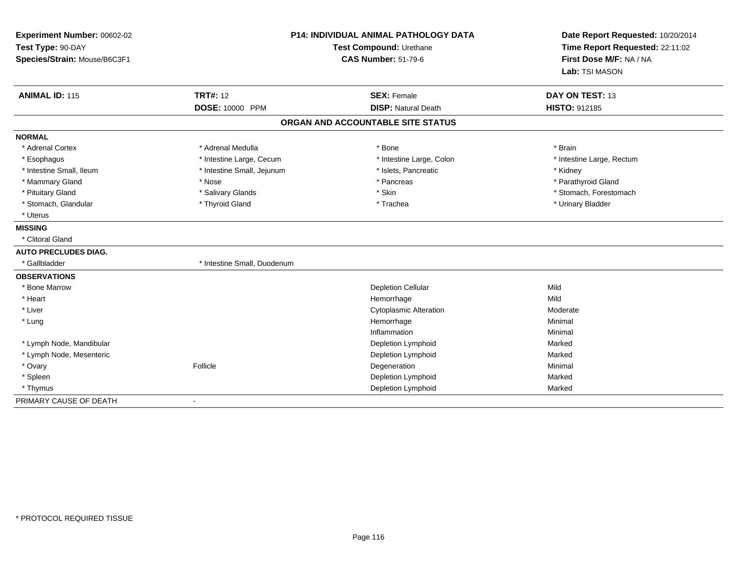**Experiment Number:** 00602-02
**Test Type:** 90-DAY
**Species/Strain:** Mouse/B6C3F1

**P14: INDIVIDUAL ANIMAL PATHOLOGY DATA**
**Test Compound:** Urethane
**CAS Number:** 51-79-6

**Date Report Requested:** 10/20/2014
**Time Report Requested:** 22:11:02
**First Dose M/F:** NA / NA
**Lab:** TSI MASON

| **ANIMAL ID:** 115 | **TRT#:** 12 | **SEX:** Female | **DAY ON TEST:** 13 |
|---|---|---|---|
| | **DOSE:** 10000 PPM | **DISP:** Natural Death | **HISTO:** 912185 |

## ORGAN AND ACCOUNTABLE SITE STATUS

**NORMAL**

| | | | |
|---|---|---|---|
| * Adrenal Cortex | * Adrenal Medulla | * Bone | * Brain |
| * Esophagus | * Intestine Large, Cecum | * Intestine Large, Colon | * Intestine Large, Rectum |
| * Intestine Small, Ileum | * Intestine Small, Jejunum | * Islets, Pancreatic | * Kidney |
| * Mammary Gland | * Nose | * Pancreas | * Parathyroid Gland |
| * Pituitary Gland | * Salivary Glands | * Skin | * Stomach, Forestomach |
| * Stomach, Glandular | * Thyroid Gland | * Trachea | * Urinary Bladder |
| * Uterus | | | |

**MISSING**

* Clitoral Gland

**AUTO PRECLUDES DIAG.**

| | |
|---|---|
| * Gallbladder | * Intestine Small, Duodenum |

**OBSERVATIONS**

| | | | |
|---|---|---|---|
| * Bone Marrow | | Depletion Cellular | Mild |
| * Heart | | Hemorrhage | Mild |
| * Liver | | Cytoplasmic Alteration | Moderate |
| * Lung | | Hemorrhage | Minimal |
| | | Inflammation | Minimal |
| * Lymph Node, Mandibular | | Depletion Lymphoid | Marked |
| * Lymph Node, Mesenteric | | Depletion Lymphoid | Marked |
| * Ovary | Follicle | Degeneration | Minimal |
| * Spleen | | Depletion Lymphoid | Marked |
| * Thymus | | Depletion Lymphoid | Marked |

PRIMARY CAUSE OF DEATH -

* PROTOCOL REQUIRED TISSUE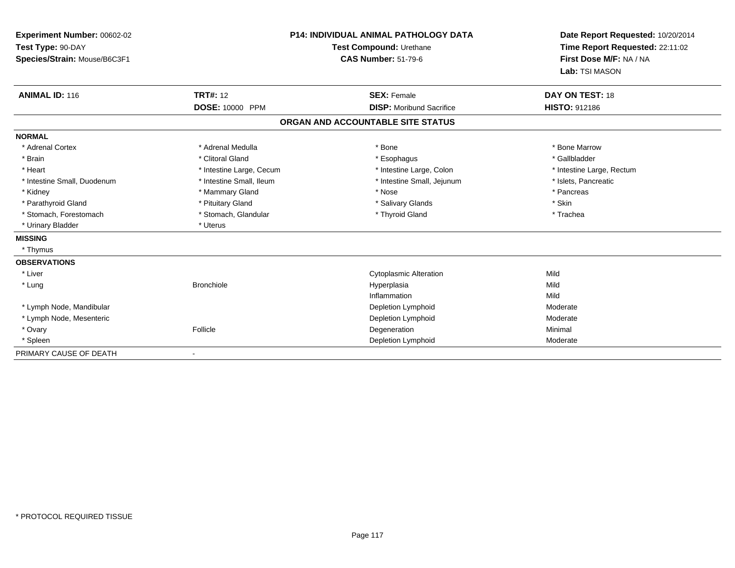**Experiment Number:** 00602-02
**Test Type:** 90-DAY
**Species/Strain:** Mouse/B6C3F1

**P14: INDIVIDUAL ANIMAL PATHOLOGY DATA**
**Test Compound:** Urethane
**CAS Number:** 51-79-6

**Date Report Requested:** 10/20/2014
**Time Report Requested:** 22:11:02
**First Dose M/F:** NA / NA
**Lab:** TSI MASON

| **ANIMAL ID:** 116 | **TRT#:** 12 | **SEX:** Female | **DAY ON TEST:** 18 |
|---|---|---|---|
| | **DOSE:** 10000 PPM | **DISP:** Moribund Sacrifice | **HISTO:** 912186 |

## ORGAN AND ACCOUNTABLE SITE STATUS

**NORMAL**

| | | | |
|---|---|---|---|
| * Adrenal Cortex | * Adrenal Medulla | * Bone | * Bone Marrow |
| * Brain | * Clitoral Gland | * Esophagus | * Gallbladder |
| * Heart | * Intestine Large, Cecum | * Intestine Large, Colon | * Intestine Large, Rectum |
| * Intestine Small, Duodenum | * Intestine Small, Ileum | * Intestine Small, Jejunum | * Islets, Pancreatic |
| * Kidney | * Mammary Gland | * Nose | * Pancreas |
| * Parathyroid Gland | * Pituitary Gland | * Salivary Glands | * Skin |
| * Stomach, Forestomach | * Stomach, Glandular | * Thyroid Gland | * Trachea |
| * Urinary Bladder | * Uterus | | |

**MISSING**

* Thymus

**OBSERVATIONS**

| | | | |
|---|---|---|---|
| * Liver | | Cytoplasmic Alteration | Mild |
| * Lung | Bronchiole | Hyperplasia | Mild |
| | | Inflammation | Mild |
| * Lymph Node, Mandibular | | Depletion Lymphoid | Moderate |
| * Lymph Node, Mesenteric | | Depletion Lymphoid | Moderate |
| * Ovary | Follicle | Degeneration | Minimal |
| * Spleen | | Depletion Lymphoid | Moderate |

PRIMARY CAUSE OF DEATH -

* PROTOCOL REQUIRED TISSUE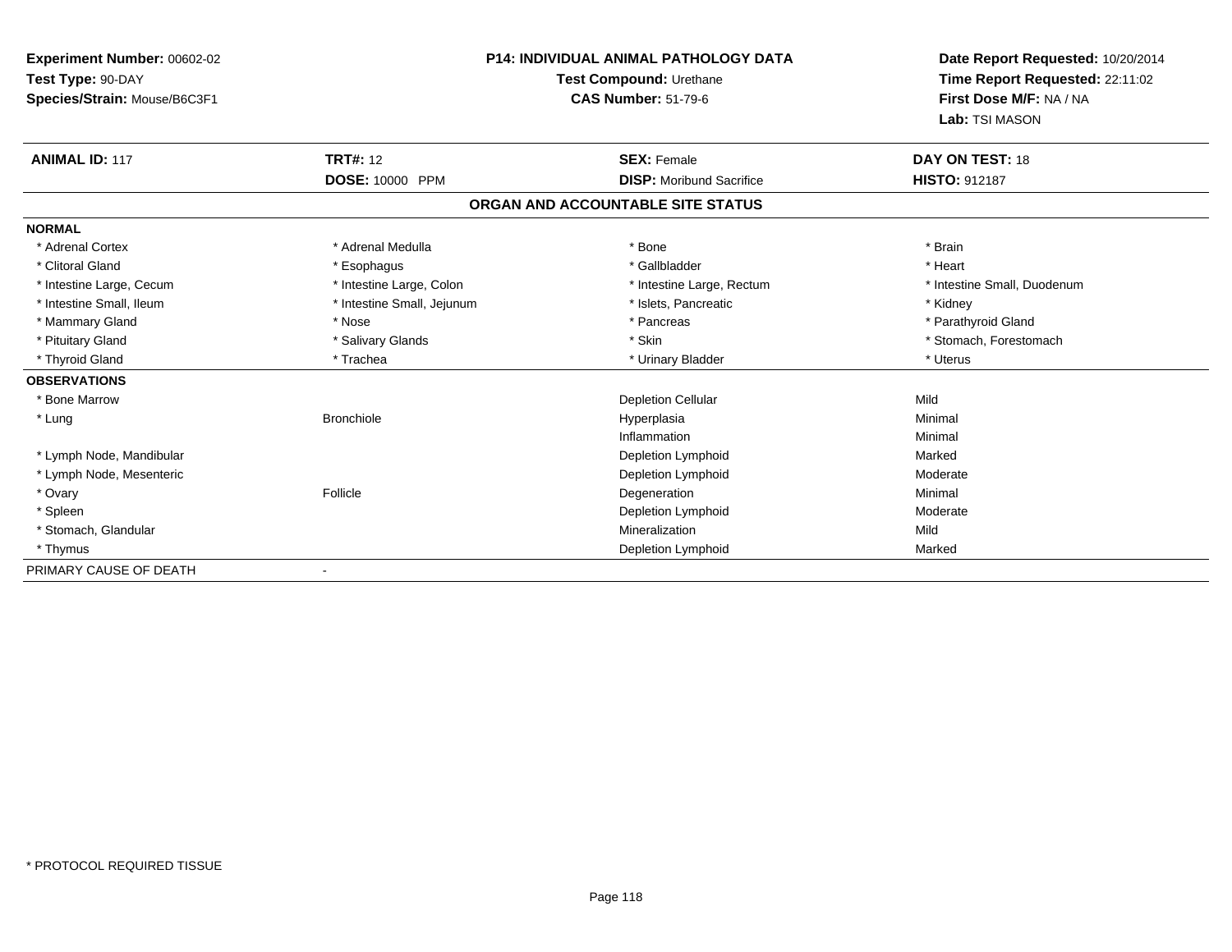**Experiment Number:** 00602-02
**Test Type:** 90-DAY
**Species/Strain:** Mouse/B6C3F1

**P14: INDIVIDUAL ANIMAL PATHOLOGY DATA**
**Test Compound:** Urethane
**CAS Number:** 51-79-6

**Date Report Requested:** 10/20/2014
**Time Report Requested:** 22:11:02
**First Dose M/F:** NA / NA
**Lab:** TSI MASON

| **ANIMAL ID:** 117 | **TRT#:** 12 | **SEX:** Female | **DAY ON TEST:** 18 |
|---|---|---|---|
| | **DOSE:** 10000 PPM | **DISP:** Moribund Sacrifice | **HISTO:** 912187 |

## ORGAN AND ACCOUNTABLE SITE STATUS

| | | | |
|---|---|---|---|
| **NORMAL** | | | |
| * Adrenal Cortex | * Adrenal Medulla | * Bone | * Brain |
| * Clitoral Gland | * Esophagus | * Gallbladder | * Heart |
| * Intestine Large, Cecum | * Intestine Large, Colon | * Intestine Large, Rectum | * Intestine Small, Duodenum |
| * Intestine Small, Ileum | * Intestine Small, Jejunum | * Islets, Pancreatic | * Kidney |
| * Mammary Gland | * Nose | * Pancreas | * Parathyroid Gland |
| * Pituitary Gland | * Salivary Glands | * Skin | * Stomach, Forestomach |
| * Thyroid Gland | * Trachea | * Urinary Bladder | * Uterus |
| **OBSERVATIONS** | | | |
| * Bone Marrow | | Depletion Cellular | Mild |
| * Lung | Bronchiole | Hyperplasia | Minimal |
| | | Inflammation | Minimal |
| * Lymph Node, Mandibular | | Depletion Lymphoid | Marked |
| * Lymph Node, Mesenteric | | Depletion Lymphoid | Moderate |
| * Ovary | Follicle | Degeneration | Minimal |
| * Spleen | | Depletion Lymphoid | Moderate |
| * Stomach, Glandular | | Mineralization | Mild |
| * Thymus | | Depletion Lymphoid | Marked |
| PRIMARY CAUSE OF DEATH | - | | |

* PROTOCOL REQUIRED TISSUE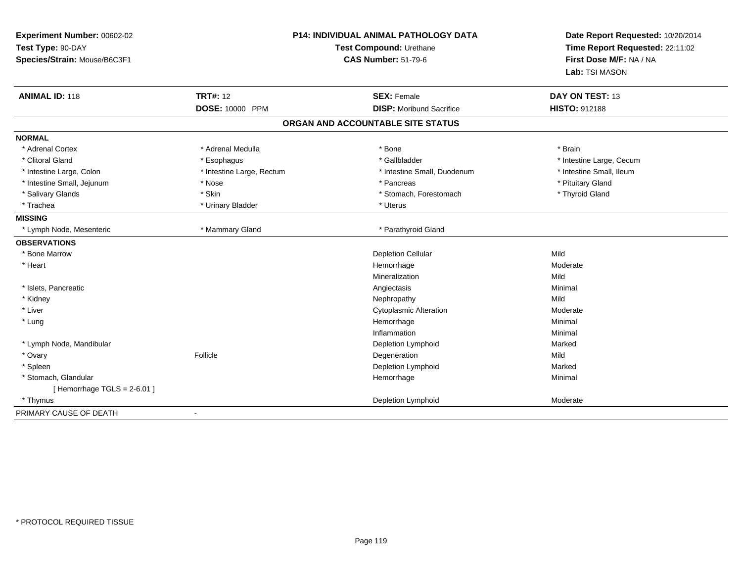**Experiment Number:** 00602-02
**Test Type:** 90-DAY
**Species/Strain:** Mouse/B6C3F1

**P14: INDIVIDUAL ANIMAL PATHOLOGY DATA**
**Test Compound:** Urethane
**CAS Number:** 51-79-6

**Date Report Requested:** 10/20/2014
**Time Report Requested:** 22:11:02
**First Dose M/F:** NA / NA
**Lab:** TSI MASON

| **ANIMAL ID:** 118 | **TRT#:** 12 | **SEX:** Female | **DAY ON TEST:** 13 |
|---|---|---|---|
| | **DOSE:** 10000 PPM | **DISP:** Moribund Sacrifice | **HISTO:** 912188 |

## ORGAN AND ACCOUNTABLE SITE STATUS

| | | | |
|---|---|---|---|
| **NORMAL** | | | |
| * Adrenal Cortex | * Adrenal Medulla | * Bone | * Brain |
| * Clitoral Gland | * Esophagus | * Gallbladder | * Intestine Large, Cecum |
| * Intestine Large, Colon | * Intestine Large, Rectum | * Intestine Small, Duodenum | * Intestine Small, Ileum |
| * Intestine Small, Jejunum | * Nose | * Pancreas | * Pituitary Gland |
| * Salivary Glands | * Skin | * Stomach, Forestomach | * Thyroid Gland |
| * Trachea | * Urinary Bladder | * Uterus | |
| **MISSING** | | | |
| * Lymph Node, Mesenteric | * Mammary Gland | * Parathyroid Gland | |
| **OBSERVATIONS** | | | |
| * Bone Marrow | | Depletion Cellular | Mild |
| * Heart | | Hemorrhage | Moderate |
| | | Mineralization | Mild |
| * Islets, Pancreatic | | Angiectasis | Minimal |
| * Kidney | | Nephropathy | Mild |
| * Liver | | Cytoplasmic Alteration | Moderate |
| * Lung | | Hemorrhage | Minimal |
| | | Inflammation | Minimal |
| * Lymph Node, Mandibular | | Depletion Lymphoid | Marked |
| * Ovary | Follicle | Degeneration | Mild |
| * Spleen | | Depletion Lymphoid | Marked |
| * Stomach, Glandular | | Hemorrhage | Minimal |
| [ Hemorrhage TGLS = 2-6.01 ] | | | |
| * Thymus | | Depletion Lymphoid | Moderate |
| PRIMARY CAUSE OF DEATH | - | | |

* PROTOCOL REQUIRED TISSUE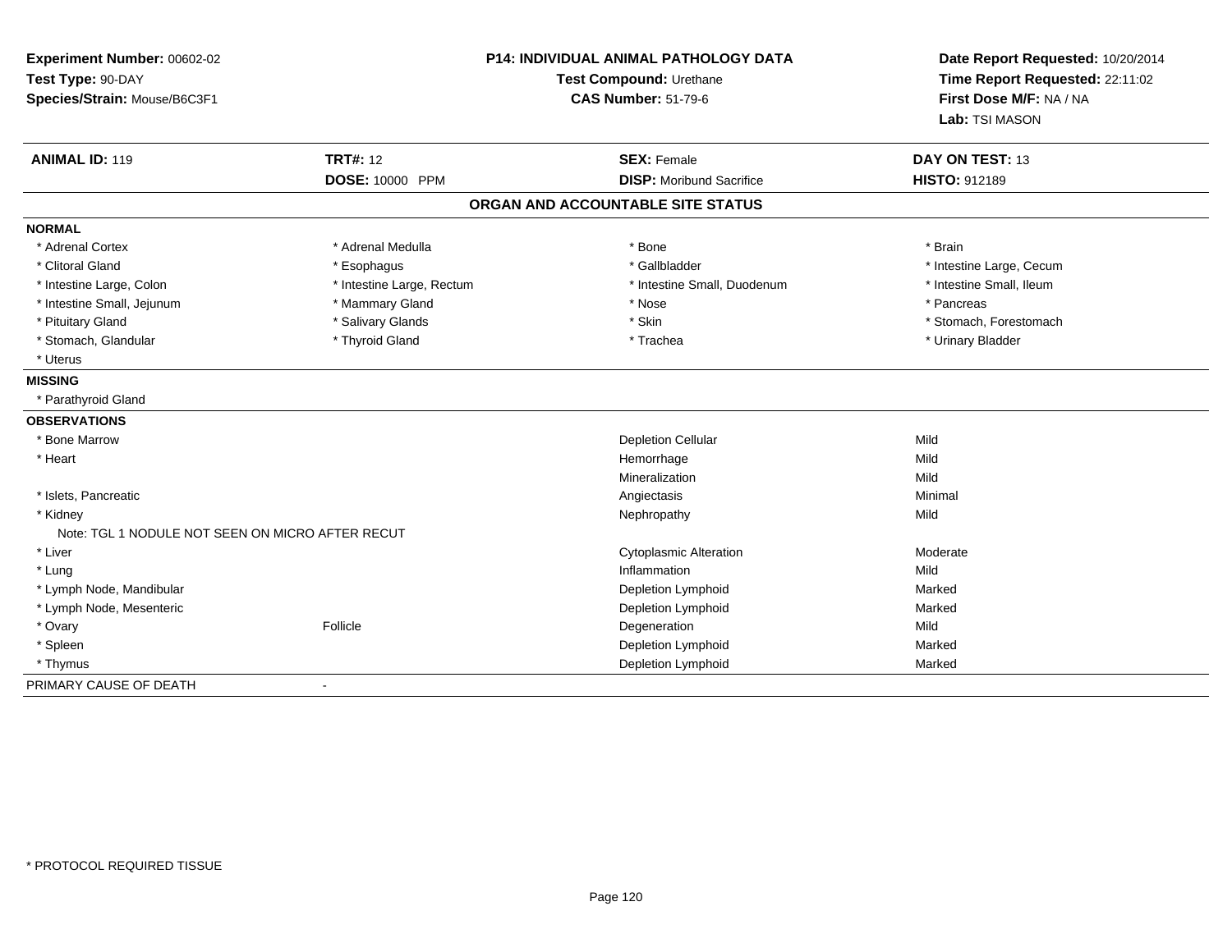**Experiment Number:** 00602-02
**Test Type:** 90-DAY
**Species/Strain:** Mouse/B6C3F1

**P14: INDIVIDUAL ANIMAL PATHOLOGY DATA**
**Test Compound:** Urethane
**CAS Number:** 51-79-6

**Date Report Requested:** 10/20/2014
**Time Report Requested:** 22:11:02
**First Dose M/F:** NA / NA
**Lab:** TSI MASON

| **ANIMAL ID:** 119 | **TRT#:** 12 | **SEX:** Female | **DAY ON TEST:** 13 |
|---|---|---|---|
| | **DOSE:** 10000 PPM | **DISP:** Moribund Sacrifice | **HISTO:** 912189 |

## ORGAN AND ACCOUNTABLE SITE STATUS

**NORMAL**

| | | | |
|---|---|---|---|
| * Adrenal Cortex | * Adrenal Medulla | * Bone | * Brain |
| * Clitoral Gland | * Esophagus | * Gallbladder | * Intestine Large, Cecum |
| * Intestine Large, Colon | * Intestine Large, Rectum | * Intestine Small, Duodenum | * Intestine Small, Ileum |
| * Intestine Small, Jejunum | * Mammary Gland | * Nose | * Pancreas |
| * Pituitary Gland | * Salivary Glands | * Skin | * Stomach, Forestomach |
| * Stomach, Glandular | * Thyroid Gland | * Trachea | * Urinary Bladder |
| * Uterus | | | |

**MISSING**

* Parathyroid Gland

**OBSERVATIONS**

| Organ | Site | Observation | Severity |
|---|---|---|---|
| * Bone Marrow | | Depletion Cellular | Mild |
| * Heart | | Hemorrhage | Mild |
| | | Mineralization | Mild |
| * Islets, Pancreatic | | Angiectasis | Minimal |
| * Kidney | | Nephropathy | Mild |
| Note: TGL 1 NODULE NOT SEEN ON MICRO AFTER RECUT | | | |
| * Liver | | Cytoplasmic Alteration | Moderate |
| * Lung | | Inflammation | Mild |
| * Lymph Node, Mandibular | | Depletion Lymphoid | Marked |
| * Lymph Node, Mesenteric | | Depletion Lymphoid | Marked |
| * Ovary | Follicle | Degeneration | Mild |
| * Spleen | | Depletion Lymphoid | Marked |
| * Thymus | | Depletion Lymphoid | Marked |

PRIMARY CAUSE OF DEATH -

\* PROTOCOL REQUIRED TISSUE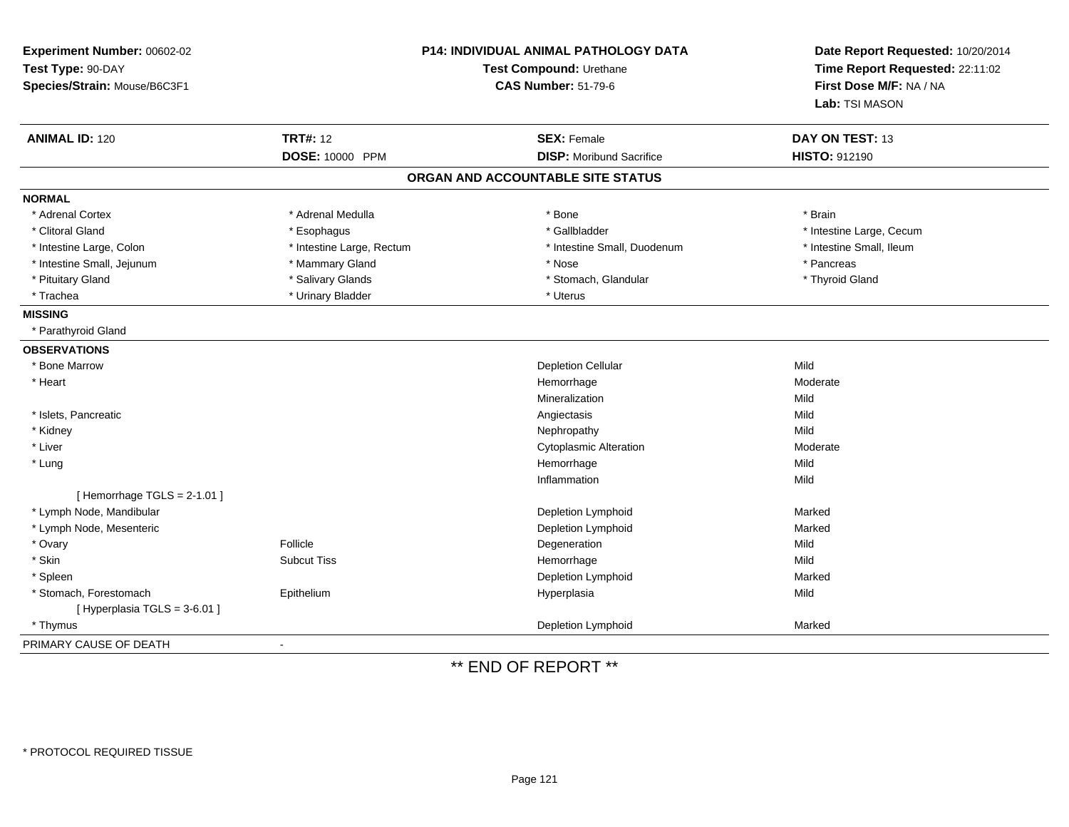**Experiment Number:** 00602-02
**Test Type:** 90-DAY
**Species/Strain:** Mouse/B6C3F1

**P14: INDIVIDUAL ANIMAL PATHOLOGY DATA**
**Test Compound:** Urethane
**CAS Number:** 51-79-6

**Date Report Requested:** 10/20/2014
**Time Report Requested:** 22:11:02
**First Dose M/F:** NA / NA
**Lab:** TSI MASON

| **ANIMAL ID:** 120 | **TRT#:** 12 | **SEX:** Female | **DAY ON TEST:** 13 |
|---|---|---|---|
| | **DOSE:** 10000 PPM | **DISP:** Moribund Sacrifice | **HISTO:** 912190 |

## ORGAN AND ACCOUNTABLE SITE STATUS

**NORMAL**

| | | | |
|---|---|---|---|
| * Adrenal Cortex | * Adrenal Medulla | * Bone | * Brain |
| * Clitoral Gland | * Esophagus | * Gallbladder | * Intestine Large, Cecum |
| * Intestine Large, Colon | * Intestine Large, Rectum | * Intestine Small, Duodenum | * Intestine Small, Ileum |
| * Intestine Small, Jejunum | * Mammary Gland | * Nose | * Pancreas |
| * Pituitary Gland | * Salivary Glands | * Stomach, Glandular | * Thyroid Gland |
| * Trachea | * Urinary Bladder | * Uterus | |

**MISSING**

* Parathyroid Gland

**OBSERVATIONS**

| | | | |
|---|---|---|---|
| * Bone Marrow | | Depletion Cellular | Mild |
| * Heart | | Hemorrhage | Moderate |
| | | Mineralization | Mild |
| * Islets, Pancreatic | | Angiectasis | Mild |
| * Kidney | | Nephropathy | Mild |
| * Liver | | Cytoplasmic Alteration | Moderate |
| * Lung | | Hemorrhage | Mild |
| | | Inflammation | Mild |
| [ Hemorrhage TGLS = 2-1.01 ] | | | |
| * Lymph Node, Mandibular | | Depletion Lymphoid | Marked |
| * Lymph Node, Mesenteric | | Depletion Lymphoid | Marked |
| * Ovary | Follicle | Degeneration | Mild |
| * Skin | Subcut Tiss | Hemorrhage | Mild |
| * Spleen | | Depletion Lymphoid | Marked |
| * Stomach, Forestomach | Epithelium | Hyperplasia | Mild |
| [ Hyperplasia TGLS = 3-6.01 ] | | | |
| * Thymus | | Depletion Lymphoid | Marked |

PRIMARY CAUSE OF DEATH -

** END OF REPORT **

* PROTOCOL REQUIRED TISSUE